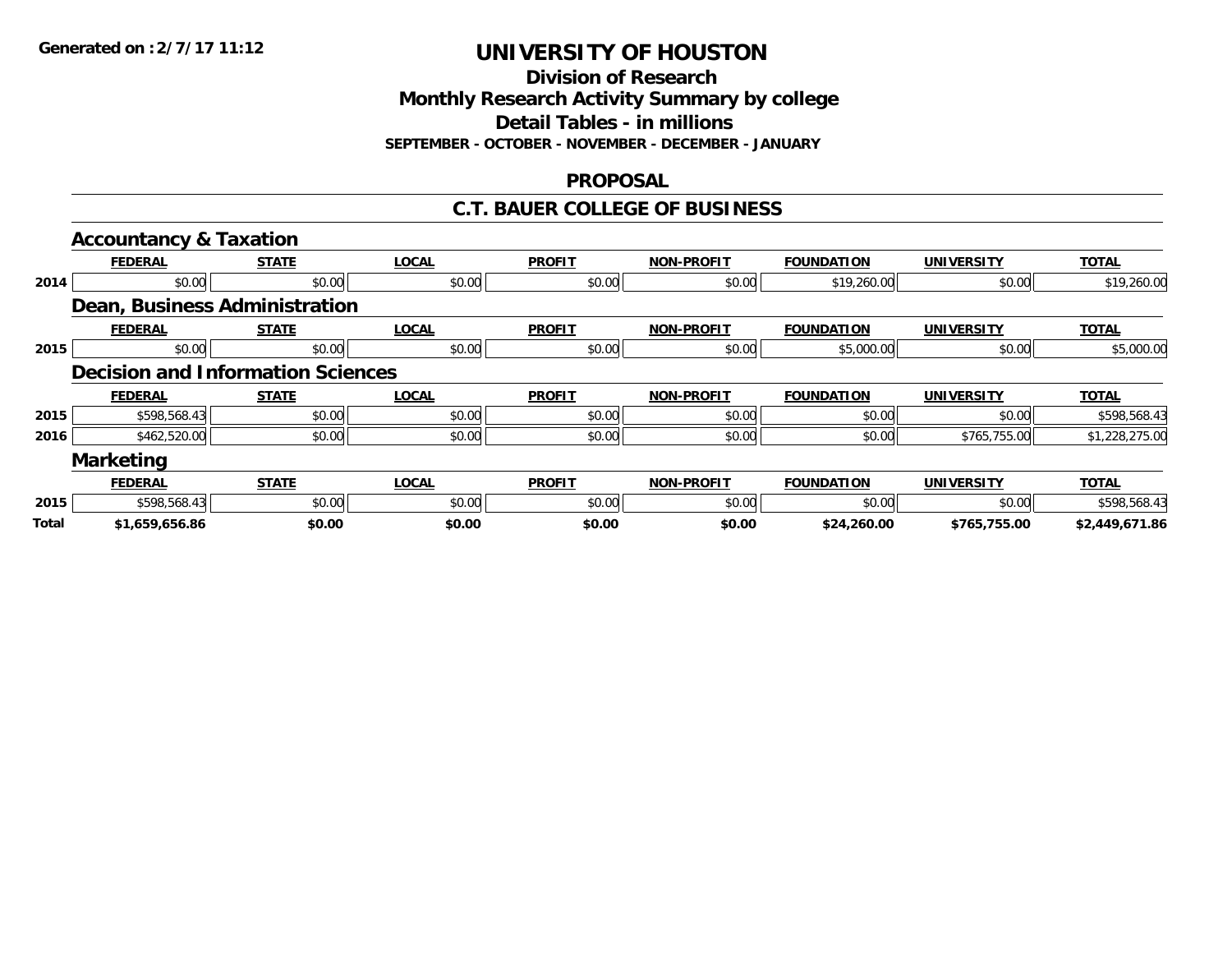Generated on :2/7/17 11:12

# UNIVERSITY OF HOUSTON

## Division of Research
## Monthly Research Activity Summary by college
## Detail Tables - in millions
### SEPTEMBER - OCTOBER - NOVEMBER - DECEMBER - JANUARY

## PROPOSAL

## C.T. BAUER COLLEGE OF BUSINESS

### Accountancy & Taxation

| | FEDERAL | STATE | LOCAL | PROFIT | NON-PROFIT | FOUNDATION | UNIVERSITY | TOTAL |
|---|---|---|---|---|---|---|---|---|
| 2014 | $0.00 | $0.00 | $0.00 | $0.00 | $0.00 | $19,260.00 | $0.00 | $19,260.00 |

### Dean, Business Administration

| | FEDERAL | STATE | LOCAL | PROFIT | NON-PROFIT | FOUNDATION | UNIVERSITY | TOTAL |
|---|---|---|---|---|---|---|---|---|
| 2015 | $0.00 | $0.00 | $0.00 | $0.00 | $0.00 | $5,000.00 | $0.00 | $5,000.00 |

### Decision and Information Sciences

| | FEDERAL | STATE | LOCAL | PROFIT | NON-PROFIT | FOUNDATION | UNIVERSITY | TOTAL |
|---|---|---|---|---|---|---|---|---|
| 2015 | $598,568.43 | $0.00 | $0.00 | $0.00 | $0.00 | $0.00 | $0.00 | $598,568.43 |
| 2016 | $462,520.00 | $0.00 | $0.00 | $0.00 | $0.00 | $0.00 | $765,755.00 | $1,228,275.00 |

### Marketing

| | FEDERAL | STATE | LOCAL | PROFIT | NON-PROFIT | FOUNDATION | UNIVERSITY | TOTAL |
|---|---|---|---|---|---|---|---|---|
| 2015 | $598,568.43 | $0.00 | $0.00 | $0.00 | $0.00 | $0.00 | $0.00 | $598,568.43 |
| **Total** | **$1,659,656.86** | **$0.00** | **$0.00** | **$0.00** | **$0.00** | **$24,260.00** | **$765,755.00** | **$2,449,671.86** |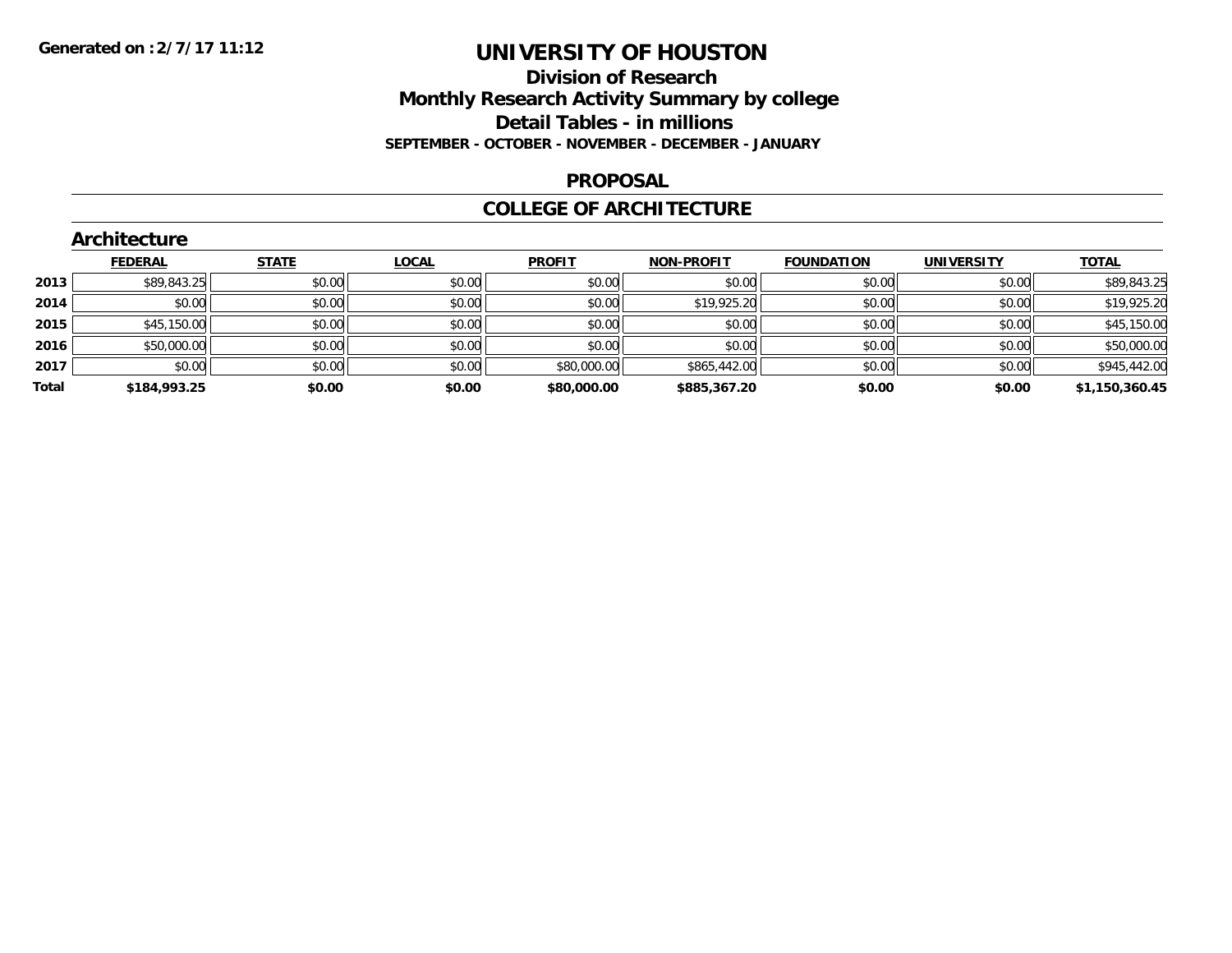**Generated on :2/7/17 11:12**

# UNIVERSITY OF HOUSTON

## Division of Research
## Monthly Research Activity Summary by college
## Detail Tables - in millions
### SEPTEMBER - OCTOBER - NOVEMBER - DECEMBER - JANUARY

## PROPOSAL

## COLLEGE OF ARCHITECTURE

### Architecture

| | FEDERAL | STATE | LOCAL | PROFIT | NON-PROFIT | FOUNDATION | UNIVERSITY | TOTAL |
|---|---|---|---|---|---|---|---|---|
| 2013 | $89,843.25 | $0.00 | $0.00 | $0.00 | $0.00 | $0.00 | $0.00 | $89,843.25 |
| 2014 | $0.00 | $0.00 | $0.00 | $0.00 | $19,925.20 | $0.00 | $0.00 | $19,925.20 |
| 2015 | $45,150.00 | $0.00 | $0.00 | $0.00 | $0.00 | $0.00 | $0.00 | $45,150.00 |
| 2016 | $50,000.00 | $0.00 | $0.00 | $0.00 | $0.00 | $0.00 | $0.00 | $50,000.00 |
| 2017 | $0.00 | $0.00 | $0.00 | $80,000.00 | $865,442.00 | $0.00 | $0.00 | $945,442.00 |
| **Total** | **$184,993.25** | **$0.00** | **$0.00** | **$80,000.00** | **$885,367.20** | **$0.00** | **$0.00** | **$1,150,360.45** |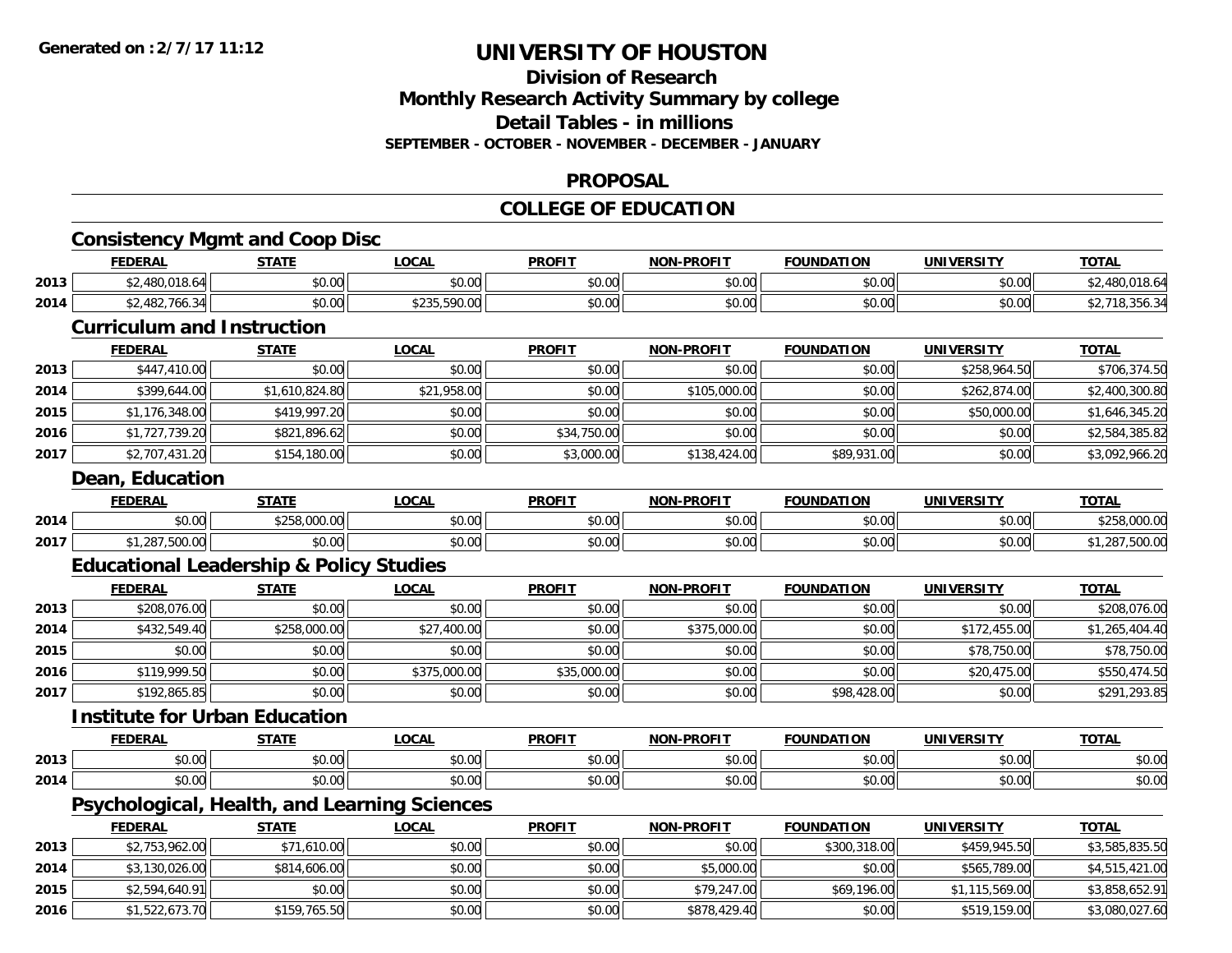# UNIVERSITY OF HOUSTON

## Division of Research

## Monthly Research Activity Summary by college

## Detail Tables - in millions

**SEPTEMBER - OCTOBER - NOVEMBER - DECEMBER - JANUARY**

## PROPOSAL

## COLLEGE OF EDUCATION

### Consistency Mgmt and Coop Disc

| | FEDERAL | STATE | LOCAL | PROFIT | NON-PROFIT | FOUNDATION | UNIVERSITY | TOTAL |
|---|---|---|---|---|---|---|---|---|
| 2013 | $2,480,018.64 | $0.00 | $0.00 | $0.00 | $0.00 | $0.00 | $0.00 | $2,480,018.64 |
| 2014 | $2,482,766.34 | $0.00 | $235,590.00 | $0.00 | $0.00 | $0.00 | $0.00 | $2,718,356.34 |

### Curriculum and Instruction

| | FEDERAL | STATE | LOCAL | PROFIT | NON-PROFIT | FOUNDATION | UNIVERSITY | TOTAL |
|---|---|---|---|---|---|---|---|---|
| 2013 | $447,410.00 | $0.00 | $0.00 | $0.00 | $0.00 | $0.00 | $258,964.50 | $706,374.50 |
| 2014 | $399,644.00 | $1,610,824.80 | $21,958.00 | $0.00 | $105,000.00 | $0.00 | $262,874.00 | $2,400,300.80 |
| 2015 | $1,176,348.00 | $419,997.20 | $0.00 | $0.00 | $0.00 | $0.00 | $50,000.00 | $1,646,345.20 |
| 2016 | $1,727,739.20 | $821,896.62 | $0.00 | $34,750.00 | $0.00 | $0.00 | $0.00 | $2,584,385.82 |
| 2017 | $2,707,431.20 | $154,180.00 | $0.00 | $3,000.00 | $138,424.00 | $89,931.00 | $0.00 | $3,092,966.20 |

### Dean, Education

| | FEDERAL | STATE | LOCAL | PROFIT | NON-PROFIT | FOUNDATION | UNIVERSITY | TOTAL |
|---|---|---|---|---|---|---|---|---|
| 2014 | $0.00 | $258,000.00 | $0.00 | $0.00 | $0.00 | $0.00 | $0.00 | $258,000.00 |
| 2017 | $1,287,500.00 | $0.00 | $0.00 | $0.00 | $0.00 | $0.00 | $0.00 | $1,287,500.00 |

### Educational Leadership & Policy Studies

| | FEDERAL | STATE | LOCAL | PROFIT | NON-PROFIT | FOUNDATION | UNIVERSITY | TOTAL |
|---|---|---|---|---|---|---|---|---|
| 2013 | $208,076.00 | $0.00 | $0.00 | $0.00 | $0.00 | $0.00 | $0.00 | $208,076.00 |
| 2014 | $432,549.40 | $258,000.00 | $27,400.00 | $0.00 | $375,000.00 | $0.00 | $172,455.00 | $1,265,404.40 |
| 2015 | $0.00 | $0.00 | $0.00 | $0.00 | $0.00 | $0.00 | $78,750.00 | $78,750.00 |
| 2016 | $119,999.50 | $0.00 | $375,000.00 | $35,000.00 | $0.00 | $0.00 | $20,475.00 | $550,474.50 |
| 2017 | $192,865.85 | $0.00 | $0.00 | $0.00 | $0.00 | $98,428.00 | $0.00 | $291,293.85 |

### Institute for Urban Education

| | FEDERAL | STATE | LOCAL | PROFIT | NON-PROFIT | FOUNDATION | UNIVERSITY | TOTAL |
|---|---|---|---|---|---|---|---|---|
| 2013 | $0.00 | $0.00 | $0.00 | $0.00 | $0.00 | $0.00 | $0.00 | $0.00 |
| 2014 | $0.00 | $0.00 | $0.00 | $0.00 | $0.00 | $0.00 | $0.00 | $0.00 |

### Psychological, Health, and Learning Sciences

| | FEDERAL | STATE | LOCAL | PROFIT | NON-PROFIT | FOUNDATION | UNIVERSITY | TOTAL |
|---|---|---|---|---|---|---|---|---|
| 2013 | $2,753,962.00 | $71,610.00 | $0.00 | $0.00 | $0.00 | $300,318.00 | $459,945.50 | $3,585,835.50 |
| 2014 | $3,130,026.00 | $814,606.00 | $0.00 | $0.00 | $5,000.00 | $0.00 | $565,789.00 | $4,515,421.00 |
| 2015 | $2,594,640.91 | $0.00 | $0.00 | $0.00 | $79,247.00 | $69,196.00 | $1,115,569.00 | $3,858,652.91 |
| 2016 | $1,522,673.70 | $159,765.50 | $0.00 | $0.00 | $878,429.40 | $0.00 | $519,159.00 | $3,080,027.60 |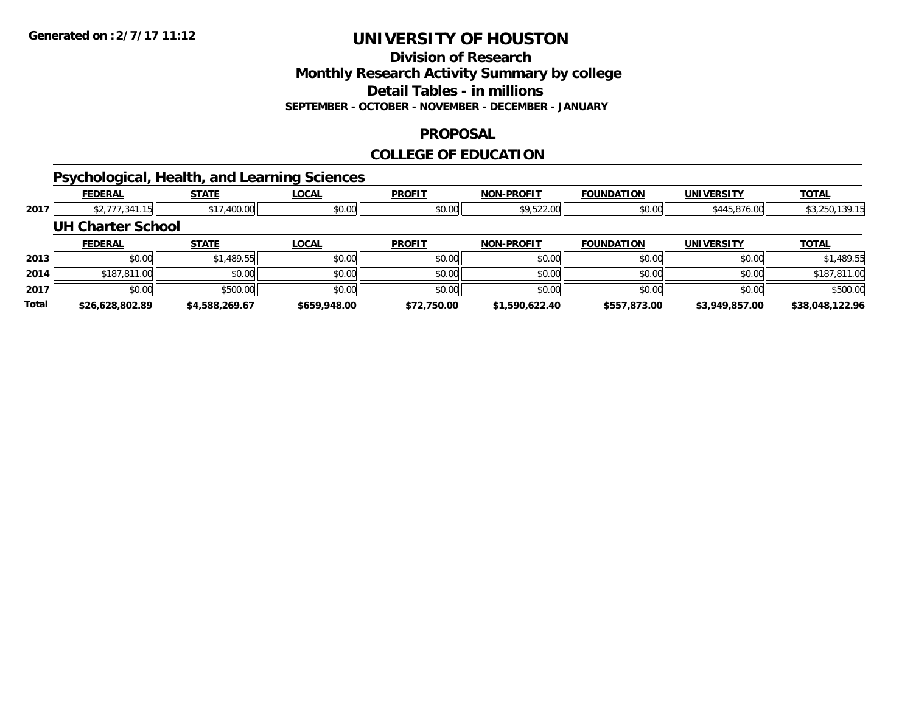# UNIVERSITY OF HOUSTON

## Division of Research
## Monthly Research Activity Summary by college
## Detail Tables - in millions
### SEPTEMBER - OCTOBER - NOVEMBER - DECEMBER - JANUARY

## PROPOSAL

## COLLEGE OF EDUCATION

### Psychological, Health, and Learning Sciences

| | FEDERAL | STATE | LOCAL | PROFIT | NON-PROFIT | FOUNDATION | UNIVERSITY | TOTAL |
|---|---|---|---|---|---|---|---|---|
| 2017 | $2,777,341.15 | $17,400.00 | $0.00 | $0.00 | $9,522.00 | $0.00 | $445,876.00 | $3,250,139.15 |

### UH Charter School

| | FEDERAL | STATE | LOCAL | PROFIT | NON-PROFIT | FOUNDATION | UNIVERSITY | TOTAL |
|---|---|---|---|---|---|---|---|---|
| 2013 | $0.00 | $1,489.55 | $0.00 | $0.00 | $0.00 | $0.00 | $0.00 | $1,489.55 |
| 2014 | $187,811.00 | $0.00 | $0.00 | $0.00 | $0.00 | $0.00 | $0.00 | $187,811.00 |
| 2017 | $0.00 | $500.00 | $0.00 | $0.00 | $0.00 | $0.00 | $0.00 | $500.00 |
| **Total** | **$26,628,802.89** | **$4,588,269.67** | **$659,948.00** | **$72,750.00** | **$1,590,622.40** | **$557,873.00** | **$3,949,857.00** | **$38,048,122.96** |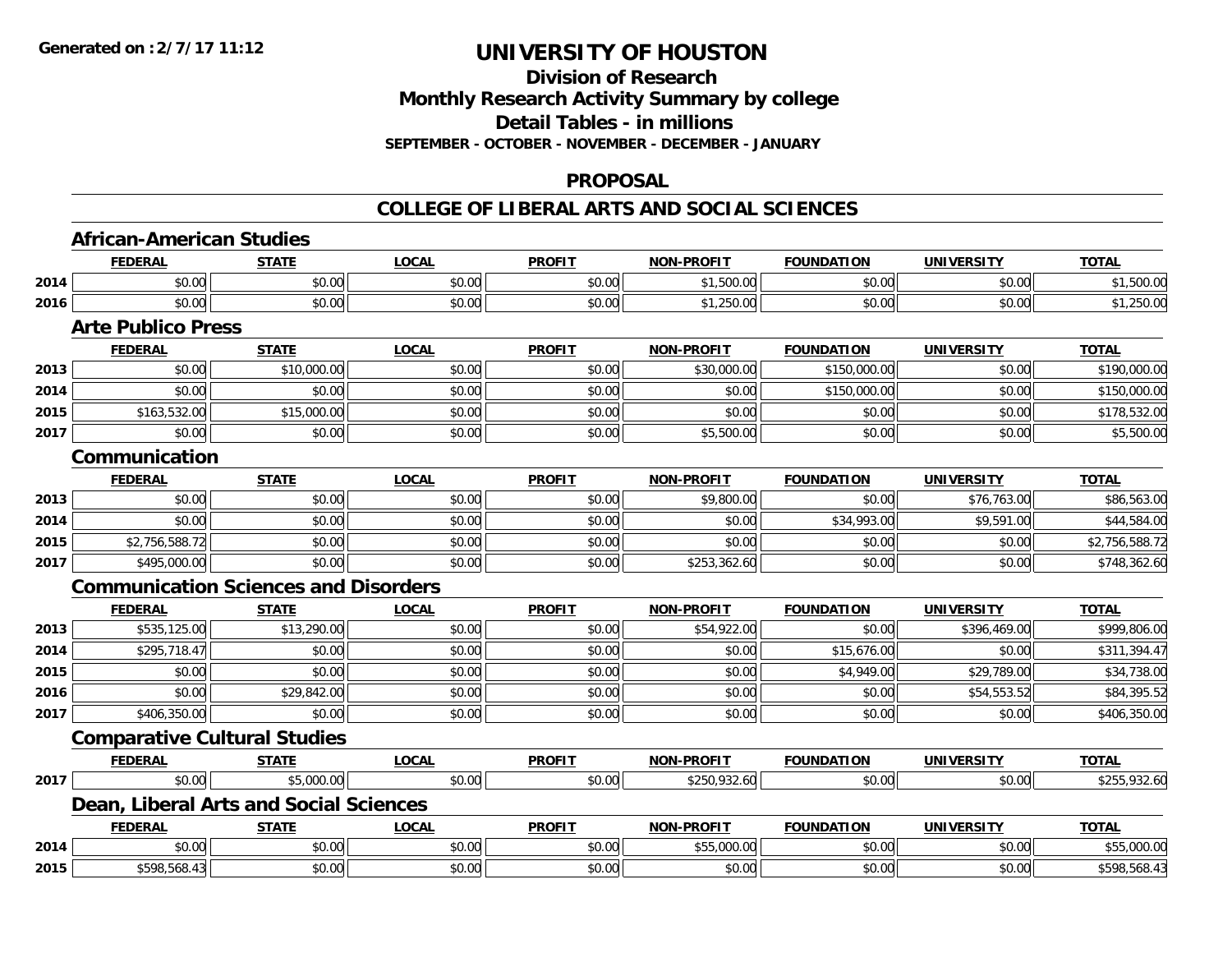Generated on :2/7/17 11:12

# UNIVERSITY OF HOUSTON

## Division of Research
## Monthly Research Activity Summary by college
## Detail Tables - in millions
**SEPTEMBER - OCTOBER - NOVEMBER - DECEMBER - JANUARY**

### PROPOSAL

### COLLEGE OF LIBERAL ARTS AND SOCIAL SCIENCES

#### African-American Studies

| | FEDERAL | STATE | LOCAL | PROFIT | NON-PROFIT | FOUNDATION | UNIVERSITY | TOTAL |
|---|---|---|---|---|---|---|---|---|
| 2014 | $0.00 | $0.00 | $0.00 | $0.00 | $1,500.00 | $0.00 | $0.00 | $1,500.00 |
| 2016 | $0.00 | $0.00 | $0.00 | $0.00 | $1,250.00 | $0.00 | $0.00 | $1,250.00 |

#### Arte Publico Press

| | FEDERAL | STATE | LOCAL | PROFIT | NON-PROFIT | FOUNDATION | UNIVERSITY | TOTAL |
|---|---|---|---|---|---|---|---|---|
| 2013 | $0.00 | $10,000.00 | $0.00 | $0.00 | $30,000.00 | $150,000.00 | $0.00 | $190,000.00 |
| 2014 | $0.00 | $0.00 | $0.00 | $0.00 | $0.00 | $150,000.00 | $0.00 | $150,000.00 |
| 2015 | $163,532.00 | $15,000.00 | $0.00 | $0.00 | $0.00 | $0.00 | $0.00 | $178,532.00 |
| 2017 | $0.00 | $0.00 | $0.00 | $0.00 | $5,500.00 | $0.00 | $0.00 | $5,500.00 |

#### Communication

| | FEDERAL | STATE | LOCAL | PROFIT | NON-PROFIT | FOUNDATION | UNIVERSITY | TOTAL |
|---|---|---|---|---|---|---|---|---|
| 2013 | $0.00 | $0.00 | $0.00 | $0.00 | $9,800.00 | $0.00 | $76,763.00 | $86,563.00 |
| 2014 | $0.00 | $0.00 | $0.00 | $0.00 | $0.00 | $34,993.00 | $9,591.00 | $44,584.00 |
| 2015 | $2,756,588.72 | $0.00 | $0.00 | $0.00 | $0.00 | $0.00 | $0.00 | $2,756,588.72 |
| 2017 | $495,000.00 | $0.00 | $0.00 | $0.00 | $253,362.60 | $0.00 | $0.00 | $748,362.60 |

#### Communication Sciences and Disorders

| | FEDERAL | STATE | LOCAL | PROFIT | NON-PROFIT | FOUNDATION | UNIVERSITY | TOTAL |
|---|---|---|---|---|---|---|---|---|
| 2013 | $535,125.00 | $13,290.00 | $0.00 | $0.00 | $54,922.00 | $0.00 | $396,469.00 | $999,806.00 |
| 2014 | $295,718.47 | $0.00 | $0.00 | $0.00 | $0.00 | $15,676.00 | $0.00 | $311,394.47 |
| 2015 | $0.00 | $0.00 | $0.00 | $0.00 | $0.00 | $4,949.00 | $29,789.00 | $34,738.00 |
| 2016 | $0.00 | $29,842.00 | $0.00 | $0.00 | $0.00 | $0.00 | $54,553.52 | $84,395.52 |
| 2017 | $406,350.00 | $0.00 | $0.00 | $0.00 | $0.00 | $0.00 | $0.00 | $406,350.00 |

#### Comparative Cultural Studies

| | FEDERAL | STATE | LOCAL | PROFIT | NON-PROFIT | FOUNDATION | UNIVERSITY | TOTAL |
|---|---|---|---|---|---|---|---|---|
| 2017 | $0.00 | $5,000.00 | $0.00 | $0.00 | $250,932.60 | $0.00 | $0.00 | $255,932.60 |

#### Dean, Liberal Arts and Social Sciences

| | FEDERAL | STATE | LOCAL | PROFIT | NON-PROFIT | FOUNDATION | UNIVERSITY | TOTAL |
|---|---|---|---|---|---|---|---|---|
| 2014 | $0.00 | $0.00 | $0.00 | $0.00 | $55,000.00 | $0.00 | $0.00 | $55,000.00 |
| 2015 | $598,568.43 | $0.00 | $0.00 | $0.00 | $0.00 | $0.00 | $0.00 | $598,568.43 |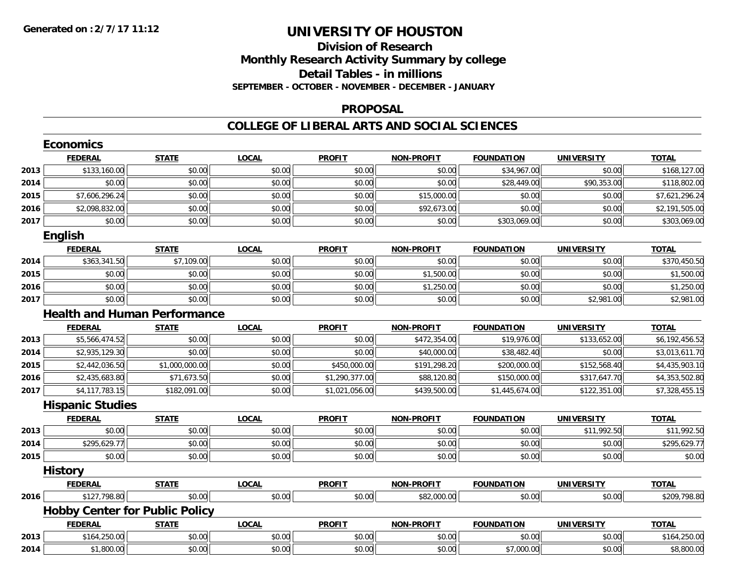**Generated on :2/7/17 11:12**

# UNIVERSITY OF HOUSTON

## Division of Research
## Monthly Research Activity Summary by college
## Detail Tables - in millions
### SEPTEMBER - OCTOBER - NOVEMBER - DECEMBER - JANUARY

### PROPOSAL

### COLLEGE OF LIBERAL ARTS AND SOCIAL SCIENCES

#### Economics

| | FEDERAL | STATE | LOCAL | PROFIT | NON-PROFIT | FOUNDATION | UNIVERSITY | TOTAL |
|---|---|---|---|---|---|---|---|---|
| 2013 | $133,160.00 | $0.00 | $0.00 | $0.00 | $0.00 | $34,967.00 | $0.00 | $168,127.00 |
| 2014 | $0.00 | $0.00 | $0.00 | $0.00 | $0.00 | $28,449.00 | $90,353.00 | $118,802.00 |
| 2015 | $7,606,296.24 | $0.00 | $0.00 | $0.00 | $15,000.00 | $0.00 | $0.00 | $7,621,296.24 |
| 2016 | $2,098,832.00 | $0.00 | $0.00 | $0.00 | $92,673.00 | $0.00 | $0.00 | $2,191,505.00 |
| 2017 | $0.00 | $0.00 | $0.00 | $0.00 | $0.00 | $303,069.00 | $0.00 | $303,069.00 |

#### English

| | FEDERAL | STATE | LOCAL | PROFIT | NON-PROFIT | FOUNDATION | UNIVERSITY | TOTAL |
|---|---|---|---|---|---|---|---|---|
| 2014 | $363,341.50 | $7,109.00 | $0.00 | $0.00 | $0.00 | $0.00 | $0.00 | $370,450.50 |
| 2015 | $0.00 | $0.00 | $0.00 | $0.00 | $1,500.00 | $0.00 | $0.00 | $1,500.00 |
| 2016 | $0.00 | $0.00 | $0.00 | $0.00 | $1,250.00 | $0.00 | $0.00 | $1,250.00 |
| 2017 | $0.00 | $0.00 | $0.00 | $0.00 | $0.00 | $0.00 | $2,981.00 | $2,981.00 |

#### Health and Human Performance

| | FEDERAL | STATE | LOCAL | PROFIT | NON-PROFIT | FOUNDATION | UNIVERSITY | TOTAL |
|---|---|---|---|---|---|---|---|---|
| 2013 | $5,566,474.52 | $0.00 | $0.00 | $0.00 | $472,354.00 | $19,976.00 | $133,652.00 | $6,192,456.52 |
| 2014 | $2,935,129.30 | $0.00 | $0.00 | $0.00 | $40,000.00 | $38,482.40 | $0.00 | $3,013,611.70 |
| 2015 | $2,442,036.50 | $1,000,000.00 | $0.00 | $450,000.00 | $191,298.20 | $200,000.00 | $152,568.40 | $4,435,903.10 |
| 2016 | $2,435,683.80 | $71,673.50 | $0.00 | $1,290,377.00 | $88,120.80 | $150,000.00 | $317,647.70 | $4,353,502.80 |
| 2017 | $4,117,783.15 | $182,091.00 | $0.00 | $1,021,056.00 | $439,500.00 | $1,445,674.00 | $122,351.00 | $7,328,455.15 |

#### Hispanic Studies

| | FEDERAL | STATE | LOCAL | PROFIT | NON-PROFIT | FOUNDATION | UNIVERSITY | TOTAL |
|---|---|---|---|---|---|---|---|---|
| 2013 | $0.00 | $0.00 | $0.00 | $0.00 | $0.00 | $0.00 | $11,992.50 | $11,992.50 |
| 2014 | $295,629.77 | $0.00 | $0.00 | $0.00 | $0.00 | $0.00 | $0.00 | $295,629.77 |
| 2015 | $0.00 | $0.00 | $0.00 | $0.00 | $0.00 | $0.00 | $0.00 | $0.00 |

#### History

| | FEDERAL | STATE | LOCAL | PROFIT | NON-PROFIT | FOUNDATION | UNIVERSITY | TOTAL |
|---|---|---|---|---|---|---|---|---|
| 2016 | $127,798.80 | $0.00 | $0.00 | $0.00 | $82,000.00 | $0.00 | $0.00 | $209,798.80 |

#### Hobby Center for Public Policy

| | FEDERAL | STATE | LOCAL | PROFIT | NON-PROFIT | FOUNDATION | UNIVERSITY | TOTAL |
|---|---|---|---|---|---|---|---|---|
| 2013 | $164,250.00 | $0.00 | $0.00 | $0.00 | $0.00 | $0.00 | $0.00 | $164,250.00 |
| 2014 | $1,800.00 | $0.00 | $0.00 | $0.00 | $0.00 | $7,000.00 | $0.00 | $8,800.00 |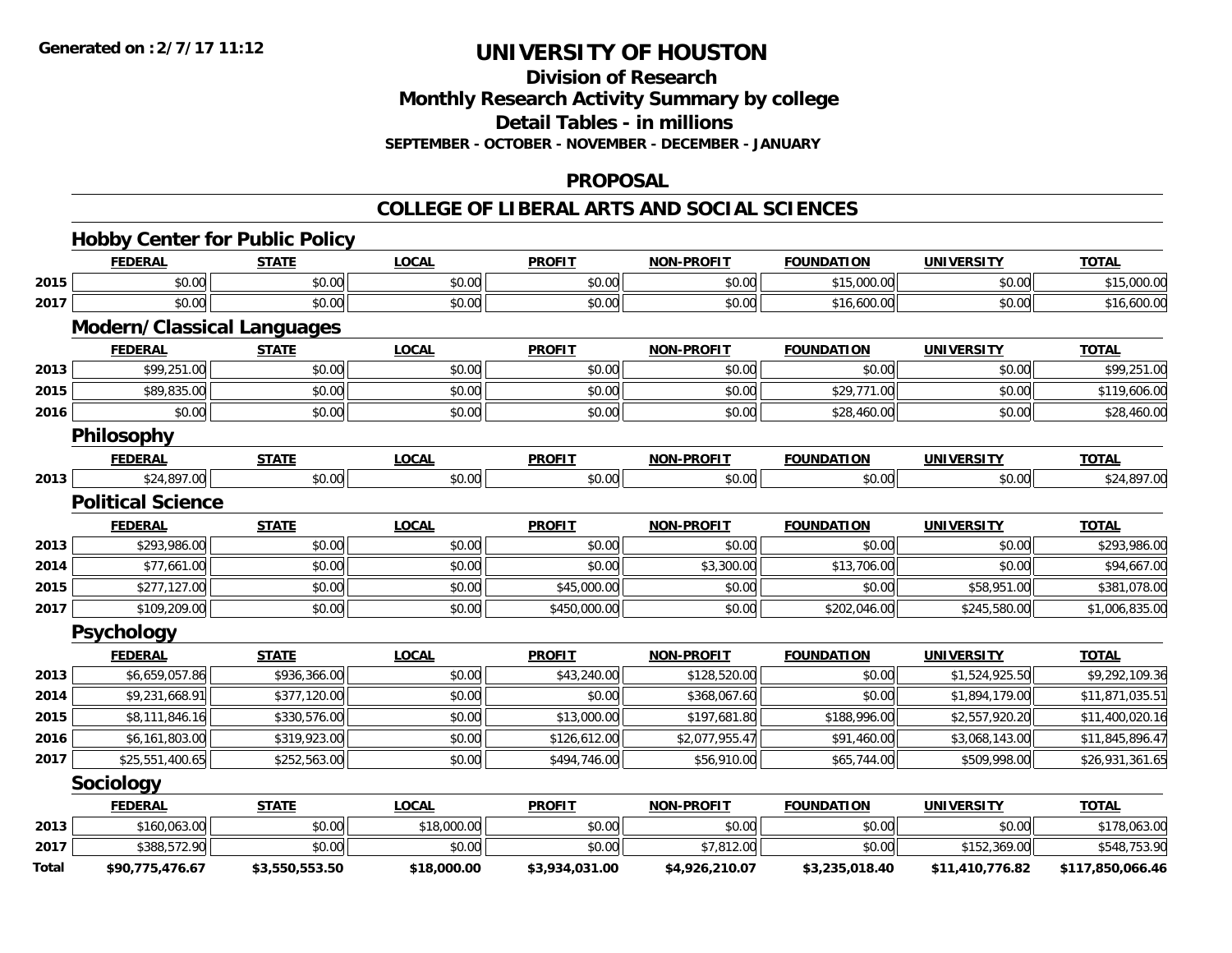**Generated on :2/7/17 11:12**

# UNIVERSITY OF HOUSTON

## Division of Research
## Monthly Research Activity Summary by college
## Detail Tables - in millions
### SEPTEMBER - OCTOBER - NOVEMBER - DECEMBER - JANUARY

## PROPOSAL

## COLLEGE OF LIBERAL ARTS AND SOCIAL SCIENCES

### Hobby Center for Public Policy

| | FEDERAL | STATE | LOCAL | PROFIT | NON-PROFIT | FOUNDATION | UNIVERSITY | TOTAL |
|---|---|---|---|---|---|---|---|---|
| 2015 | $0.00 | $0.00 | $0.00 | $0.00 | $0.00 | $15,000.00 | $0.00 | $15,000.00 |
| 2017 | $0.00 | $0.00 | $0.00 | $0.00 | $0.00 | $16,600.00 | $0.00 | $16,600.00 |

### Modern/Classical Languages

| | FEDERAL | STATE | LOCAL | PROFIT | NON-PROFIT | FOUNDATION | UNIVERSITY | TOTAL |
|---|---|---|---|---|---|---|---|---|
| 2013 | $99,251.00 | $0.00 | $0.00 | $0.00 | $0.00 | $0.00 | $0.00 | $99,251.00 |
| 2015 | $89,835.00 | $0.00 | $0.00 | $0.00 | $0.00 | $29,771.00 | $0.00 | $119,606.00 |
| 2016 | $0.00 | $0.00 | $0.00 | $0.00 | $0.00 | $28,460.00 | $0.00 | $28,460.00 |

### Philosophy

| | FEDERAL | STATE | LOCAL | PROFIT | NON-PROFIT | FOUNDATION | UNIVERSITY | TOTAL |
|---|---|---|---|---|---|---|---|---|
| 2013 | $24,897.00 | $0.00 | $0.00 | $0.00 | $0.00 | $0.00 | $0.00 | $24,897.00 |

### Political Science

| | FEDERAL | STATE | LOCAL | PROFIT | NON-PROFIT | FOUNDATION | UNIVERSITY | TOTAL |
|---|---|---|---|---|---|---|---|---|
| 2013 | $293,986.00 | $0.00 | $0.00 | $0.00 | $0.00 | $0.00 | $0.00 | $293,986.00 |
| 2014 | $77,661.00 | $0.00 | $0.00 | $0.00 | $3,300.00 | $13,706.00 | $0.00 | $94,667.00 |
| 2015 | $277,127.00 | $0.00 | $0.00 | $45,000.00 | $0.00 | $0.00 | $58,951.00 | $381,078.00 |
| 2017 | $109,209.00 | $0.00 | $0.00 | $450,000.00 | $0.00 | $202,046.00 | $245,580.00 | $1,006,835.00 |

### Psychology

| | FEDERAL | STATE | LOCAL | PROFIT | NON-PROFIT | FOUNDATION | UNIVERSITY | TOTAL |
|---|---|---|---|---|---|---|---|---|
| 2013 | $6,659,057.86 | $936,366.00 | $0.00 | $43,240.00 | $128,520.00 | $0.00 | $1,524,925.50 | $9,292,109.36 |
| 2014 | $9,231,668.91 | $377,120.00 | $0.00 | $0.00 | $368,067.60 | $0.00 | $1,894,179.00 | $11,871,035.51 |
| 2015 | $8,111,846.16 | $330,576.00 | $0.00 | $13,000.00 | $197,681.80 | $188,996.00 | $2,557,920.20 | $11,400,020.16 |
| 2016 | $6,161,803.00 | $319,923.00 | $0.00 | $126,612.00 | $2,077,955.47 | $91,460.00 | $3,068,143.00 | $11,845,896.47 |
| 2017 | $25,551,400.65 | $252,563.00 | $0.00 | $494,746.00 | $56,910.00 | $65,744.00 | $509,998.00 | $26,931,361.65 |

### Sociology

| | FEDERAL | STATE | LOCAL | PROFIT | NON-PROFIT | FOUNDATION | UNIVERSITY | TOTAL |
|---|---|---|---|---|---|---|---|---|
| 2013 | $160,063.00 | $0.00 | $18,000.00 | $0.00 | $0.00 | $0.00 | $0.00 | $178,063.00 |
| 2017 | $388,572.90 | $0.00 | $0.00 | $0.00 | $7,812.00 | $0.00 | $152,369.00 | $548,753.90 |
| **Total** | **$90,775,476.67** | **$3,550,553.50** | **$18,000.00** | **$3,934,031.00** | **$4,926,210.07** | **$3,235,018.40** | **$11,410,776.82** | **$117,850,066.46** |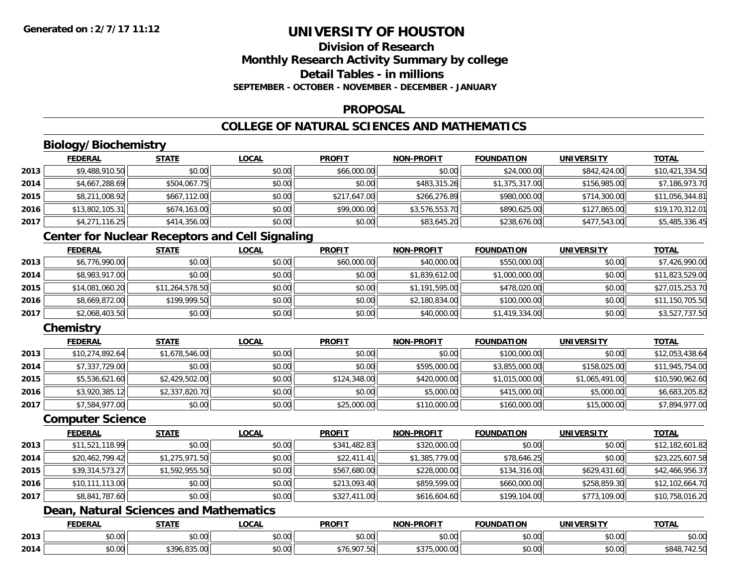**Generated on :2/7/17 11:12**

# UNIVERSITY OF HOUSTON

## Division of Research
## Monthly Research Activity Summary by college
## Detail Tables - in millions
### SEPTEMBER - OCTOBER - NOVEMBER - DECEMBER - JANUARY

## PROPOSAL

## COLLEGE OF NATURAL SCIENCES AND MATHEMATICS

### Biology/Biochemistry

| | FEDERAL | STATE | LOCAL | PROFIT | NON-PROFIT | FOUNDATION | UNIVERSITY | TOTAL |
|---|---|---|---|---|---|---|---|---|
| 2013 | $9,488,910.50 | $0.00 | $0.00 | $66,000.00 | $0.00 | $24,000.00 | $842,424.00 | $10,421,334.50 |
| 2014 | $4,667,288.69 | $504,067.75 | $0.00 | $0.00 | $483,315.26 | $1,375,317.00 | $156,985.00 | $7,186,973.70 |
| 2015 | $8,211,008.92 | $667,112.00 | $0.00 | $217,647.00 | $266,276.89 | $980,000.00 | $714,300.00 | $11,056,344.81 |
| 2016 | $13,802,105.31 | $674,163.00 | $0.00 | $99,000.00 | $3,576,553.70 | $890,625.00 | $127,865.00 | $19,170,312.01 |
| 2017 | $4,271,116.25 | $414,356.00 | $0.00 | $0.00 | $83,645.20 | $238,676.00 | $477,543.00 | $5,485,336.45 |

### Center for Nuclear Receptors and Cell Signaling

| | FEDERAL | STATE | LOCAL | PROFIT | NON-PROFIT | FOUNDATION | UNIVERSITY | TOTAL |
|---|---|---|---|---|---|---|---|---|
| 2013 | $6,776,990.00 | $0.00 | $0.00 | $60,000.00 | $40,000.00 | $550,000.00 | $0.00 | $7,426,990.00 |
| 2014 | $8,983,917.00 | $0.00 | $0.00 | $0.00 | $1,839,612.00 | $1,000,000.00 | $0.00 | $11,823,529.00 |
| 2015 | $14,081,060.20 | $11,264,578.50 | $0.00 | $0.00 | $1,191,595.00 | $478,020.00 | $0.00 | $27,015,253.70 |
| 2016 | $8,669,872.00 | $199,999.50 | $0.00 | $0.00 | $2,180,834.00 | $100,000.00 | $0.00 | $11,150,705.50 |
| 2017 | $2,068,403.50 | $0.00 | $0.00 | $0.00 | $40,000.00 | $1,419,334.00 | $0.00 | $3,527,737.50 |

### Chemistry

| | FEDERAL | STATE | LOCAL | PROFIT | NON-PROFIT | FOUNDATION | UNIVERSITY | TOTAL |
|---|---|---|---|---|---|---|---|---|
| 2013 | $10,274,892.64 | $1,678,546.00 | $0.00 | $0.00 | $0.00 | $100,000.00 | $0.00 | $12,053,438.64 |
| 2014 | $7,337,729.00 | $0.00 | $0.00 | $0.00 | $595,000.00 | $3,855,000.00 | $158,025.00 | $11,945,754.00 |
| 2015 | $5,536,621.60 | $2,429,502.00 | $0.00 | $124,348.00 | $420,000.00 | $1,015,000.00 | $1,065,491.00 | $10,590,962.60 |
| 2016 | $3,920,385.12 | $2,337,820.70 | $0.00 | $0.00 | $5,000.00 | $415,000.00 | $5,000.00 | $6,683,205.82 |
| 2017 | $7,584,977.00 | $0.00 | $0.00 | $25,000.00 | $110,000.00 | $160,000.00 | $15,000.00 | $7,894,977.00 |

### Computer Science

| | FEDERAL | STATE | LOCAL | PROFIT | NON-PROFIT | FOUNDATION | UNIVERSITY | TOTAL |
|---|---|---|---|---|---|---|---|---|
| 2013 | $11,521,118.99 | $0.00 | $0.00 | $341,482.83 | $320,000.00 | $0.00 | $0.00 | $12,182,601.82 |
| 2014 | $20,462,799.42 | $1,275,971.50 | $0.00 | $22,411.41 | $1,385,779.00 | $78,646.25 | $0.00 | $23,225,607.58 |
| 2015 | $39,314,573.27 | $1,592,955.50 | $0.00 | $567,680.00 | $228,000.00 | $134,316.00 | $629,431.60 | $42,466,956.37 |
| 2016 | $10,111,113.00 | $0.00 | $0.00 | $213,093.40 | $859,599.00 | $660,000.00 | $258,859.30 | $12,102,664.70 |
| 2017 | $8,841,787.60 | $0.00 | $0.00 | $327,411.00 | $616,604.60 | $199,104.00 | $773,109.00 | $10,758,016.20 |

### Dean, Natural Sciences and Mathematics

| | FEDERAL | STATE | LOCAL | PROFIT | NON-PROFIT | FOUNDATION | UNIVERSITY | TOTAL |
|---|---|---|---|---|---|---|---|---|
| 2013 | $0.00 | $0.00 | $0.00 | $0.00 | $0.00 | $0.00 | $0.00 | $0.00 |
| 2014 | $0.00 | $396,835.00 | $0.00 | $76,907.50 | $375,000.00 | $0.00 | $0.00 | $848,742.50 |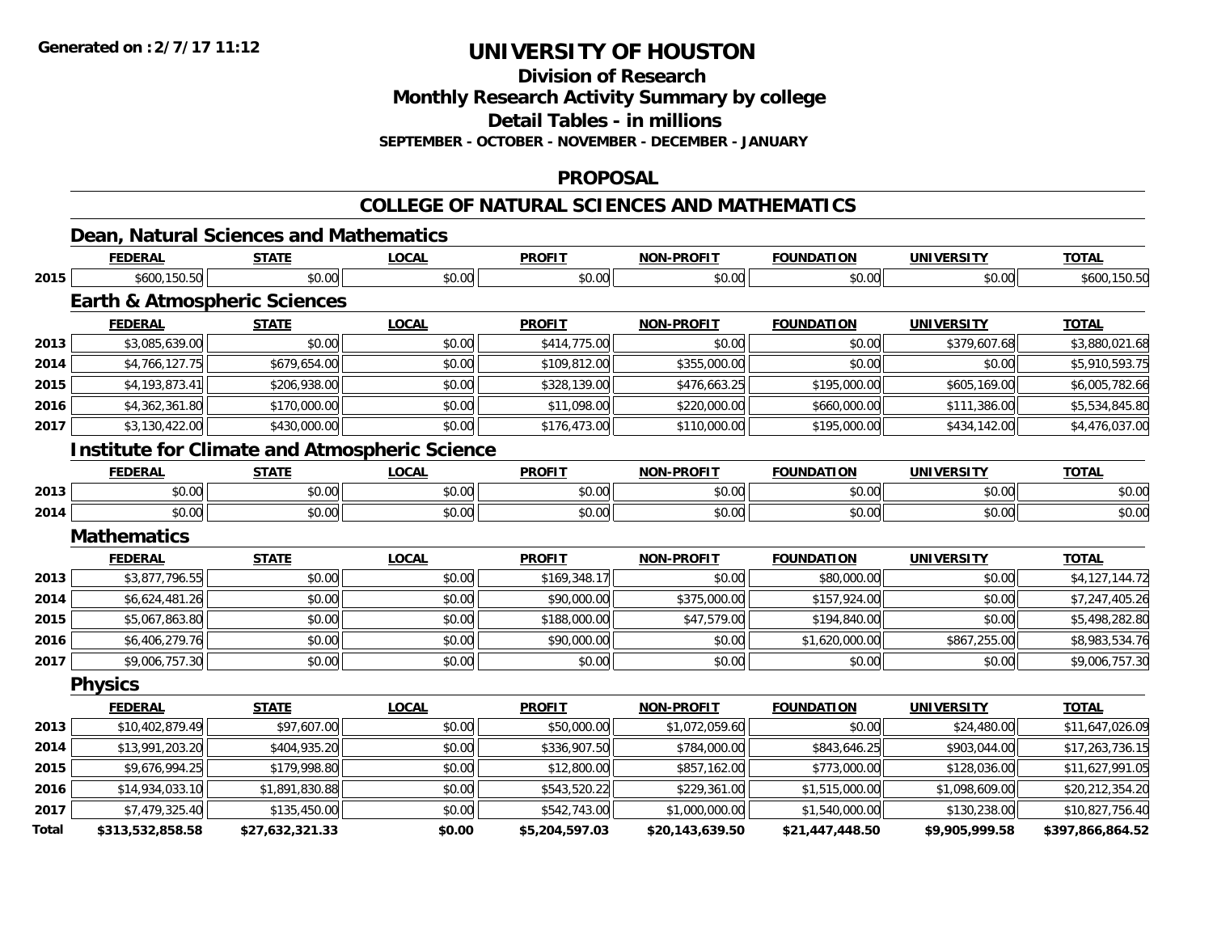**Generated on :2/7/17 11:12**

# UNIVERSITY OF HOUSTON

## Division of Research
## Monthly Research Activity Summary by college
## Detail Tables - in millions
### SEPTEMBER - OCTOBER - NOVEMBER - DECEMBER - JANUARY

## PROPOSAL

## COLLEGE OF NATURAL SCIENCES AND MATHEMATICS

### Dean, Natural Sciences and Mathematics

| | FEDERAL | STATE | LOCAL | PROFIT | NON-PROFIT | FOUNDATION | UNIVERSITY | TOTAL |
|---|---|---|---|---|---|---|---|---|
| 2015 | $600,150.50 | $0.00 | $0.00 | $0.00 | $0.00 | $0.00 | $0.00 | $600,150.50 |

### Earth & Atmospheric Sciences

| | FEDERAL | STATE | LOCAL | PROFIT | NON-PROFIT | FOUNDATION | UNIVERSITY | TOTAL |
|---|---|---|---|---|---|---|---|---|
| 2013 | $3,085,639.00 | $0.00 | $0.00 | $414,775.00 | $0.00 | $0.00 | $379,607.68 | $3,880,021.68 |
| 2014 | $4,766,127.75 | $679,654.00 | $0.00 | $109,812.00 | $355,000.00 | $0.00 | $0.00 | $5,910,593.75 |
| 2015 | $4,193,873.41 | $206,938.00 | $0.00 | $328,139.00 | $476,663.25 | $195,000.00 | $605,169.00 | $6,005,782.66 |
| 2016 | $4,362,361.80 | $170,000.00 | $0.00 | $11,098.00 | $220,000.00 | $660,000.00 | $111,386.00 | $5,534,845.80 |
| 2017 | $3,130,422.00 | $430,000.00 | $0.00 | $176,473.00 | $110,000.00 | $195,000.00 | $434,142.00 | $4,476,037.00 |

### Institute for Climate and Atmospheric Science

| | FEDERAL | STATE | LOCAL | PROFIT | NON-PROFIT | FOUNDATION | UNIVERSITY | TOTAL |
|---|---|---|---|---|---|---|---|---|
| 2013 | $0.00 | $0.00 | $0.00 | $0.00 | $0.00 | $0.00 | $0.00 | $0.00 |
| 2014 | $0.00 | $0.00 | $0.00 | $0.00 | $0.00 | $0.00 | $0.00 | $0.00 |

### Mathematics

| | FEDERAL | STATE | LOCAL | PROFIT | NON-PROFIT | FOUNDATION | UNIVERSITY | TOTAL |
|---|---|---|---|---|---|---|---|---|
| 2013 | $3,877,796.55 | $0.00 | $0.00 | $169,348.17 | $0.00 | $80,000.00 | $0.00 | $4,127,144.72 |
| 2014 | $6,624,481.26 | $0.00 | $0.00 | $90,000.00 | $375,000.00 | $157,924.00 | $0.00 | $7,247,405.26 |
| 2015 | $5,067,863.80 | $0.00 | $0.00 | $188,000.00 | $47,579.00 | $194,840.00 | $0.00 | $5,498,282.80 |
| 2016 | $6,406,279.76 | $0.00 | $0.00 | $90,000.00 | $0.00 | $1,620,000.00 | $867,255.00 | $8,983,534.76 |
| 2017 | $9,006,757.30 | $0.00 | $0.00 | $0.00 | $0.00 | $0.00 | $0.00 | $9,006,757.30 |

### Physics

| | FEDERAL | STATE | LOCAL | PROFIT | NON-PROFIT | FOUNDATION | UNIVERSITY | TOTAL |
|---|---|---|---|---|---|---|---|---|
| 2013 | $10,402,879.49 | $97,607.00 | $0.00 | $50,000.00 | $1,072,059.60 | $0.00 | $24,480.00 | $11,647,026.09 |
| 2014 | $13,991,203.20 | $404,935.20 | $0.00 | $336,907.50 | $784,000.00 | $843,646.25 | $903,044.00 | $17,263,736.15 |
| 2015 | $9,676,994.25 | $179,998.80 | $0.00 | $12,800.00 | $857,162.00 | $773,000.00 | $128,036.00 | $11,627,991.05 |
| 2016 | $14,934,033.10 | $1,891,830.88 | $0.00 | $543,520.22 | $229,361.00 | $1,515,000.00 | $1,098,609.00 | $20,212,354.20 |
| 2017 | $7,479,325.40 | $135,450.00 | $0.00 | $542,743.00 | $1,000,000.00 | $1,540,000.00 | $130,238.00 | $10,827,756.40 |
| **Total** | **$313,532,858.58** | **$27,632,321.33** | **$0.00** | **$5,204,597.03** | **$20,143,639.50** | **$21,447,448.50** | **$9,905,999.58** | **$397,866,864.52** |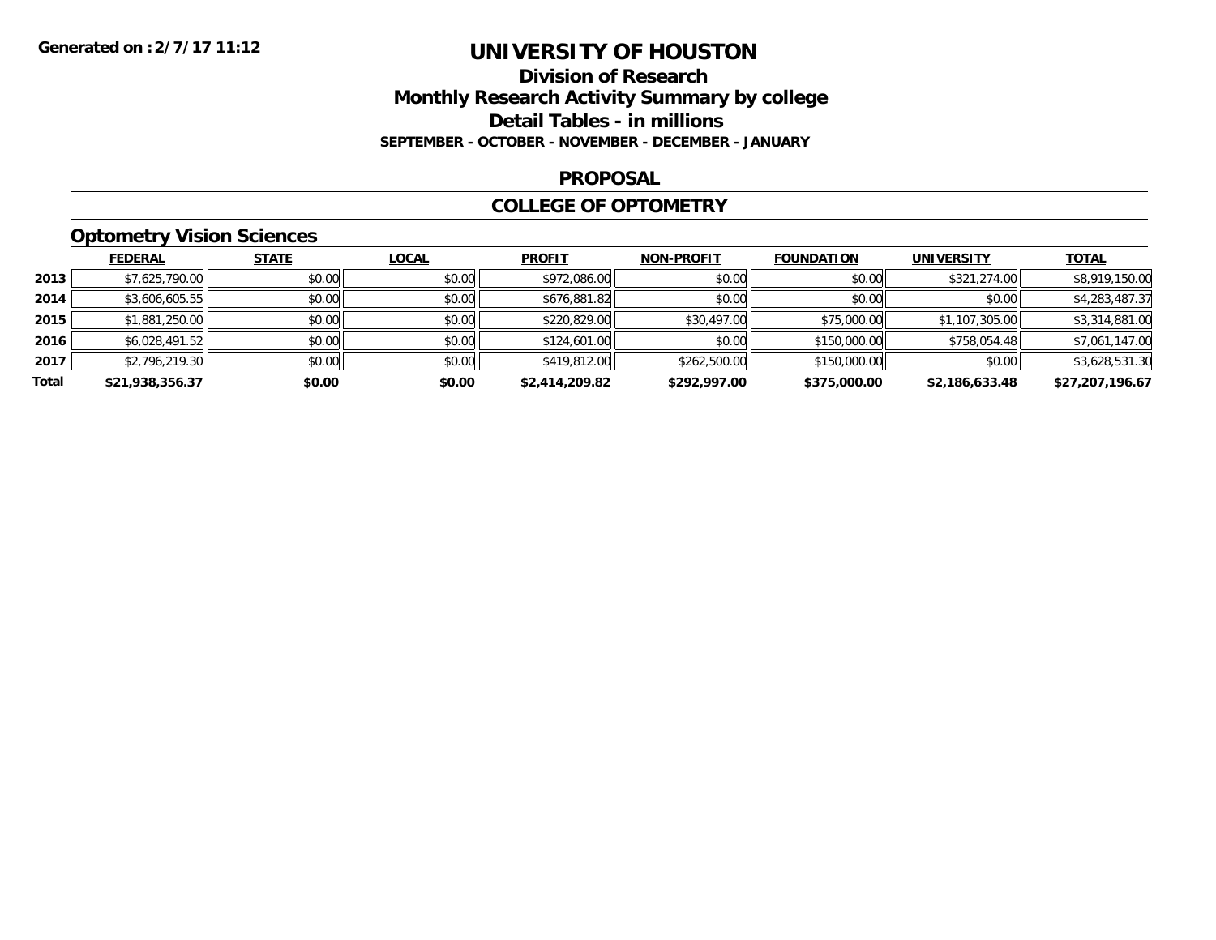**Generated on :2/7/17 11:12**

# UNIVERSITY OF HOUSTON

## Division of Research
## Monthly Research Activity Summary by college
## Detail Tables - in millions
**SEPTEMBER - OCTOBER - NOVEMBER - DECEMBER - JANUARY**

## PROPOSAL

## COLLEGE OF OPTOMETRY

### Optometry Vision Sciences

| | FEDERAL | STATE | LOCAL | PROFIT | NON-PROFIT | FOUNDATION | UNIVERSITY | TOTAL |
|---|---|---|---|---|---|---|---|---|
| 2013 | $7,625,790.00 | $0.00 | $0.00 | $972,086.00 | $0.00 | $0.00 | $321,274.00 | $8,919,150.00 |
| 2014 | $3,606,605.55 | $0.00 | $0.00 | $676,881.82 | $0.00 | $0.00 | $0.00 | $4,283,487.37 |
| 2015 | $1,881,250.00 | $0.00 | $0.00 | $220,829.00 | $30,497.00 | $75,000.00 | $1,107,305.00 | $3,314,881.00 |
| 2016 | $6,028,491.52 | $0.00 | $0.00 | $124,601.00 | $0.00 | $150,000.00 | $758,054.48 | $7,061,147.00 |
| 2017 | $2,796,219.30 | $0.00 | $0.00 | $419,812.00 | $262,500.00 | $150,000.00 | $0.00 | $3,628,531.30 |
| **Total** | **$21,938,356.37** | **$0.00** | **$0.00** | **$2,414,209.82** | **$292,997.00** | **$375,000.00** | **$2,186,633.48** | **$27,207,196.67** |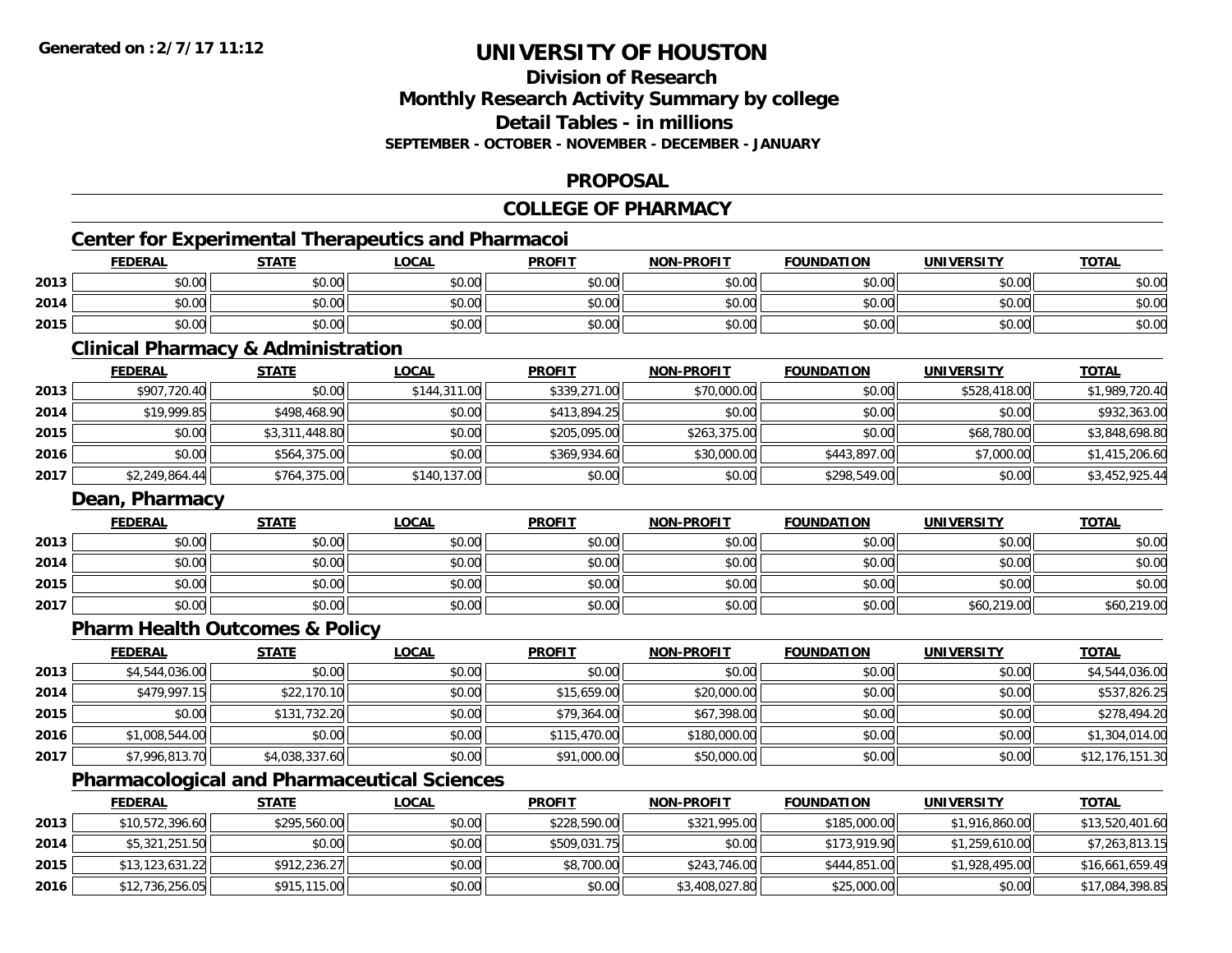**Generated on :2/7/17 11:12**

# UNIVERSITY OF HOUSTON

## Division of Research
## Monthly Research Activity Summary by college
## Detail Tables - in millions
### SEPTEMBER - OCTOBER - NOVEMBER - DECEMBER - JANUARY

## PROPOSAL

## COLLEGE OF PHARMACY

### Center for Experimental Therapeutics and Pharmacoi

| | FEDERAL | STATE | LOCAL | PROFIT | NON-PROFIT | FOUNDATION | UNIVERSITY | TOTAL |
|---|---|---|---|---|---|---|---|---|
| 2013 | $0.00 | $0.00 | $0.00 | $0.00 | $0.00 | $0.00 | $0.00 | $0.00 |
| 2014 | $0.00 | $0.00 | $0.00 | $0.00 | $0.00 | $0.00 | $0.00 | $0.00 |
| 2015 | $0.00 | $0.00 | $0.00 | $0.00 | $0.00 | $0.00 | $0.00 | $0.00 |

### Clinical Pharmacy & Administration

| | FEDERAL | STATE | LOCAL | PROFIT | NON-PROFIT | FOUNDATION | UNIVERSITY | TOTAL |
|---|---|---|---|---|---|---|---|---|
| 2013 | $907,720.40 | $0.00 | $144,311.00 | $339,271.00 | $70,000.00 | $0.00 | $528,418.00 | $1,989,720.40 |
| 2014 | $19,999.85 | $498,468.90 | $0.00 | $413,894.25 | $0.00 | $0.00 | $0.00 | $932,363.00 |
| 2015 | $0.00 | $3,311,448.80 | $0.00 | $205,095.00 | $263,375.00 | $0.00 | $68,780.00 | $3,848,698.80 |
| 2016 | $0.00 | $564,375.00 | $0.00 | $369,934.60 | $30,000.00 | $443,897.00 | $7,000.00 | $1,415,206.60 |
| 2017 | $2,249,864.44 | $764,375.00 | $140,137.00 | $0.00 | $0.00 | $298,549.00 | $0.00 | $3,452,925.44 |

### Dean, Pharmacy

| | FEDERAL | STATE | LOCAL | PROFIT | NON-PROFIT | FOUNDATION | UNIVERSITY | TOTAL |
|---|---|---|---|---|---|---|---|---|
| 2013 | $0.00 | $0.00 | $0.00 | $0.00 | $0.00 | $0.00 | $0.00 | $0.00 |
| 2014 | $0.00 | $0.00 | $0.00 | $0.00 | $0.00 | $0.00 | $0.00 | $0.00 |
| 2015 | $0.00 | $0.00 | $0.00 | $0.00 | $0.00 | $0.00 | $0.00 | $0.00 |
| 2017 | $0.00 | $0.00 | $0.00 | $0.00 | $0.00 | $0.00 | $60,219.00 | $60,219.00 |

### Pharm Health Outcomes & Policy

| | FEDERAL | STATE | LOCAL | PROFIT | NON-PROFIT | FOUNDATION | UNIVERSITY | TOTAL |
|---|---|---|---|---|---|---|---|---|
| 2013 | $4,544,036.00 | $0.00 | $0.00 | $0.00 | $0.00 | $0.00 | $0.00 | $4,544,036.00 |
| 2014 | $479,997.15 | $22,170.10 | $0.00 | $15,659.00 | $20,000.00 | $0.00 | $0.00 | $537,826.25 |
| 2015 | $0.00 | $131,732.20 | $0.00 | $79,364.00 | $67,398.00 | $0.00 | $0.00 | $278,494.20 |
| 2016 | $1,008,544.00 | $0.00 | $0.00 | $115,470.00 | $180,000.00 | $0.00 | $0.00 | $1,304,014.00 |
| 2017 | $7,996,813.70 | $4,038,337.60 | $0.00 | $91,000.00 | $50,000.00 | $0.00 | $0.00 | $12,176,151.30 |

### Pharmacological and Pharmaceutical Sciences

| | FEDERAL | STATE | LOCAL | PROFIT | NON-PROFIT | FOUNDATION | UNIVERSITY | TOTAL |
|---|---|---|---|---|---|---|---|---|
| 2013 | $10,572,396.60 | $295,560.00 | $0.00 | $228,590.00 | $321,995.00 | $185,000.00 | $1,916,860.00 | $13,520,401.60 |
| 2014 | $5,321,251.50 | $0.00 | $0.00 | $509,031.75 | $0.00 | $173,919.90 | $1,259,610.00 | $7,263,813.15 |
| 2015 | $13,123,631.22 | $912,236.27 | $0.00 | $8,700.00 | $243,746.00 | $444,851.00 | $1,928,495.00 | $16,661,659.49 |
| 2016 | $12,736,256.05 | $915,115.00 | $0.00 | $0.00 | $3,408,027.80 | $25,000.00 | $0.00 | $17,084,398.85 |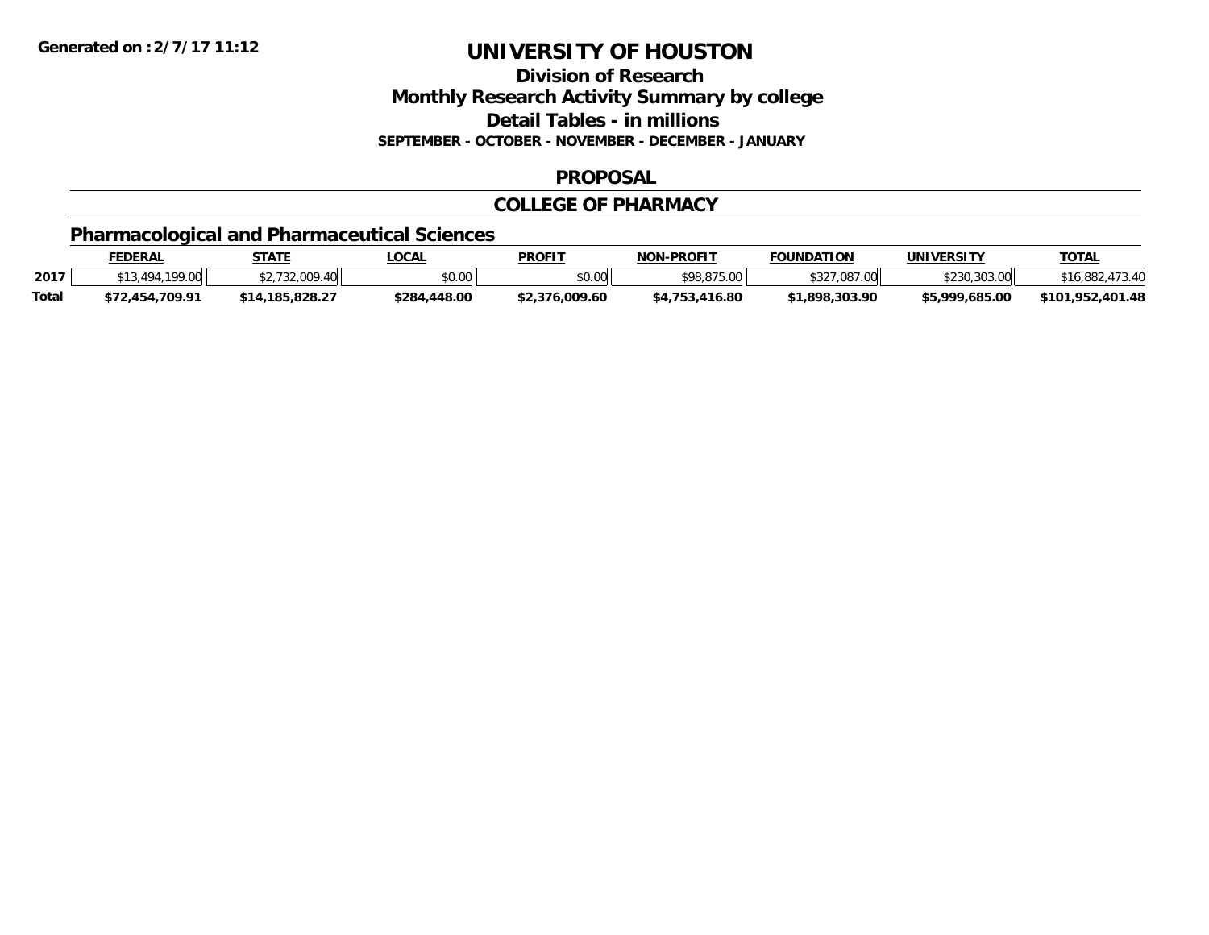# UNIVERSITY OF HOUSTON

## Division of Research

## Monthly Research Activity Summary by college

## Detail Tables - in millions

**SEPTEMBER - OCTOBER - NOVEMBER - DECEMBER - JANUARY**

## PROPOSAL

## COLLEGE OF PHARMACY

### Pharmacological and Pharmaceutical Sciences

| | FEDERAL | STATE | LOCAL | PROFIT | NON-PROFIT | FOUNDATION | UNIVERSITY | TOTAL |
|---|---|---|---|---|---|---|---|---|
| 2017 | $13,494,199.00 | $2,732,009.40 | $0.00 | $0.00 | $98,875.00 | $327,087.00 | $230,303.00 | $16,882,473.40 |
| **Total** | **$72,454,709.91** | **$14,185,828.27** | **$284,448.00** | **$2,376,009.60** | **$4,753,416.80** | **$1,898,303.90** | **$5,999,685.00** | **$101,952,401.48** |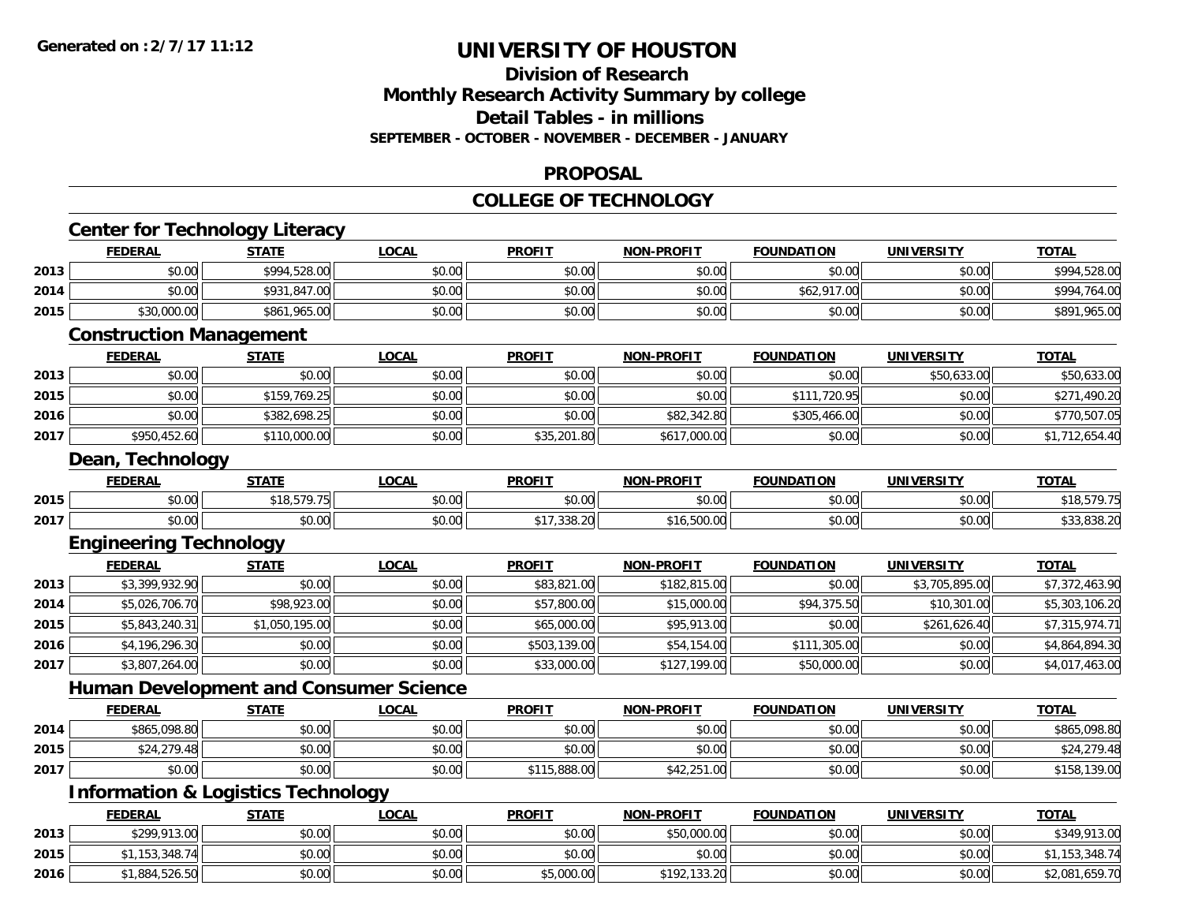**Generated on : 2/7/17 11:12**

# UNIVERSITY OF HOUSTON

## Division of Research
## Monthly Research Activity Summary by college
## Detail Tables - in millions
### SEPTEMBER - OCTOBER - NOVEMBER - DECEMBER - JANUARY

## PROPOSAL

## COLLEGE OF TECHNOLOGY

### Center for Technology Literacy

| | FEDERAL | STATE | LOCAL | PROFIT | NON-PROFIT | FOUNDATION | UNIVERSITY | TOTAL |
|---|---|---|---|---|---|---|---|---|
| 2013 | $0.00 | $994,528.00 | $0.00 | $0.00 | $0.00 | $0.00 | $0.00 | $994,528.00 |
| 2014 | $0.00 | $931,847.00 | $0.00 | $0.00 | $0.00 | $62,917.00 | $0.00 | $994,764.00 |
| 2015 | $30,000.00 | $861,965.00 | $0.00 | $0.00 | $0.00 | $0.00 | $0.00 | $891,965.00 |

### Construction Management

| | FEDERAL | STATE | LOCAL | PROFIT | NON-PROFIT | FOUNDATION | UNIVERSITY | TOTAL |
|---|---|---|---|---|---|---|---|---|
| 2013 | $0.00 | $0.00 | $0.00 | $0.00 | $0.00 | $0.00 | $50,633.00 | $50,633.00 |
| 2015 | $0.00 | $159,769.25 | $0.00 | $0.00 | $0.00 | $111,720.95 | $0.00 | $271,490.20 |
| 2016 | $0.00 | $382,698.25 | $0.00 | $0.00 | $82,342.80 | $305,466.00 | $0.00 | $770,507.05 |
| 2017 | $950,452.60 | $110,000.00 | $0.00 | $35,201.80 | $617,000.00 | $0.00 | $0.00 | $1,712,654.40 |

### Dean, Technology

| | FEDERAL | STATE | LOCAL | PROFIT | NON-PROFIT | FOUNDATION | UNIVERSITY | TOTAL |
|---|---|---|---|---|---|---|---|---|
| 2015 | $0.00 | $18,579.75 | $0.00 | $0.00 | $0.00 | $0.00 | $0.00 | $18,579.75 |
| 2017 | $0.00 | $0.00 | $0.00 | $17,338.20 | $16,500.00 | $0.00 | $0.00 | $33,838.20 |

### Engineering Technology

| | FEDERAL | STATE | LOCAL | PROFIT | NON-PROFIT | FOUNDATION | UNIVERSITY | TOTAL |
|---|---|---|---|---|---|---|---|---|
| 2013 | $3,399,932.90 | $0.00 | $0.00 | $83,821.00 | $182,815.00 | $0.00 | $3,705,895.00 | $7,372,463.90 |
| 2014 | $5,026,706.70 | $98,923.00 | $0.00 | $57,800.00 | $15,000.00 | $94,375.50 | $10,301.00 | $5,303,106.20 |
| 2015 | $5,843,240.31 | $1,050,195.00 | $0.00 | $65,000.00 | $95,913.00 | $0.00 | $261,626.40 | $7,315,974.71 |
| 2016 | $4,196,296.30 | $0.00 | $0.00 | $503,139.00 | $54,154.00 | $111,305.00 | $0.00 | $4,864,894.30 |
| 2017 | $3,807,264.00 | $0.00 | $0.00 | $33,000.00 | $127,199.00 | $50,000.00 | $0.00 | $4,017,463.00 |

### Human Development and Consumer Science

| | FEDERAL | STATE | LOCAL | PROFIT | NON-PROFIT | FOUNDATION | UNIVERSITY | TOTAL |
|---|---|---|---|---|---|---|---|---|
| 2014 | $865,098.80 | $0.00 | $0.00 | $0.00 | $0.00 | $0.00 | $0.00 | $865,098.80 |
| 2015 | $24,279.48 | $0.00 | $0.00 | $0.00 | $0.00 | $0.00 | $0.00 | $24,279.48 |
| 2017 | $0.00 | $0.00 | $0.00 | $115,888.00 | $42,251.00 | $0.00 | $0.00 | $158,139.00 |

### Information & Logistics Technology

| | FEDERAL | STATE | LOCAL | PROFIT | NON-PROFIT | FOUNDATION | UNIVERSITY | TOTAL |
|---|---|---|---|---|---|---|---|---|
| 2013 | $299,913.00 | $0.00 | $0.00 | $0.00 | $50,000.00 | $0.00 | $0.00 | $349,913.00 |
| 2015 | $1,153,348.74 | $0.00 | $0.00 | $0.00 | $0.00 | $0.00 | $0.00 | $1,153,348.74 |
| 2016 | $1,884,526.50 | $0.00 | $0.00 | $5,000.00 | $192,133.20 | $0.00 | $0.00 | $2,081,659.70 |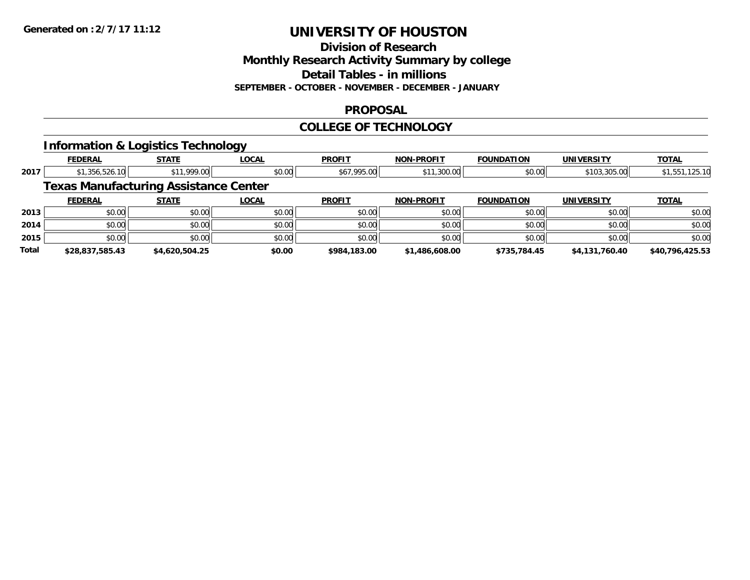Generated on :2/7/17 11:12

# UNIVERSITY OF HOUSTON

## Division of Research
## Monthly Research Activity Summary by college
## Detail Tables - in millions
### SEPTEMBER - OCTOBER - NOVEMBER - DECEMBER - JANUARY

## PROPOSAL

## COLLEGE OF TECHNOLOGY

### Information & Logistics Technology

| | FEDERAL | STATE | LOCAL | PROFIT | NON-PROFIT | FOUNDATION | UNIVERSITY | TOTAL |
|---|---|---|---|---|---|---|---|---|
| 2017 | $1,356,526.10 | $11,999.00 | $0.00 | $67,995.00 | $11,300.00 | $0.00 | $103,305.00 | $1,551,125.10 |

### Texas Manufacturing Assistance Center

| | FEDERAL | STATE | LOCAL | PROFIT | NON-PROFIT | FOUNDATION | UNIVERSITY | TOTAL |
|---|---|---|---|---|---|---|---|---|
| 2013 | $0.00 | $0.00 | $0.00 | $0.00 | $0.00 | $0.00 | $0.00 | $0.00 |
| 2014 | $0.00 | $0.00 | $0.00 | $0.00 | $0.00 | $0.00 | $0.00 | $0.00 |
| 2015 | $0.00 | $0.00 | $0.00 | $0.00 | $0.00 | $0.00 | $0.00 | $0.00 |
| **Total** | **$28,837,585.43** | **$4,620,504.25** | **$0.00** | **$984,183.00** | **$1,486,608.00** | **$735,784.45** | **$4,131,760.40** | **$40,796,425.53** |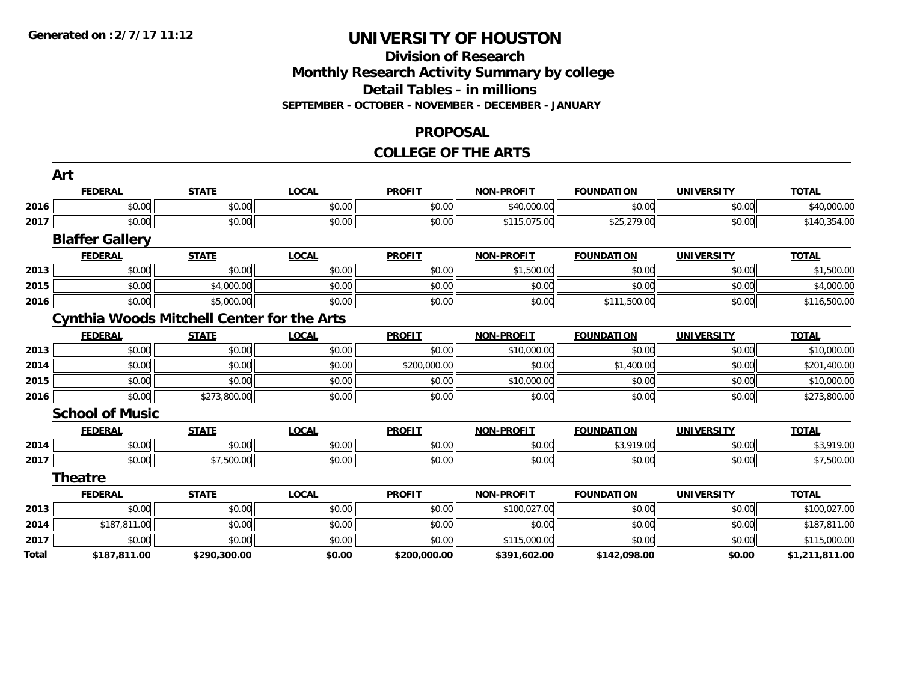**Generated on :2/7/17 11:12**

# UNIVERSITY OF HOUSTON

## Division of Research
## Monthly Research Activity Summary by college
## Detail Tables - in millions
### SEPTEMBER - OCTOBER - NOVEMBER - DECEMBER - JANUARY

## PROPOSAL

## COLLEGE OF THE ARTS

### Art

| | FEDERAL | STATE | LOCAL | PROFIT | NON-PROFIT | FOUNDATION | UNIVERSITY | TOTAL |
|---|---|---|---|---|---|---|---|---|
| 2016 | $0.00 | $0.00 | $0.00 | $0.00 | $40,000.00 | $0.00 | $0.00 | $40,000.00 |
| 2017 | $0.00 | $0.00 | $0.00 | $0.00 | $115,075.00 | $25,279.00 | $0.00 | $140,354.00 |

### Blaffer Gallery

| | FEDERAL | STATE | LOCAL | PROFIT | NON-PROFIT | FOUNDATION | UNIVERSITY | TOTAL |
|---|---|---|---|---|---|---|---|---|
| 2013 | $0.00 | $0.00 | $0.00 | $0.00 | $1,500.00 | $0.00 | $0.00 | $1,500.00 |
| 2015 | $0.00 | $4,000.00 | $0.00 | $0.00 | $0.00 | $0.00 | $0.00 | $4,000.00 |
| 2016 | $0.00 | $5,000.00 | $0.00 | $0.00 | $0.00 | $111,500.00 | $0.00 | $116,500.00 |

### Cynthia Woods Mitchell Center for the Arts

| | FEDERAL | STATE | LOCAL | PROFIT | NON-PROFIT | FOUNDATION | UNIVERSITY | TOTAL |
|---|---|---|---|---|---|---|---|---|
| 2013 | $0.00 | $0.00 | $0.00 | $0.00 | $10,000.00 | $0.00 | $0.00 | $10,000.00 |
| 2014 | $0.00 | $0.00 | $0.00 | $200,000.00 | $0.00 | $1,400.00 | $0.00 | $201,400.00 |
| 2015 | $0.00 | $0.00 | $0.00 | $0.00 | $10,000.00 | $0.00 | $0.00 | $10,000.00 |
| 2016 | $0.00 | $273,800.00 | $0.00 | $0.00 | $0.00 | $0.00 | $0.00 | $273,800.00 |

### School of Music

| | FEDERAL | STATE | LOCAL | PROFIT | NON-PROFIT | FOUNDATION | UNIVERSITY | TOTAL |
|---|---|---|---|---|---|---|---|---|
| 2014 | $0.00 | $0.00 | $0.00 | $0.00 | $0.00 | $3,919.00 | $0.00 | $3,919.00 |
| 2017 | $0.00 | $7,500.00 | $0.00 | $0.00 | $0.00 | $0.00 | $0.00 | $7,500.00 |

### Theatre

| | FEDERAL | STATE | LOCAL | PROFIT | NON-PROFIT | FOUNDATION | UNIVERSITY | TOTAL |
|---|---|---|---|---|---|---|---|---|
| 2013 | $0.00 | $0.00 | $0.00 | $0.00 | $100,027.00 | $0.00 | $0.00 | $100,027.00 |
| 2014 | $187,811.00 | $0.00 | $0.00 | $0.00 | $0.00 | $0.00 | $0.00 | $187,811.00 |
| 2017 | $0.00 | $0.00 | $0.00 | $0.00 | $115,000.00 | $0.00 | $0.00 | $115,000.00 |
| **Total** | **$187,811.00** | **$290,300.00** | **$0.00** | **$200,000.00** | **$391,602.00** | **$142,098.00** | **$0.00** | **$1,211,811.00** |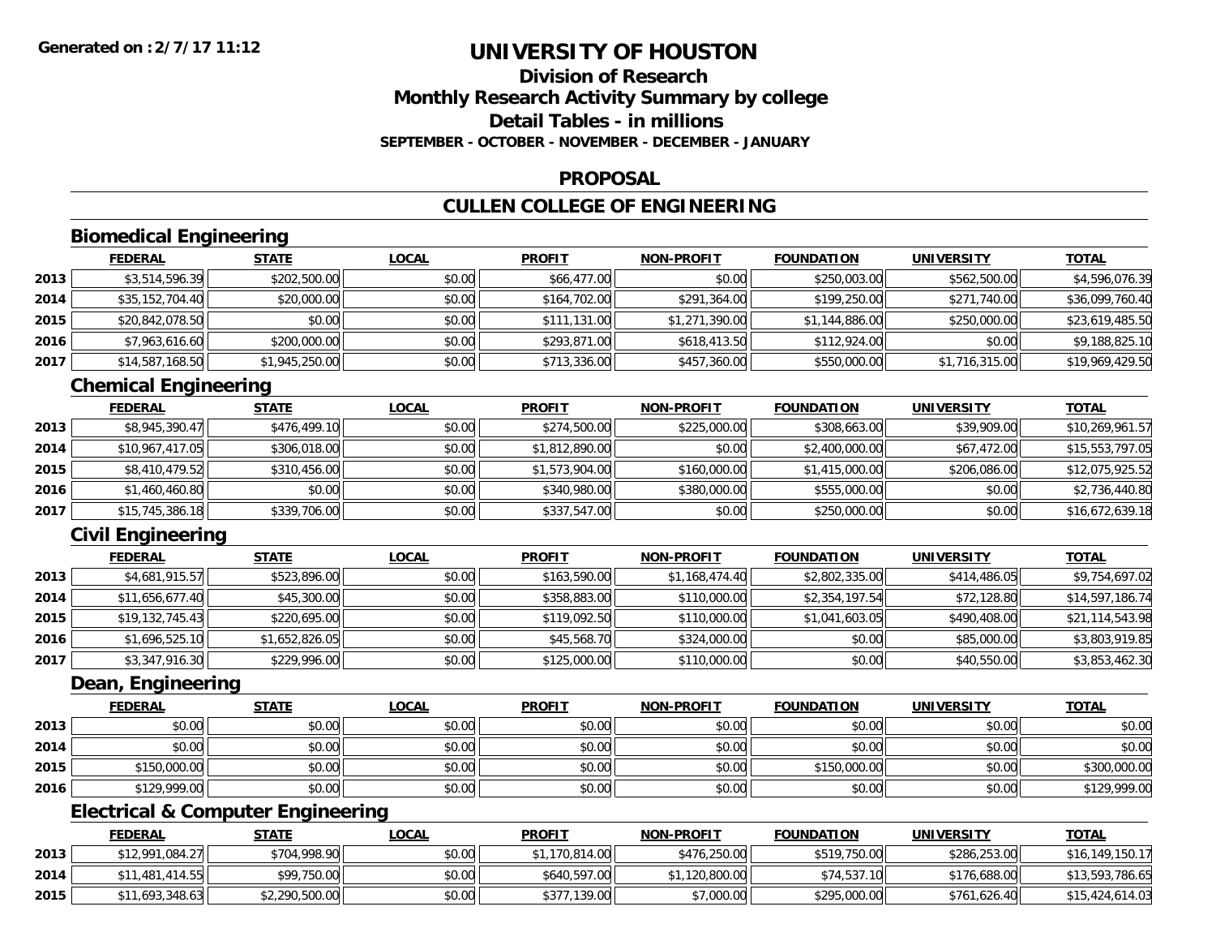# UNIVERSITY OF HOUSTON

## Division of Research

## Monthly Research Activity Summary by college

## Detail Tables - in millions

**SEPTEMBER - OCTOBER - NOVEMBER - DECEMBER - JANUARY**

## PROPOSAL

## CULLEN COLLEGE OF ENGINEERING

### Biomedical Engineering

| | FEDERAL | STATE | LOCAL | PROFIT | NON-PROFIT | FOUNDATION | UNIVERSITY | TOTAL |
|---|---|---|---|---|---|---|---|---|
| 2013 | $3,514,596.39 | $202,500.00 | $0.00 | $66,477.00 | $0.00 | $250,003.00 | $562,500.00 | $4,596,076.39 |
| 2014 | $35,152,704.40 | $20,000.00 | $0.00 | $164,702.00 | $291,364.00 | $199,250.00 | $271,740.00 | $36,099,760.40 |
| 2015 | $20,842,078.50 | $0.00 | $0.00 | $111,131.00 | $1,271,390.00 | $1,144,886.00 | $250,000.00 | $23,619,485.50 |
| 2016 | $7,963,616.60 | $200,000.00 | $0.00 | $293,871.00 | $618,413.50 | $112,924.00 | $0.00 | $9,188,825.10 |
| 2017 | $14,587,168.50 | $1,945,250.00 | $0.00 | $713,336.00 | $457,360.00 | $550,000.00 | $1,716,315.00 | $19,969,429.50 |

### Chemical Engineering

| | FEDERAL | STATE | LOCAL | PROFIT | NON-PROFIT | FOUNDATION | UNIVERSITY | TOTAL |
|---|---|---|---|---|---|---|---|---|
| 2013 | $8,945,390.47 | $476,499.10 | $0.00 | $274,500.00 | $225,000.00 | $308,663.00 | $39,909.00 | $10,269,961.57 |
| 2014 | $10,967,417.05 | $306,018.00 | $0.00 | $1,812,890.00 | $0.00 | $2,400,000.00 | $67,472.00 | $15,553,797.05 |
| 2015 | $8,410,479.52 | $310,456.00 | $0.00 | $1,573,904.00 | $160,000.00 | $1,415,000.00 | $206,086.00 | $12,075,925.52 |
| 2016 | $1,460,460.80 | $0.00 | $0.00 | $340,980.00 | $380,000.00 | $555,000.00 | $0.00 | $2,736,440.80 |
| 2017 | $15,745,386.18 | $339,706.00 | $0.00 | $337,547.00 | $0.00 | $250,000.00 | $0.00 | $16,672,639.18 |

### Civil Engineering

| | FEDERAL | STATE | LOCAL | PROFIT | NON-PROFIT | FOUNDATION | UNIVERSITY | TOTAL |
|---|---|---|---|---|---|---|---|---|
| 2013 | $4,681,915.57 | $523,896.00 | $0.00 | $163,590.00 | $1,168,474.40 | $2,802,335.00 | $414,486.05 | $9,754,697.02 |
| 2014 | $11,656,677.40 | $45,300.00 | $0.00 | $358,883.00 | $110,000.00 | $2,354,197.54 | $72,128.80 | $14,597,186.74 |
| 2015 | $19,132,745.43 | $220,695.00 | $0.00 | $119,092.50 | $110,000.00 | $1,041,603.05 | $490,408.00 | $21,114,543.98 |
| 2016 | $1,696,525.10 | $1,652,826.05 | $0.00 | $45,568.70 | $324,000.00 | $0.00 | $85,000.00 | $3,803,919.85 |
| 2017 | $3,347,916.30 | $229,996.00 | $0.00 | $125,000.00 | $110,000.00 | $0.00 | $40,550.00 | $3,853,462.30 |

### Dean, Engineering

| | FEDERAL | STATE | LOCAL | PROFIT | NON-PROFIT | FOUNDATION | UNIVERSITY | TOTAL |
|---|---|---|---|---|---|---|---|---|
| 2013 | $0.00 | $0.00 | $0.00 | $0.00 | $0.00 | $0.00 | $0.00 | $0.00 |
| 2014 | $0.00 | $0.00 | $0.00 | $0.00 | $0.00 | $0.00 | $0.00 | $0.00 |
| 2015 | $150,000.00 | $0.00 | $0.00 | $0.00 | $0.00 | $150,000.00 | $0.00 | $300,000.00 |
| 2016 | $129,999.00 | $0.00 | $0.00 | $0.00 | $0.00 | $0.00 | $0.00 | $129,999.00 |

### Electrical & Computer Engineering

| | FEDERAL | STATE | LOCAL | PROFIT | NON-PROFIT | FOUNDATION | UNIVERSITY | TOTAL |
|---|---|---|---|---|---|---|---|---|
| 2013 | $12,991,084.27 | $704,998.90 | $0.00 | $1,170,814.00 | $476,250.00 | $519,750.00 | $286,253.00 | $16,149,150.17 |
| 2014 | $11,481,414.55 | $99,750.00 | $0.00 | $640,597.00 | $1,120,800.00 | $74,537.10 | $176,688.00 | $13,593,786.65 |
| 2015 | $11,693,348.63 | $2,290,500.00 | $0.00 | $377,139.00 | $7,000.00 | $295,000.00 | $761,626.40 | $15,424,614.03 |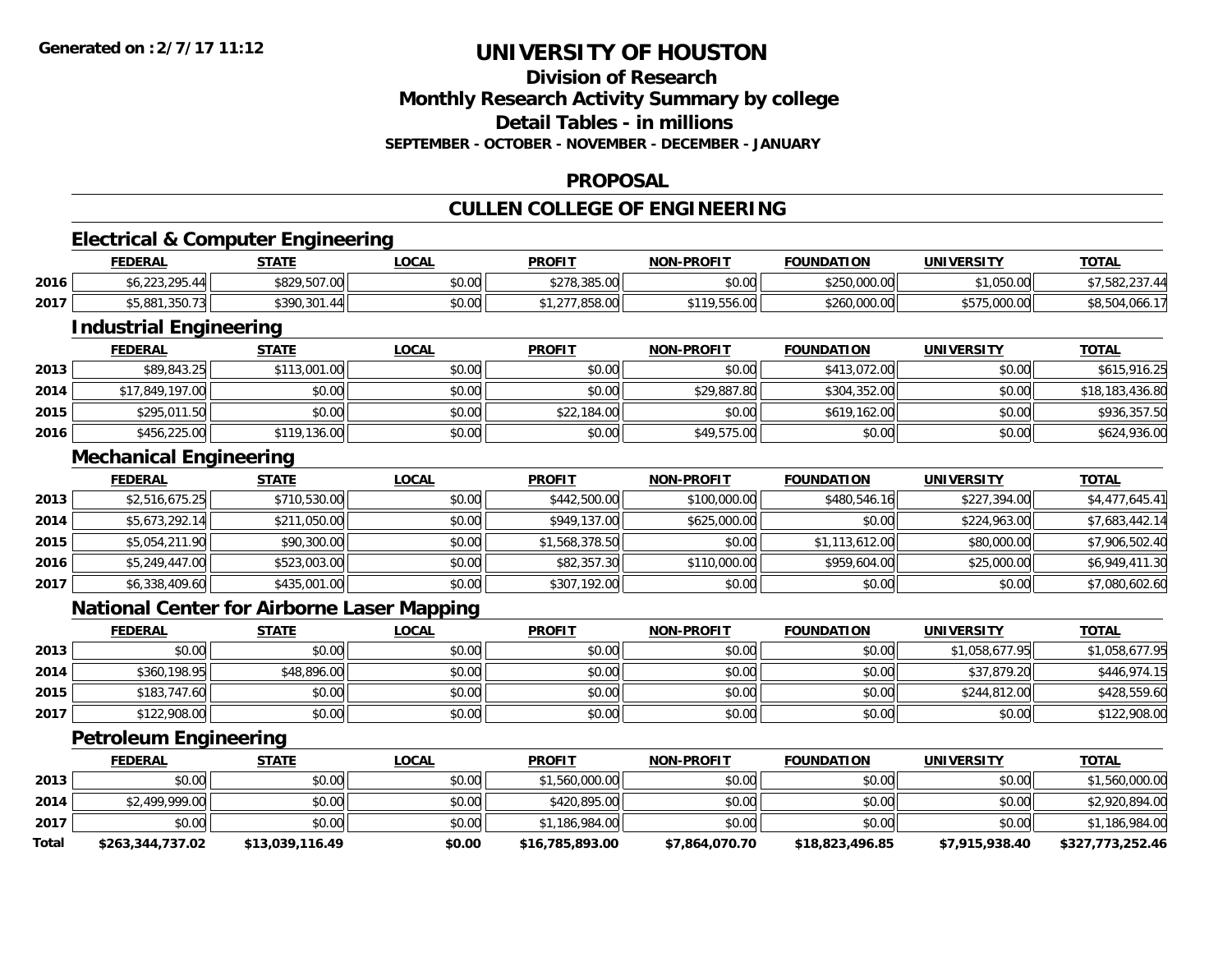# UNIVERSITY OF HOUSTON

## Division of Research
## Monthly Research Activity Summary by college
## Detail Tables - in millions
### SEPTEMBER - OCTOBER - NOVEMBER - DECEMBER - JANUARY

## PROPOSAL

## CULLEN COLLEGE OF ENGINEERING

### Electrical & Computer Engineering

| | FEDERAL | STATE | LOCAL | PROFIT | NON-PROFIT | FOUNDATION | UNIVERSITY | TOTAL |
|---|---|---|---|---|---|---|---|---|
| 2016 | $6,223,295.44 | $829,507.00 | $0.00 | $278,385.00 | $0.00 | $250,000.00 | $1,050.00 | $7,582,237.44 |
| 2017 | $5,881,350.73 | $390,301.44 | $0.00 | $1,277,858.00 | $119,556.00 | $260,000.00 | $575,000.00 | $8,504,066.17 |

### Industrial Engineering

| | FEDERAL | STATE | LOCAL | PROFIT | NON-PROFIT | FOUNDATION | UNIVERSITY | TOTAL |
|---|---|---|---|---|---|---|---|---|
| 2013 | $89,843.25 | $113,001.00 | $0.00 | $0.00 | $0.00 | $413,072.00 | $0.00 | $615,916.25 |
| 2014 | $17,849,197.00 | $0.00 | $0.00 | $0.00 | $29,887.80 | $304,352.00 | $0.00 | $18,183,436.80 |
| 2015 | $295,011.50 | $0.00 | $0.00 | $22,184.00 | $0.00 | $619,162.00 | $0.00 | $936,357.50 |
| 2016 | $456,225.00 | $119,136.00 | $0.00 | $0.00 | $49,575.00 | $0.00 | $0.00 | $624,936.00 |

### Mechanical Engineering

| | FEDERAL | STATE | LOCAL | PROFIT | NON-PROFIT | FOUNDATION | UNIVERSITY | TOTAL |
|---|---|---|---|---|---|---|---|---|
| 2013 | $2,516,675.25 | $710,530.00 | $0.00 | $442,500.00 | $100,000.00 | $480,546.16 | $227,394.00 | $4,477,645.41 |
| 2014 | $5,673,292.14 | $211,050.00 | $0.00 | $949,137.00 | $625,000.00 | $0.00 | $224,963.00 | $7,683,442.14 |
| 2015 | $5,054,211.90 | $90,300.00 | $0.00 | $1,568,378.50 | $0.00 | $1,113,612.00 | $80,000.00 | $7,906,502.40 |
| 2016 | $5,249,447.00 | $523,003.00 | $0.00 | $82,357.30 | $110,000.00 | $959,604.00 | $25,000.00 | $6,949,411.30 |
| 2017 | $6,338,409.60 | $435,001.00 | $0.00 | $307,192.00 | $0.00 | $0.00 | $0.00 | $7,080,602.60 |

### National Center for Airborne Laser Mapping

| | FEDERAL | STATE | LOCAL | PROFIT | NON-PROFIT | FOUNDATION | UNIVERSITY | TOTAL |
|---|---|---|---|---|---|---|---|---|
| 2013 | $0.00 | $0.00 | $0.00 | $0.00 | $0.00 | $0.00 | $1,058,677.95 | $1,058,677.95 |
| 2014 | $360,198.95 | $48,896.00 | $0.00 | $0.00 | $0.00 | $0.00 | $37,879.20 | $446,974.15 |
| 2015 | $183,747.60 | $0.00 | $0.00 | $0.00 | $0.00 | $0.00 | $244,812.00 | $428,559.60 |
| 2017 | $122,908.00 | $0.00 | $0.00 | $0.00 | $0.00 | $0.00 | $0.00 | $122,908.00 |

### Petroleum Engineering

| | FEDERAL | STATE | LOCAL | PROFIT | NON-PROFIT | FOUNDATION | UNIVERSITY | TOTAL |
|---|---|---|---|---|---|---|---|---|
| 2013 | $0.00 | $0.00 | $0.00 | $1,560,000.00 | $0.00 | $0.00 | $0.00 | $1,560,000.00 |
| 2014 | $2,499,999.00 | $0.00 | $0.00 | $420,895.00 | $0.00 | $0.00 | $0.00 | $2,920,894.00 |
| 2017 | $0.00 | $0.00 | $0.00 | $1,186,984.00 | $0.00 | $0.00 | $0.00 | $1,186,984.00 |
| **Total** | **$263,344,737.02** | **$13,039,116.49** | **$0.00** | **$16,785,893.00** | **$7,864,070.70** | **$18,823,496.85** | **$7,915,938.40** | **$327,773,252.46** |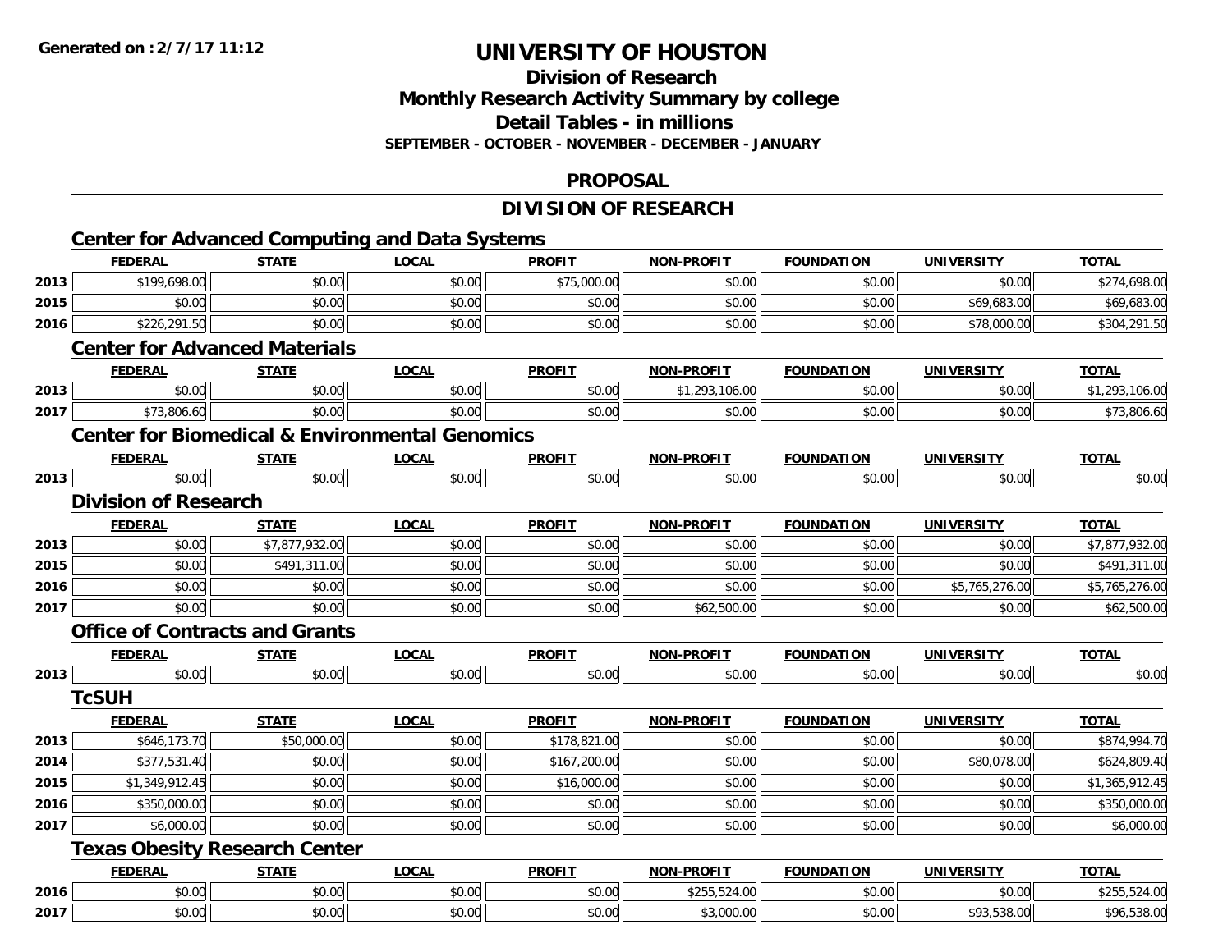**Generated on :2/7/17 11:12**

# UNIVERSITY OF HOUSTON

## Division of Research
## Monthly Research Activity Summary by college
## Detail Tables - in millions
### SEPTEMBER - OCTOBER - NOVEMBER - DECEMBER - JANUARY

## PROPOSAL

## DIVISION OF RESEARCH

### Center for Advanced Computing and Data Systems

| | FEDERAL | STATE | LOCAL | PROFIT | NON-PROFIT | FOUNDATION | UNIVERSITY | TOTAL |
|---|---|---|---|---|---|---|---|---|
| 2013 | $199,698.00 | $0.00 | $0.00 | $75,000.00 | $0.00 | $0.00 | $0.00 | $274,698.00 |
| 2015 | $0.00 | $0.00 | $0.00 | $0.00 | $0.00 | $0.00 | $69,683.00 | $69,683.00 |
| 2016 | $226,291.50 | $0.00 | $0.00 | $0.00 | $0.00 | $0.00 | $78,000.00 | $304,291.50 |

### Center for Advanced Materials

| | FEDERAL | STATE | LOCAL | PROFIT | NON-PROFIT | FOUNDATION | UNIVERSITY | TOTAL |
|---|---|---|---|---|---|---|---|---|
| 2013 | $0.00 | $0.00 | $0.00 | $0.00 | $1,293,106.00 | $0.00 | $0.00 | $1,293,106.00 |
| 2017 | $73,806.60 | $0.00 | $0.00 | $0.00 | $0.00 | $0.00 | $0.00 | $73,806.60 |

### Center for Biomedical & Environmental Genomics

| | FEDERAL | STATE | LOCAL | PROFIT | NON-PROFIT | FOUNDATION | UNIVERSITY | TOTAL |
|---|---|---|---|---|---|---|---|---|
| 2013 | $0.00 | $0.00 | $0.00 | $0.00 | $0.00 | $0.00 | $0.00 | $0.00 |

### Division of Research

| | FEDERAL | STATE | LOCAL | PROFIT | NON-PROFIT | FOUNDATION | UNIVERSITY | TOTAL |
|---|---|---|---|---|---|---|---|---|
| 2013 | $0.00 | $7,877,932.00 | $0.00 | $0.00 | $0.00 | $0.00 | $0.00 | $7,877,932.00 |
| 2015 | $0.00 | $491,311.00 | $0.00 | $0.00 | $0.00 | $0.00 | $0.00 | $491,311.00 |
| 2016 | $0.00 | $0.00 | $0.00 | $0.00 | $0.00 | $0.00 | $5,765,276.00 | $5,765,276.00 |
| 2017 | $0.00 | $0.00 | $0.00 | $0.00 | $62,500.00 | $0.00 | $0.00 | $62,500.00 |

### Office of Contracts and Grants

| | FEDERAL | STATE | LOCAL | PROFIT | NON-PROFIT | FOUNDATION | UNIVERSITY | TOTAL |
|---|---|---|---|---|---|---|---|---|
| 2013 | $0.00 | $0.00 | $0.00 | $0.00 | $0.00 | $0.00 | $0.00 | $0.00 |

### TcSUH

| | FEDERAL | STATE | LOCAL | PROFIT | NON-PROFIT | FOUNDATION | UNIVERSITY | TOTAL |
|---|---|---|---|---|---|---|---|---|
| 2013 | $646,173.70 | $50,000.00 | $0.00 | $178,821.00 | $0.00 | $0.00 | $0.00 | $874,994.70 |
| 2014 | $377,531.40 | $0.00 | $0.00 | $167,200.00 | $0.00 | $0.00 | $80,078.00 | $624,809.40 |
| 2015 | $1,349,912.45 | $0.00 | $0.00 | $16,000.00 | $0.00 | $0.00 | $0.00 | $1,365,912.45 |
| 2016 | $350,000.00 | $0.00 | $0.00 | $0.00 | $0.00 | $0.00 | $0.00 | $350,000.00 |
| 2017 | $6,000.00 | $0.00 | $0.00 | $0.00 | $0.00 | $0.00 | $0.00 | $6,000.00 |

### Texas Obesity Research Center

| | FEDERAL | STATE | LOCAL | PROFIT | NON-PROFIT | FOUNDATION | UNIVERSITY | TOTAL |
|---|---|---|---|---|---|---|---|---|
| 2016 | $0.00 | $0.00 | $0.00 | $0.00 | $255,524.00 | $0.00 | $0.00 | $255,524.00 |
| 2017 | $0.00 | $0.00 | $0.00 | $0.00 | $3,000.00 | $0.00 | $93,538.00 | $96,538.00 |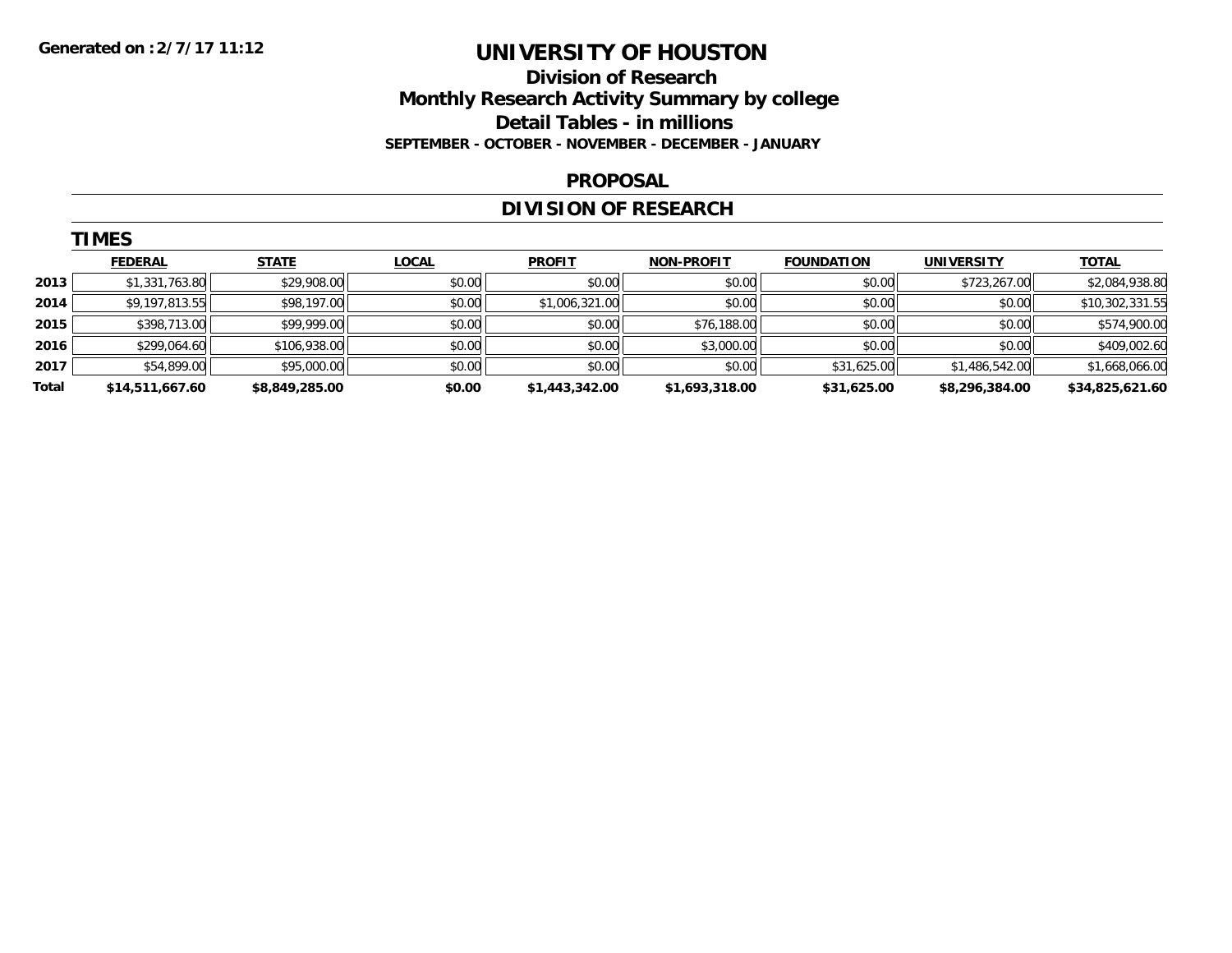Generated on :2/7/17 11:12

# UNIVERSITY OF HOUSTON

## Division of Research
## Monthly Research Activity Summary by college
## Detail Tables - in millions

**SEPTEMBER - OCTOBER - NOVEMBER - DECEMBER - JANUARY**

### PROPOSAL

### DIVISION OF RESEARCH

**TIMES**

| | FEDERAL | STATE | LOCAL | PROFIT | NON-PROFIT | FOUNDATION | UNIVERSITY | TOTAL |
|---|---|---|---|---|---|---|---|---|
| 2013 | $1,331,763.80 | $29,908.00 | $0.00 | $0.00 | $0.00 | $0.00 | $723,267.00 | $2,084,938.80 |
| 2014 | $9,197,813.55 | $98,197.00 | $0.00 | $1,006,321.00 | $0.00 | $0.00 | $0.00 | $10,302,331.55 |
| 2015 | $398,713.00 | $99,999.00 | $0.00 | $0.00 | $76,188.00 | $0.00 | $0.00 | $574,900.00 |
| 2016 | $299,064.60 | $106,938.00 | $0.00 | $0.00 | $3,000.00 | $0.00 | $0.00 | $409,002.60 |
| 2017 | $54,899.00 | $95,000.00 | $0.00 | $0.00 | $0.00 | $31,625.00 | $1,486,542.00 | $1,668,066.00 |
| Total | $14,511,667.60 | $8,849,285.00 | $0.00 | $1,443,342.00 | $1,693,318.00 | $31,625.00 | $8,296,384.00 | $34,825,621.60 |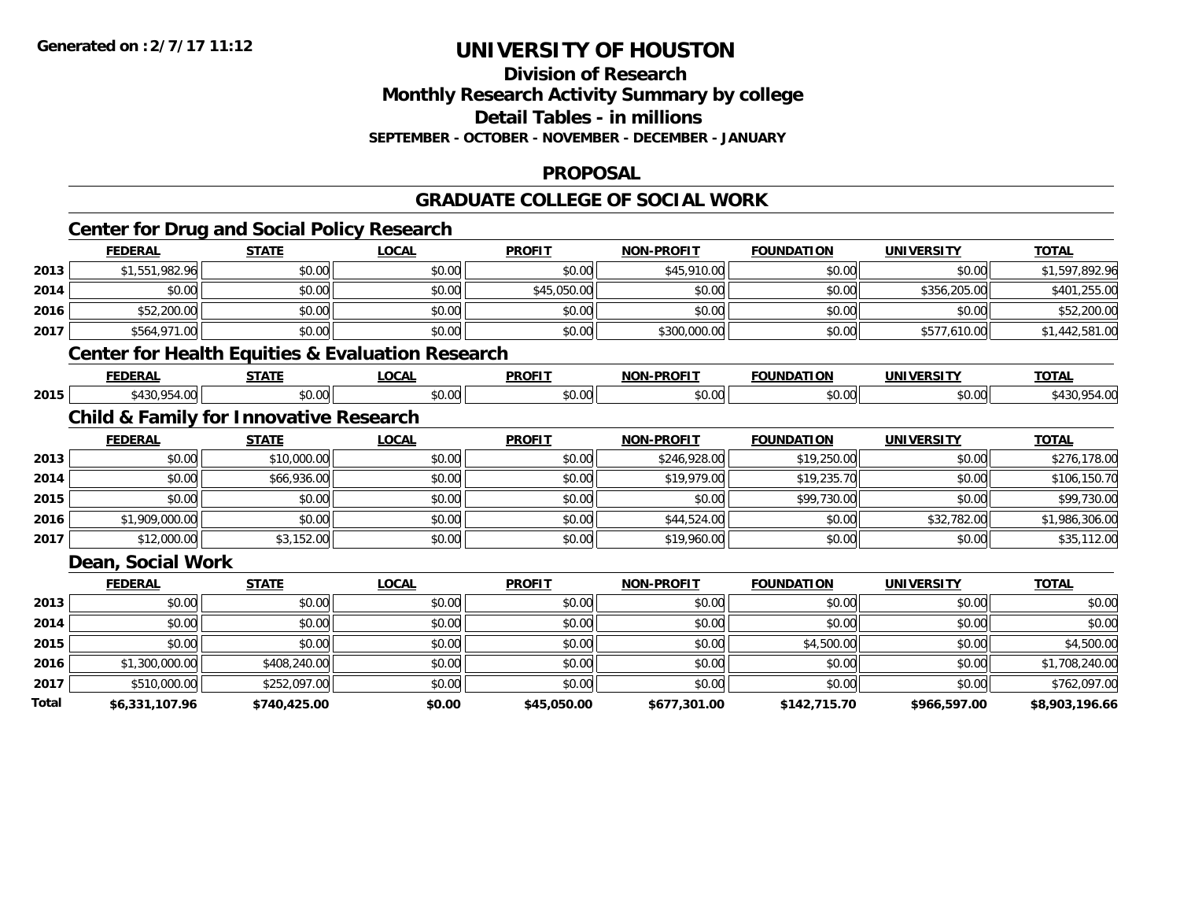**Generated on :2/7/17 11:12**

# UNIVERSITY OF HOUSTON

## Division of Research
## Monthly Research Activity Summary by college
## Detail Tables - in millions
### SEPTEMBER - OCTOBER - NOVEMBER - DECEMBER - JANUARY

## PROPOSAL

## GRADUATE COLLEGE OF SOCIAL WORK

### Center for Drug and Social Policy Research

| | FEDERAL | STATE | LOCAL | PROFIT | NON-PROFIT | FOUNDATION | UNIVERSITY | TOTAL |
|---|---|---|---|---|---|---|---|---|
| 2013 | $1,551,982.96 | $0.00 | $0.00 | $0.00 | $45,910.00 | $0.00 | $0.00 | $1,597,892.96 |
| 2014 | $0.00 | $0.00 | $0.00 | $45,050.00 | $0.00 | $0.00 | $356,205.00 | $401,255.00 |
| 2016 | $52,200.00 | $0.00 | $0.00 | $0.00 | $0.00 | $0.00 | $0.00 | $52,200.00 |
| 2017 | $564,971.00 | $0.00 | $0.00 | $0.00 | $300,000.00 | $0.00 | $577,610.00 | $1,442,581.00 |

### Center for Health Equities & Evaluation Research

| | FEDERAL | STATE | LOCAL | PROFIT | NON-PROFIT | FOUNDATION | UNIVERSITY | TOTAL |
|---|---|---|---|---|---|---|---|---|
| 2015 | $430,954.00 | $0.00 | $0.00 | $0.00 | $0.00 | $0.00 | $0.00 | $430,954.00 |

### Child & Family for Innovative Research

| | FEDERAL | STATE | LOCAL | PROFIT | NON-PROFIT | FOUNDATION | UNIVERSITY | TOTAL |
|---|---|---|---|---|---|---|---|---|
| 2013 | $0.00 | $10,000.00 | $0.00 | $0.00 | $246,928.00 | $19,250.00 | $0.00 | $276,178.00 |
| 2014 | $0.00 | $66,936.00 | $0.00 | $0.00 | $19,979.00 | $19,235.70 | $0.00 | $106,150.70 |
| 2015 | $0.00 | $0.00 | $0.00 | $0.00 | $0.00 | $99,730.00 | $0.00 | $99,730.00 |
| 2016 | $1,909,000.00 | $0.00 | $0.00 | $0.00 | $44,524.00 | $0.00 | $32,782.00 | $1,986,306.00 |
| 2017 | $12,000.00 | $3,152.00 | $0.00 | $0.00 | $19,960.00 | $0.00 | $0.00 | $35,112.00 |

### Dean, Social Work

| | FEDERAL | STATE | LOCAL | PROFIT | NON-PROFIT | FOUNDATION | UNIVERSITY | TOTAL |
|---|---|---|---|---|---|---|---|---|
| 2013 | $0.00 | $0.00 | $0.00 | $0.00 | $0.00 | $0.00 | $0.00 | $0.00 |
| 2014 | $0.00 | $0.00 | $0.00 | $0.00 | $0.00 | $0.00 | $0.00 | $0.00 |
| 2015 | $0.00 | $0.00 | $0.00 | $0.00 | $0.00 | $4,500.00 | $0.00 | $4,500.00 |
| 2016 | $1,300,000.00 | $408,240.00 | $0.00 | $0.00 | $0.00 | $0.00 | $0.00 | $1,708,240.00 |
| 2017 | $510,000.00 | $252,097.00 | $0.00 | $0.00 | $0.00 | $0.00 | $0.00 | $762,097.00 |
| **Total** | **$6,331,107.96** | **$740,425.00** | **$0.00** | **$45,050.00** | **$677,301.00** | **$142,715.70** | **$966,597.00** | **$8,903,196.66** |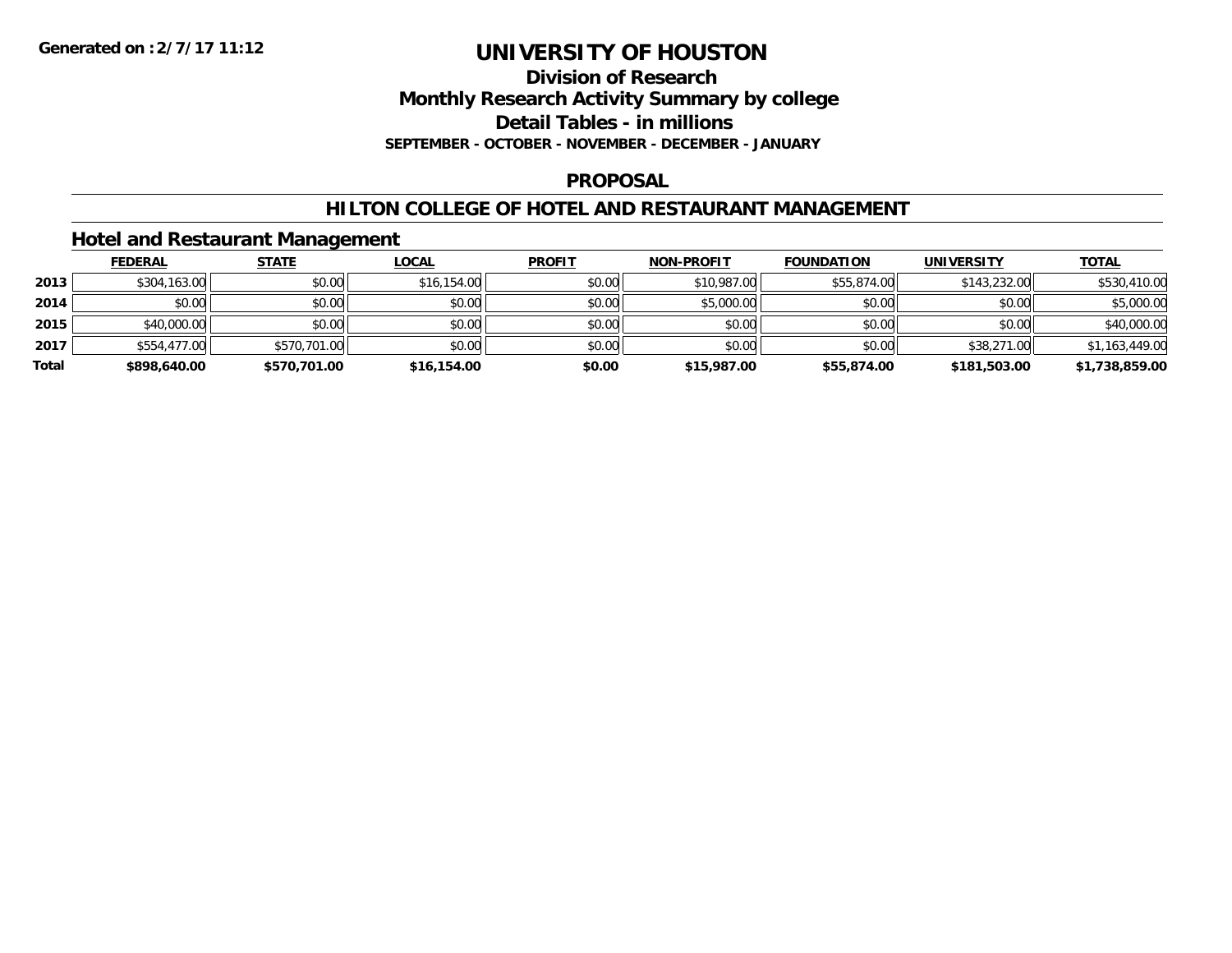**Generated on :2/7/17 11:12**

# UNIVERSITY OF HOUSTON

## Division of Research

## Monthly Research Activity Summary by college

## Detail Tables - in millions

**SEPTEMBER - OCTOBER - NOVEMBER - DECEMBER - JANUARY**

## PROPOSAL

## HILTON COLLEGE OF HOTEL AND RESTAURANT MANAGEMENT

### Hotel and Restaurant Management

| | FEDERAL | STATE | LOCAL | PROFIT | NON-PROFIT | FOUNDATION | UNIVERSITY | TOTAL |
|---|---|---|---|---|---|---|---|---|
| **2013** | $304,163.00 | $0.00 | $16,154.00 | $0.00 | $10,987.00 | $55,874.00 | $143,232.00 | $530,410.00 |
| **2014** | $0.00 | $0.00 | $0.00 | $0.00 | $5,000.00 | $0.00 | $0.00 | $5,000.00 |
| **2015** | $40,000.00 | $0.00 | $0.00 | $0.00 | $0.00 | $0.00 | $0.00 | $40,000.00 |
| **2017** | $554,477.00 | $570,701.00 | $0.00 | $0.00 | $0.00 | $0.00 | $38,271.00 | $1,163,449.00 |
| **Total** | **$898,640.00** | **$570,701.00** | **$16,154.00** | **$0.00** | **$15,987.00** | **$55,874.00** | **$181,503.00** | **$1,738,859.00** |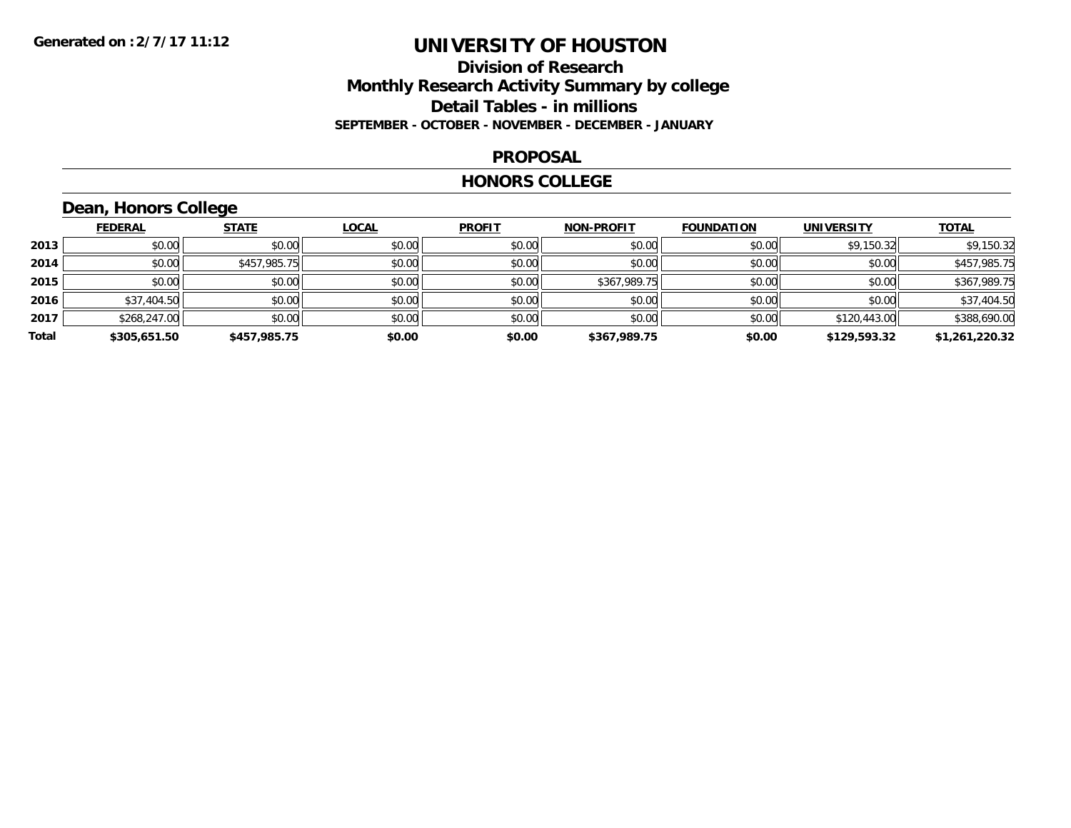**Generated on :2/7/17 11:12**

# UNIVERSITY OF HOUSTON

## Division of Research

## Monthly Research Activity Summary by college

## Detail Tables - in millions

**SEPTEMBER - OCTOBER - NOVEMBER - DECEMBER - JANUARY**

### PROPOSAL

### HONORS COLLEGE

### Dean, Honors College

| | FEDERAL | STATE | LOCAL | PROFIT | NON-PROFIT | FOUNDATION | UNIVERSITY | TOTAL |
|---|---|---|---|---|---|---|---|---|
| 2013 | $0.00 | $0.00 | $0.00 | $0.00 | $0.00 | $0.00 | $9,150.32 | $9,150.32 |
| 2014 | $0.00 | $457,985.75 | $0.00 | $0.00 | $0.00 | $0.00 | $0.00 | $457,985.75 |
| 2015 | $0.00 | $0.00 | $0.00 | $0.00 | $367,989.75 | $0.00 | $0.00 | $367,989.75 |
| 2016 | $37,404.50 | $0.00 | $0.00 | $0.00 | $0.00 | $0.00 | $0.00 | $37,404.50 |
| 2017 | $268,247.00 | $0.00 | $0.00 | $0.00 | $0.00 | $0.00 | $120,443.00 | $388,690.00 |
| **Total** | **$305,651.50** | **$457,985.75** | **$0.00** | **$0.00** | **$367,989.75** | **$0.00** | **$129,593.32** | **$1,261,220.32** |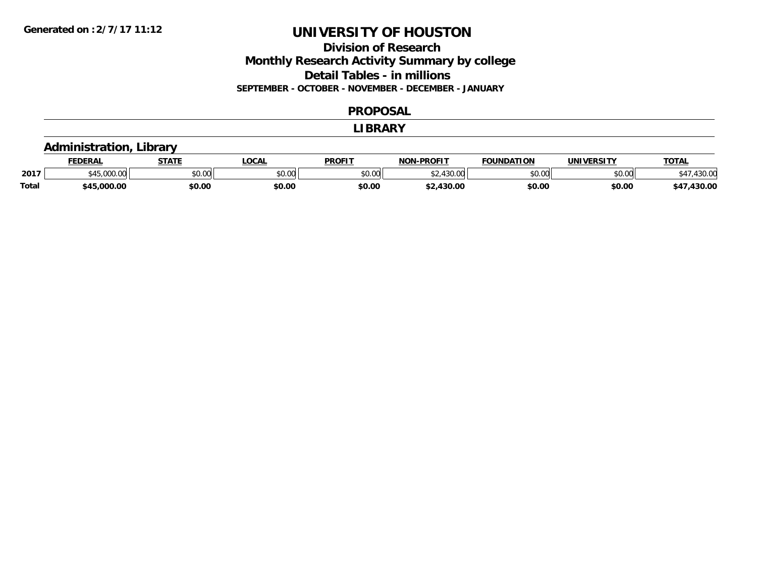# UNIVERSITY OF HOUSTON

## Division of Research
## Monthly Research Activity Summary by college
## Detail Tables - in millions

**SEPTEMBER - OCTOBER - NOVEMBER - DECEMBER - JANUARY**

Generated on : 2/7/17 11:12

## PROPOSAL

## LIBRARY

### Administration, Library

| | FEDERAL | STATE | LOCAL | PROFIT | NON-PROFIT | FOUNDATION | UNIVERSITY | TOTAL |
|---|---|---|---|---|---|---|---|---|
| 2017 | $45,000.00 | $0.00 | $0.00 | $0.00 | $2,430.00 | $0.00 | $0.00 | $47,430.00 |
| **Total** | **$45,000.00** | **$0.00** | **$0.00** | **$0.00** | **$2,430.00** | **$0.00** | **$0.00** | **$47,430.00** |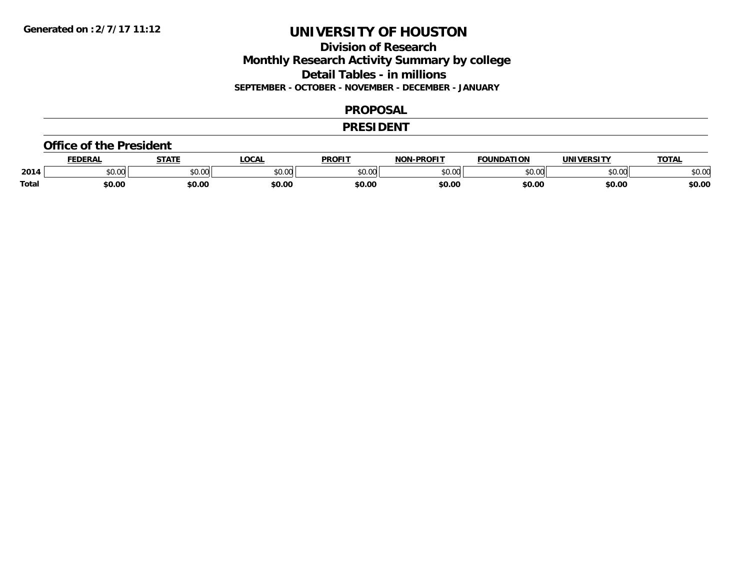Generated on :2/7/17 11:12

# UNIVERSITY OF HOUSTON

## Division of Research
## Monthly Research Activity Summary by college
## Detail Tables - in millions

**SEPTEMBER - OCTOBER - NOVEMBER - DECEMBER - JANUARY**

## PROPOSAL

## PRESIDENT

### Office of the President

| | FEDERAL | STATE | LOCAL | PROFIT | NON-PROFIT | FOUNDATION | UNIVERSITY | TOTAL |
|---|---|---|---|---|---|---|---|---|
| 2014 | $0.00 | $0.00 | $0.00 | $0.00 | $0.00 | $0.00 | $0.00 | $0.00 |
| **Total** | **$0.00** | **$0.00** | **$0.00** | **$0.00** | **$0.00** | **$0.00** | **$0.00** | **$0.00** |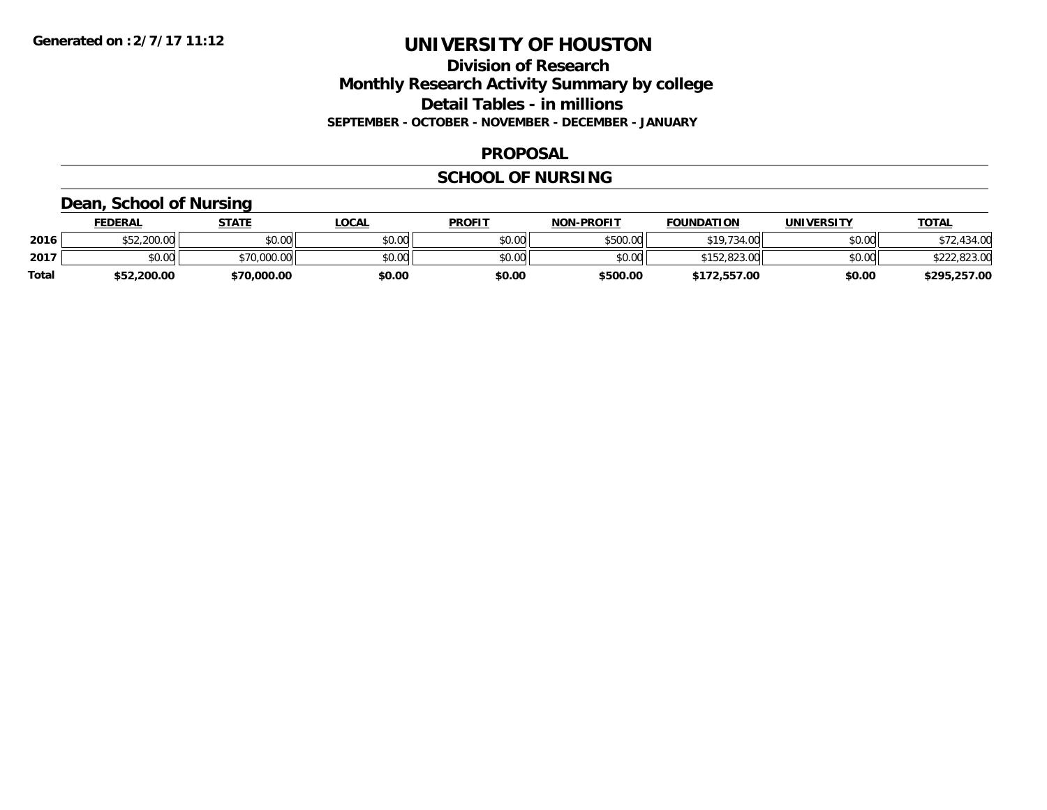# UNIVERSITY OF HOUSTON

## Division of Research
## Monthly Research Activity Summary by college
## Detail Tables - in millions
**SEPTEMBER - OCTOBER - NOVEMBER - DECEMBER - JANUARY**

**Generated on : 2/7/17 11:12**

## PROPOSAL

## SCHOOL OF NURSING

### Dean, School of Nursing

| | FEDERAL | STATE | LOCAL | PROFIT | NON-PROFIT | FOUNDATION | UNIVERSITY | TOTAL |
|---|---|---|---|---|---|---|---|---|
| 2016 | $52,200.00 | $0.00 | $0.00 | $0.00 | $500.00 | $19,734.00 | $0.00 | $72,434.00 |
| 2017 | $0.00 | $70,000.00 | $0.00 | $0.00 | $0.00 | $152,823.00 | $0.00 | $222,823.00 |
| **Total** | **$52,200.00** | **$70,000.00** | **$0.00** | **$0.00** | **$500.00** | **$172,557.00** | **$0.00** | **$295,257.00** |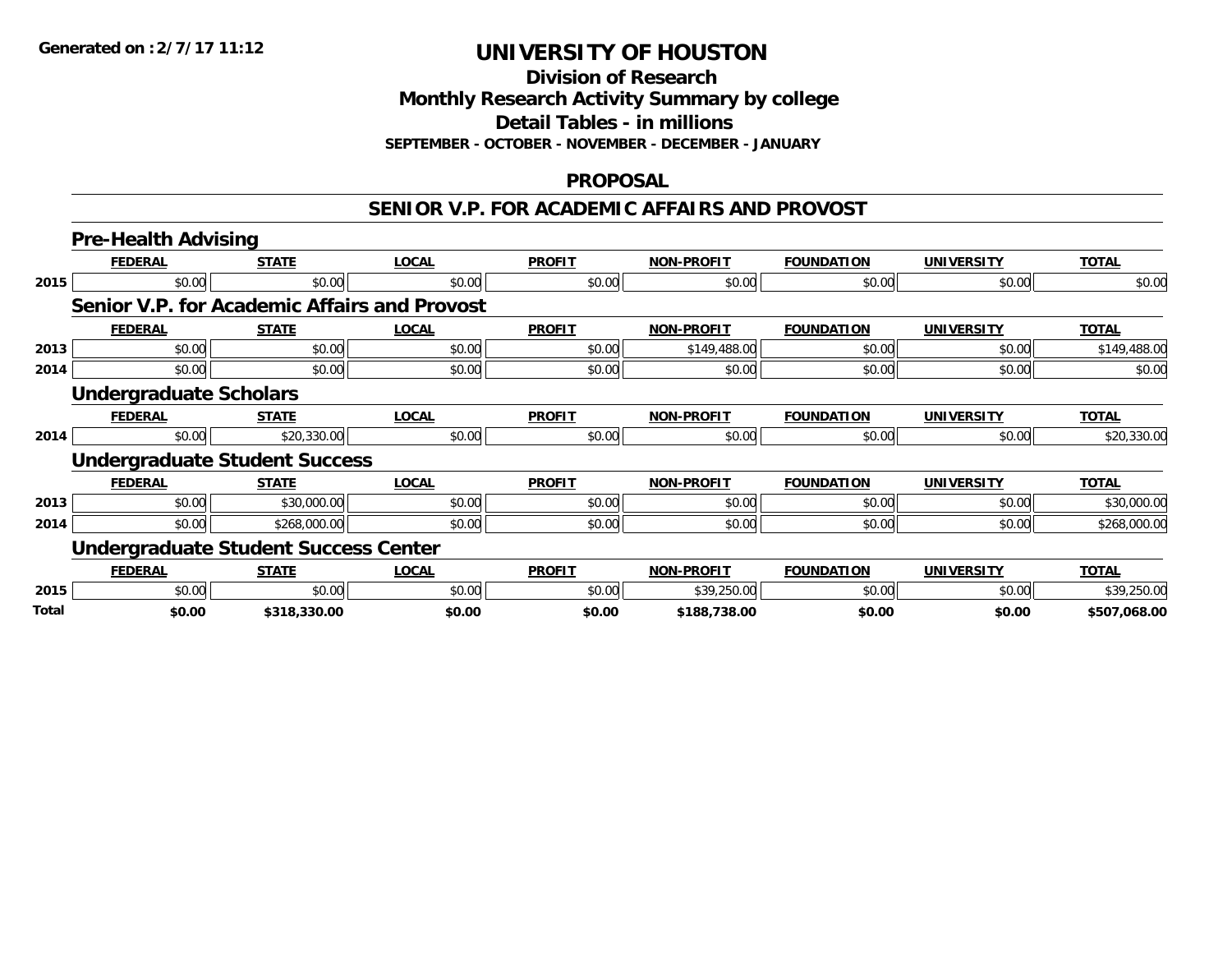# UNIVERSITY OF HOUSTON

**Generated on :2/7/17 11:12**

## Division of Research
## Monthly Research Activity Summary by college
## Detail Tables - in millions
**SEPTEMBER - OCTOBER - NOVEMBER - DECEMBER - JANUARY**

## PROPOSAL

## SENIOR V.P. FOR ACADEMIC AFFAIRS AND PROVOST

### Pre-Health Advising

| | FEDERAL | STATE | LOCAL | PROFIT | NON-PROFIT | FOUNDATION | UNIVERSITY | TOTAL |
|---|---|---|---|---|---|---|---|---|
| 2015 | $0.00 | $0.00 | $0.00 | $0.00 | $0.00 | $0.00 | $0.00 | $0.00 |

### Senior V.P. for Academic Affairs and Provost

| | FEDERAL | STATE | LOCAL | PROFIT | NON-PROFIT | FOUNDATION | UNIVERSITY | TOTAL |
|---|---|---|---|---|---|---|---|---|
| 2013 | $0.00 | $0.00 | $0.00 | $0.00 | $149,488.00 | $0.00 | $0.00 | $149,488.00 |
| 2014 | $0.00 | $0.00 | $0.00 | $0.00 | $0.00 | $0.00 | $0.00 | $0.00 |

### Undergraduate Scholars

| | FEDERAL | STATE | LOCAL | PROFIT | NON-PROFIT | FOUNDATION | UNIVERSITY | TOTAL |
|---|---|---|---|---|---|---|---|---|
| 2014 | $0.00 | $20,330.00 | $0.00 | $0.00 | $0.00 | $0.00 | $0.00 | $20,330.00 |

### Undergraduate Student Success

| | FEDERAL | STATE | LOCAL | PROFIT | NON-PROFIT | FOUNDATION | UNIVERSITY | TOTAL |
|---|---|---|---|---|---|---|---|---|
| 2013 | $0.00 | $30,000.00 | $0.00 | $0.00 | $0.00 | $0.00 | $0.00 | $30,000.00 |
| 2014 | $0.00 | $268,000.00 | $0.00 | $0.00 | $0.00 | $0.00 | $0.00 | $268,000.00 |

### Undergraduate Student Success Center

| | FEDERAL | STATE | LOCAL | PROFIT | NON-PROFIT | FOUNDATION | UNIVERSITY | TOTAL |
|---|---|---|---|---|---|---|---|---|
| 2015 | $0.00 | $0.00 | $0.00 | $0.00 | $39,250.00 | $0.00 | $0.00 | $39,250.00 |
| **Total** | **$0.00** | **$318,330.00** | **$0.00** | **$0.00** | **$188,738.00** | **$0.00** | **$0.00** | **$507,068.00** |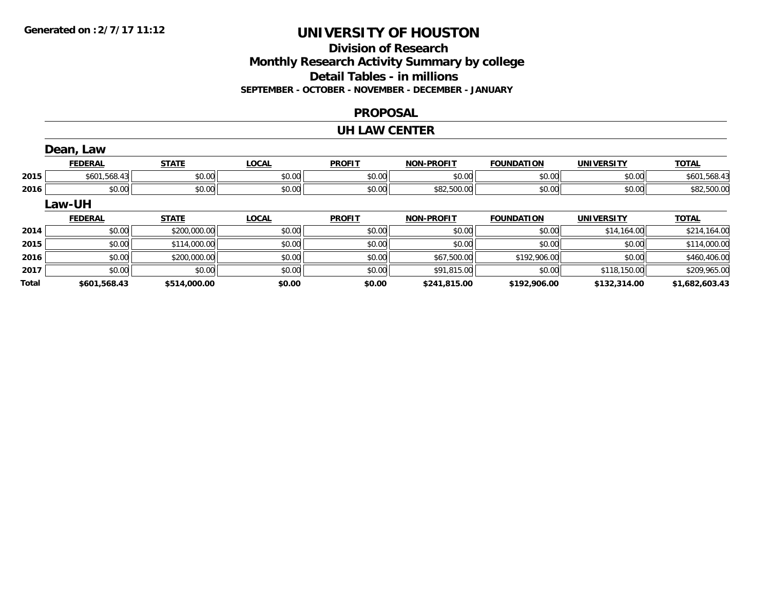Generated on :2/7/17 11:12

# UNIVERSITY OF HOUSTON

## Division of Research
## Monthly Research Activity Summary by college
## Detail Tables - in millions
### SEPTEMBER - OCTOBER - NOVEMBER - DECEMBER - JANUARY

### PROPOSAL

### UH LAW CENTER

#### Dean, Law

| | FEDERAL | STATE | LOCAL | PROFIT | NON-PROFIT | FOUNDATION | UNIVERSITY | TOTAL |
|---|---|---|---|---|---|---|---|---|
| 2015 | $601,568.43 | $0.00 | $0.00 | $0.00 | $0.00 | $0.00 | $0.00 | $601,568.43 |
| 2016 | $0.00 | $0.00 | $0.00 | $0.00 | $82,500.00 | $0.00 | $0.00 | $82,500.00 |

#### Law-UH

| | FEDERAL | STATE | LOCAL | PROFIT | NON-PROFIT | FOUNDATION | UNIVERSITY | TOTAL |
|---|---|---|---|---|---|---|---|---|
| 2014 | $0.00 | $200,000.00 | $0.00 | $0.00 | $0.00 | $0.00 | $14,164.00 | $214,164.00 |
| 2015 | $0.00 | $114,000.00 | $0.00 | $0.00 | $0.00 | $0.00 | $0.00 | $114,000.00 |
| 2016 | $0.00 | $200,000.00 | $0.00 | $0.00 | $67,500.00 | $192,906.00 | $0.00 | $460,406.00 |
| 2017 | $0.00 | $0.00 | $0.00 | $0.00 | $91,815.00 | $0.00 | $118,150.00 | $209,965.00 |
| **Total** | **$601,568.43** | **$514,000.00** | **$0.00** | **$0.00** | **$241,815.00** | **$192,906.00** | **$132,314.00** | **$1,682,603.43** |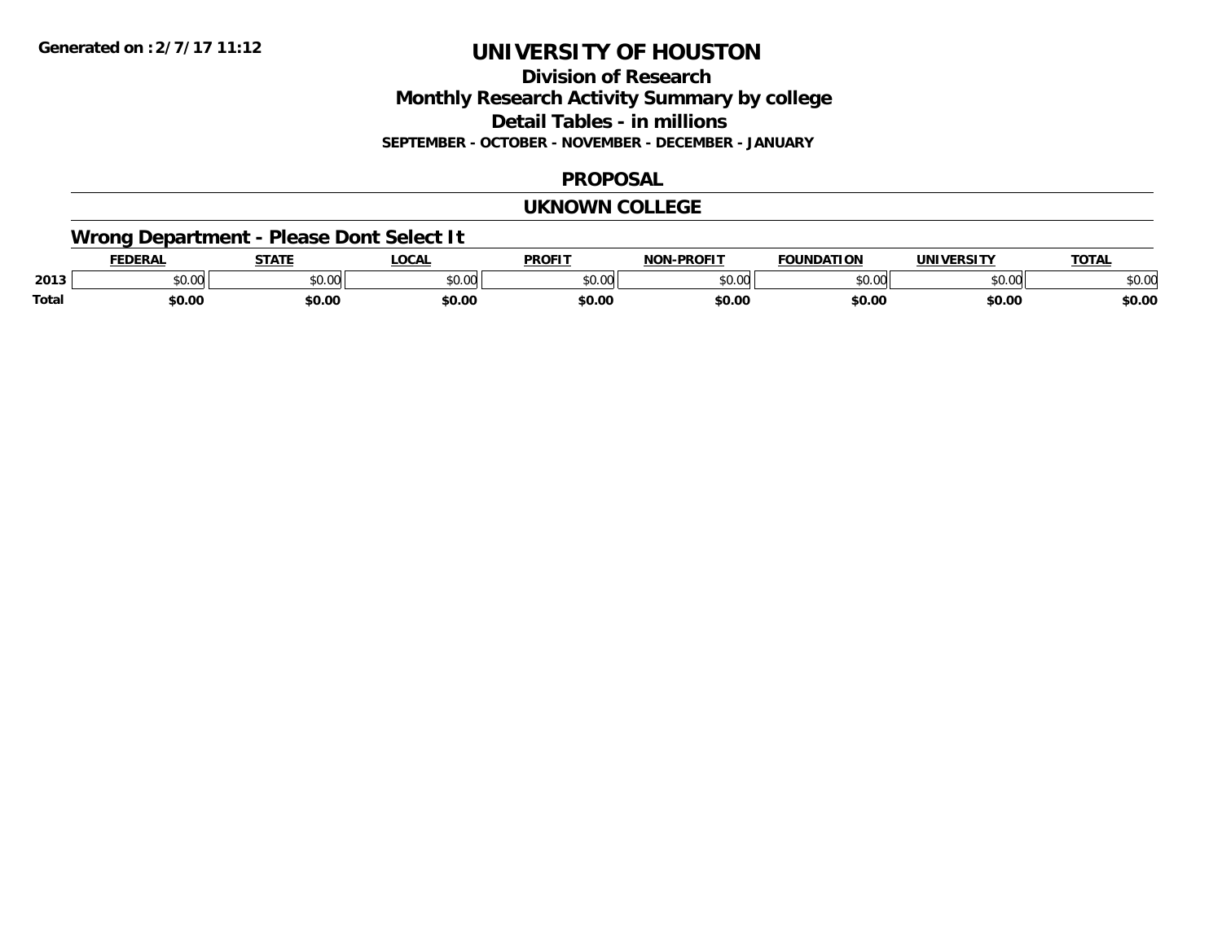**Generated on :2/7/17 11:12**

# UNIVERSITY OF HOUSTON

## Division of Research
## Monthly Research Activity Summary by college
## Detail Tables - in millions
### SEPTEMBER - OCTOBER - NOVEMBER - DECEMBER - JANUARY

## PROPOSAL

## UKNOWN COLLEGE

### Wrong Department - Please Dont Select It

| | FEDERAL | STATE | LOCAL | PROFIT | NON-PROFIT | FOUNDATION | UNIVERSITY | TOTAL |
|---|---|---|---|---|---|---|---|---|
| 2013 | $0.00 | $0.00 | $0.00 | $0.00 | $0.00 | $0.00 | $0.00 | $0.00 |
| **Total** | **$0.00** | **$0.00** | **$0.00** | **$0.00** | **$0.00** | **$0.00** | **$0.00** | **$0.00** |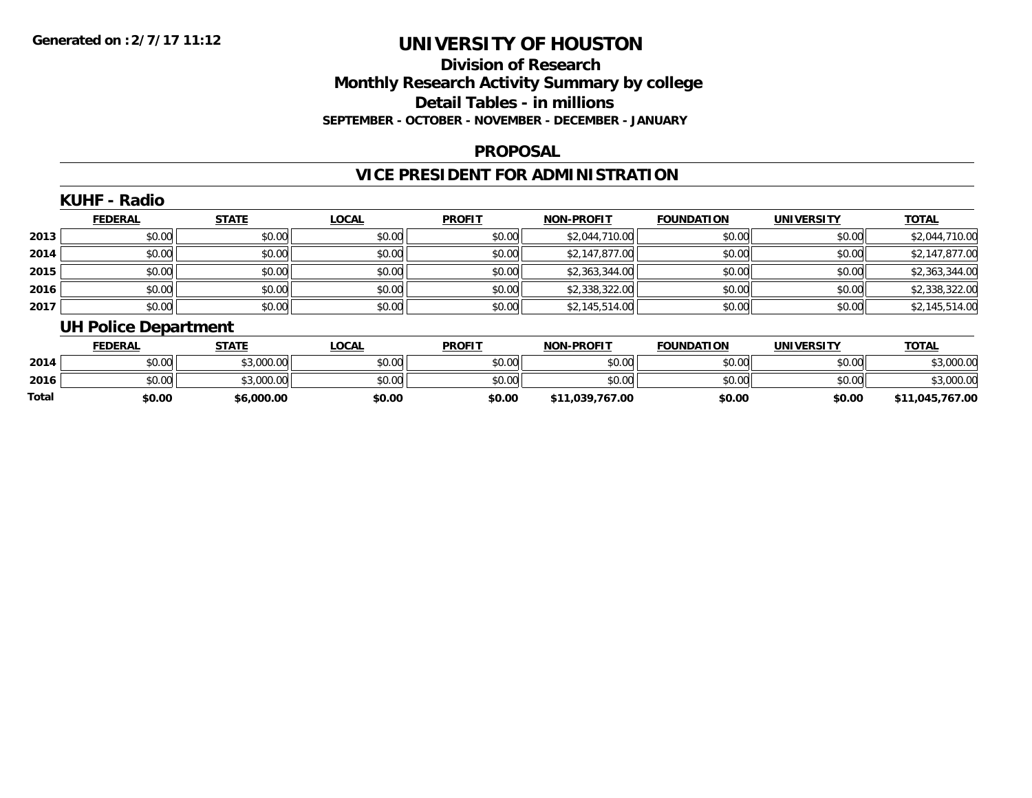# UNIVERSITY OF HOUSTON

## Division of Research

## Monthly Research Activity Summary by college

## Detail Tables - in millions

**SEPTEMBER - OCTOBER - NOVEMBER - DECEMBER - JANUARY**

**Generated on : 2/7/17 11:12**

### PROPOSAL

### VICE PRESIDENT FOR ADMINISTRATION

#### KUHF - Radio

| | FEDERAL | STATE | LOCAL | PROFIT | NON-PROFIT | FOUNDATION | UNIVERSITY | TOTAL |
|---|---|---|---|---|---|---|---|---|
| 2013 | $0.00 | $0.00 | $0.00 | $0.00 | $2,044,710.00 | $0.00 | $0.00 | $2,044,710.00 |
| 2014 | $0.00 | $0.00 | $0.00 | $0.00 | $2,147,877.00 | $0.00 | $0.00 | $2,147,877.00 |
| 2015 | $0.00 | $0.00 | $0.00 | $0.00 | $2,363,344.00 | $0.00 | $0.00 | $2,363,344.00 |
| 2016 | $0.00 | $0.00 | $0.00 | $0.00 | $2,338,322.00 | $0.00 | $0.00 | $2,338,322.00 |
| 2017 | $0.00 | $0.00 | $0.00 | $0.00 | $2,145,514.00 | $0.00 | $0.00 | $2,145,514.00 |

#### UH Police Department

| | FEDERAL | STATE | LOCAL | PROFIT | NON-PROFIT | FOUNDATION | UNIVERSITY | TOTAL |
|---|---|---|---|---|---|---|---|---|
| 2014 | $0.00 | $3,000.00 | $0.00 | $0.00 | $0.00 | $0.00 | $0.00 | $3,000.00 |
| 2016 | $0.00 | $3,000.00 | $0.00 | $0.00 | $0.00 | $0.00 | $0.00 | $3,000.00 |
| **Total** | **$0.00** | **$6,000.00** | **$0.00** | **$0.00** | **$11,039,767.00** | **$0.00** | **$0.00** | **$11,045,767.00** |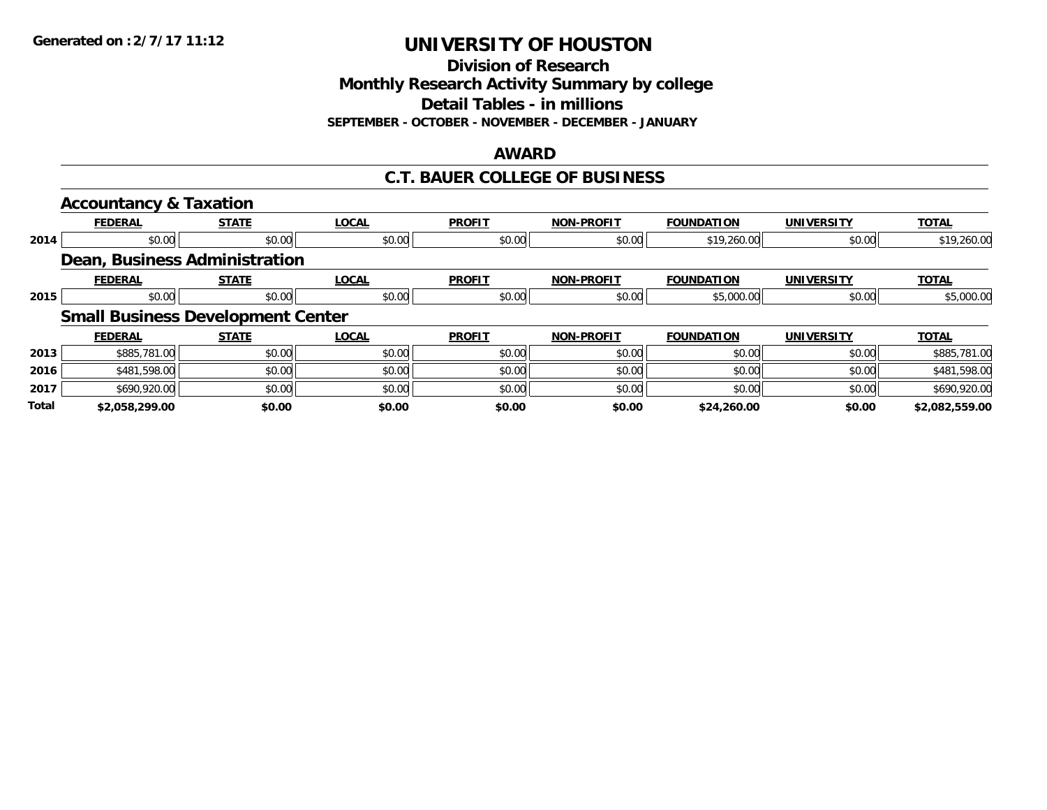**Generated on :2/7/17 11:12**

# UNIVERSITY OF HOUSTON

## Division of Research
## Monthly Research Activity Summary by college
## Detail Tables - in millions

**SEPTEMBER - OCTOBER - NOVEMBER - DECEMBER - JANUARY**

## AWARD

## C.T. BAUER COLLEGE OF BUSINESS

### Accountancy & Taxation

| | FEDERAL | STATE | LOCAL | PROFIT | NON-PROFIT | FOUNDATION | UNIVERSITY | TOTAL |
|---|---|---|---|---|---|---|---|---|
| 2014 | $0.00 | $0.00 | $0.00 | $0.00 | $0.00 | $19,260.00 | $0.00 | $19,260.00 |

### Dean, Business Administration

| | FEDERAL | STATE | LOCAL | PROFIT | NON-PROFIT | FOUNDATION | UNIVERSITY | TOTAL |
|---|---|---|---|---|---|---|---|---|
| 2015 | $0.00 | $0.00 | $0.00 | $0.00 | $0.00 | $5,000.00 | $0.00 | $5,000.00 |

### Small Business Development Center

| | FEDERAL | STATE | LOCAL | PROFIT | NON-PROFIT | FOUNDATION | UNIVERSITY | TOTAL |
|---|---|---|---|---|---|---|---|---|
| 2013 | $885,781.00 | $0.00 | $0.00 | $0.00 | $0.00 | $0.00 | $0.00 | $885,781.00 |
| 2016 | $481,598.00 | $0.00 | $0.00 | $0.00 | $0.00 | $0.00 | $0.00 | $481,598.00 |
| 2017 | $690,920.00 | $0.00 | $0.00 | $0.00 | $0.00 | $0.00 | $0.00 | $690,920.00 |
| **Total** | **$2,058,299.00** | **$0.00** | **$0.00** | **$0.00** | **$0.00** | **$24,260.00** | **$0.00** | **$2,082,559.00** |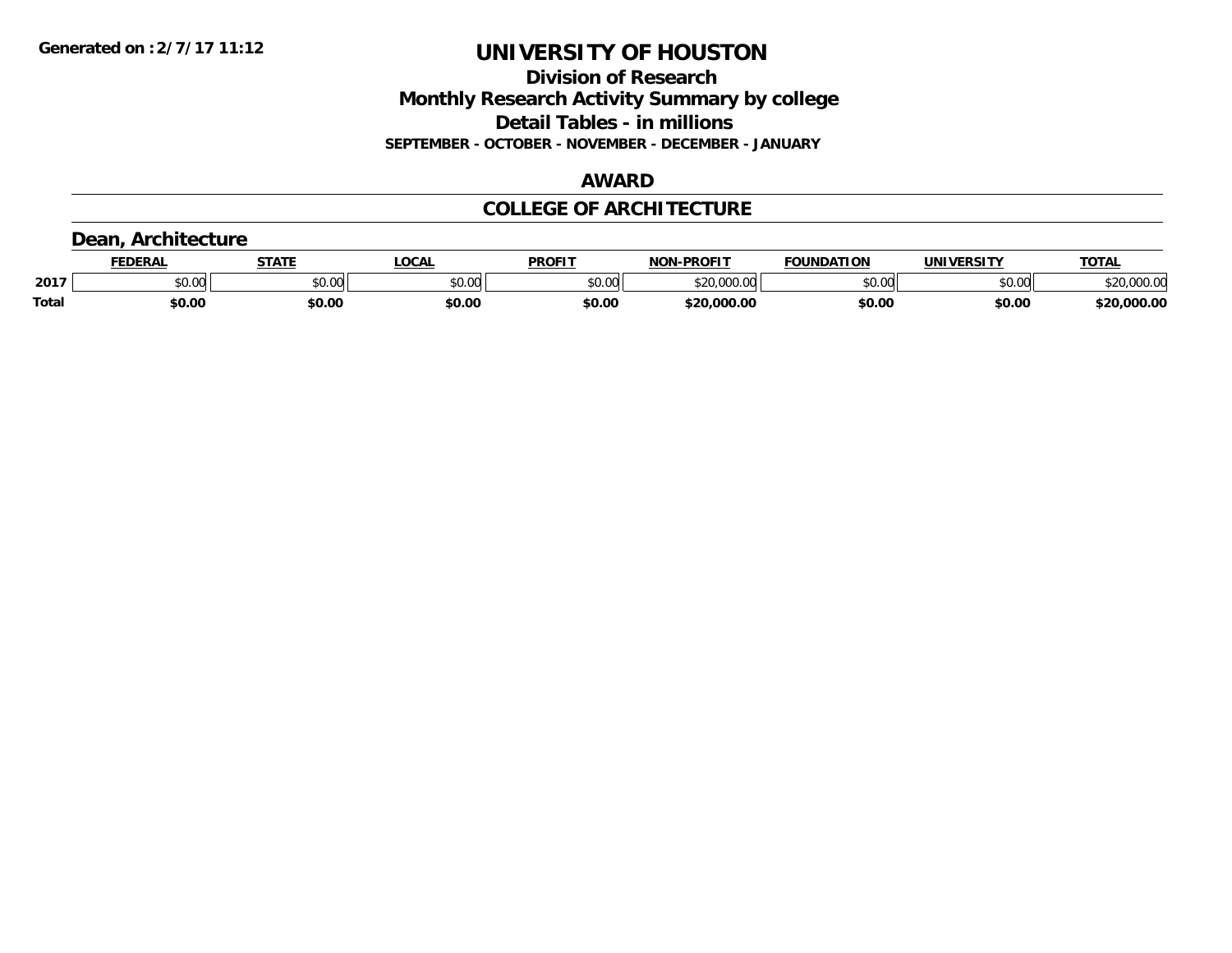Generated on :2/7/17 11:12

# UNIVERSITY OF HOUSTON

## Division of Research
## Monthly Research Activity Summary by college
## Detail Tables - in millions
### SEPTEMBER - OCTOBER - NOVEMBER - DECEMBER - JANUARY

## AWARD

## COLLEGE OF ARCHITECTURE

### Dean, Architecture

| | FEDERAL | STATE | LOCAL | PROFIT | NON-PROFIT | FOUNDATION | UNIVERSITY | TOTAL |
|---|---|---|---|---|---|---|---|---|
| 2017 | $0.00 | $0.00 | $0.00 | $0.00 | $20,000.00 | $0.00 | $0.00 | $20,000.00 |
| **Total** | **$0.00** | **$0.00** | **$0.00** | **$0.00** | **$20,000.00** | **$0.00** | **$0.00** | **$20,000.00** |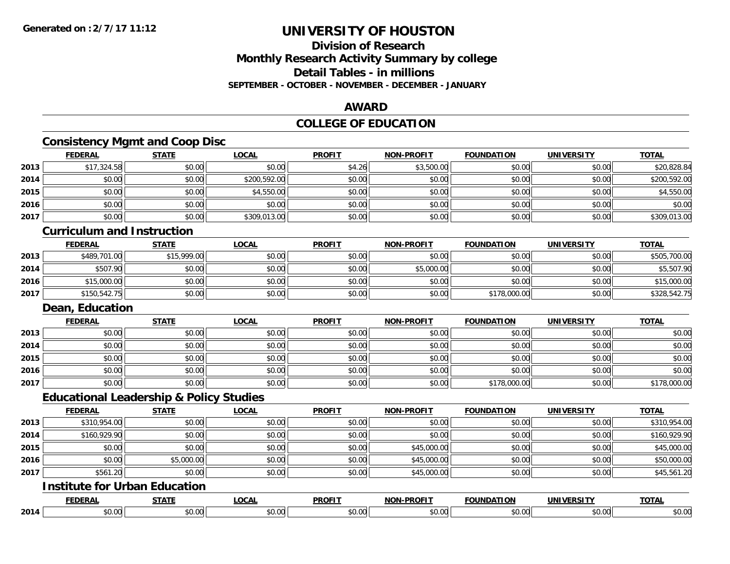# UNIVERSITY OF HOUSTON

## Division of Research
## Monthly Research Activity Summary by college
## Detail Tables - in millions
### SEPTEMBER - OCTOBER - NOVEMBER - DECEMBER - JANUARY

**Generated on : 2/7/17 11:12**

## AWARD

## COLLEGE OF EDUCATION

### Consistency Mgmt and Coop Disc

| | FEDERAL | STATE | LOCAL | PROFIT | NON-PROFIT | FOUNDATION | UNIVERSITY | TOTAL |
|---|---|---|---|---|---|---|---|---|
| 2013 | $17,324.58 | $0.00 | $0.00 | $4.26 | $3,500.00 | $0.00 | $0.00 | $20,828.84 |
| 2014 | $0.00 | $0.00 | $200,592.00 | $0.00 | $0.00 | $0.00 | $0.00 | $200,592.00 |
| 2015 | $0.00 | $0.00 | $4,550.00 | $0.00 | $0.00 | $0.00 | $0.00 | $4,550.00 |
| 2016 | $0.00 | $0.00 | $0.00 | $0.00 | $0.00 | $0.00 | $0.00 | $0.00 |
| 2017 | $0.00 | $0.00 | $309,013.00 | $0.00 | $0.00 | $0.00 | $0.00 | $309,013.00 |

### Curriculum and Instruction

| | FEDERAL | STATE | LOCAL | PROFIT | NON-PROFIT | FOUNDATION | UNIVERSITY | TOTAL |
|---|---|---|---|---|---|---|---|---|
| 2013 | $489,701.00 | $15,999.00 | $0.00 | $0.00 | $0.00 | $0.00 | $0.00 | $505,700.00 |
| 2014 | $507.90 | $0.00 | $0.00 | $0.00 | $5,000.00 | $0.00 | $0.00 | $5,507.90 |
| 2016 | $15,000.00 | $0.00 | $0.00 | $0.00 | $0.00 | $0.00 | $0.00 | $15,000.00 |
| 2017 | $150,542.75 | $0.00 | $0.00 | $0.00 | $0.00 | $178,000.00 | $0.00 | $328,542.75 |

### Dean, Education

| | FEDERAL | STATE | LOCAL | PROFIT | NON-PROFIT | FOUNDATION | UNIVERSITY | TOTAL |
|---|---|---|---|---|---|---|---|---|
| 2013 | $0.00 | $0.00 | $0.00 | $0.00 | $0.00 | $0.00 | $0.00 | $0.00 |
| 2014 | $0.00 | $0.00 | $0.00 | $0.00 | $0.00 | $0.00 | $0.00 | $0.00 |
| 2015 | $0.00 | $0.00 | $0.00 | $0.00 | $0.00 | $0.00 | $0.00 | $0.00 |
| 2016 | $0.00 | $0.00 | $0.00 | $0.00 | $0.00 | $0.00 | $0.00 | $0.00 |
| 2017 | $0.00 | $0.00 | $0.00 | $0.00 | $0.00 | $178,000.00 | $0.00 | $178,000.00 |

### Educational Leadership & Policy Studies

| | FEDERAL | STATE | LOCAL | PROFIT | NON-PROFIT | FOUNDATION | UNIVERSITY | TOTAL |
|---|---|---|---|---|---|---|---|---|
| 2013 | $310,954.00 | $0.00 | $0.00 | $0.00 | $0.00 | $0.00 | $0.00 | $310,954.00 |
| 2014 | $160,929.90 | $0.00 | $0.00 | $0.00 | $0.00 | $0.00 | $0.00 | $160,929.90 |
| 2015 | $0.00 | $0.00 | $0.00 | $0.00 | $45,000.00 | $0.00 | $0.00 | $45,000.00 |
| 2016 | $0.00 | $5,000.00 | $0.00 | $0.00 | $45,000.00 | $0.00 | $0.00 | $50,000.00 |
| 2017 | $561.20 | $0.00 | $0.00 | $0.00 | $45,000.00 | $0.00 | $0.00 | $45,561.20 |

### Institute for Urban Education

| | FEDERAL | STATE | LOCAL | PROFIT | NON-PROFIT | FOUNDATION | UNIVERSITY | TOTAL |
|---|---|---|---|---|---|---|---|---|
| 2014 | $0.00 | $0.00 | $0.00 | $0.00 | $0.00 | $0.00 | $0.00 | $0.00 |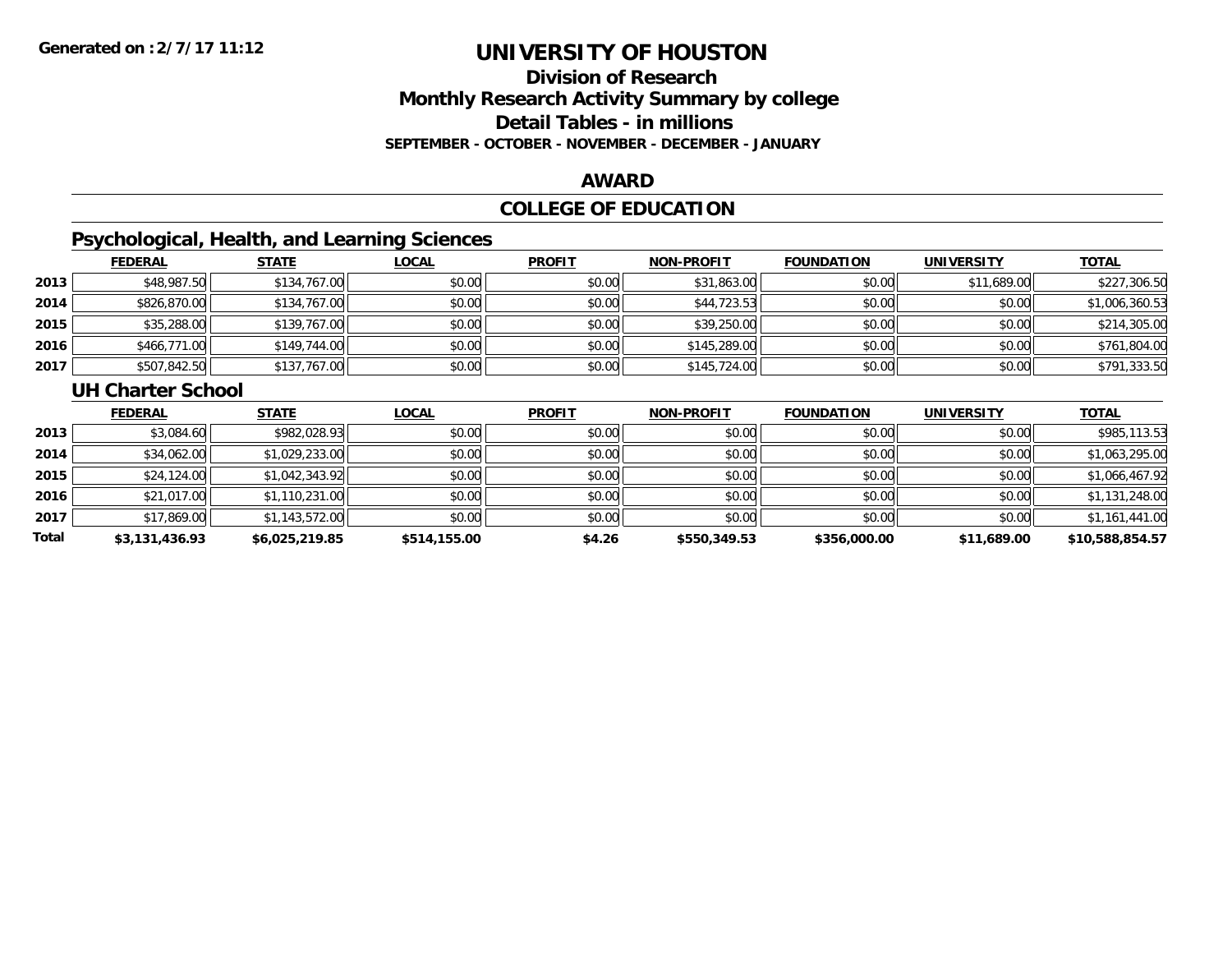**Generated on : 2/7/17 11:12**

# UNIVERSITY OF HOUSTON

## Division of Research

## Monthly Research Activity Summary by college

## Detail Tables - in millions

**SEPTEMBER - OCTOBER - NOVEMBER - DECEMBER - JANUARY**

## AWARD

## COLLEGE OF EDUCATION

### Psychological, Health, and Learning Sciences

| | FEDERAL | STATE | LOCAL | PROFIT | NON-PROFIT | FOUNDATION | UNIVERSITY | TOTAL |
|---|---|---|---|---|---|---|---|---|
| 2013 | $48,987.50 | $134,767.00 | $0.00 | $0.00 | $31,863.00 | $0.00 | $11,689.00 | $227,306.50 |
| 2014 | $826,870.00 | $134,767.00 | $0.00 | $0.00 | $44,723.53 | $0.00 | $0.00 | $1,006,360.53 |
| 2015 | $35,288.00 | $139,767.00 | $0.00 | $0.00 | $39,250.00 | $0.00 | $0.00 | $214,305.00 |
| 2016 | $466,771.00 | $149,744.00 | $0.00 | $0.00 | $145,289.00 | $0.00 | $0.00 | $761,804.00 |
| 2017 | $507,842.50 | $137,767.00 | $0.00 | $0.00 | $145,724.00 | $0.00 | $0.00 | $791,333.50 |

### UH Charter School

| | FEDERAL | STATE | LOCAL | PROFIT | NON-PROFIT | FOUNDATION | UNIVERSITY | TOTAL |
|---|---|---|---|---|---|---|---|---|
| 2013 | $3,084.60 | $982,028.93 | $0.00 | $0.00 | $0.00 | $0.00 | $0.00 | $985,113.53 |
| 2014 | $34,062.00 | $1,029,233.00 | $0.00 | $0.00 | $0.00 | $0.00 | $0.00 | $1,063,295.00 |
| 2015 | $24,124.00 | $1,042,343.92 | $0.00 | $0.00 | $0.00 | $0.00 | $0.00 | $1,066,467.92 |
| 2016 | $21,017.00 | $1,110,231.00 | $0.00 | $0.00 | $0.00 | $0.00 | $0.00 | $1,131,248.00 |
| 2017 | $17,869.00 | $1,143,572.00 | $0.00 | $0.00 | $0.00 | $0.00 | $0.00 | $1,161,441.00 |
| **Total** | **$3,131,436.93** | **$6,025,219.85** | **$514,155.00** | **$4.26** | **$550,349.53** | **$356,000.00** | **$11,689.00** | **$10,588,854.57** |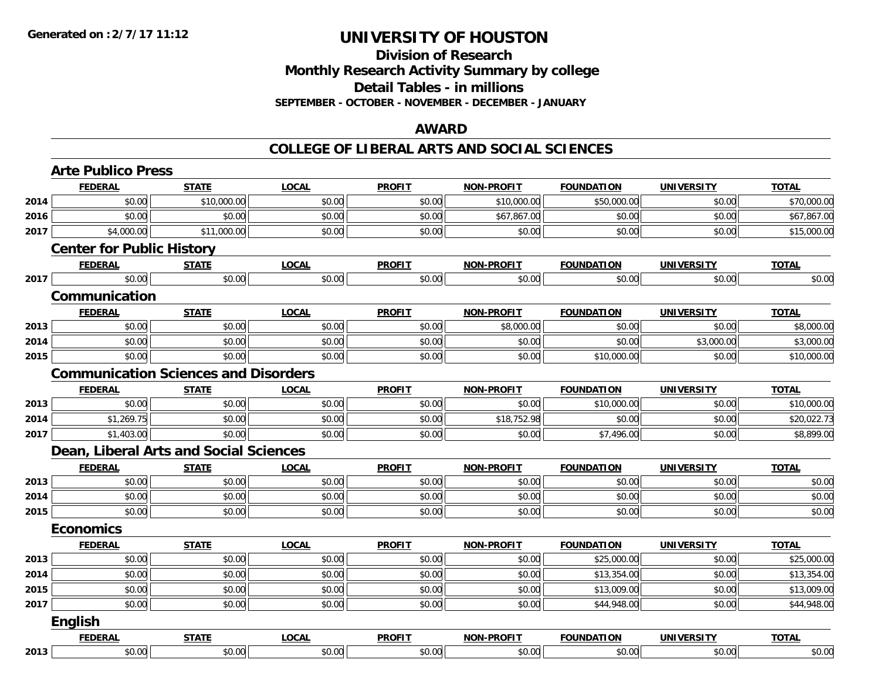# UNIVERSITY OF HOUSTON

## Division of Research
## Monthly Research Activity Summary by college
## Detail Tables - in millions
**SEPTEMBER - OCTOBER - NOVEMBER - DECEMBER - JANUARY**

## AWARD

## COLLEGE OF LIBERAL ARTS AND SOCIAL SCIENCES

### Arte Publico Press

| | FEDERAL | STATE | LOCAL | PROFIT | NON-PROFIT | FOUNDATION | UNIVERSITY | TOTAL |
|---|---|---|---|---|---|---|---|---|
| 2014 | $0.00 | $10,000.00 | $0.00 | $0.00 | $10,000.00 | $50,000.00 | $0.00 | $70,000.00 |
| 2016 | $0.00 | $0.00 | $0.00 | $0.00 | $67,867.00 | $0.00 | $0.00 | $67,867.00 |
| 2017 | $4,000.00 | $11,000.00 | $0.00 | $0.00 | $0.00 | $0.00 | $0.00 | $15,000.00 |

### Center for Public History

| | FEDERAL | STATE | LOCAL | PROFIT | NON-PROFIT | FOUNDATION | UNIVERSITY | TOTAL |
|---|---|---|---|---|---|---|---|---|
| 2017 | $0.00 | $0.00 | $0.00 | $0.00 | $0.00 | $0.00 | $0.00 | $0.00 |

### Communication

| | FEDERAL | STATE | LOCAL | PROFIT | NON-PROFIT | FOUNDATION | UNIVERSITY | TOTAL |
|---|---|---|---|---|---|---|---|---|
| 2013 | $0.00 | $0.00 | $0.00 | $0.00 | $8,000.00 | $0.00 | $0.00 | $8,000.00 |
| 2014 | $0.00 | $0.00 | $0.00 | $0.00 | $0.00 | $0.00 | $3,000.00 | $3,000.00 |
| 2015 | $0.00 | $0.00 | $0.00 | $0.00 | $0.00 | $10,000.00 | $0.00 | $10,000.00 |

### Communication Sciences and Disorders

| | FEDERAL | STATE | LOCAL | PROFIT | NON-PROFIT | FOUNDATION | UNIVERSITY | TOTAL |
|---|---|---|---|---|---|---|---|---|
| 2013 | $0.00 | $0.00 | $0.00 | $0.00 | $0.00 | $10,000.00 | $0.00 | $10,000.00 |
| 2014 | $1,269.75 | $0.00 | $0.00 | $0.00 | $18,752.98 | $0.00 | $0.00 | $20,022.73 |
| 2017 | $1,403.00 | $0.00 | $0.00 | $0.00 | $0.00 | $7,496.00 | $0.00 | $8,899.00 |

### Dean, Liberal Arts and Social Sciences

| | FEDERAL | STATE | LOCAL | PROFIT | NON-PROFIT | FOUNDATION | UNIVERSITY | TOTAL |
|---|---|---|---|---|---|---|---|---|
| 2013 | $0.00 | $0.00 | $0.00 | $0.00 | $0.00 | $0.00 | $0.00 | $0.00 |
| 2014 | $0.00 | $0.00 | $0.00 | $0.00 | $0.00 | $0.00 | $0.00 | $0.00 |
| 2015 | $0.00 | $0.00 | $0.00 | $0.00 | $0.00 | $0.00 | $0.00 | $0.00 |

### Economics

| | FEDERAL | STATE | LOCAL | PROFIT | NON-PROFIT | FOUNDATION | UNIVERSITY | TOTAL |
|---|---|---|---|---|---|---|---|---|
| 2013 | $0.00 | $0.00 | $0.00 | $0.00 | $0.00 | $25,000.00 | $0.00 | $25,000.00 |
| 2014 | $0.00 | $0.00 | $0.00 | $0.00 | $0.00 | $13,354.00 | $0.00 | $13,354.00 |
| 2015 | $0.00 | $0.00 | $0.00 | $0.00 | $0.00 | $13,009.00 | $0.00 | $13,009.00 |
| 2017 | $0.00 | $0.00 | $0.00 | $0.00 | $0.00 | $44,948.00 | $0.00 | $44,948.00 |

### English

| | FEDERAL | STATE | LOCAL | PROFIT | NON-PROFIT | FOUNDATION | UNIVERSITY | TOTAL |
|---|---|---|---|---|---|---|---|---|
| 2013 | $0.00 | $0.00 | $0.00 | $0.00 | $0.00 | $0.00 | $0.00 | $0.00 |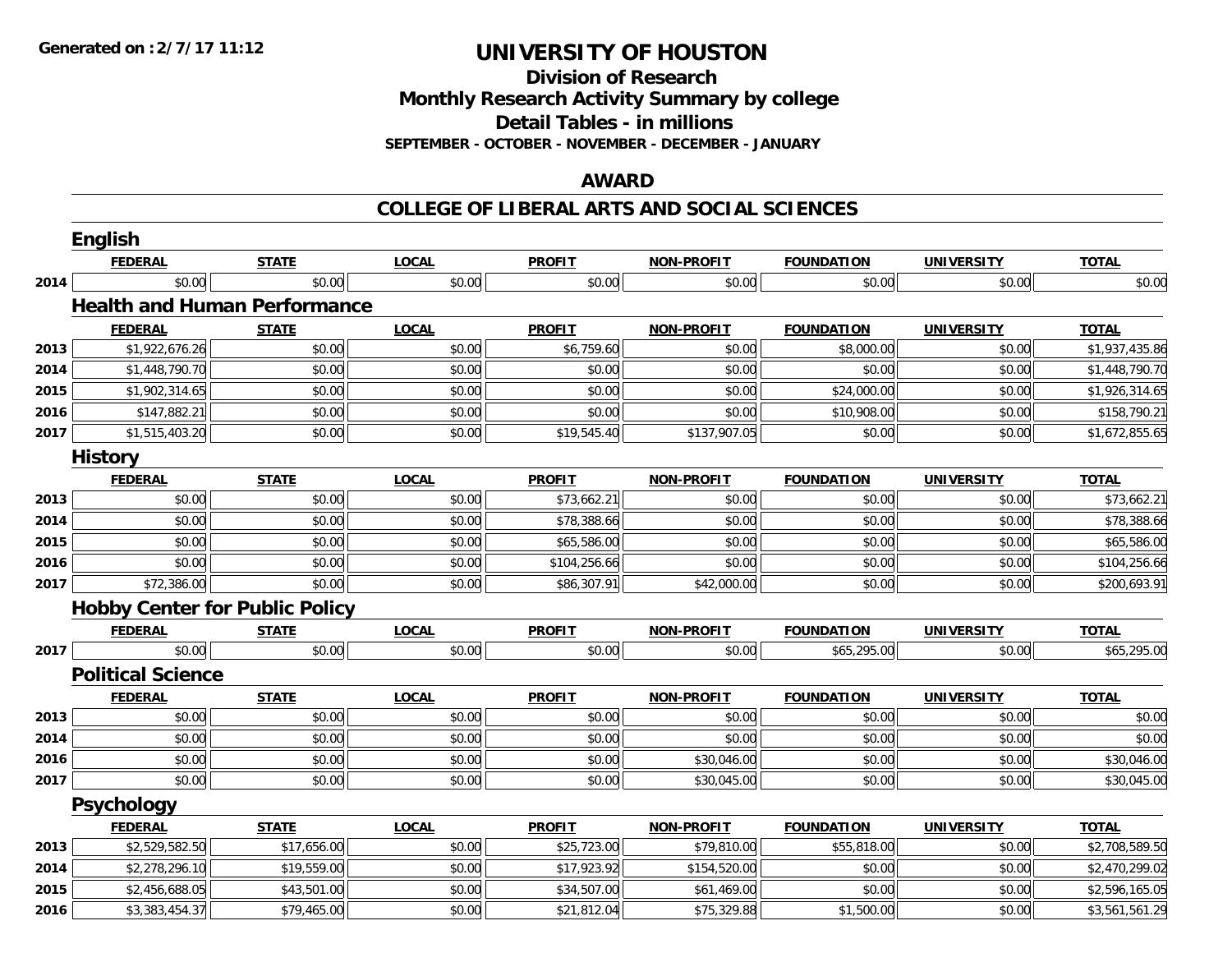**Generated on :2/7/17 11:12**

# UNIVERSITY OF HOUSTON

## Division of Research
## Monthly Research Activity Summary by college
## Detail Tables - in millions

**SEPTEMBER - OCTOBER - NOVEMBER - DECEMBER - JANUARY**

## AWARD

## COLLEGE OF LIBERAL ARTS AND SOCIAL SCIENCES

### English

| | FEDERAL | STATE | LOCAL | PROFIT | NON-PROFIT | FOUNDATION | UNIVERSITY | TOTAL |
|---|---|---|---|---|---|---|---|---|
| 2014 | $0.00 | $0.00 | $0.00 | $0.00 | $0.00 | $0.00 | $0.00 | $0.00 |

### Health and Human Performance

| | FEDERAL | STATE | LOCAL | PROFIT | NON-PROFIT | FOUNDATION | UNIVERSITY | TOTAL |
|---|---|---|---|---|---|---|---|---|
| 2013 | $1,922,676.26 | $0.00 | $0.00 | $6,759.60 | $0.00 | $8,000.00 | $0.00 | $1,937,435.86 |
| 2014 | $1,448,790.70 | $0.00 | $0.00 | $0.00 | $0.00 | $0.00 | $0.00 | $1,448,790.70 |
| 2015 | $1,902,314.65 | $0.00 | $0.00 | $0.00 | $0.00 | $24,000.00 | $0.00 | $1,926,314.65 |
| 2016 | $147,882.21 | $0.00 | $0.00 | $0.00 | $0.00 | $10,908.00 | $0.00 | $158,790.21 |
| 2017 | $1,515,403.20 | $0.00 | $0.00 | $19,545.40 | $137,907.05 | $0.00 | $0.00 | $1,672,855.65 |

### History

| | FEDERAL | STATE | LOCAL | PROFIT | NON-PROFIT | FOUNDATION | UNIVERSITY | TOTAL |
|---|---|---|---|---|---|---|---|---|
| 2013 | $0.00 | $0.00 | $0.00 | $73,662.21 | $0.00 | $0.00 | $0.00 | $73,662.21 |
| 2014 | $0.00 | $0.00 | $0.00 | $78,388.66 | $0.00 | $0.00 | $0.00 | $78,388.66 |
| 2015 | $0.00 | $0.00 | $0.00 | $65,586.00 | $0.00 | $0.00 | $0.00 | $65,586.00 |
| 2016 | $0.00 | $0.00 | $0.00 | $104,256.66 | $0.00 | $0.00 | $0.00 | $104,256.66 |
| 2017 | $72,386.00 | $0.00 | $0.00 | $86,307.91 | $42,000.00 | $0.00 | $0.00 | $200,693.91 |

### Hobby Center for Public Policy

| | FEDERAL | STATE | LOCAL | PROFIT | NON-PROFIT | FOUNDATION | UNIVERSITY | TOTAL |
|---|---|---|---|---|---|---|---|---|
| 2017 | $0.00 | $0.00 | $0.00 | $0.00 | $0.00 | $65,295.00 | $0.00 | $65,295.00 |

### Political Science

| | FEDERAL | STATE | LOCAL | PROFIT | NON-PROFIT | FOUNDATION | UNIVERSITY | TOTAL |
|---|---|---|---|---|---|---|---|---|
| 2013 | $0.00 | $0.00 | $0.00 | $0.00 | $0.00 | $0.00 | $0.00 | $0.00 |
| 2014 | $0.00 | $0.00 | $0.00 | $0.00 | $0.00 | $0.00 | $0.00 | $0.00 |
| 2016 | $0.00 | $0.00 | $0.00 | $0.00 | $30,046.00 | $0.00 | $0.00 | $30,046.00 |
| 2017 | $0.00 | $0.00 | $0.00 | $0.00 | $30,045.00 | $0.00 | $0.00 | $30,045.00 |

### Psychology

| | FEDERAL | STATE | LOCAL | PROFIT | NON-PROFIT | FOUNDATION | UNIVERSITY | TOTAL |
|---|---|---|---|---|---|---|---|---|
| 2013 | $2,529,582.50 | $17,656.00 | $0.00 | $25,723.00 | $79,810.00 | $55,818.00 | $0.00 | $2,708,589.50 |
| 2014 | $2,278,296.10 | $19,559.00 | $0.00 | $17,923.92 | $154,520.00 | $0.00 | $0.00 | $2,470,299.02 |
| 2015 | $2,456,688.05 | $43,501.00 | $0.00 | $34,507.00 | $61,469.00 | $0.00 | $0.00 | $2,596,165.05 |
| 2016 | $3,383,454.37 | $79,465.00 | $0.00 | $21,812.04 | $75,329.88 | $1,500.00 | $0.00 | $3,561,561.29 |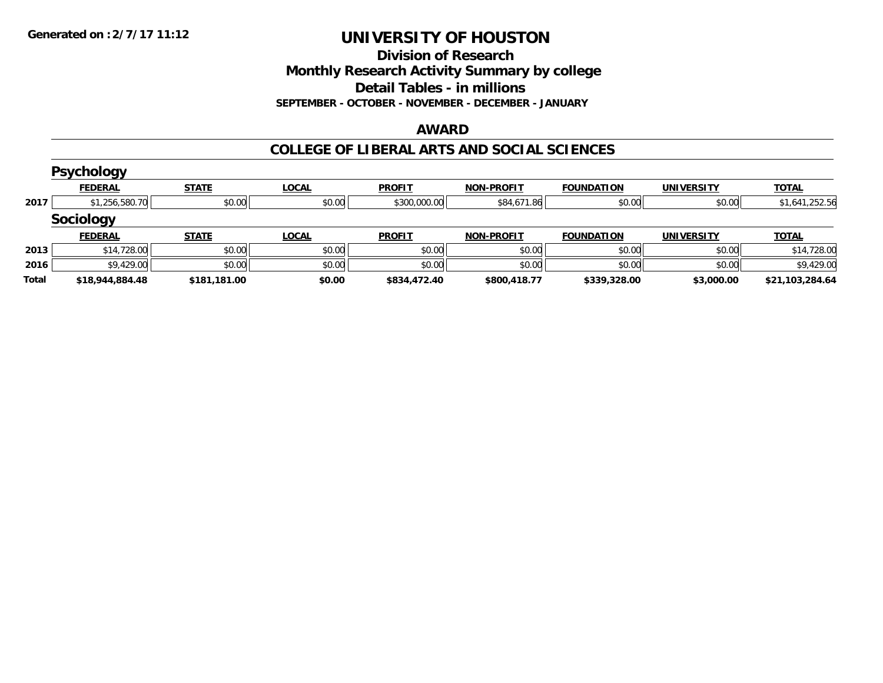# UNIVERSITY OF HOUSTON

## Division of Research

## Monthly Research Activity Summary by college

## Detail Tables - in millions

**SEPTEMBER - OCTOBER - NOVEMBER - DECEMBER - JANUARY**

### AWARD

### COLLEGE OF LIBERAL ARTS AND SOCIAL SCIENCES

#### Psychology

| | FEDERAL | STATE | LOCAL | PROFIT | NON-PROFIT | FOUNDATION | UNIVERSITY | TOTAL |
|---|---|---|---|---|---|---|---|---|
| 2017 | $1,256,580.70 | $0.00 | $0.00 | $300,000.00 | $84,671.86 | $0.00 | $0.00 | $1,641,252.56 |

#### Sociology

| | FEDERAL | STATE | LOCAL | PROFIT | NON-PROFIT | FOUNDATION | UNIVERSITY | TOTAL |
|---|---|---|---|---|---|---|---|---|
| 2013 | $14,728.00 | $0.00 | $0.00 | $0.00 | $0.00 | $0.00 | $0.00 | $14,728.00 |
| 2016 | $9,429.00 | $0.00 | $0.00 | $0.00 | $0.00 | $0.00 | $0.00 | $9,429.00 |
| **Total** | **$18,944,884.48** | **$181,181.00** | **$0.00** | **$834,472.40** | **$800,418.77** | **$339,328.00** | **$3,000.00** | **$21,103,284.64** |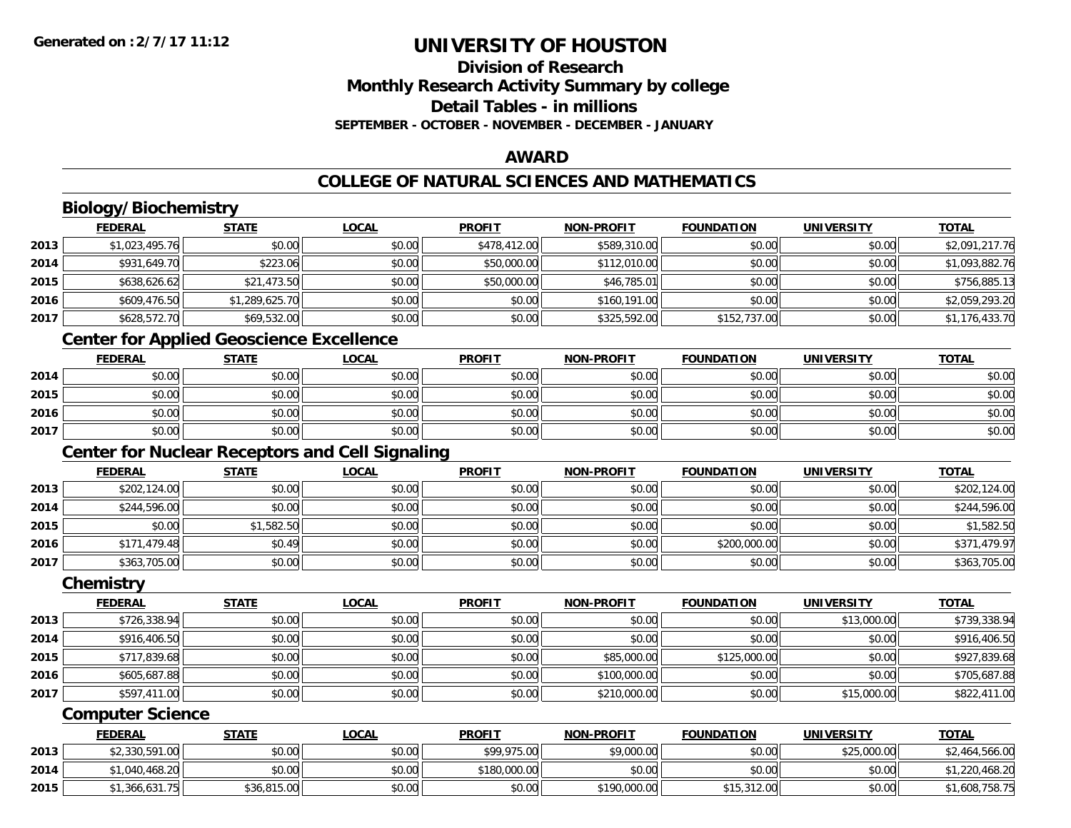**Generated on :2/7/17 11:12**

# UNIVERSITY OF HOUSTON

## Division of Research
## Monthly Research Activity Summary by college
## Detail Tables - in millions
### SEPTEMBER - OCTOBER - NOVEMBER - DECEMBER - JANUARY

## AWARD

## COLLEGE OF NATURAL SCIENCES AND MATHEMATICS

### Biology/Biochemistry

| | FEDERAL | STATE | LOCAL | PROFIT | NON-PROFIT | FOUNDATION | UNIVERSITY | TOTAL |
|---|---|---|---|---|---|---|---|---|
| 2013 | $1,023,495.76 | $0.00 | $0.00 | $478,412.00 | $589,310.00 | $0.00 | $0.00 | $2,091,217.76 |
| 2014 | $931,649.70 | $223.06 | $0.00 | $50,000.00 | $112,010.00 | $0.00 | $0.00 | $1,093,882.76 |
| 2015 | $638,626.62 | $21,473.50 | $0.00 | $50,000.00 | $46,785.01 | $0.00 | $0.00 | $756,885.13 |
| 2016 | $609,476.50 | $1,289,625.70 | $0.00 | $0.00 | $160,191.00 | $0.00 | $0.00 | $2,059,293.20 |
| 2017 | $628,572.70 | $69,532.00 | $0.00 | $0.00 | $325,592.00 | $152,737.00 | $0.00 | $1,176,433.70 |

### Center for Applied Geoscience Excellence

| | FEDERAL | STATE | LOCAL | PROFIT | NON-PROFIT | FOUNDATION | UNIVERSITY | TOTAL |
|---|---|---|---|---|---|---|---|---|
| 2014 | $0.00 | $0.00 | $0.00 | $0.00 | $0.00 | $0.00 | $0.00 | $0.00 |
| 2015 | $0.00 | $0.00 | $0.00 | $0.00 | $0.00 | $0.00 | $0.00 | $0.00 |
| 2016 | $0.00 | $0.00 | $0.00 | $0.00 | $0.00 | $0.00 | $0.00 | $0.00 |
| 2017 | $0.00 | $0.00 | $0.00 | $0.00 | $0.00 | $0.00 | $0.00 | $0.00 |

### Center for Nuclear Receptors and Cell Signaling

| | FEDERAL | STATE | LOCAL | PROFIT | NON-PROFIT | FOUNDATION | UNIVERSITY | TOTAL |
|---|---|---|---|---|---|---|---|---|
| 2013 | $202,124.00 | $0.00 | $0.00 | $0.00 | $0.00 | $0.00 | $0.00 | $202,124.00 |
| 2014 | $244,596.00 | $0.00 | $0.00 | $0.00 | $0.00 | $0.00 | $0.00 | $244,596.00 |
| 2015 | $0.00 | $1,582.50 | $0.00 | $0.00 | $0.00 | $0.00 | $0.00 | $1,582.50 |
| 2016 | $171,479.48 | $0.49 | $0.00 | $0.00 | $0.00 | $200,000.00 | $0.00 | $371,479.97 |
| 2017 | $363,705.00 | $0.00 | $0.00 | $0.00 | $0.00 | $0.00 | $0.00 | $363,705.00 |

### Chemistry

| | FEDERAL | STATE | LOCAL | PROFIT | NON-PROFIT | FOUNDATION | UNIVERSITY | TOTAL |
|---|---|---|---|---|---|---|---|---|
| 2013 | $726,338.94 | $0.00 | $0.00 | $0.00 | $0.00 | $0.00 | $13,000.00 | $739,338.94 |
| 2014 | $916,406.50 | $0.00 | $0.00 | $0.00 | $0.00 | $0.00 | $0.00 | $916,406.50 |
| 2015 | $717,839.68 | $0.00 | $0.00 | $0.00 | $85,000.00 | $125,000.00 | $0.00 | $927,839.68 |
| 2016 | $605,687.88 | $0.00 | $0.00 | $0.00 | $100,000.00 | $0.00 | $0.00 | $705,687.88 |
| 2017 | $597,411.00 | $0.00 | $0.00 | $0.00 | $210,000.00 | $0.00 | $15,000.00 | $822,411.00 |

### Computer Science

| | FEDERAL | STATE | LOCAL | PROFIT | NON-PROFIT | FOUNDATION | UNIVERSITY | TOTAL |
|---|---|---|---|---|---|---|---|---|
| 2013 | $2,330,591.00 | $0.00 | $0.00 | $99,975.00 | $9,000.00 | $0.00 | $25,000.00 | $2,464,566.00 |
| 2014 | $1,040,468.20 | $0.00 | $0.00 | $180,000.00 | $0.00 | $0.00 | $0.00 | $1,220,468.20 |
| 2015 | $1,366,631.75 | $36,815.00 | $0.00 | $0.00 | $190,000.00 | $15,312.00 | $0.00 | $1,608,758.75 |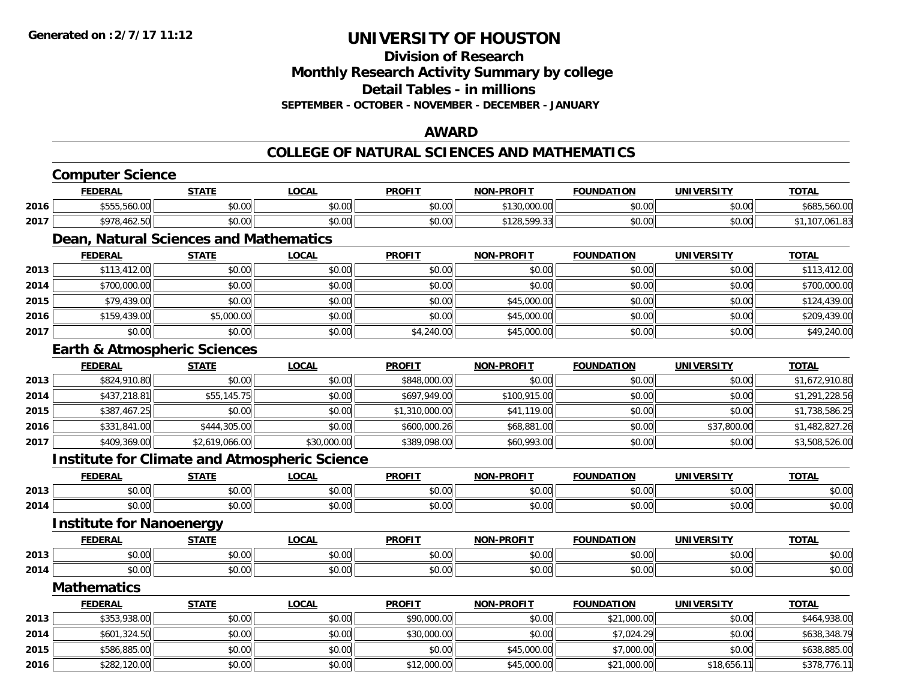Generated on :2/7/17 11:12

# UNIVERSITY OF HOUSTON

## Division of Research
## Monthly Research Activity Summary by college
## Detail Tables - in millions

**SEPTEMBER - OCTOBER - NOVEMBER - DECEMBER - JANUARY**

## AWARD

## COLLEGE OF NATURAL SCIENCES AND MATHEMATICS

### Computer Science

| | FEDERAL | STATE | LOCAL | PROFIT | NON-PROFIT | FOUNDATION | UNIVERSITY | TOTAL |
|---|---|---|---|---|---|---|---|---|
| 2016 | $555,560.00 | $0.00 | $0.00 | $0.00 | $130,000.00 | $0.00 | $0.00 | $685,560.00 |
| 2017 | $978,462.50 | $0.00 | $0.00 | $0.00 | $128,599.33 | $0.00 | $0.00 | $1,107,061.83 |

### Dean, Natural Sciences and Mathematics

| | FEDERAL | STATE | LOCAL | PROFIT | NON-PROFIT | FOUNDATION | UNIVERSITY | TOTAL |
|---|---|---|---|---|---|---|---|---|
| 2013 | $113,412.00 | $0.00 | $0.00 | $0.00 | $0.00 | $0.00 | $0.00 | $113,412.00 |
| 2014 | $700,000.00 | $0.00 | $0.00 | $0.00 | $0.00 | $0.00 | $0.00 | $700,000.00 |
| 2015 | $79,439.00 | $0.00 | $0.00 | $0.00 | $45,000.00 | $0.00 | $0.00 | $124,439.00 |
| 2016 | $159,439.00 | $5,000.00 | $0.00 | $0.00 | $45,000.00 | $0.00 | $0.00 | $209,439.00 |
| 2017 | $0.00 | $0.00 | $0.00 | $4,240.00 | $45,000.00 | $0.00 | $0.00 | $49,240.00 |

### Earth & Atmospheric Sciences

| | FEDERAL | STATE | LOCAL | PROFIT | NON-PROFIT | FOUNDATION | UNIVERSITY | TOTAL |
|---|---|---|---|---|---|---|---|---|
| 2013 | $824,910.80 | $0.00 | $0.00 | $848,000.00 | $0.00 | $0.00 | $0.00 | $1,672,910.80 |
| 2014 | $437,218.81 | $55,145.75 | $0.00 | $697,949.00 | $100,915.00 | $0.00 | $0.00 | $1,291,228.56 |
| 2015 | $387,467.25 | $0.00 | $0.00 | $1,310,000.00 | $41,119.00 | $0.00 | $0.00 | $1,738,586.25 |
| 2016 | $331,841.00 | $444,305.00 | $0.00 | $600,000.26 | $68,881.00 | $0.00 | $37,800.00 | $1,482,827.26 |
| 2017 | $409,369.00 | $2,619,066.00 | $30,000.00 | $389,098.00 | $60,993.00 | $0.00 | $0.00 | $3,508,526.00 |

### Institute for Climate and Atmospheric Science

| | FEDERAL | STATE | LOCAL | PROFIT | NON-PROFIT | FOUNDATION | UNIVERSITY | TOTAL |
|---|---|---|---|---|---|---|---|---|
| 2013 | $0.00 | $0.00 | $0.00 | $0.00 | $0.00 | $0.00 | $0.00 | $0.00 |
| 2014 | $0.00 | $0.00 | $0.00 | $0.00 | $0.00 | $0.00 | $0.00 | $0.00 |

### Institute for Nanoenergy

| | FEDERAL | STATE | LOCAL | PROFIT | NON-PROFIT | FOUNDATION | UNIVERSITY | TOTAL |
|---|---|---|---|---|---|---|---|---|
| 2013 | $0.00 | $0.00 | $0.00 | $0.00 | $0.00 | $0.00 | $0.00 | $0.00 |
| 2014 | $0.00 | $0.00 | $0.00 | $0.00 | $0.00 | $0.00 | $0.00 | $0.00 |

### Mathematics

| | FEDERAL | STATE | LOCAL | PROFIT | NON-PROFIT | FOUNDATION | UNIVERSITY | TOTAL |
|---|---|---|---|---|---|---|---|---|
| 2013 | $353,938.00 | $0.00 | $0.00 | $90,000.00 | $0.00 | $21,000.00 | $0.00 | $464,938.00 |
| 2014 | $601,324.50 | $0.00 | $0.00 | $30,000.00 | $0.00 | $7,024.29 | $0.00 | $638,348.79 |
| 2015 | $586,885.00 | $0.00 | $0.00 | $0.00 | $45,000.00 | $7,000.00 | $0.00 | $638,885.00 |
| 2016 | $282,120.00 | $0.00 | $0.00 | $12,000.00 | $45,000.00 | $21,000.00 | $18,656.11 | $378,776.11 |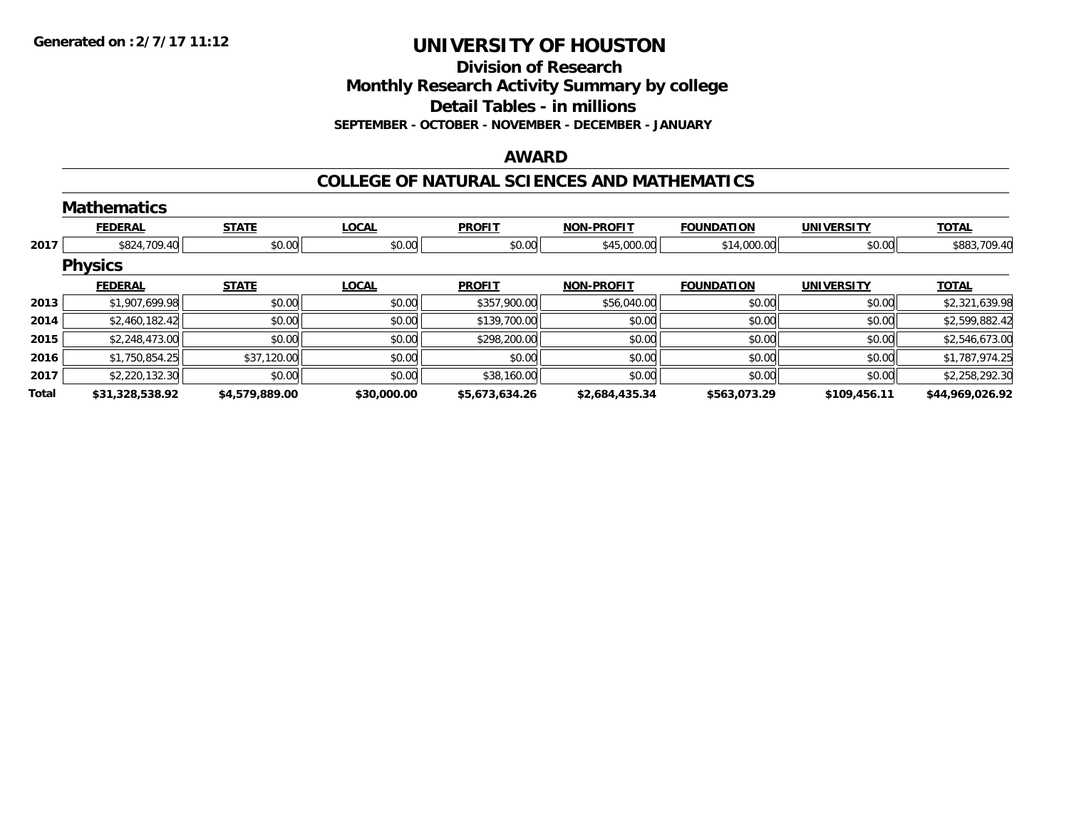# UNIVERSITY OF HOUSTON

## Division of Research

## Monthly Research Activity Summary by college

## Detail Tables - in millions

**SEPTEMBER - OCTOBER - NOVEMBER - DECEMBER - JANUARY**

## AWARD

## COLLEGE OF NATURAL SCIENCES AND MATHEMATICS

### Mathematics

| | FEDERAL | STATE | LOCAL | PROFIT | NON-PROFIT | FOUNDATION | UNIVERSITY | TOTAL |
|---|---|---|---|---|---|---|---|---|
| 2017 | $824,709.40 | $0.00 | $0.00 | $0.00 | $45,000.00 | $14,000.00 | $0.00 | $883,709.40 |

### Physics

| | FEDERAL | STATE | LOCAL | PROFIT | NON-PROFIT | FOUNDATION | UNIVERSITY | TOTAL |
|---|---|---|---|---|---|---|---|---|
| 2013 | $1,907,699.98 | $0.00 | $0.00 | $357,900.00 | $56,040.00 | $0.00 | $0.00 | $2,321,639.98 |
| 2014 | $2,460,182.42 | $0.00 | $0.00 | $139,700.00 | $0.00 | $0.00 | $0.00 | $2,599,882.42 |
| 2015 | $2,248,473.00 | $0.00 | $0.00 | $298,200.00 | $0.00 | $0.00 | $0.00 | $2,546,673.00 |
| 2016 | $1,750,854.25 | $37,120.00 | $0.00 | $0.00 | $0.00 | $0.00 | $0.00 | $1,787,974.25 |
| 2017 | $2,220,132.30 | $0.00 | $0.00 | $38,160.00 | $0.00 | $0.00 | $0.00 | $2,258,292.30 |
| **Total** | **$31,328,538.92** | **$4,579,889.00** | **$30,000.00** | **$5,673,634.26** | **$2,684,435.34** | **$563,073.29** | **$109,456.11** | **$44,969,026.92** |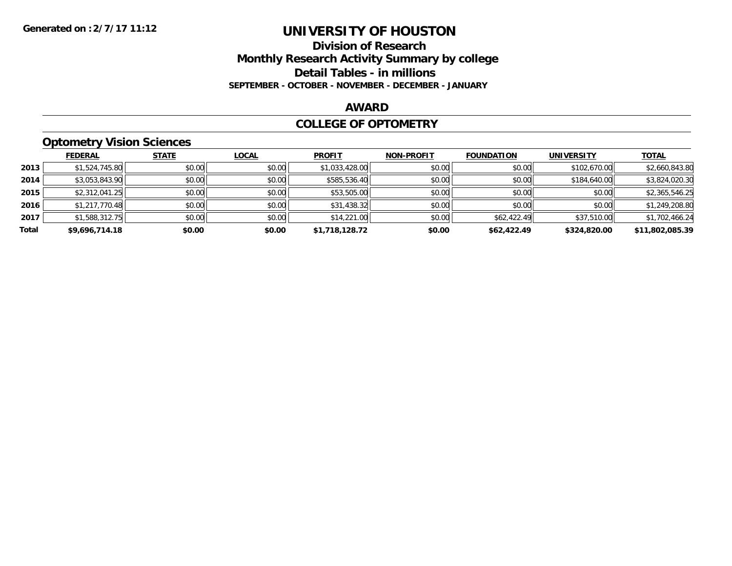Generated on :2/7/17 11:12

# UNIVERSITY OF HOUSTON

## Division of Research

## Monthly Research Activity Summary by college

## Detail Tables - in millions

**SEPTEMBER - OCTOBER - NOVEMBER - DECEMBER - JANUARY**

## AWARD

## COLLEGE OF OPTOMETRY

### Optometry Vision Sciences

| | FEDERAL | STATE | LOCAL | PROFIT | NON-PROFIT | FOUNDATION | UNIVERSITY | TOTAL |
|---|---|---|---|---|---|---|---|---|
| 2013 | $1,524,745.80 | $0.00 | $0.00 | $1,033,428.00 | $0.00 | $0.00 | $102,670.00 | $2,660,843.80 |
| 2014 | $3,053,843.90 | $0.00 | $0.00 | $585,536.40 | $0.00 | $0.00 | $184,640.00 | $3,824,020.30 |
| 2015 | $2,312,041.25 | $0.00 | $0.00 | $53,505.00 | $0.00 | $0.00 | $0.00 | $2,365,546.25 |
| 2016 | $1,217,770.48 | $0.00 | $0.00 | $31,438.32 | $0.00 | $0.00 | $0.00 | $1,249,208.80 |
| 2017 | $1,588,312.75 | $0.00 | $0.00 | $14,221.00 | $0.00 | $62,422.49 | $37,510.00 | $1,702,466.24 |
| **Total** | **$9,696,714.18** | **$0.00** | **$0.00** | **$1,718,128.72** | **$0.00** | **$62,422.49** | **$324,820.00** | **$11,802,085.39** |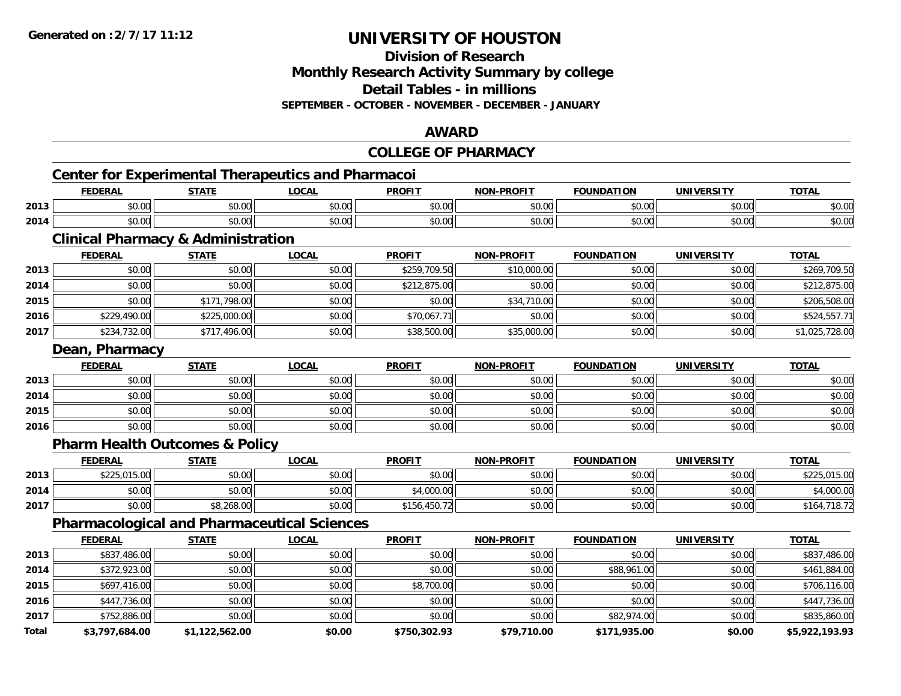**Generated on :2/7/17 11:12**

# UNIVERSITY OF HOUSTON

## Division of Research
## Monthly Research Activity Summary by college
## Detail Tables - in millions
### SEPTEMBER - OCTOBER - NOVEMBER - DECEMBER - JANUARY

## AWARD

## COLLEGE OF PHARMACY

### Center for Experimental Therapeutics and Pharmacoi

| | FEDERAL | STATE | LOCAL | PROFIT | NON-PROFIT | FOUNDATION | UNIVERSITY | TOTAL |
|---|---|---|---|---|---|---|---|---|
| 2013 | $0.00 | $0.00 | $0.00 | $0.00 | $0.00 | $0.00 | $0.00 | $0.00 |
| 2014 | $0.00 | $0.00 | $0.00 | $0.00 | $0.00 | $0.00 | $0.00 | $0.00 |

### Clinical Pharmacy & Administration

| | FEDERAL | STATE | LOCAL | PROFIT | NON-PROFIT | FOUNDATION | UNIVERSITY | TOTAL |
|---|---|---|---|---|---|---|---|---|
| 2013 | $0.00 | $0.00 | $0.00 | $259,709.50 | $10,000.00 | $0.00 | $0.00 | $269,709.50 |
| 2014 | $0.00 | $0.00 | $0.00 | $212,875.00 | $0.00 | $0.00 | $0.00 | $212,875.00 |
| 2015 | $0.00 | $171,798.00 | $0.00 | $0.00 | $34,710.00 | $0.00 | $0.00 | $206,508.00 |
| 2016 | $229,490.00 | $225,000.00 | $0.00 | $70,067.71 | $0.00 | $0.00 | $0.00 | $524,557.71 |
| 2017 | $234,732.00 | $717,496.00 | $0.00 | $38,500.00 | $35,000.00 | $0.00 | $0.00 | $1,025,728.00 |

### Dean, Pharmacy

| | FEDERAL | STATE | LOCAL | PROFIT | NON-PROFIT | FOUNDATION | UNIVERSITY | TOTAL |
|---|---|---|---|---|---|---|---|---|
| 2013 | $0.00 | $0.00 | $0.00 | $0.00 | $0.00 | $0.00 | $0.00 | $0.00 |
| 2014 | $0.00 | $0.00 | $0.00 | $0.00 | $0.00 | $0.00 | $0.00 | $0.00 |
| 2015 | $0.00 | $0.00 | $0.00 | $0.00 | $0.00 | $0.00 | $0.00 | $0.00 |
| 2016 | $0.00 | $0.00 | $0.00 | $0.00 | $0.00 | $0.00 | $0.00 | $0.00 |

### Pharm Health Outcomes & Policy

| | FEDERAL | STATE | LOCAL | PROFIT | NON-PROFIT | FOUNDATION | UNIVERSITY | TOTAL |
|---|---|---|---|---|---|---|---|---|
| 2013 | $225,015.00 | $0.00 | $0.00 | $0.00 | $0.00 | $0.00 | $0.00 | $225,015.00 |
| 2014 | $0.00 | $0.00 | $0.00 | $4,000.00 | $0.00 | $0.00 | $0.00 | $4,000.00 |
| 2017 | $0.00 | $8,268.00 | $0.00 | $156,450.72 | $0.00 | $0.00 | $0.00 | $164,718.72 |

### Pharmacological and Pharmaceutical Sciences

| | FEDERAL | STATE | LOCAL | PROFIT | NON-PROFIT | FOUNDATION | UNIVERSITY | TOTAL |
|---|---|---|---|---|---|---|---|---|
| 2013 | $837,486.00 | $0.00 | $0.00 | $0.00 | $0.00 | $0.00 | $0.00 | $837,486.00 |
| 2014 | $372,923.00 | $0.00 | $0.00 | $0.00 | $0.00 | $88,961.00 | $0.00 | $461,884.00 |
| 2015 | $697,416.00 | $0.00 | $0.00 | $8,700.00 | $0.00 | $0.00 | $0.00 | $706,116.00 |
| 2016 | $447,736.00 | $0.00 | $0.00 | $0.00 | $0.00 | $0.00 | $0.00 | $447,736.00 |
| 2017 | $752,886.00 | $0.00 | $0.00 | $0.00 | $0.00 | $82,974.00 | $0.00 | $835,860.00 |
| **Total** | **$3,797,684.00** | **$1,122,562.00** | **$0.00** | **$750,302.93** | **$79,710.00** | **$171,935.00** | **$0.00** | **$5,922,193.93** |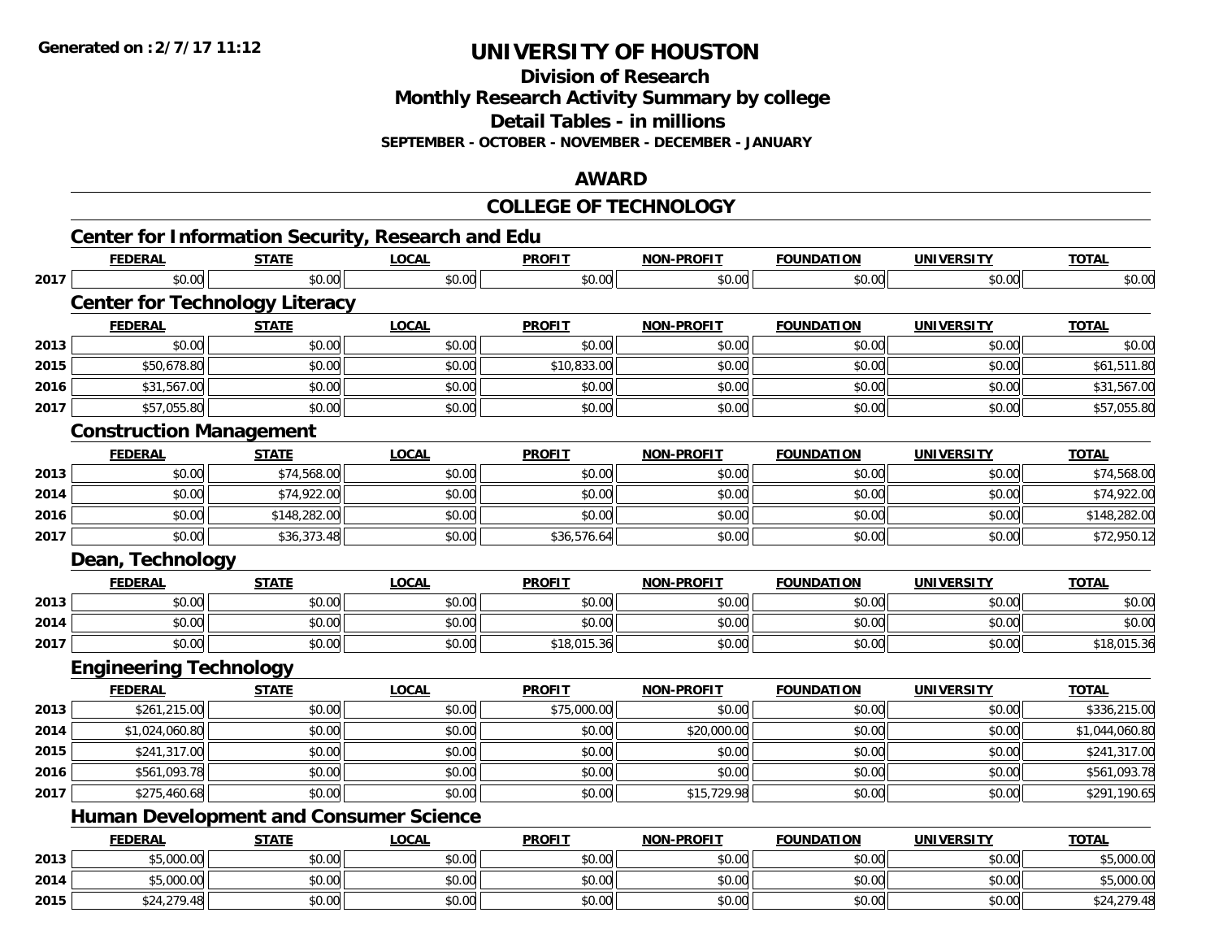# UNIVERSITY OF HOUSTON

## Division of Research
## Monthly Research Activity Summary by college
## Detail Tables - in millions
### SEPTEMBER - OCTOBER - NOVEMBER - DECEMBER - JANUARY

## AWARD

## COLLEGE OF TECHNOLOGY

### Center for Information Security, Research and Edu

| | FEDERAL | STATE | LOCAL | PROFIT | NON-PROFIT | FOUNDATION | UNIVERSITY | TOTAL |
|---|---|---|---|---|---|---|---|---|
| 2017 | $0.00 | $0.00 | $0.00 | $0.00 | $0.00 | $0.00 | $0.00 | $0.00 |

### Center for Technology Literacy

| | FEDERAL | STATE | LOCAL | PROFIT | NON-PROFIT | FOUNDATION | UNIVERSITY | TOTAL |
|---|---|---|---|---|---|---|---|---|
| 2013 | $0.00 | $0.00 | $0.00 | $0.00 | $0.00 | $0.00 | $0.00 | $0.00 |
| 2015 | $50,678.80 | $0.00 | $0.00 | $10,833.00 | $0.00 | $0.00 | $0.00 | $61,511.80 |
| 2016 | $31,567.00 | $0.00 | $0.00 | $0.00 | $0.00 | $0.00 | $0.00 | $31,567.00 |
| 2017 | $57,055.80 | $0.00 | $0.00 | $0.00 | $0.00 | $0.00 | $0.00 | $57,055.80 |

### Construction Management

| | FEDERAL | STATE | LOCAL | PROFIT | NON-PROFIT | FOUNDATION | UNIVERSITY | TOTAL |
|---|---|---|---|---|---|---|---|---|
| 2013 | $0.00 | $74,568.00 | $0.00 | $0.00 | $0.00 | $0.00 | $0.00 | $74,568.00 |
| 2014 | $0.00 | $74,922.00 | $0.00 | $0.00 | $0.00 | $0.00 | $0.00 | $74,922.00 |
| 2016 | $0.00 | $148,282.00 | $0.00 | $0.00 | $0.00 | $0.00 | $0.00 | $148,282.00 |
| 2017 | $0.00 | $36,373.48 | $0.00 | $36,576.64 | $0.00 | $0.00 | $0.00 | $72,950.12 |

### Dean, Technology

| | FEDERAL | STATE | LOCAL | PROFIT | NON-PROFIT | FOUNDATION | UNIVERSITY | TOTAL |
|---|---|---|---|---|---|---|---|---|
| 2013 | $0.00 | $0.00 | $0.00 | $0.00 | $0.00 | $0.00 | $0.00 | $0.00 |
| 2014 | $0.00 | $0.00 | $0.00 | $0.00 | $0.00 | $0.00 | $0.00 | $0.00 |
| 2017 | $0.00 | $0.00 | $0.00 | $18,015.36 | $0.00 | $0.00 | $0.00 | $18,015.36 |

### Engineering Technology

| | FEDERAL | STATE | LOCAL | PROFIT | NON-PROFIT | FOUNDATION | UNIVERSITY | TOTAL |
|---|---|---|---|---|---|---|---|---|
| 2013 | $261,215.00 | $0.00 | $0.00 | $75,000.00 | $0.00 | $0.00 | $0.00 | $336,215.00 |
| 2014 | $1,024,060.80 | $0.00 | $0.00 | $0.00 | $20,000.00 | $0.00 | $0.00 | $1,044,060.80 |
| 2015 | $241,317.00 | $0.00 | $0.00 | $0.00 | $0.00 | $0.00 | $0.00 | $241,317.00 |
| 2016 | $561,093.78 | $0.00 | $0.00 | $0.00 | $0.00 | $0.00 | $0.00 | $561,093.78 |
| 2017 | $275,460.68 | $0.00 | $0.00 | $0.00 | $15,729.98 | $0.00 | $0.00 | $291,190.65 |

### Human Development and Consumer Science

| | FEDERAL | STATE | LOCAL | PROFIT | NON-PROFIT | FOUNDATION | UNIVERSITY | TOTAL |
|---|---|---|---|---|---|---|---|---|
| 2013 | $5,000.00 | $0.00 | $0.00 | $0.00 | $0.00 | $0.00 | $0.00 | $5,000.00 |
| 2014 | $5,000.00 | $0.00 | $0.00 | $0.00 | $0.00 | $0.00 | $0.00 | $5,000.00 |
| 2015 | $24,279.48 | $0.00 | $0.00 | $0.00 | $0.00 | $0.00 | $0.00 | $24,279.48 |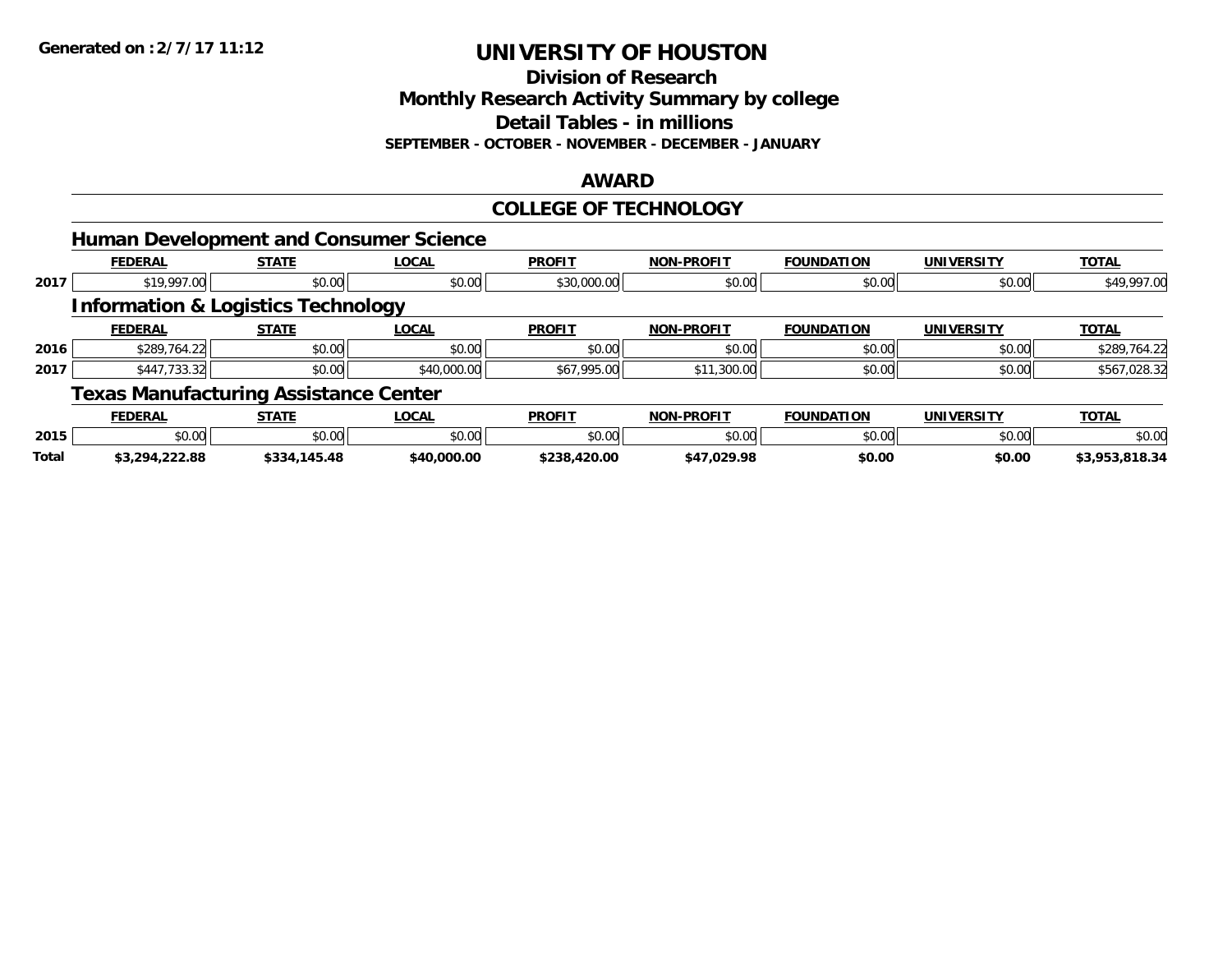**Generated on :2/7/17 11:12**

# UNIVERSITY OF HOUSTON

## Division of Research
## Monthly Research Activity Summary by college
## Detail Tables - in millions

**SEPTEMBER - OCTOBER - NOVEMBER - DECEMBER - JANUARY**

## AWARD

## COLLEGE OF TECHNOLOGY

### Human Development and Consumer Science

| | FEDERAL | STATE | LOCAL | PROFIT | NON-PROFIT | FOUNDATION | UNIVERSITY | TOTAL |
|---|---|---|---|---|---|---|---|---|
| 2017 | $19,997.00 | $0.00 | $0.00 | $30,000.00 | $0.00 | $0.00 | $0.00 | $49,997.00 |

### Information & Logistics Technology

| | FEDERAL | STATE | LOCAL | PROFIT | NON-PROFIT | FOUNDATION | UNIVERSITY | TOTAL |
|---|---|---|---|---|---|---|---|---|
| 2016 | $289,764.22 | $0.00 | $0.00 | $0.00 | $0.00 | $0.00 | $0.00 | $289,764.22 |
| 2017 | $447,733.32 | $0.00 | $40,000.00 | $67,995.00 | $11,300.00 | $0.00 | $0.00 | $567,028.32 |

### Texas Manufacturing Assistance Center

| | FEDERAL | STATE | LOCAL | PROFIT | NON-PROFIT | FOUNDATION | UNIVERSITY | TOTAL |
|---|---|---|---|---|---|---|---|---|
| 2015 | $0.00 | $0.00 | $0.00 | $0.00 | $0.00 | $0.00 | $0.00 | $0.00 |
| **Total** | **$3,294,222.88** | **$334,145.48** | **$40,000.00** | **$238,420.00** | **$47,029.98** | **$0.00** | **$0.00** | **$3,953,818.34** |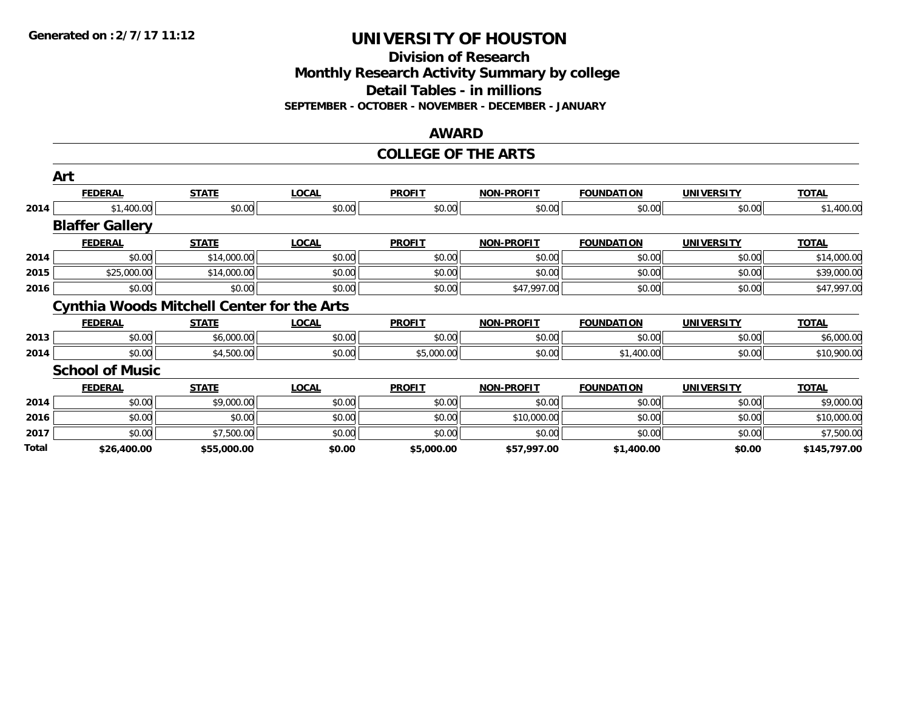**Generated on :2/7/17 11:12**

# UNIVERSITY OF HOUSTON

## Division of Research
## Monthly Research Activity Summary by college
## Detail Tables - in millions
### SEPTEMBER - OCTOBER - NOVEMBER - DECEMBER - JANUARY

## AWARD

## COLLEGE OF THE ARTS

### Art

| | FEDERAL | STATE | LOCAL | PROFIT | NON-PROFIT | FOUNDATION | UNIVERSITY | TOTAL |
|---|---|---|---|---|---|---|---|---|
| 2014 | $1,400.00 | $0.00 | $0.00 | $0.00 | $0.00 | $0.00 | $0.00 | $1,400.00 |

### Blaffer Gallery

| | FEDERAL | STATE | LOCAL | PROFIT | NON-PROFIT | FOUNDATION | UNIVERSITY | TOTAL |
|---|---|---|---|---|---|---|---|---|
| 2014 | $0.00 | $14,000.00 | $0.00 | $0.00 | $0.00 | $0.00 | $0.00 | $14,000.00 |
| 2015 | $25,000.00 | $14,000.00 | $0.00 | $0.00 | $0.00 | $0.00 | $0.00 | $39,000.00 |
| 2016 | $0.00 | $0.00 | $0.00 | $0.00 | $47,997.00 | $0.00 | $0.00 | $47,997.00 |

### Cynthia Woods Mitchell Center for the Arts

| | FEDERAL | STATE | LOCAL | PROFIT | NON-PROFIT | FOUNDATION | UNIVERSITY | TOTAL |
|---|---|---|---|---|---|---|---|---|
| 2013 | $0.00 | $6,000.00 | $0.00 | $0.00 | $0.00 | $0.00 | $0.00 | $6,000.00 |
| 2014 | $0.00 | $4,500.00 | $0.00 | $5,000.00 | $0.00 | $1,400.00 | $0.00 | $10,900.00 |

### School of Music

| | FEDERAL | STATE | LOCAL | PROFIT | NON-PROFIT | FOUNDATION | UNIVERSITY | TOTAL |
|---|---|---|---|---|---|---|---|---|
| 2014 | $0.00 | $9,000.00 | $0.00 | $0.00 | $0.00 | $0.00 | $0.00 | $9,000.00 |
| 2016 | $0.00 | $0.00 | $0.00 | $0.00 | $10,000.00 | $0.00 | $0.00 | $10,000.00 |
| 2017 | $0.00 | $7,500.00 | $0.00 | $0.00 | $0.00 | $0.00 | $0.00 | $7,500.00 |
| **Total** | **$26,400.00** | **$55,000.00** | **$0.00** | **$5,000.00** | **$57,997.00** | **$1,400.00** | **$0.00** | **$145,797.00** |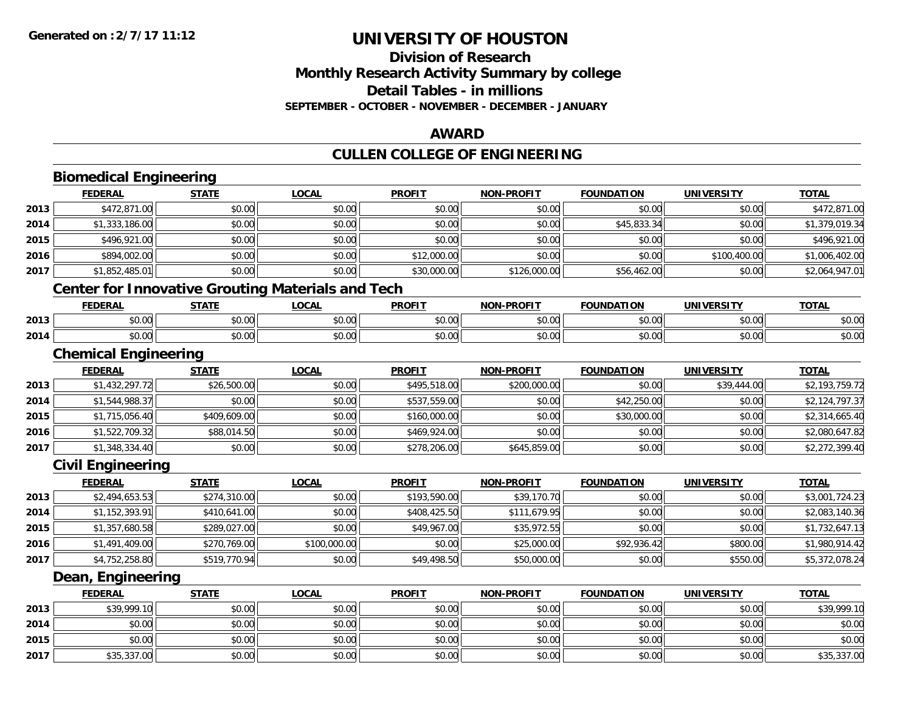**Generated on :2/7/17 11:12**

# UNIVERSITY OF HOUSTON

## Division of Research
## Monthly Research Activity Summary by college
## Detail Tables - in millions
### SEPTEMBER - OCTOBER - NOVEMBER - DECEMBER - JANUARY

## AWARD

## CULLEN COLLEGE OF ENGINEERING

### Biomedical Engineering

| | FEDERAL | STATE | LOCAL | PROFIT | NON-PROFIT | FOUNDATION | UNIVERSITY | TOTAL |
|---|---|---|---|---|---|---|---|---|
| 2013 | $472,871.00 | $0.00 | $0.00 | $0.00 | $0.00 | $0.00 | $0.00 | $472,871.00 |
| 2014 | $1,333,186.00 | $0.00 | $0.00 | $0.00 | $0.00 | $45,833.34 | $0.00 | $1,379,019.34 |
| 2015 | $496,921.00 | $0.00 | $0.00 | $0.00 | $0.00 | $0.00 | $0.00 | $496,921.00 |
| 2016 | $894,002.00 | $0.00 | $0.00 | $12,000.00 | $0.00 | $0.00 | $100,400.00 | $1,006,402.00 |
| 2017 | $1,852,485.01 | $0.00 | $0.00 | $30,000.00 | $126,000.00 | $56,462.00 | $0.00 | $2,064,947.01 |

### Center for Innovative Grouting Materials and Tech

| | FEDERAL | STATE | LOCAL | PROFIT | NON-PROFIT | FOUNDATION | UNIVERSITY | TOTAL |
|---|---|---|---|---|---|---|---|---|
| 2013 | $0.00 | $0.00 | $0.00 | $0.00 | $0.00 | $0.00 | $0.00 | $0.00 |
| 2014 | $0.00 | $0.00 | $0.00 | $0.00 | $0.00 | $0.00 | $0.00 | $0.00 |

### Chemical Engineering

| | FEDERAL | STATE | LOCAL | PROFIT | NON-PROFIT | FOUNDATION | UNIVERSITY | TOTAL |
|---|---|---|---|---|---|---|---|---|
| 2013 | $1,432,297.72 | $26,500.00 | $0.00 | $495,518.00 | $200,000.00 | $0.00 | $39,444.00 | $2,193,759.72 |
| 2014 | $1,544,988.37 | $0.00 | $0.00 | $537,559.00 | $0.00 | $42,250.00 | $0.00 | $2,124,797.37 |
| 2015 | $1,715,056.40 | $409,609.00 | $0.00 | $160,000.00 | $0.00 | $30,000.00 | $0.00 | $2,314,665.40 |
| 2016 | $1,522,709.32 | $88,014.50 | $0.00 | $469,924.00 | $0.00 | $0.00 | $0.00 | $2,080,647.82 |
| 2017 | $1,348,334.40 | $0.00 | $0.00 | $278,206.00 | $645,859.00 | $0.00 | $0.00 | $2,272,399.40 |

### Civil Engineering

| | FEDERAL | STATE | LOCAL | PROFIT | NON-PROFIT | FOUNDATION | UNIVERSITY | TOTAL |
|---|---|---|---|---|---|---|---|---|
| 2013 | $2,494,653.53 | $274,310.00 | $0.00 | $193,590.00 | $39,170.70 | $0.00 | $0.00 | $3,001,724.23 |
| 2014 | $1,152,393.91 | $410,641.00 | $0.00 | $408,425.50 | $111,679.95 | $0.00 | $0.00 | $2,083,140.36 |
| 2015 | $1,357,680.58 | $289,027.00 | $0.00 | $49,967.00 | $35,972.55 | $0.00 | $0.00 | $1,732,647.13 |
| 2016 | $1,491,409.00 | $270,769.00 | $100,000.00 | $0.00 | $25,000.00 | $92,936.42 | $800.00 | $1,980,914.42 |
| 2017 | $4,752,258.80 | $519,770.94 | $0.00 | $49,498.50 | $50,000.00 | $0.00 | $550.00 | $5,372,078.24 |

### Dean, Engineering

| | FEDERAL | STATE | LOCAL | PROFIT | NON-PROFIT | FOUNDATION | UNIVERSITY | TOTAL |
|---|---|---|---|---|---|---|---|---|
| 2013 | $39,999.10 | $0.00 | $0.00 | $0.00 | $0.00 | $0.00 | $0.00 | $39,999.10 |
| 2014 | $0.00 | $0.00 | $0.00 | $0.00 | $0.00 | $0.00 | $0.00 | $0.00 |
| 2015 | $0.00 | $0.00 | $0.00 | $0.00 | $0.00 | $0.00 | $0.00 | $0.00 |
| 2017 | $35,337.00 | $0.00 | $0.00 | $0.00 | $0.00 | $0.00 | $0.00 | $35,337.00 |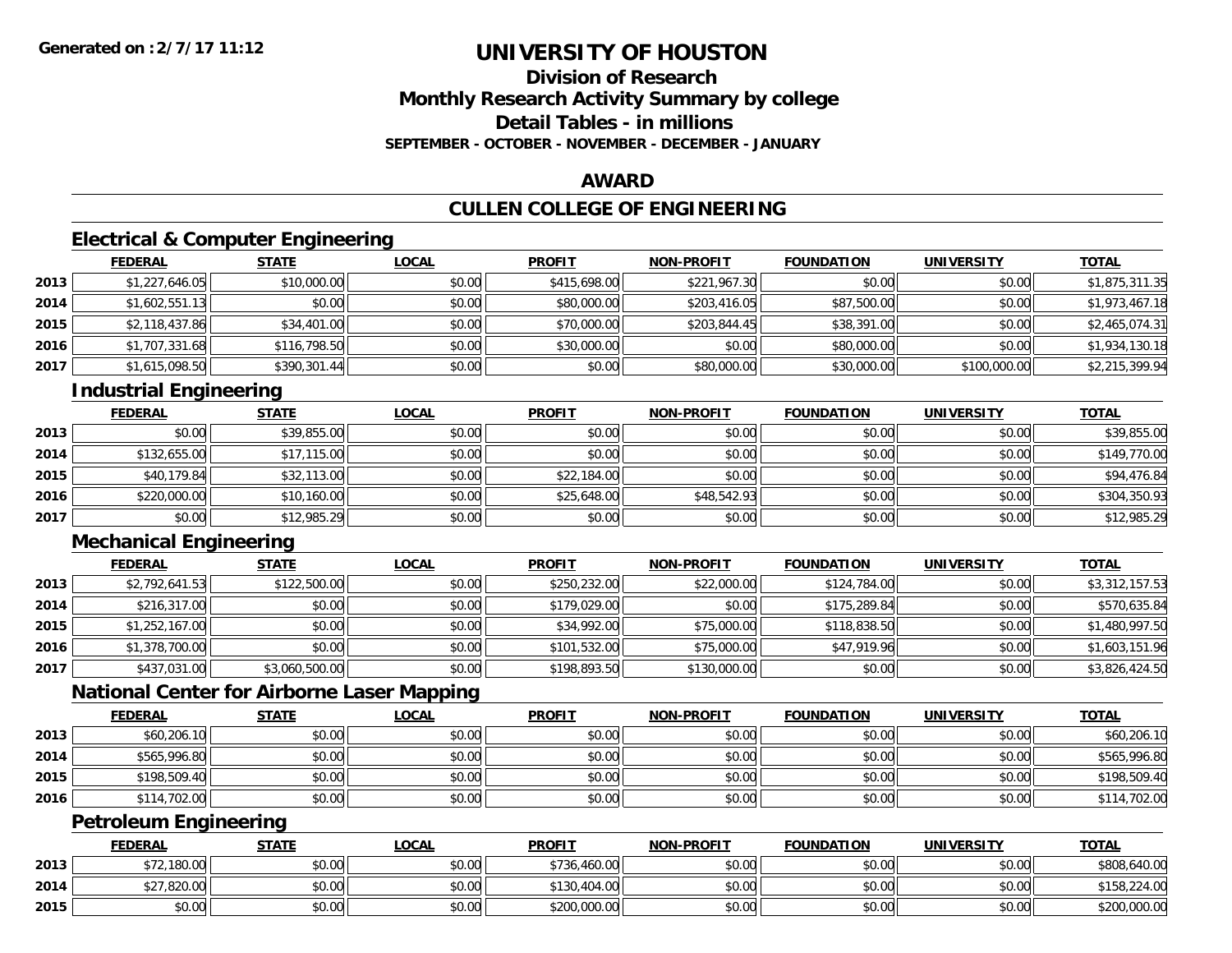# UNIVERSITY OF HOUSTON

## Division of Research
## Monthly Research Activity Summary by college
## Detail Tables - in millions
### SEPTEMBER - OCTOBER - NOVEMBER - DECEMBER - JANUARY

## AWARD

## CULLEN COLLEGE OF ENGINEERING

### Electrical & Computer Engineering

| | FEDERAL | STATE | LOCAL | PROFIT | NON-PROFIT | FOUNDATION | UNIVERSITY | TOTAL |
|---|---|---|---|---|---|---|---|---|
| 2013 | $1,227,646.05 | $10,000.00 | $0.00 | $415,698.00 | $221,967.30 | $0.00 | $0.00 | $1,875,311.35 |
| 2014 | $1,602,551.13 | $0.00 | $0.00 | $80,000.00 | $203,416.05 | $87,500.00 | $0.00 | $1,973,467.18 |
| 2015 | $2,118,437.86 | $34,401.00 | $0.00 | $70,000.00 | $203,844.45 | $38,391.00 | $0.00 | $2,465,074.31 |
| 2016 | $1,707,331.68 | $116,798.50 | $0.00 | $30,000.00 | $0.00 | $80,000.00 | $0.00 | $1,934,130.18 |
| 2017 | $1,615,098.50 | $390,301.44 | $0.00 | $0.00 | $80,000.00 | $30,000.00 | $100,000.00 | $2,215,399.94 |

### Industrial Engineering

| | FEDERAL | STATE | LOCAL | PROFIT | NON-PROFIT | FOUNDATION | UNIVERSITY | TOTAL |
|---|---|---|---|---|---|---|---|---|
| 2013 | $0.00 | $39,855.00 | $0.00 | $0.00 | $0.00 | $0.00 | $0.00 | $39,855.00 |
| 2014 | $132,655.00 | $17,115.00 | $0.00 | $0.00 | $0.00 | $0.00 | $0.00 | $149,770.00 |
| 2015 | $40,179.84 | $32,113.00 | $0.00 | $22,184.00 | $0.00 | $0.00 | $0.00 | $94,476.84 |
| 2016 | $220,000.00 | $10,160.00 | $0.00 | $25,648.00 | $48,542.93 | $0.00 | $0.00 | $304,350.93 |
| 2017 | $0.00 | $12,985.29 | $0.00 | $0.00 | $0.00 | $0.00 | $0.00 | $12,985.29 |

### Mechanical Engineering

| | FEDERAL | STATE | LOCAL | PROFIT | NON-PROFIT | FOUNDATION | UNIVERSITY | TOTAL |
|---|---|---|---|---|---|---|---|---|
| 2013 | $2,792,641.53 | $122,500.00 | $0.00 | $250,232.00 | $22,000.00 | $124,784.00 | $0.00 | $3,312,157.53 |
| 2014 | $216,317.00 | $0.00 | $0.00 | $179,029.00 | $0.00 | $175,289.84 | $0.00 | $570,635.84 |
| 2015 | $1,252,167.00 | $0.00 | $0.00 | $34,992.00 | $75,000.00 | $118,838.50 | $0.00 | $1,480,997.50 |
| 2016 | $1,378,700.00 | $0.00 | $0.00 | $101,532.00 | $75,000.00 | $47,919.96 | $0.00 | $1,603,151.96 |
| 2017 | $437,031.00 | $3,060,500.00 | $0.00 | $198,893.50 | $130,000.00 | $0.00 | $0.00 | $3,826,424.50 |

### National Center for Airborne Laser Mapping

| | FEDERAL | STATE | LOCAL | PROFIT | NON-PROFIT | FOUNDATION | UNIVERSITY | TOTAL |
|---|---|---|---|---|---|---|---|---|
| 2013 | $60,206.10 | $0.00 | $0.00 | $0.00 | $0.00 | $0.00 | $0.00 | $60,206.10 |
| 2014 | $565,996.80 | $0.00 | $0.00 | $0.00 | $0.00 | $0.00 | $0.00 | $565,996.80 |
| 2015 | $198,509.40 | $0.00 | $0.00 | $0.00 | $0.00 | $0.00 | $0.00 | $198,509.40 |
| 2016 | $114,702.00 | $0.00 | $0.00 | $0.00 | $0.00 | $0.00 | $0.00 | $114,702.00 |

### Petroleum Engineering

| | FEDERAL | STATE | LOCAL | PROFIT | NON-PROFIT | FOUNDATION | UNIVERSITY | TOTAL |
|---|---|---|---|---|---|---|---|---|
| 2013 | $72,180.00 | $0.00 | $0.00 | $736,460.00 | $0.00 | $0.00 | $0.00 | $808,640.00 |
| 2014 | $27,820.00 | $0.00 | $0.00 | $130,404.00 | $0.00 | $0.00 | $0.00 | $158,224.00 |
| 2015 | $0.00 | $0.00 | $0.00 | $200,000.00 | $0.00 | $0.00 | $0.00 | $200,000.00 |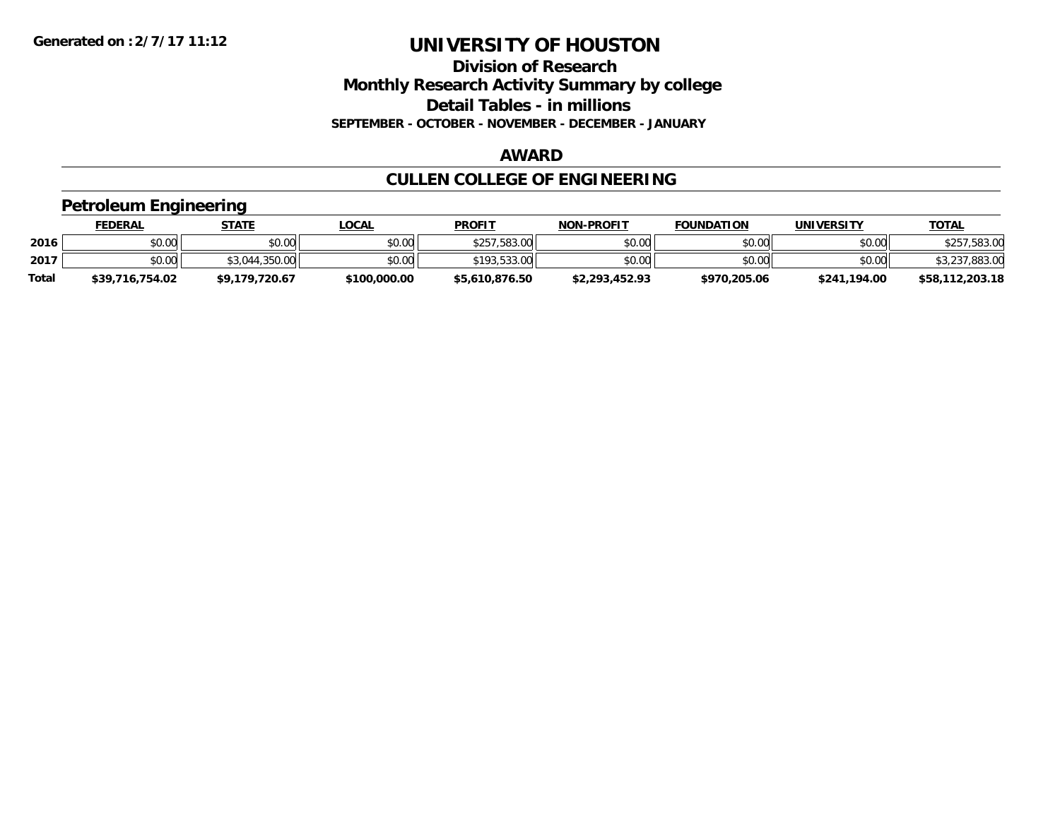# UNIVERSITY OF HOUSTON

## Division of Research

## Monthly Research Activity Summary by college

## Detail Tables - in millions

**SEPTEMBER - OCTOBER - NOVEMBER - DECEMBER - JANUARY**

**Generated on : 2/7/17 11:12**

## AWARD

## CULLEN COLLEGE OF ENGINEERING

### Petroleum Engineering

| | FEDERAL | STATE | LOCAL | PROFIT | NON-PROFIT | FOUNDATION | UNIVERSITY | TOTAL |
|---|---|---|---|---|---|---|---|---|
| 2016 | $0.00 | $0.00 | $0.00 | $257,583.00 | $0.00 | $0.00 | $0.00 | $257,583.00 |
| 2017 | $0.00 | $3,044,350.00 | $0.00 | $193,533.00 | $0.00 | $0.00 | $0.00 | $3,237,883.00 |
| **Total** | **$39,716,754.02** | **$9,179,720.67** | **$100,000.00** | **$5,610,876.50** | **$2,293,452.93** | **$970,205.06** | **$241,194.00** | **$58,112,203.18** |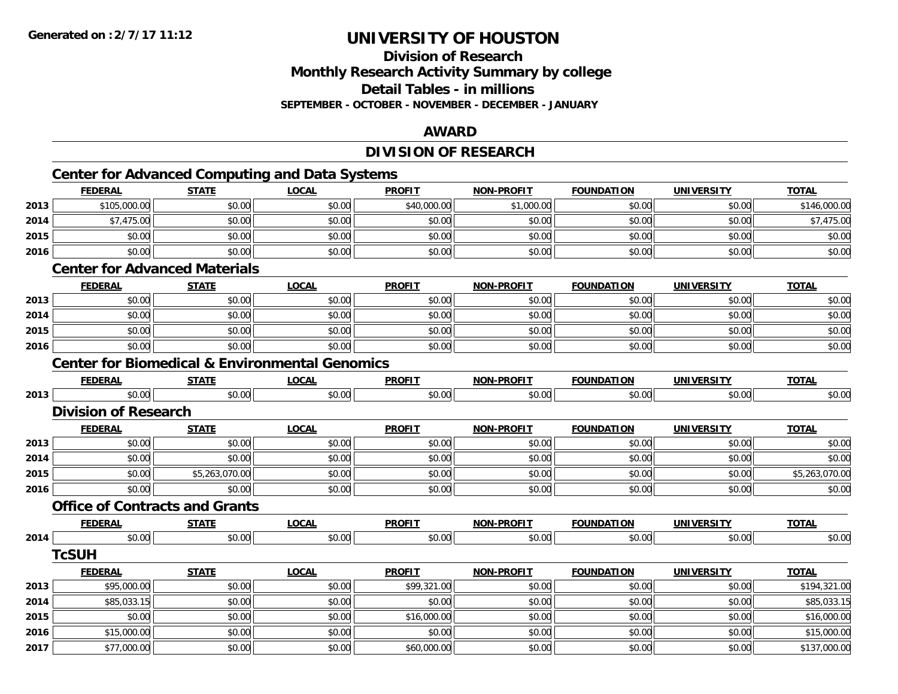**Generated on :2/7/17 11:12**

# UNIVERSITY OF HOUSTON

## Division of Research
## Monthly Research Activity Summary by college
## Detail Tables - in millions
### SEPTEMBER - OCTOBER - NOVEMBER - DECEMBER - JANUARY

## AWARD

## DIVISION OF RESEARCH

### Center for Advanced Computing and Data Systems

| | FEDERAL | STATE | LOCAL | PROFIT | NON-PROFIT | FOUNDATION | UNIVERSITY | TOTAL |
|---|---|---|---|---|---|---|---|---|
| 2013 | $105,000.00 | $0.00 | $0.00 | $40,000.00 | $1,000.00 | $0.00 | $0.00 | $146,000.00 |
| 2014 | $7,475.00 | $0.00 | $0.00 | $0.00 | $0.00 | $0.00 | $0.00 | $7,475.00 |
| 2015 | $0.00 | $0.00 | $0.00 | $0.00 | $0.00 | $0.00 | $0.00 | $0.00 |
| 2016 | $0.00 | $0.00 | $0.00 | $0.00 | $0.00 | $0.00 | $0.00 | $0.00 |

### Center for Advanced Materials

| | FEDERAL | STATE | LOCAL | PROFIT | NON-PROFIT | FOUNDATION | UNIVERSITY | TOTAL |
|---|---|---|---|---|---|---|---|---|
| 2013 | $0.00 | $0.00 | $0.00 | $0.00 | $0.00 | $0.00 | $0.00 | $0.00 |
| 2014 | $0.00 | $0.00 | $0.00 | $0.00 | $0.00 | $0.00 | $0.00 | $0.00 |
| 2015 | $0.00 | $0.00 | $0.00 | $0.00 | $0.00 | $0.00 | $0.00 | $0.00 |
| 2016 | $0.00 | $0.00 | $0.00 | $0.00 | $0.00 | $0.00 | $0.00 | $0.00 |

### Center for Biomedical & Environmental Genomics

| | FEDERAL | STATE | LOCAL | PROFIT | NON-PROFIT | FOUNDATION | UNIVERSITY | TOTAL |
|---|---|---|---|---|---|---|---|---|
| 2013 | $0.00 | $0.00 | $0.00 | $0.00 | $0.00 | $0.00 | $0.00 | $0.00 |

### Division of Research

| | FEDERAL | STATE | LOCAL | PROFIT | NON-PROFIT | FOUNDATION | UNIVERSITY | TOTAL |
|---|---|---|---|---|---|---|---|---|
| 2013 | $0.00 | $0.00 | $0.00 | $0.00 | $0.00 | $0.00 | $0.00 | $0.00 |
| 2014 | $0.00 | $0.00 | $0.00 | $0.00 | $0.00 | $0.00 | $0.00 | $0.00 |
| 2015 | $0.00 | $5,263,070.00 | $0.00 | $0.00 | $0.00 | $0.00 | $0.00 | $5,263,070.00 |
| 2016 | $0.00 | $0.00 | $0.00 | $0.00 | $0.00 | $0.00 | $0.00 | $0.00 |

### Office of Contracts and Grants

| | FEDERAL | STATE | LOCAL | PROFIT | NON-PROFIT | FOUNDATION | UNIVERSITY | TOTAL |
|---|---|---|---|---|---|---|---|---|
| 2014 | $0.00 | $0.00 | $0.00 | $0.00 | $0.00 | $0.00 | $0.00 | $0.00 |

### TcSUH

| | FEDERAL | STATE | LOCAL | PROFIT | NON-PROFIT | FOUNDATION | UNIVERSITY | TOTAL |
|---|---|---|---|---|---|---|---|---|
| 2013 | $95,000.00 | $0.00 | $0.00 | $99,321.00 | $0.00 | $0.00 | $0.00 | $194,321.00 |
| 2014 | $85,033.15 | $0.00 | $0.00 | $0.00 | $0.00 | $0.00 | $0.00 | $85,033.15 |
| 2015 | $0.00 | $0.00 | $0.00 | $16,000.00 | $0.00 | $0.00 | $0.00 | $16,000.00 |
| 2016 | $15,000.00 | $0.00 | $0.00 | $0.00 | $0.00 | $0.00 | $0.00 | $15,000.00 |
| 2017 | $77,000.00 | $0.00 | $0.00 | $60,000.00 | $0.00 | $0.00 | $0.00 | $137,000.00 |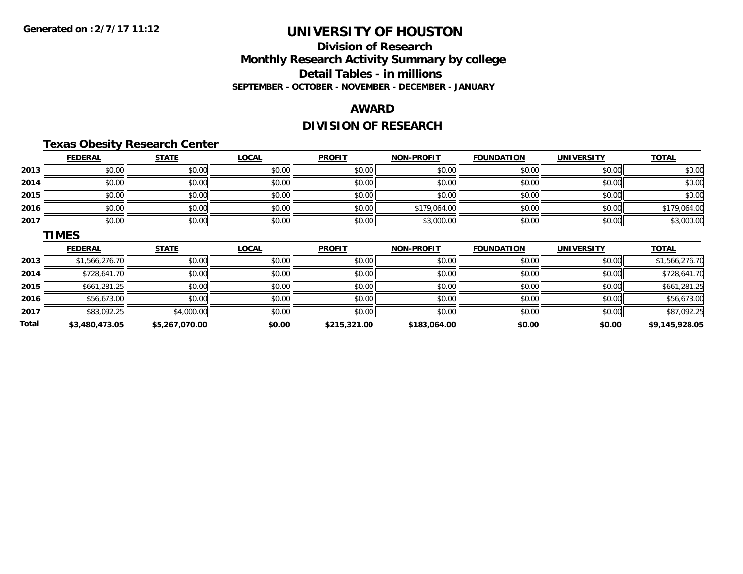**Generated on :2/7/17 11:12**

# UNIVERSITY OF HOUSTON

## Division of Research
## Monthly Research Activity Summary by college
## Detail Tables - in millions
### SEPTEMBER - OCTOBER - NOVEMBER - DECEMBER - JANUARY

## AWARD

## DIVISION OF RESEARCH

### Texas Obesity Research Center

| | FEDERAL | STATE | LOCAL | PROFIT | NON-PROFIT | FOUNDATION | UNIVERSITY | TOTAL |
|---|---|---|---|---|---|---|---|---|
| 2013 | $0.00 | $0.00 | $0.00 | $0.00 | $0.00 | $0.00 | $0.00 | $0.00 |
| 2014 | $0.00 | $0.00 | $0.00 | $0.00 | $0.00 | $0.00 | $0.00 | $0.00 |
| 2015 | $0.00 | $0.00 | $0.00 | $0.00 | $0.00 | $0.00 | $0.00 | $0.00 |
| 2016 | $0.00 | $0.00 | $0.00 | $0.00 | $179,064.00 | $0.00 | $0.00 | $179,064.00 |
| 2017 | $0.00 | $0.00 | $0.00 | $0.00 | $3,000.00 | $0.00 | $0.00 | $3,000.00 |

### TIMES

| | FEDERAL | STATE | LOCAL | PROFIT | NON-PROFIT | FOUNDATION | UNIVERSITY | TOTAL |
|---|---|---|---|---|---|---|---|---|
| 2013 | $1,566,276.70 | $0.00 | $0.00 | $0.00 | $0.00 | $0.00 | $0.00 | $1,566,276.70 |
| 2014 | $728,641.70 | $0.00 | $0.00 | $0.00 | $0.00 | $0.00 | $0.00 | $728,641.70 |
| 2015 | $661,281.25 | $0.00 | $0.00 | $0.00 | $0.00 | $0.00 | $0.00 | $661,281.25 |
| 2016 | $56,673.00 | $0.00 | $0.00 | $0.00 | $0.00 | $0.00 | $0.00 | $56,673.00 |
| 2017 | $83,092.25 | $4,000.00 | $0.00 | $0.00 | $0.00 | $0.00 | $0.00 | $87,092.25 |
| **Total** | **$3,480,473.05** | **$5,267,070.00** | **$0.00** | **$215,321.00** | **$183,064.00** | **$0.00** | **$0.00** | **$9,145,928.05** |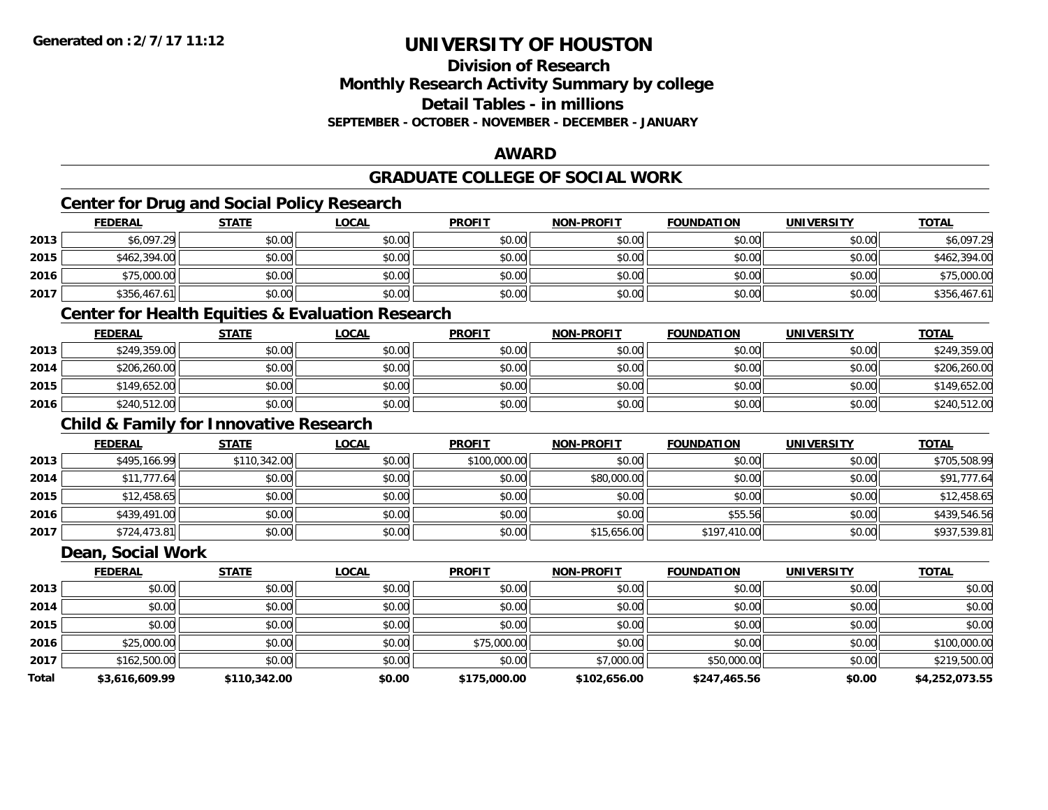# UNIVERSITY OF HOUSTON

## Division of Research
## Monthly Research Activity Summary by college
## Detail Tables - in millions
### SEPTEMBER - OCTOBER - NOVEMBER - DECEMBER - JANUARY

## AWARD

## GRADUATE COLLEGE OF SOCIAL WORK

### Center for Drug and Social Policy Research

| | FEDERAL | STATE | LOCAL | PROFIT | NON-PROFIT | FOUNDATION | UNIVERSITY | TOTAL |
|---|---|---|---|---|---|---|---|---|
| 2013 | $6,097.29 | $0.00 | $0.00 | $0.00 | $0.00 | $0.00 | $0.00 | $6,097.29 |
| 2015 | $462,394.00 | $0.00 | $0.00 | $0.00 | $0.00 | $0.00 | $0.00 | $462,394.00 |
| 2016 | $75,000.00 | $0.00 | $0.00 | $0.00 | $0.00 | $0.00 | $0.00 | $75,000.00 |
| 2017 | $356,467.61 | $0.00 | $0.00 | $0.00 | $0.00 | $0.00 | $0.00 | $356,467.61 |

### Center for Health Equities & Evaluation Research

| | FEDERAL | STATE | LOCAL | PROFIT | NON-PROFIT | FOUNDATION | UNIVERSITY | TOTAL |
|---|---|---|---|---|---|---|---|---|
| 2013 | $249,359.00 | $0.00 | $0.00 | $0.00 | $0.00 | $0.00 | $0.00 | $249,359.00 |
| 2014 | $206,260.00 | $0.00 | $0.00 | $0.00 | $0.00 | $0.00 | $0.00 | $206,260.00 |
| 2015 | $149,652.00 | $0.00 | $0.00 | $0.00 | $0.00 | $0.00 | $0.00 | $149,652.00 |
| 2016 | $240,512.00 | $0.00 | $0.00 | $0.00 | $0.00 | $0.00 | $0.00 | $240,512.00 |

### Child & Family for Innovative Research

| | FEDERAL | STATE | LOCAL | PROFIT | NON-PROFIT | FOUNDATION | UNIVERSITY | TOTAL |
|---|---|---|---|---|---|---|---|---|
| 2013 | $495,166.99 | $110,342.00 | $0.00 | $100,000.00 | $0.00 | $0.00 | $0.00 | $705,508.99 |
| 2014 | $11,777.64 | $0.00 | $0.00 | $0.00 | $80,000.00 | $0.00 | $0.00 | $91,777.64 |
| 2015 | $12,458.65 | $0.00 | $0.00 | $0.00 | $0.00 | $0.00 | $0.00 | $12,458.65 |
| 2016 | $439,491.00 | $0.00 | $0.00 | $0.00 | $0.00 | $55.56 | $0.00 | $439,546.56 |
| 2017 | $724,473.81 | $0.00 | $0.00 | $0.00 | $15,656.00 | $197,410.00 | $0.00 | $937,539.81 |

### Dean, Social Work

| | FEDERAL | STATE | LOCAL | PROFIT | NON-PROFIT | FOUNDATION | UNIVERSITY | TOTAL |
|---|---|---|---|---|---|---|---|---|
| 2013 | $0.00 | $0.00 | $0.00 | $0.00 | $0.00 | $0.00 | $0.00 | $0.00 |
| 2014 | $0.00 | $0.00 | $0.00 | $0.00 | $0.00 | $0.00 | $0.00 | $0.00 |
| 2015 | $0.00 | $0.00 | $0.00 | $0.00 | $0.00 | $0.00 | $0.00 | $0.00 |
| 2016 | $25,000.00 | $0.00 | $0.00 | $75,000.00 | $0.00 | $0.00 | $0.00 | $100,000.00 |
| 2017 | $162,500.00 | $0.00 | $0.00 | $0.00 | $7,000.00 | $50,000.00 | $0.00 | $219,500.00 |
| **Total** | **$3,616,609.99** | **$110,342.00** | **$0.00** | **$175,000.00** | **$102,656.00** | **$247,465.56** | **$0.00** | **$4,252,073.55** |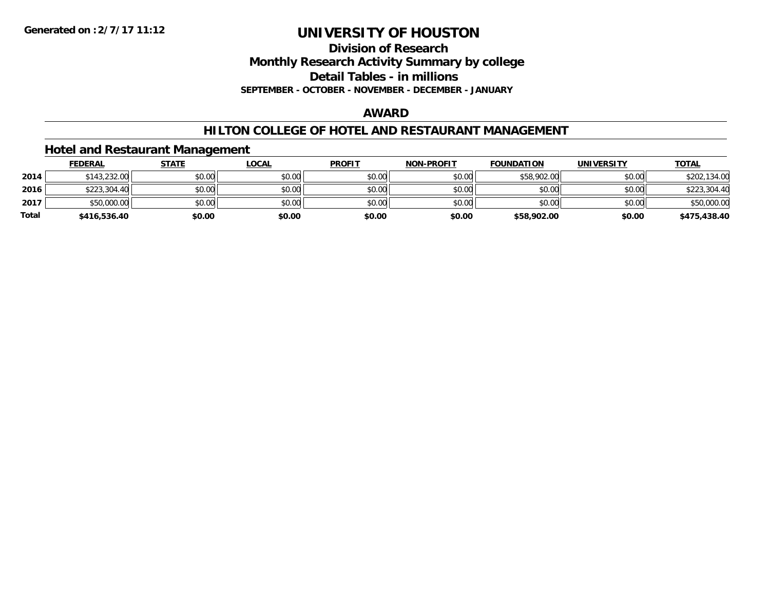**Generated on :2/7/17 11:12**

# UNIVERSITY OF HOUSTON

## Division of Research

## Monthly Research Activity Summary by college

## Detail Tables - in millions

**SEPTEMBER - OCTOBER - NOVEMBER - DECEMBER - JANUARY**

## AWARD

## HILTON COLLEGE OF HOTEL AND RESTAURANT MANAGEMENT

### Hotel and Restaurant Management

| | FEDERAL | STATE | LOCAL | PROFIT | NON-PROFIT | FOUNDATION | UNIVERSITY | TOTAL |
|---|---|---|---|---|---|---|---|---|
| 2014 | $143,232.00 | $0.00 | $0.00 | $0.00 | $0.00 | $58,902.00 | $0.00 | $202,134.00 |
| 2016 | $223,304.40 | $0.00 | $0.00 | $0.00 | $0.00 | $0.00 | $0.00 | $223,304.40 |
| 2017 | $50,000.00 | $0.00 | $0.00 | $0.00 | $0.00 | $0.00 | $0.00 | $50,000.00 |
| **Total** | **$416,536.40** | **$0.00** | **$0.00** | **$0.00** | **$0.00** | **$58,902.00** | **$0.00** | **$475,438.40** |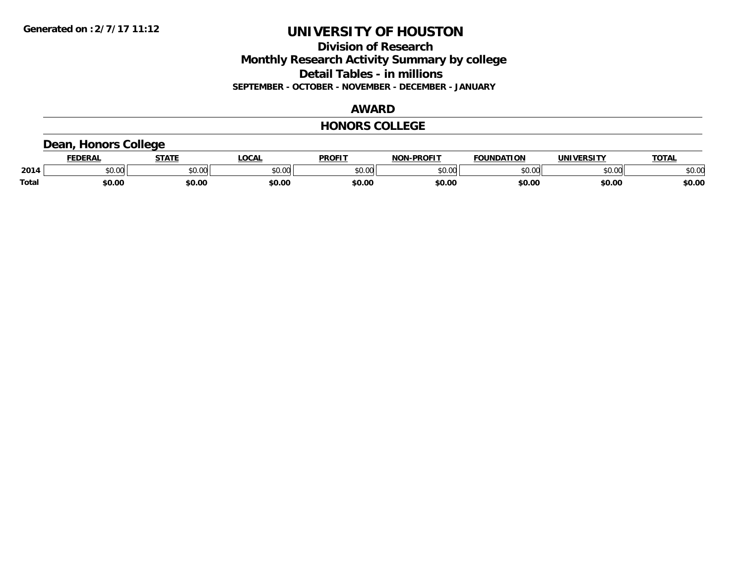# UNIVERSITY OF HOUSTON

## Division of Research

## Monthly Research Activity Summary by college

## Detail Tables - in millions

**SEPTEMBER - OCTOBER - NOVEMBER - DECEMBER - JANUARY**

**AWARD**

**HONORS COLLEGE**

### Dean, Honors College

| | FEDERAL | STATE | LOCAL | PROFIT | NON-PROFIT | FOUNDATION | UNIVERSITY | TOTAL |
|---|---|---|---|---|---|---|---|---|
| 2014 | $0.00 | $0.00 | $0.00 | $0.00 | $0.00 | $0.00 | $0.00 | $0.00 |
| **Total** | **$0.00** | **$0.00** | **$0.00** | **$0.00** | **$0.00** | **$0.00** | **$0.00** | **$0.00** |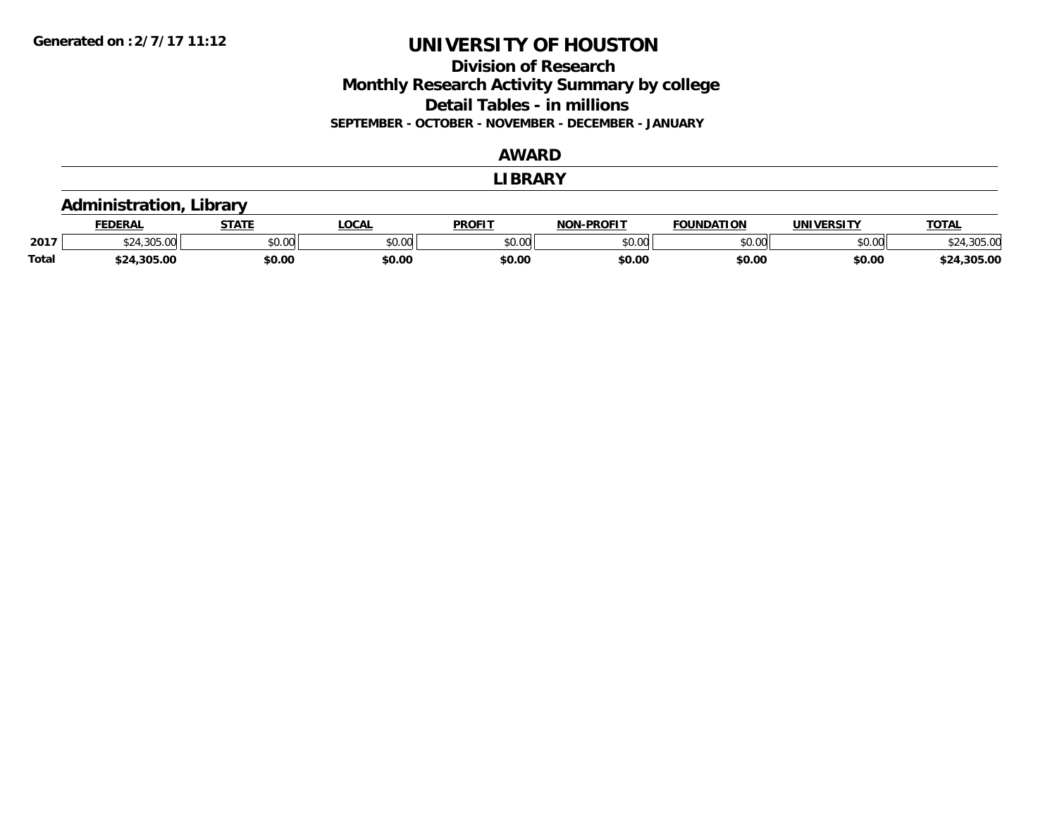Generated on :2/7/17 11:12

# UNIVERSITY OF HOUSTON

## Division of Research
## Monthly Research Activity Summary by college
## Detail Tables - in millions
### SEPTEMBER - OCTOBER - NOVEMBER - DECEMBER - JANUARY

## AWARD

## LIBRARY

### Administration, Library

| | FEDERAL | STATE | LOCAL | PROFIT | NON-PROFIT | FOUNDATION | UNIVERSITY | TOTAL |
|---|---|---|---|---|---|---|---|---|
| 2017 | $24,305.00 | $0.00 | $0.00 | $0.00 | $0.00 | $0.00 | $0.00 | $24,305.00 |
| Total | $24,305.00 | $0.00 | $0.00 | $0.00 | $0.00 | $0.00 | $0.00 | $24,305.00 |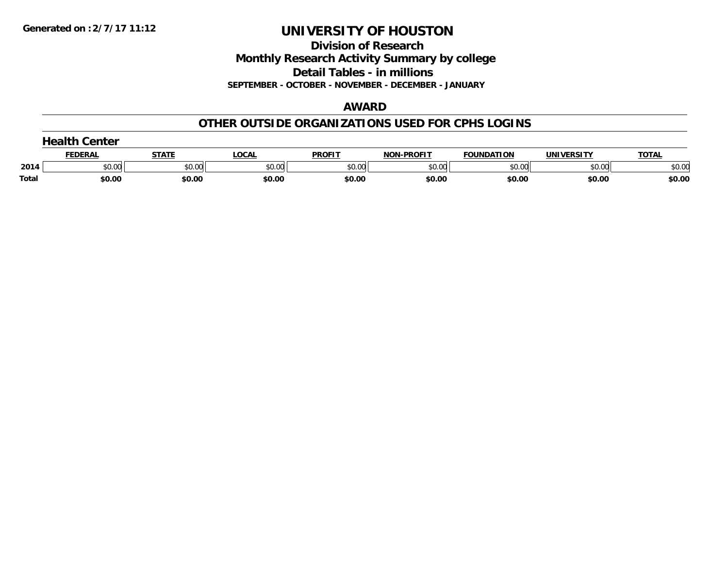**Generated on :2/7/17 11:12**

# UNIVERSITY OF HOUSTON

## Division of Research
## Monthly Research Activity Summary by college
## Detail Tables - in millions
### SEPTEMBER - OCTOBER - NOVEMBER - DECEMBER - JANUARY

## AWARD

## OTHER OUTSIDE ORGANIZATIONS USED FOR CPHS LOGINS

### Health Center

| | FEDERAL | STATE | LOCAL | PROFIT | NON-PROFIT | FOUNDATION | UNIVERSITY | TOTAL |
|---|---|---|---|---|---|---|---|---|
| 2014 | $0.00 | $0.00 | $0.00 | $0.00 | $0.00 | $0.00 | $0.00 | $0.00 |
| **Total** | **$0.00** | **$0.00** | **$0.00** | **$0.00** | **$0.00** | **$0.00** | **$0.00** | **$0.00** |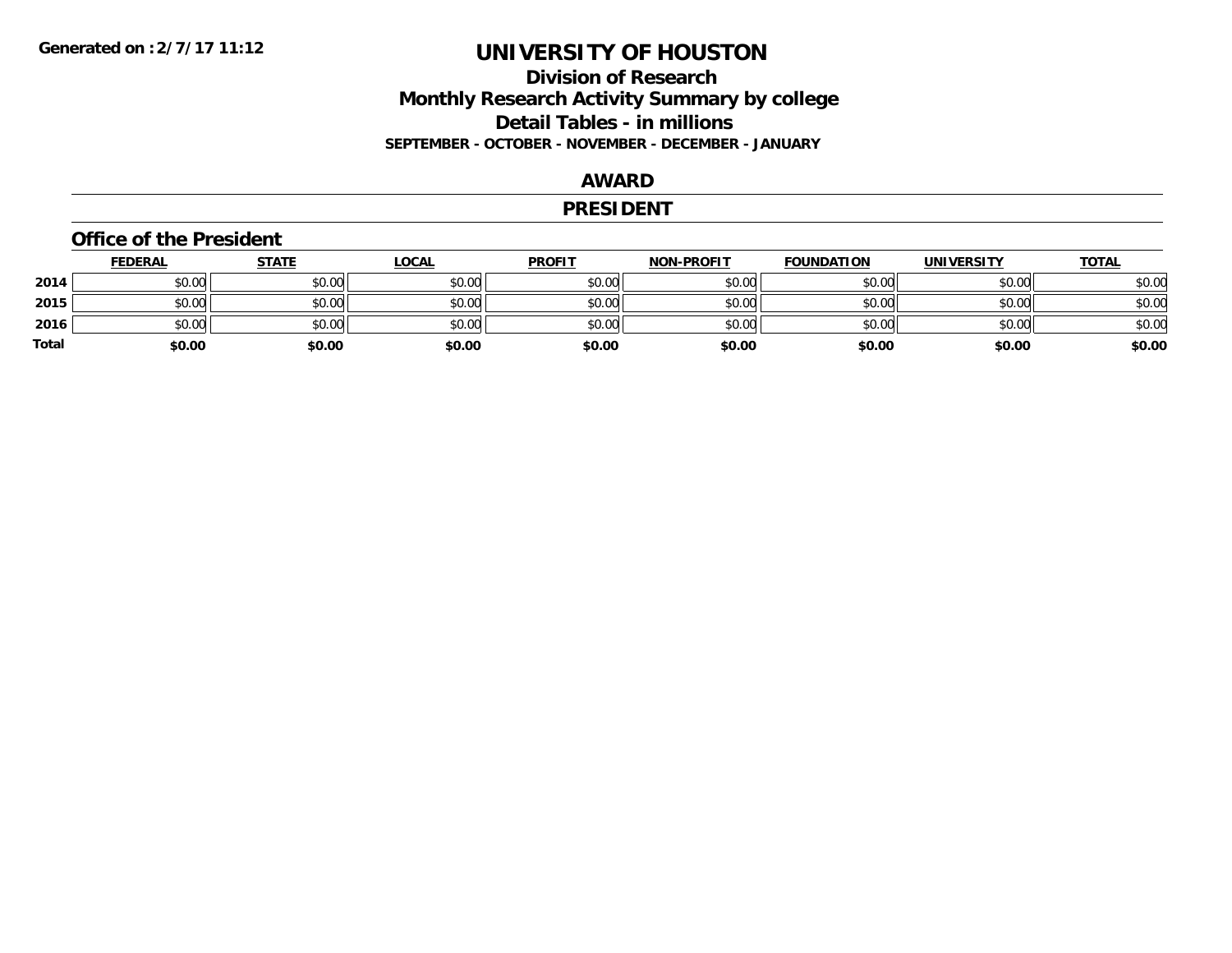**Generated on :2/7/17 11:12**

# UNIVERSITY OF HOUSTON

## Division of Research
## Monthly Research Activity Summary by college
## Detail Tables - in millions

**SEPTEMBER - OCTOBER - NOVEMBER - DECEMBER - JANUARY**

## AWARD

## PRESIDENT

### Office of the President

| | FEDERAL | STATE | LOCAL | PROFIT | NON-PROFIT | FOUNDATION | UNIVERSITY | TOTAL |
|---|---|---|---|---|---|---|---|---|
| **2014** | $0.00 | $0.00 | $0.00 | $0.00 | $0.00 | $0.00 | $0.00 | $0.00 |
| **2015** | $0.00 | $0.00 | $0.00 | $0.00 | $0.00 | $0.00 | $0.00 | $0.00 |
| **2016** | $0.00 | $0.00 | $0.00 | $0.00 | $0.00 | $0.00 | $0.00 | $0.00 |
| **Total** | **$0.00** | **$0.00** | **$0.00** | **$0.00** | **$0.00** | **$0.00** | **$0.00** | **$0.00** |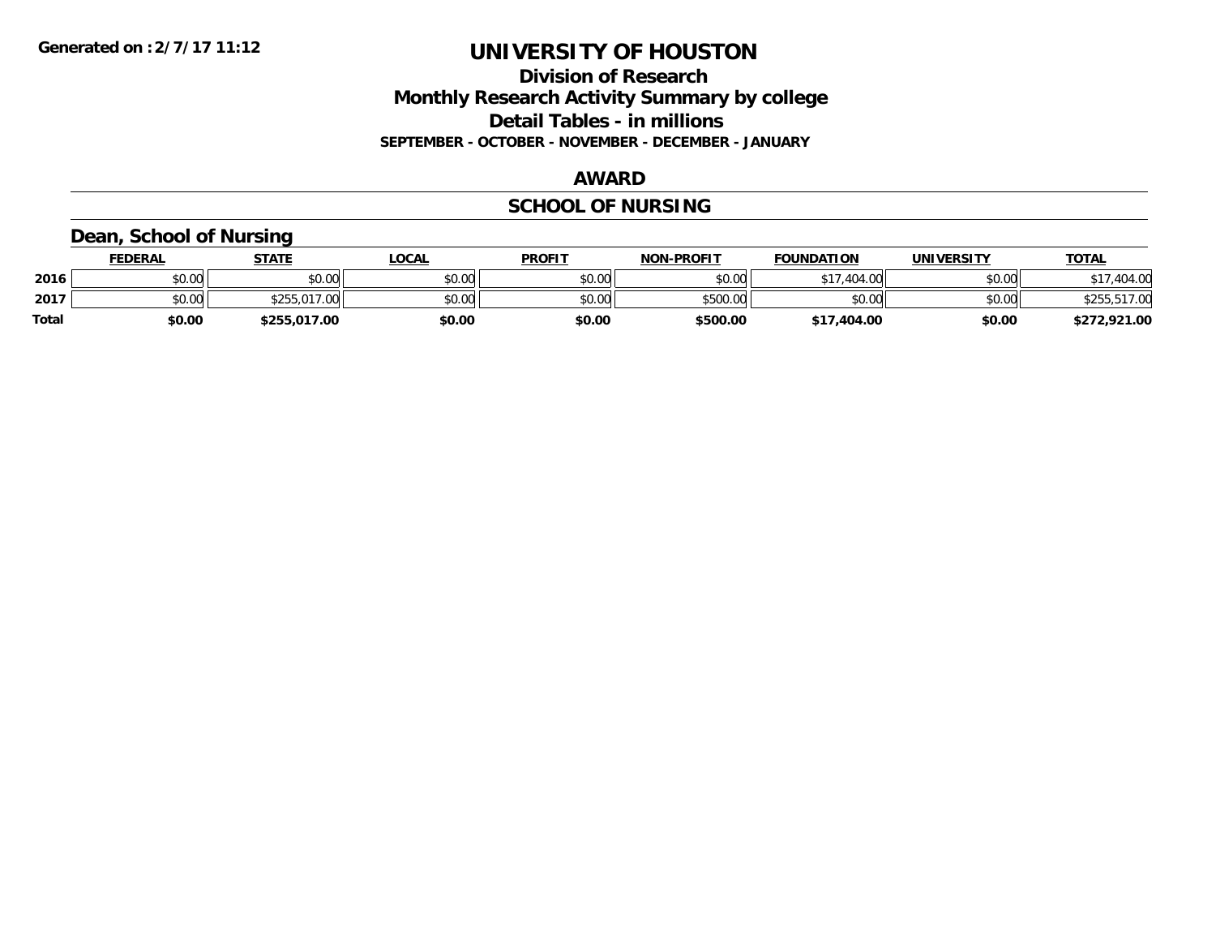**Generated on :2/7/17 11:12**

# UNIVERSITY OF HOUSTON

## Division of Research
## Monthly Research Activity Summary by college
## Detail Tables - in millions
### SEPTEMBER - OCTOBER - NOVEMBER - DECEMBER - JANUARY

## AWARD

## SCHOOL OF NURSING

### Dean, School of Nursing

| | FEDERAL | STATE | LOCAL | PROFIT | NON-PROFIT | FOUNDATION | UNIVERSITY | TOTAL |
|---|---|---|---|---|---|---|---|---|
| 2016 | $0.00 | $0.00 | $0.00 | $0.00 | $0.00 | $17,404.00 | $0.00 | $17,404.00 |
| 2017 | $0.00 | $255,017.00 | $0.00 | $0.00 | $500.00 | $0.00 | $0.00 | $255,517.00 |
| **Total** | **$0.00** | **$255,017.00** | **$0.00** | **$0.00** | **$500.00** | **$17,404.00** | **$0.00** | **$272,921.00** |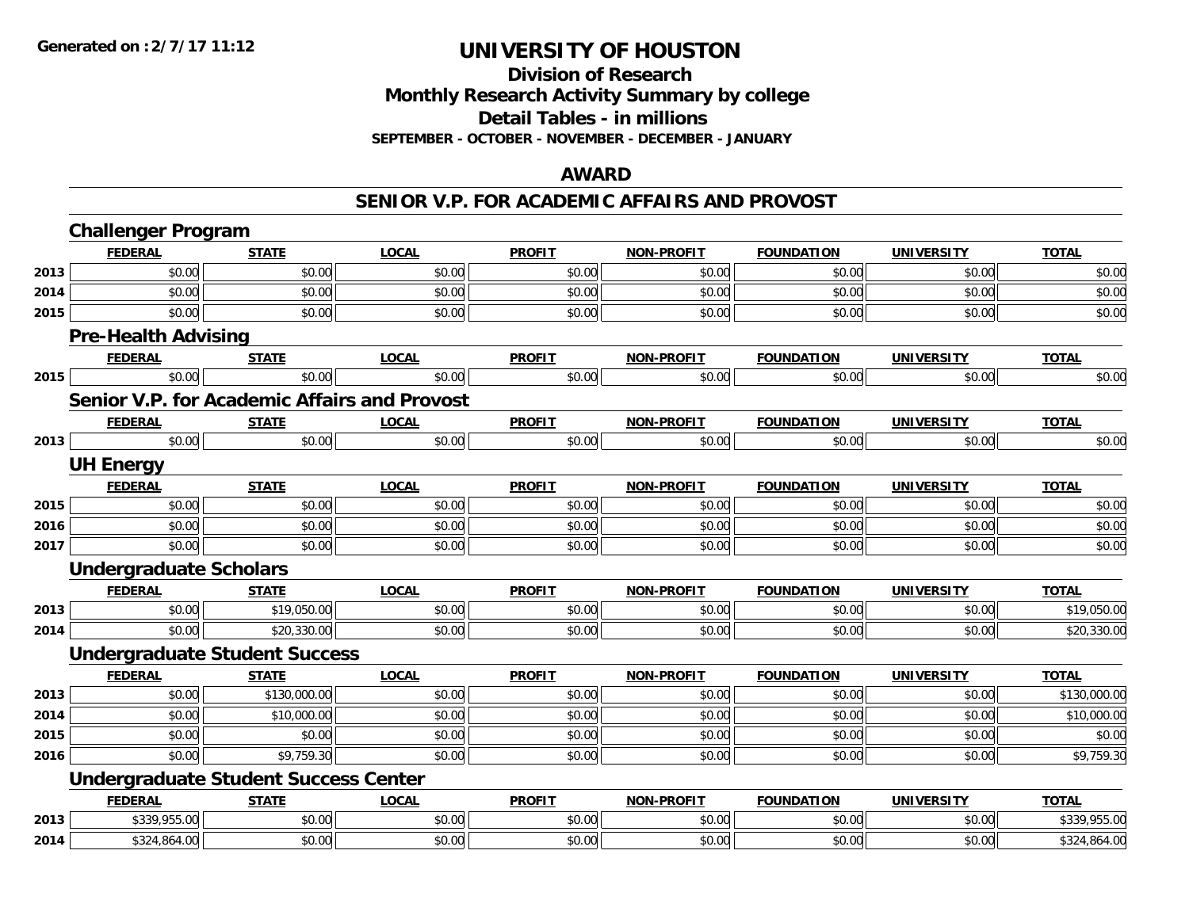# UNIVERSITY OF HOUSTON

## Division of Research

## Monthly Research Activity Summary by college

## Detail Tables - in millions

**SEPTEMBER - OCTOBER - NOVEMBER - DECEMBER - JANUARY**

## AWARD

## SENIOR V.P. FOR ACADEMIC AFFAIRS AND PROVOST

### Challenger Program

| | FEDERAL | STATE | LOCAL | PROFIT | NON-PROFIT | FOUNDATION | UNIVERSITY | TOTAL |
|---|---|---|---|---|---|---|---|---|
| 2013 | $0.00 | $0.00 | $0.00 | $0.00 | $0.00 | $0.00 | $0.00 | $0.00 |
| 2014 | $0.00 | $0.00 | $0.00 | $0.00 | $0.00 | $0.00 | $0.00 | $0.00 |
| 2015 | $0.00 | $0.00 | $0.00 | $0.00 | $0.00 | $0.00 | $0.00 | $0.00 |

### Pre-Health Advising

| | FEDERAL | STATE | LOCAL | PROFIT | NON-PROFIT | FOUNDATION | UNIVERSITY | TOTAL |
|---|---|---|---|---|---|---|---|---|
| 2015 | $0.00 | $0.00 | $0.00 | $0.00 | $0.00 | $0.00 | $0.00 | $0.00 |

### Senior V.P. for Academic Affairs and Provost

| | FEDERAL | STATE | LOCAL | PROFIT | NON-PROFIT | FOUNDATION | UNIVERSITY | TOTAL |
|---|---|---|---|---|---|---|---|---|
| 2013 | $0.00 | $0.00 | $0.00 | $0.00 | $0.00 | $0.00 | $0.00 | $0.00 |

### UH Energy

| | FEDERAL | STATE | LOCAL | PROFIT | NON-PROFIT | FOUNDATION | UNIVERSITY | TOTAL |
|---|---|---|---|---|---|---|---|---|
| 2015 | $0.00 | $0.00 | $0.00 | $0.00 | $0.00 | $0.00 | $0.00 | $0.00 |
| 2016 | $0.00 | $0.00 | $0.00 | $0.00 | $0.00 | $0.00 | $0.00 | $0.00 |
| 2017 | $0.00 | $0.00 | $0.00 | $0.00 | $0.00 | $0.00 | $0.00 | $0.00 |

### Undergraduate Scholars

| | FEDERAL | STATE | LOCAL | PROFIT | NON-PROFIT | FOUNDATION | UNIVERSITY | TOTAL |
|---|---|---|---|---|---|---|---|---|
| 2013 | $0.00 | $19,050.00 | $0.00 | $0.00 | $0.00 | $0.00 | $0.00 | $19,050.00 |
| 2014 | $0.00 | $20,330.00 | $0.00 | $0.00 | $0.00 | $0.00 | $0.00 | $20,330.00 |

### Undergraduate Student Success

| | FEDERAL | STATE | LOCAL | PROFIT | NON-PROFIT | FOUNDATION | UNIVERSITY | TOTAL |
|---|---|---|---|---|---|---|---|---|
| 2013 | $0.00 | $130,000.00 | $0.00 | $0.00 | $0.00 | $0.00 | $0.00 | $130,000.00 |
| 2014 | $0.00 | $10,000.00 | $0.00 | $0.00 | $0.00 | $0.00 | $0.00 | $10,000.00 |
| 2015 | $0.00 | $0.00 | $0.00 | $0.00 | $0.00 | $0.00 | $0.00 | $0.00 |
| 2016 | $0.00 | $9,759.30 | $0.00 | $0.00 | $0.00 | $0.00 | $0.00 | $9,759.30 |

### Undergraduate Student Success Center

| | FEDERAL | STATE | LOCAL | PROFIT | NON-PROFIT | FOUNDATION | UNIVERSITY | TOTAL |
|---|---|---|---|---|---|---|---|---|
| 2013 | $339,955.00 | $0.00 | $0.00 | $0.00 | $0.00 | $0.00 | $0.00 | $339,955.00 |
| 2014 | $324,864.00 | $0.00 | $0.00 | $0.00 | $0.00 | $0.00 | $0.00 | $324,864.00 |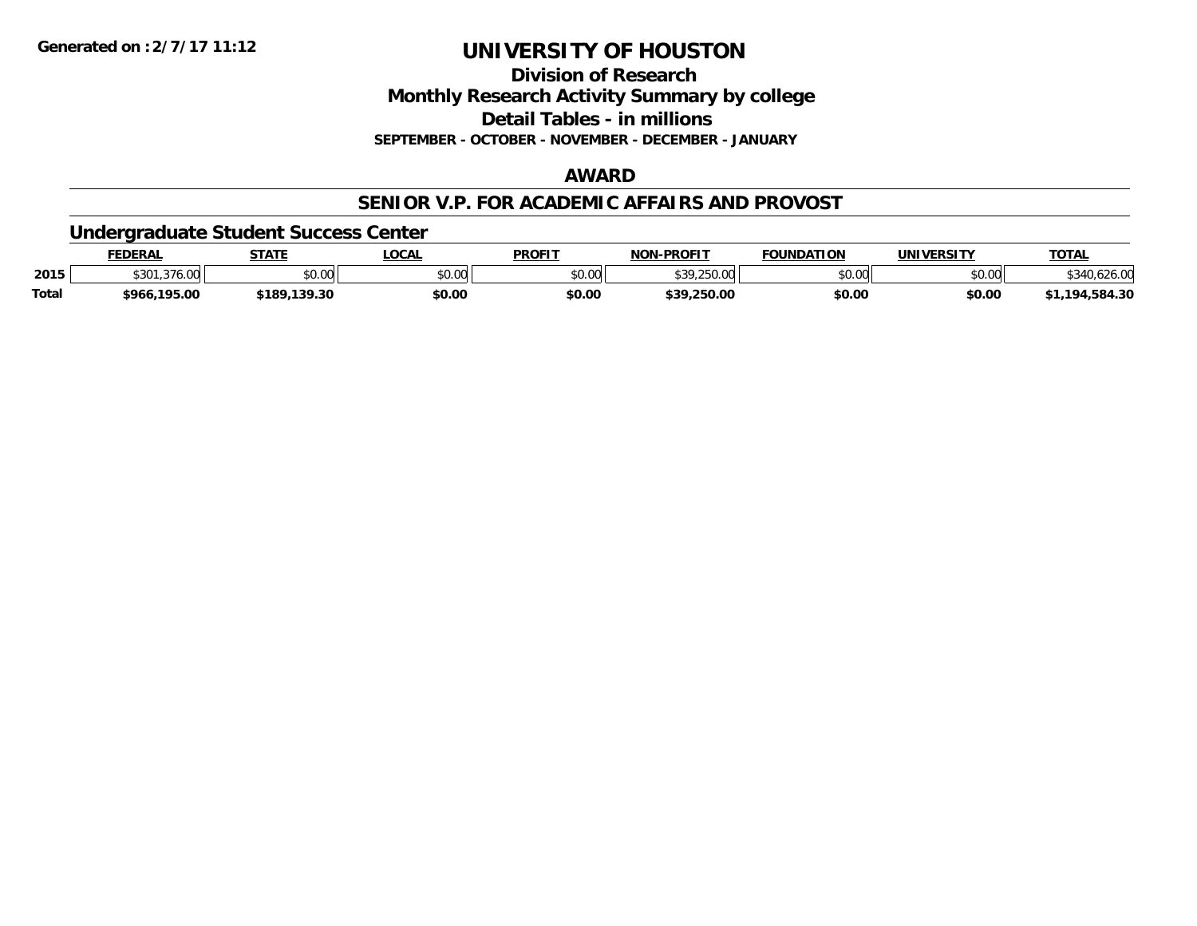# UNIVERSITY OF HOUSTON

## Division of Research

## Monthly Research Activity Summary by college

## Detail Tables - in millions

**SEPTEMBER - OCTOBER - NOVEMBER - DECEMBER - JANUARY**

## AWARD

## SENIOR V.P. FOR ACADEMIC AFFAIRS AND PROVOST

### Undergraduate Student Success Center

| | FEDERAL | STATE | LOCAL | PROFIT | NON-PROFIT | FOUNDATION | UNIVERSITY | TOTAL |
|---|---|---|---|---|---|---|---|---|
| **2015** | $301,376.00 | $0.00 | $0.00 | $0.00 | $39,250.00 | $0.00 | $0.00 | $340,626.00 |
| **Total** | **$966,195.00** | **$189,139.30** | **$0.00** | **$0.00** | **$39,250.00** | **$0.00** | **$0.00** | **$1,194,584.30** |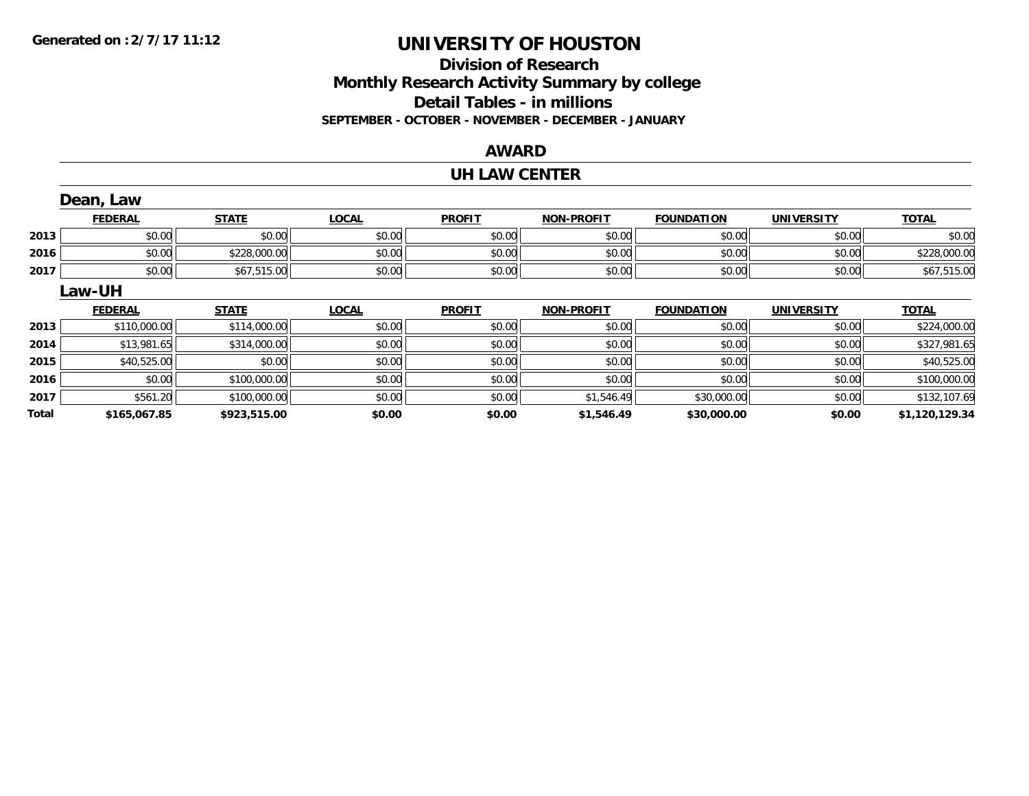**Generated on :2/7/17 11:12**

# UNIVERSITY OF HOUSTON

## Division of Research
## Monthly Research Activity Summary by college
## Detail Tables - in millions
### SEPTEMBER - OCTOBER - NOVEMBER - DECEMBER - JANUARY

## AWARD

## UH LAW CENTER

### Dean, Law

| | FEDERAL | STATE | LOCAL | PROFIT | NON-PROFIT | FOUNDATION | UNIVERSITY | TOTAL |
|---|---|---|---|---|---|---|---|---|
| 2013 | $0.00 | $0.00 | $0.00 | $0.00 | $0.00 | $0.00 | $0.00 | $0.00 |
| 2016 | $0.00 | $228,000.00 | $0.00 | $0.00 | $0.00 | $0.00 | $0.00 | $228,000.00 |
| 2017 | $0.00 | $67,515.00 | $0.00 | $0.00 | $0.00 | $0.00 | $0.00 | $67,515.00 |

### Law-UH

| | FEDERAL | STATE | LOCAL | PROFIT | NON-PROFIT | FOUNDATION | UNIVERSITY | TOTAL |
|---|---|---|---|---|---|---|---|---|
| 2013 | $110,000.00 | $114,000.00 | $0.00 | $0.00 | $0.00 | $0.00 | $0.00 | $224,000.00 |
| 2014 | $13,981.65 | $314,000.00 | $0.00 | $0.00 | $0.00 | $0.00 | $0.00 | $327,981.65 |
| 2015 | $40,525.00 | $0.00 | $0.00 | $0.00 | $0.00 | $0.00 | $0.00 | $40,525.00 |
| 2016 | $0.00 | $100,000.00 | $0.00 | $0.00 | $0.00 | $0.00 | $0.00 | $100,000.00 |
| 2017 | $561.20 | $100,000.00 | $0.00 | $0.00 | $1,546.49 | $30,000.00 | $0.00 | $132,107.69 |
| **Total** | **$165,067.85** | **$923,515.00** | **$0.00** | **$0.00** | **$1,546.49** | **$30,000.00** | **$0.00** | **$1,120,129.34** |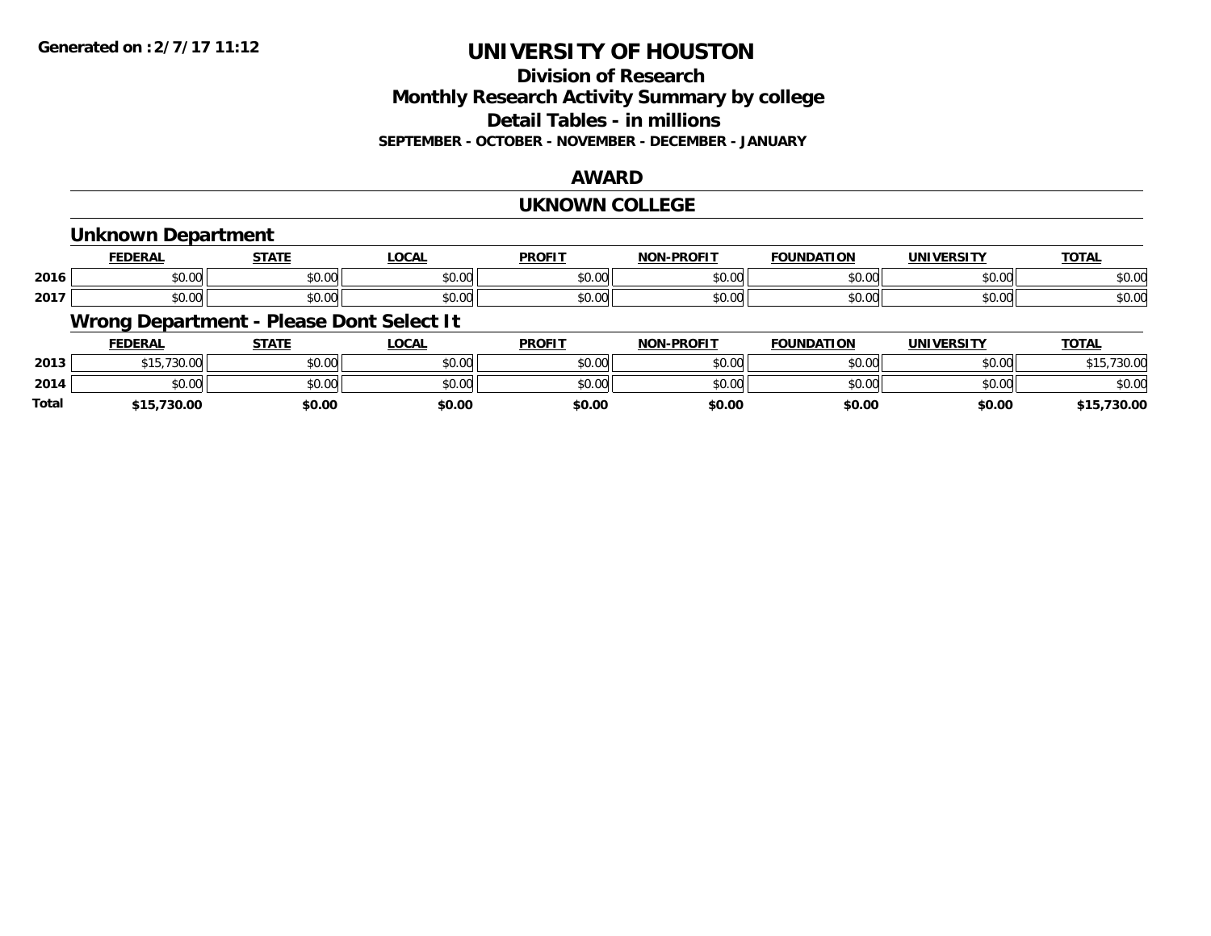**Generated on :2/7/17 11:12**

# UNIVERSITY OF HOUSTON

## Division of Research
## Monthly Research Activity Summary by college
## Detail Tables - in millions
### SEPTEMBER - OCTOBER - NOVEMBER - DECEMBER - JANUARY

## AWARD

## UKNOWN COLLEGE

### Unknown Department

| | FEDERAL | STATE | LOCAL | PROFIT | NON-PROFIT | FOUNDATION | UNIVERSITY | TOTAL |
|---|---|---|---|---|---|---|---|---|
| 2016 | $0.00 | $0.00 | $0.00 | $0.00 | $0.00 | $0.00 | $0.00 | $0.00 |
| 2017 | $0.00 | $0.00 | $0.00 | $0.00 | $0.00 | $0.00 | $0.00 | $0.00 |

### Wrong Department - Please Dont Select It

| | FEDERAL | STATE | LOCAL | PROFIT | NON-PROFIT | FOUNDATION | UNIVERSITY | TOTAL |
|---|---|---|---|---|---|---|---|---|
| 2013 | $15,730.00 | $0.00 | $0.00 | $0.00 | $0.00 | $0.00 | $0.00 | $15,730.00 |
| 2014 | $0.00 | $0.00 | $0.00 | $0.00 | $0.00 | $0.00 | $0.00 | $0.00 |
| **Total** | **$15,730.00** | **$0.00** | **$0.00** | **$0.00** | **$0.00** | **$0.00** | **$0.00** | **$15,730.00** |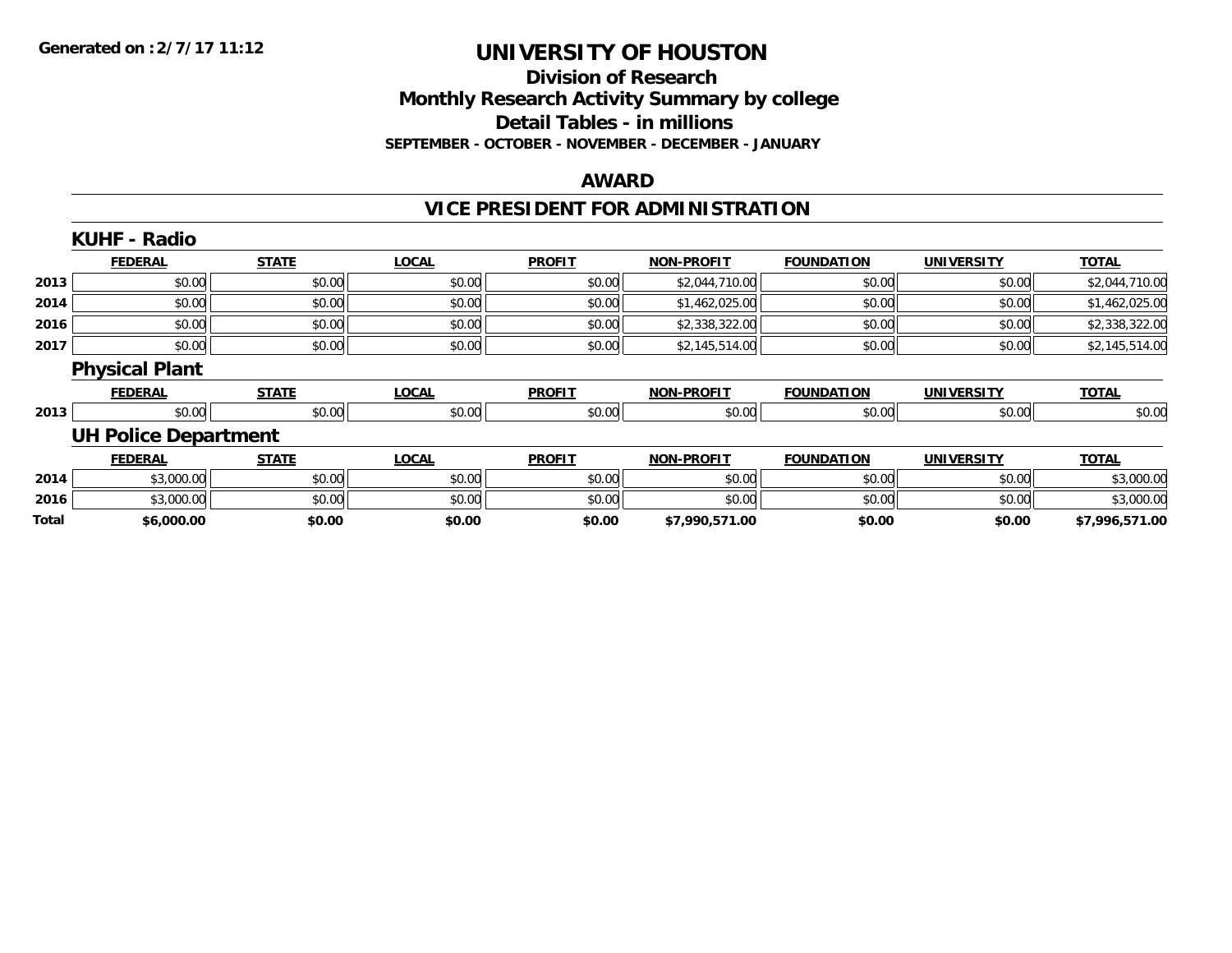**Generated on :2/7/17 11:12**

# UNIVERSITY OF HOUSTON

## Division of Research
## Monthly Research Activity Summary by college
## Detail Tables - in millions
### SEPTEMBER - OCTOBER - NOVEMBER - DECEMBER - JANUARY

## AWARD

## VICE PRESIDENT FOR ADMINISTRATION

### KUHF - Radio

| | FEDERAL | STATE | LOCAL | PROFIT | NON-PROFIT | FOUNDATION | UNIVERSITY | TOTAL |
|---|---|---|---|---|---|---|---|---|
| 2013 | $0.00 | $0.00 | $0.00 | $0.00 | $2,044,710.00 | $0.00 | $0.00 | $2,044,710.00 |
| 2014 | $0.00 | $0.00 | $0.00 | $0.00 | $1,462,025.00 | $0.00 | $0.00 | $1,462,025.00 |
| 2016 | $0.00 | $0.00 | $0.00 | $0.00 | $2,338,322.00 | $0.00 | $0.00 | $2,338,322.00 |
| 2017 | $0.00 | $0.00 | $0.00 | $0.00 | $2,145,514.00 | $0.00 | $0.00 | $2,145,514.00 |

### Physical Plant

| | FEDERAL | STATE | LOCAL | PROFIT | NON-PROFIT | FOUNDATION | UNIVERSITY | TOTAL |
|---|---|---|---|---|---|---|---|---|
| 2013 | $0.00 | $0.00 | $0.00 | $0.00 | $0.00 | $0.00 | $0.00 | $0.00 |

### UH Police Department

| | FEDERAL | STATE | LOCAL | PROFIT | NON-PROFIT | FOUNDATION | UNIVERSITY | TOTAL |
|---|---|---|---|---|---|---|---|---|
| 2014 | $3,000.00 | $0.00 | $0.00 | $0.00 | $0.00 | $0.00 | $0.00 | $3,000.00 |
| 2016 | $3,000.00 | $0.00 | $0.00 | $0.00 | $0.00 | $0.00 | $0.00 | $3,000.00 |
| **Total** | **$6,000.00** | **$0.00** | **$0.00** | **$0.00** | **$7,990,571.00** | **$0.00** | **$0.00** | **$7,996,571.00** |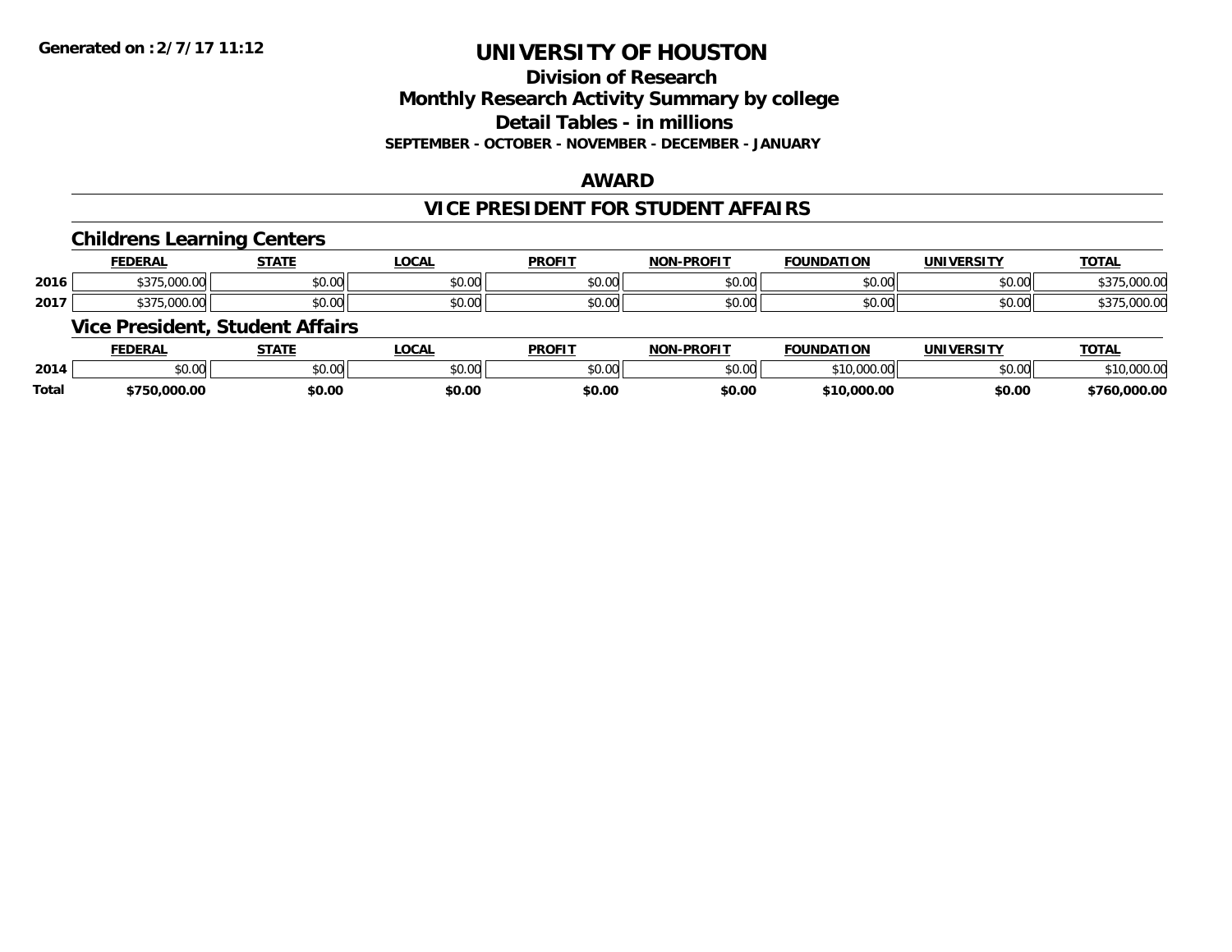# UNIVERSITY OF HOUSTON

## Division of Research
## Monthly Research Activity Summary by college
## Detail Tables - in millions
### SEPTEMBER - OCTOBER - NOVEMBER - DECEMBER - JANUARY

Generated on : 2/7/17 11:12

## AWARD

## VICE PRESIDENT FOR STUDENT AFFAIRS

### Childrens Learning Centers

| | FEDERAL | STATE | LOCAL | PROFIT | NON-PROFIT | FOUNDATION | UNIVERSITY | TOTAL |
|---|---|---|---|---|---|---|---|---|
| 2016 | $375,000.00 | $0.00 | $0.00 | $0.00 | $0.00 | $0.00 | $0.00 | $375,000.00 |
| 2017 | $375,000.00 | $0.00 | $0.00 | $0.00 | $0.00 | $0.00 | $0.00 | $375,000.00 |

### Vice President, Student Affairs

| | FEDERAL | STATE | LOCAL | PROFIT | NON-PROFIT | FOUNDATION | UNIVERSITY | TOTAL |
|---|---|---|---|---|---|---|---|---|
| 2014 | $0.00 | $0.00 | $0.00 | $0.00 | $0.00 | $10,000.00 | $0.00 | $10,000.00 |
| **Total** | **$750,000.00** | **$0.00** | **$0.00** | **$0.00** | **$0.00** | **$10,000.00** | **$0.00** | **$760,000.00** |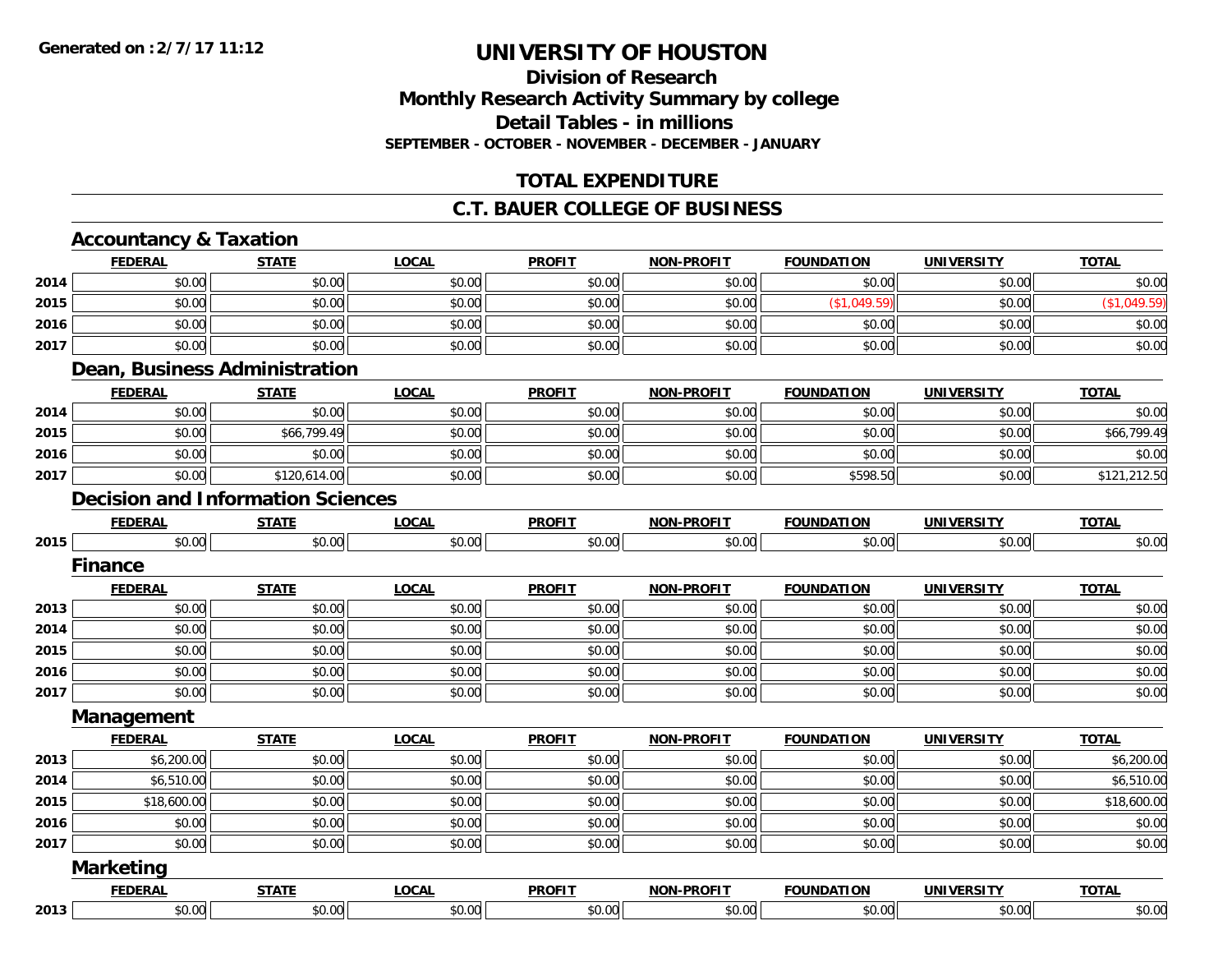**Generated on :2/7/17 11:12**

# UNIVERSITY OF HOUSTON

## Division of Research
## Monthly Research Activity Summary by college
## Detail Tables - in millions
### SEPTEMBER - OCTOBER - NOVEMBER - DECEMBER - JANUARY

## TOTAL EXPENDITURE

## C.T. BAUER COLLEGE OF BUSINESS

### Accountancy & Taxation

| | FEDERAL | STATE | LOCAL | PROFIT | NON-PROFIT | FOUNDATION | UNIVERSITY | TOTAL |
|---|---|---|---|---|---|---|---|---|
| 2014 | $0.00 | $0.00 | $0.00 | $0.00 | $0.00 | $0.00 | $0.00 | $0.00 |
| 2015 | $0.00 | $0.00 | $0.00 | $0.00 | $0.00 | ($1,049.59) | $0.00 | ($1,049.59) |
| 2016 | $0.00 | $0.00 | $0.00 | $0.00 | $0.00 | $0.00 | $0.00 | $0.00 |
| 2017 | $0.00 | $0.00 | $0.00 | $0.00 | $0.00 | $0.00 | $0.00 | $0.00 |

### Dean, Business Administration

| | FEDERAL | STATE | LOCAL | PROFIT | NON-PROFIT | FOUNDATION | UNIVERSITY | TOTAL |
|---|---|---|---|---|---|---|---|---|
| 2014 | $0.00 | $0.00 | $0.00 | $0.00 | $0.00 | $0.00 | $0.00 | $0.00 |
| 2015 | $0.00 | $66,799.49 | $0.00 | $0.00 | $0.00 | $0.00 | $0.00 | $66,799.49 |
| 2016 | $0.00 | $0.00 | $0.00 | $0.00 | $0.00 | $0.00 | $0.00 | $0.00 |
| 2017 | $0.00 | $120,614.00 | $0.00 | $0.00 | $0.00 | $598.50 | $0.00 | $121,212.50 |

### Decision and Information Sciences

| | FEDERAL | STATE | LOCAL | PROFIT | NON-PROFIT | FOUNDATION | UNIVERSITY | TOTAL |
|---|---|---|---|---|---|---|---|---|
| 2015 | $0.00 | $0.00 | $0.00 | $0.00 | $0.00 | $0.00 | $0.00 | $0.00 |

### Finance

| | FEDERAL | STATE | LOCAL | PROFIT | NON-PROFIT | FOUNDATION | UNIVERSITY | TOTAL |
|---|---|---|---|---|---|---|---|---|
| 2013 | $0.00 | $0.00 | $0.00 | $0.00 | $0.00 | $0.00 | $0.00 | $0.00 |
| 2014 | $0.00 | $0.00 | $0.00 | $0.00 | $0.00 | $0.00 | $0.00 | $0.00 |
| 2015 | $0.00 | $0.00 | $0.00 | $0.00 | $0.00 | $0.00 | $0.00 | $0.00 |
| 2016 | $0.00 | $0.00 | $0.00 | $0.00 | $0.00 | $0.00 | $0.00 | $0.00 |
| 2017 | $0.00 | $0.00 | $0.00 | $0.00 | $0.00 | $0.00 | $0.00 | $0.00 |

### Management

| | FEDERAL | STATE | LOCAL | PROFIT | NON-PROFIT | FOUNDATION | UNIVERSITY | TOTAL |
|---|---|---|---|---|---|---|---|---|
| 2013 | $6,200.00 | $0.00 | $0.00 | $0.00 | $0.00 | $0.00 | $0.00 | $6,200.00 |
| 2014 | $6,510.00 | $0.00 | $0.00 | $0.00 | $0.00 | $0.00 | $0.00 | $6,510.00 |
| 2015 | $18,600.00 | $0.00 | $0.00 | $0.00 | $0.00 | $0.00 | $0.00 | $18,600.00 |
| 2016 | $0.00 | $0.00 | $0.00 | $0.00 | $0.00 | $0.00 | $0.00 | $0.00 |
| 2017 | $0.00 | $0.00 | $0.00 | $0.00 | $0.00 | $0.00 | $0.00 | $0.00 |

### Marketing

| | FEDERAL | STATE | LOCAL | PROFIT | NON-PROFIT | FOUNDATION | UNIVERSITY | TOTAL |
|---|---|---|---|---|---|---|---|---|
| 2013 | $0.00 | $0.00 | $0.00 | $0.00 | $0.00 | $0.00 | $0.00 | $0.00 |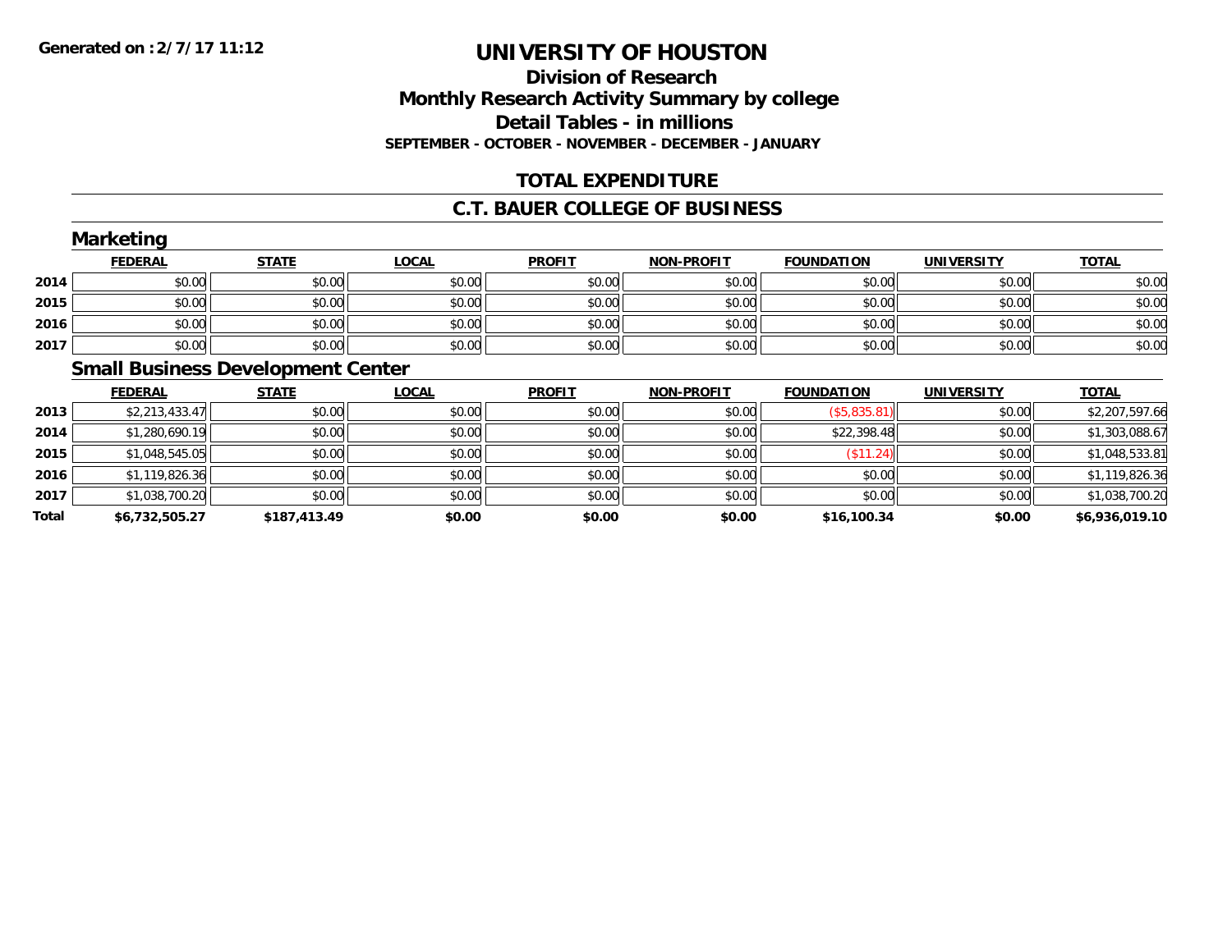# UNIVERSITY OF HOUSTON

## Division of Research
## Monthly Research Activity Summary by college
## Detail Tables - in millions
### SEPTEMBER - OCTOBER - NOVEMBER - DECEMBER - JANUARY

## TOTAL EXPENDITURE

## C.T. BAUER COLLEGE OF BUSINESS

### Marketing

| | FEDERAL | STATE | LOCAL | PROFIT | NON-PROFIT | FOUNDATION | UNIVERSITY | TOTAL |
|---|---|---|---|---|---|---|---|---|
| 2014 | $0.00 | $0.00 | $0.00 | $0.00 | $0.00 | $0.00 | $0.00 | $0.00 |
| 2015 | $0.00 | $0.00 | $0.00 | $0.00 | $0.00 | $0.00 | $0.00 | $0.00 |
| 2016 | $0.00 | $0.00 | $0.00 | $0.00 | $0.00 | $0.00 | $0.00 | $0.00 |
| 2017 | $0.00 | $0.00 | $0.00 | $0.00 | $0.00 | $0.00 | $0.00 | $0.00 |

### Small Business Development Center

| | FEDERAL | STATE | LOCAL | PROFIT | NON-PROFIT | FOUNDATION | UNIVERSITY | TOTAL |
|---|---|---|---|---|---|---|---|---|
| 2013 | $2,213,433.47 | $0.00 | $0.00 | $0.00 | $0.00 | ($5,835.81) | $0.00 | $2,207,597.66 |
| 2014 | $1,280,690.19 | $0.00 | $0.00 | $0.00 | $0.00 | $22,398.48 | $0.00 | $1,303,088.67 |
| 2015 | $1,048,545.05 | $0.00 | $0.00 | $0.00 | $0.00 | ($11.24) | $0.00 | $1,048,533.81 |
| 2016 | $1,119,826.36 | $0.00 | $0.00 | $0.00 | $0.00 | $0.00 | $0.00 | $1,119,826.36 |
| 2017 | $1,038,700.20 | $0.00 | $0.00 | $0.00 | $0.00 | $0.00 | $0.00 | $1,038,700.20 |
| **Total** | **$6,732,505.27** | **$187,413.49** | **$0.00** | **$0.00** | **$0.00** | **$16,100.34** | **$0.00** | **$6,936,019.10** |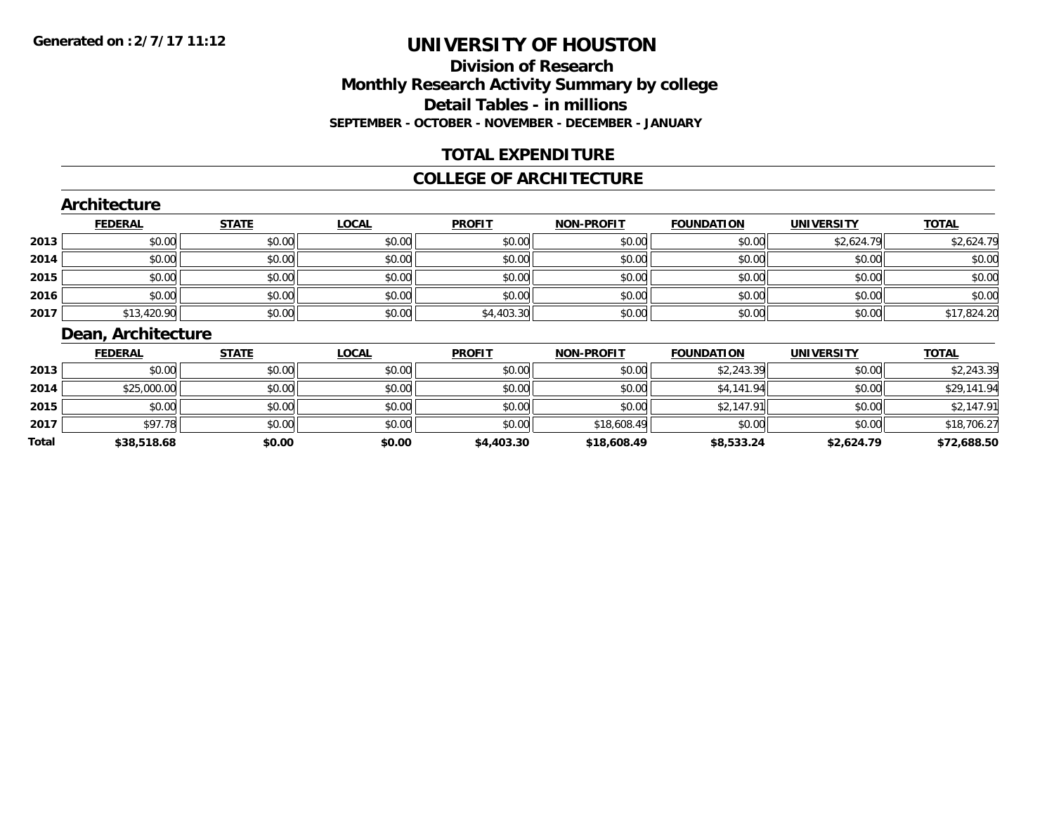**Generated on :2/7/17 11:12**

# UNIVERSITY OF HOUSTON

## Division of Research
## Monthly Research Activity Summary by college
## Detail Tables - in millions
### SEPTEMBER - OCTOBER - NOVEMBER - DECEMBER - JANUARY

## TOTAL EXPENDITURE

## COLLEGE OF ARCHITECTURE

### Architecture

| | FEDERAL | STATE | LOCAL | PROFIT | NON-PROFIT | FOUNDATION | UNIVERSITY | TOTAL |
|---|---|---|---|---|---|---|---|---|
| 2013 | $0.00 | $0.00 | $0.00 | $0.00 | $0.00 | $0.00 | $2,624.79 | $2,624.79 |
| 2014 | $0.00 | $0.00 | $0.00 | $0.00 | $0.00 | $0.00 | $0.00 | $0.00 |
| 2015 | $0.00 | $0.00 | $0.00 | $0.00 | $0.00 | $0.00 | $0.00 | $0.00 |
| 2016 | $0.00 | $0.00 | $0.00 | $0.00 | $0.00 | $0.00 | $0.00 | $0.00 |
| 2017 | $13,420.90 | $0.00 | $0.00 | $4,403.30 | $0.00 | $0.00 | $0.00 | $17,824.20 |

### Dean, Architecture

| | FEDERAL | STATE | LOCAL | PROFIT | NON-PROFIT | FOUNDATION | UNIVERSITY | TOTAL |
|---|---|---|---|---|---|---|---|---|
| 2013 | $0.00 | $0.00 | $0.00 | $0.00 | $0.00 | $2,243.39 | $0.00 | $2,243.39 |
| 2014 | $25,000.00 | $0.00 | $0.00 | $0.00 | $0.00 | $4,141.94 | $0.00 | $29,141.94 |
| 2015 | $0.00 | $0.00 | $0.00 | $0.00 | $0.00 | $2,147.91 | $0.00 | $2,147.91 |
| 2017 | $97.78 | $0.00 | $0.00 | $0.00 | $18,608.49 | $0.00 | $0.00 | $18,706.27 |
| **Total** | **$38,518.68** | **$0.00** | **$0.00** | **$4,403.30** | **$18,608.49** | **$8,533.24** | **$2,624.79** | **$72,688.50** |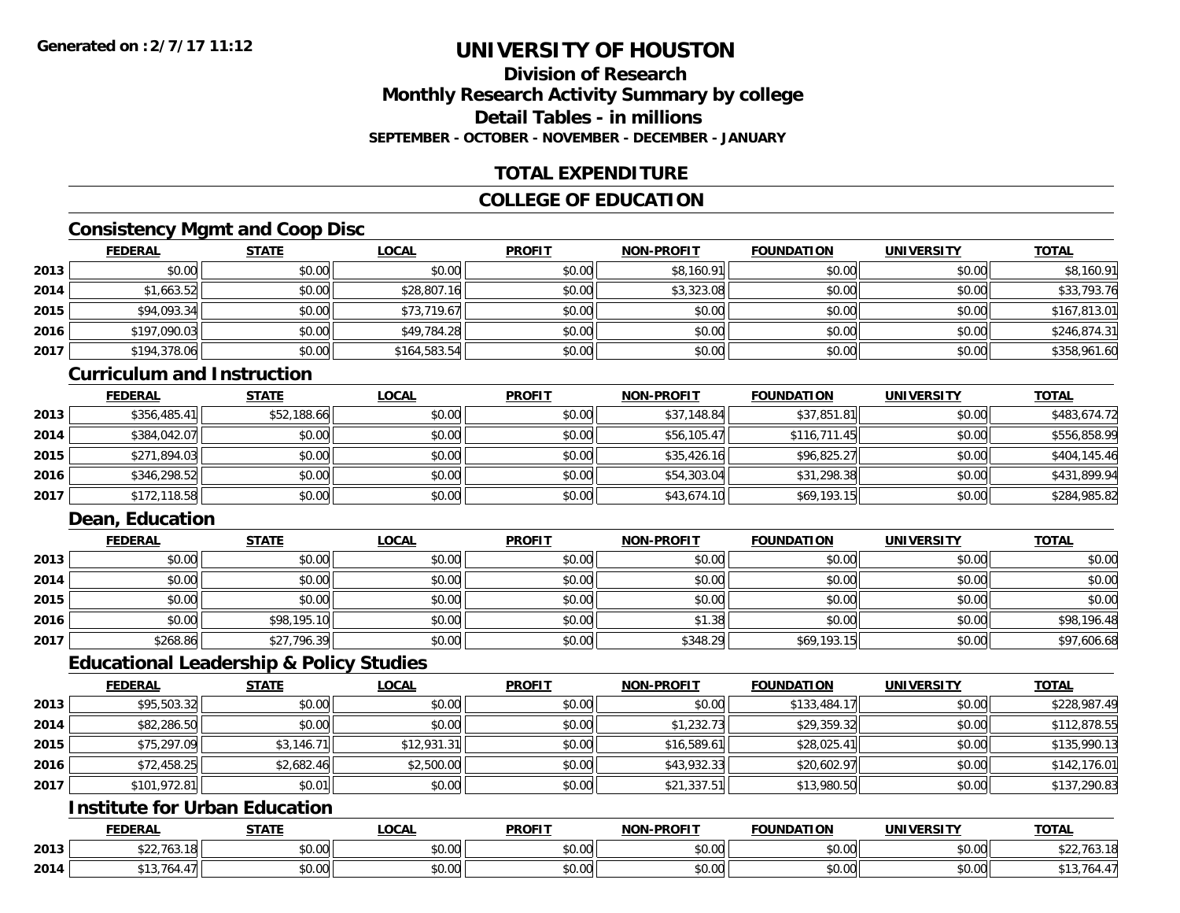**Generated on : 2/7/17 11:12**

# UNIVERSITY OF HOUSTON

## Division of Research
## Monthly Research Activity Summary by college
## Detail Tables - in millions
### SEPTEMBER - OCTOBER - NOVEMBER - DECEMBER - JANUARY

## TOTAL EXPENDITURE

## COLLEGE OF EDUCATION

### Consistency Mgmt and Coop Disc

| | FEDERAL | STATE | LOCAL | PROFIT | NON-PROFIT | FOUNDATION | UNIVERSITY | TOTAL |
|---|---|---|---|---|---|---|---|---|
| 2013 | $0.00 | $0.00 | $0.00 | $0.00 | $8,160.91 | $0.00 | $0.00 | $8,160.91 |
| 2014 | $1,663.52 | $0.00 | $28,807.16 | $0.00 | $3,323.08 | $0.00 | $0.00 | $33,793.76 |
| 2015 | $94,093.34 | $0.00 | $73,719.67 | $0.00 | $0.00 | $0.00 | $0.00 | $167,813.01 |
| 2016 | $197,090.03 | $0.00 | $49,784.28 | $0.00 | $0.00 | $0.00 | $0.00 | $246,874.31 |
| 2017 | $194,378.06 | $0.00 | $164,583.54 | $0.00 | $0.00 | $0.00 | $0.00 | $358,961.60 |

### Curriculum and Instruction

| | FEDERAL | STATE | LOCAL | PROFIT | NON-PROFIT | FOUNDATION | UNIVERSITY | TOTAL |
|---|---|---|---|---|---|---|---|---|
| 2013 | $356,485.41 | $52,188.66 | $0.00 | $0.00 | $37,148.84 | $37,851.81 | $0.00 | $483,674.72 |
| 2014 | $384,042.07 | $0.00 | $0.00 | $0.00 | $56,105.47 | $116,711.45 | $0.00 | $556,858.99 |
| 2015 | $271,894.03 | $0.00 | $0.00 | $0.00 | $35,426.16 | $96,825.27 | $0.00 | $404,145.46 |
| 2016 | $346,298.52 | $0.00 | $0.00 | $0.00 | $54,303.04 | $31,298.38 | $0.00 | $431,899.94 |
| 2017 | $172,118.58 | $0.00 | $0.00 | $0.00 | $43,674.10 | $69,193.15 | $0.00 | $284,985.82 |

### Dean, Education

| | FEDERAL | STATE | LOCAL | PROFIT | NON-PROFIT | FOUNDATION | UNIVERSITY | TOTAL |
|---|---|---|---|---|---|---|---|---|
| 2013 | $0.00 | $0.00 | $0.00 | $0.00 | $0.00 | $0.00 | $0.00 | $0.00 |
| 2014 | $0.00 | $0.00 | $0.00 | $0.00 | $0.00 | $0.00 | $0.00 | $0.00 |
| 2015 | $0.00 | $0.00 | $0.00 | $0.00 | $0.00 | $0.00 | $0.00 | $0.00 |
| 2016 | $0.00 | $98,195.10 | $0.00 | $0.00 | $1.38 | $0.00 | $0.00 | $98,196.48 |
| 2017 | $268.86 | $27,796.39 | $0.00 | $0.00 | $348.29 | $69,193.15 | $0.00 | $97,606.68 |

### Educational Leadership & Policy Studies

| | FEDERAL | STATE | LOCAL | PROFIT | NON-PROFIT | FOUNDATION | UNIVERSITY | TOTAL |
|---|---|---|---|---|---|---|---|---|
| 2013 | $95,503.32 | $0.00 | $0.00 | $0.00 | $0.00 | $133,484.17 | $0.00 | $228,987.49 |
| 2014 | $82,286.50 | $0.00 | $0.00 | $0.00 | $1,232.73 | $29,359.32 | $0.00 | $112,878.55 |
| 2015 | $75,297.09 | $3,146.71 | $12,931.31 | $0.00 | $16,589.61 | $28,025.41 | $0.00 | $135,990.13 |
| 2016 | $72,458.25 | $2,682.46 | $2,500.00 | $0.00 | $43,932.33 | $20,602.97 | $0.00 | $142,176.01 |
| 2017 | $101,972.81 | $0.01 | $0.00 | $0.00 | $21,337.51 | $13,980.50 | $0.00 | $137,290.83 |

### Institute for Urban Education

| | FEDERAL | STATE | LOCAL | PROFIT | NON-PROFIT | FOUNDATION | UNIVERSITY | TOTAL |
|---|---|---|---|---|---|---|---|---|
| 2013 | $22,763.18 | $0.00 | $0.00 | $0.00 | $0.00 | $0.00 | $0.00 | $22,763.18 |
| 2014 | $13,764.47 | $0.00 | $0.00 | $0.00 | $0.00 | $0.00 | $0.00 | $13,764.47 |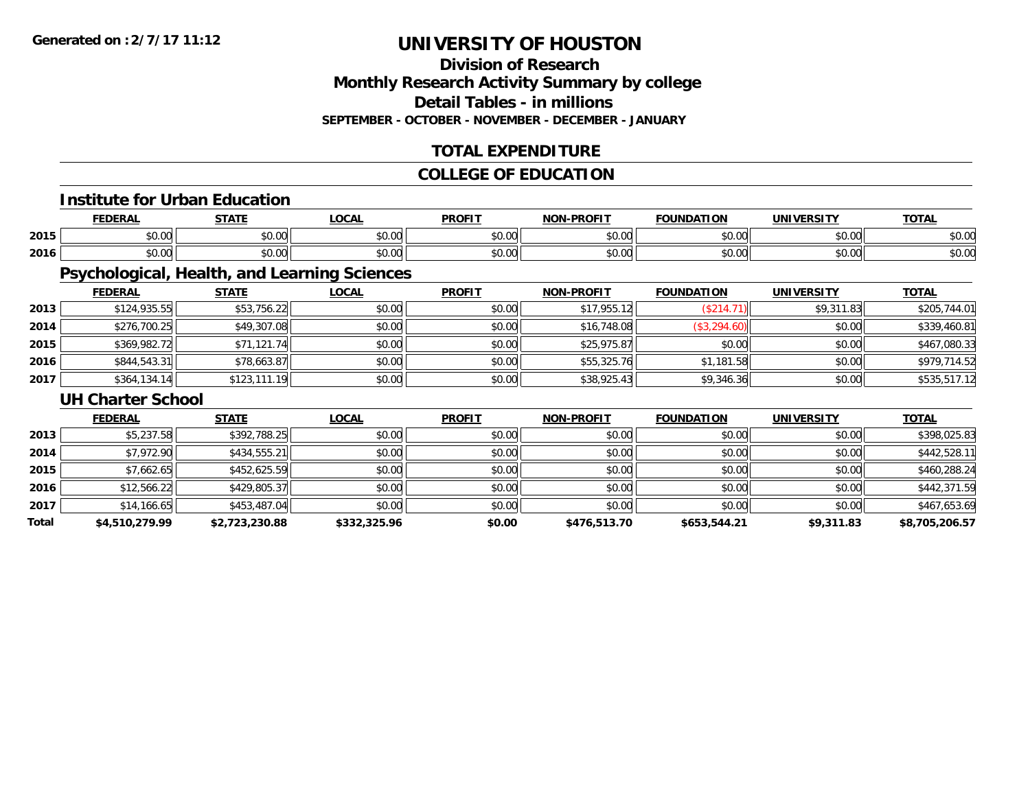**Generated on :2/7/17 11:12**

# UNIVERSITY OF HOUSTON

## Division of Research
## Monthly Research Activity Summary by college
## Detail Tables - in millions
### SEPTEMBER - OCTOBER - NOVEMBER - DECEMBER - JANUARY

## TOTAL EXPENDITURE

## COLLEGE OF EDUCATION

### Institute for Urban Education

| | FEDERAL | STATE | LOCAL | PROFIT | NON-PROFIT | FOUNDATION | UNIVERSITY | TOTAL |
|---|---|---|---|---|---|---|---|---|
| 2015 | $0.00 | $0.00 | $0.00 | $0.00 | $0.00 | $0.00 | $0.00 | $0.00 |
| 2016 | $0.00 | $0.00 | $0.00 | $0.00 | $0.00 | $0.00 | $0.00 | $0.00 |

### Psychological, Health, and Learning Sciences

| | FEDERAL | STATE | LOCAL | PROFIT | NON-PROFIT | FOUNDATION | UNIVERSITY | TOTAL |
|---|---|---|---|---|---|---|---|---|
| 2013 | $124,935.55 | $53,756.22 | $0.00 | $0.00 | $17,955.12 | ($214.71) | $9,311.83 | $205,744.01 |
| 2014 | $276,700.25 | $49,307.08 | $0.00 | $0.00 | $16,748.08 | ($3,294.60) | $0.00 | $339,460.81 |
| 2015 | $369,982.72 | $71,121.74 | $0.00 | $0.00 | $25,975.87 | $0.00 | $0.00 | $467,080.33 |
| 2016 | $844,543.31 | $78,663.87 | $0.00 | $0.00 | $55,325.76 | $1,181.58 | $0.00 | $979,714.52 |
| 2017 | $364,134.14 | $123,111.19 | $0.00 | $0.00 | $38,925.43 | $9,346.36 | $0.00 | $535,517.12 |

### UH Charter School

| | FEDERAL | STATE | LOCAL | PROFIT | NON-PROFIT | FOUNDATION | UNIVERSITY | TOTAL |
|---|---|---|---|---|---|---|---|---|
| 2013 | $5,237.58 | $392,788.25 | $0.00 | $0.00 | $0.00 | $0.00 | $0.00 | $398,025.83 |
| 2014 | $7,972.90 | $434,555.21 | $0.00 | $0.00 | $0.00 | $0.00 | $0.00 | $442,528.11 |
| 2015 | $7,662.65 | $452,625.59 | $0.00 | $0.00 | $0.00 | $0.00 | $0.00 | $460,288.24 |
| 2016 | $12,566.22 | $429,805.37 | $0.00 | $0.00 | $0.00 | $0.00 | $0.00 | $442,371.59 |
| 2017 | $14,166.65 | $453,487.04 | $0.00 | $0.00 | $0.00 | $0.00 | $0.00 | $467,653.69 |
| **Total** | **$4,510,279.99** | **$2,723,230.88** | **$332,325.96** | **$0.00** | **$476,513.70** | **$653,544.21** | **$9,311.83** | **$8,705,206.57** |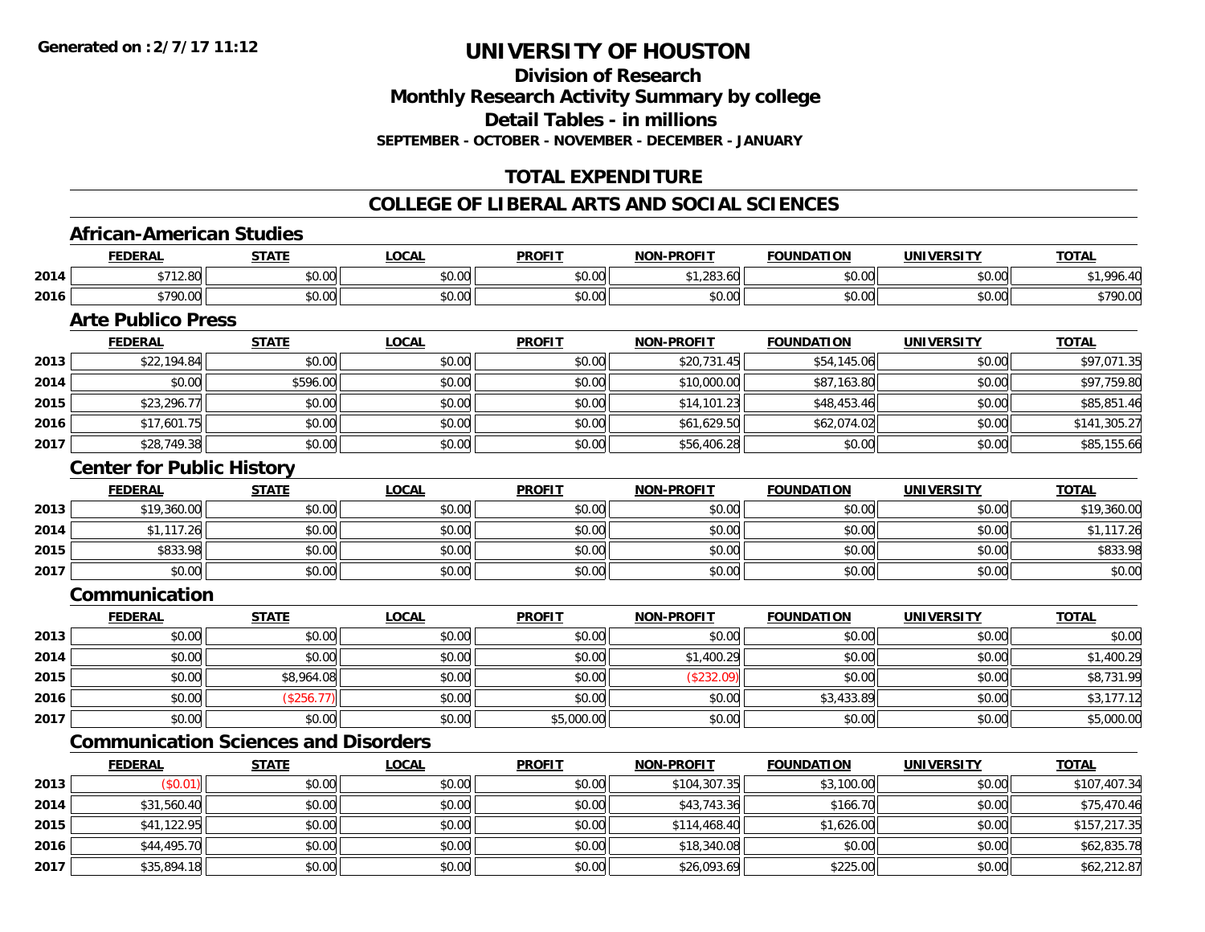# UNIVERSITY OF HOUSTON

## Division of Research

## Monthly Research Activity Summary by college

## Detail Tables - in millions

**SEPTEMBER - OCTOBER - NOVEMBER - DECEMBER - JANUARY**

## TOTAL EXPENDITURE

## COLLEGE OF LIBERAL ARTS AND SOCIAL SCIENCES

### African-American Studies

| | FEDERAL | STATE | LOCAL | PROFIT | NON-PROFIT | FOUNDATION | UNIVERSITY | TOTAL |
|---|---|---|---|---|---|---|---|---|
| 2014 | $712.80 | $0.00 | $0.00 | $0.00 | $1,283.60 | $0.00 | $0.00 | $1,996.40 |
| 2016 | $790.00 | $0.00 | $0.00 | $0.00 | $0.00 | $0.00 | $0.00 | $790.00 |

### Arte Publico Press

| | FEDERAL | STATE | LOCAL | PROFIT | NON-PROFIT | FOUNDATION | UNIVERSITY | TOTAL |
|---|---|---|---|---|---|---|---|---|
| 2013 | $22,194.84 | $0.00 | $0.00 | $0.00 | $20,731.45 | $54,145.06 | $0.00 | $97,071.35 |
| 2014 | $0.00 | $596.00 | $0.00 | $0.00 | $10,000.00 | $87,163.80 | $0.00 | $97,759.80 |
| 2015 | $23,296.77 | $0.00 | $0.00 | $0.00 | $14,101.23 | $48,453.46 | $0.00 | $85,851.46 |
| 2016 | $17,601.75 | $0.00 | $0.00 | $0.00 | $61,629.50 | $62,074.02 | $0.00 | $141,305.27 |
| 2017 | $28,749.38 | $0.00 | $0.00 | $0.00 | $56,406.28 | $0.00 | $0.00 | $85,155.66 |

### Center for Public History

| | FEDERAL | STATE | LOCAL | PROFIT | NON-PROFIT | FOUNDATION | UNIVERSITY | TOTAL |
|---|---|---|---|---|---|---|---|---|
| 2013 | $19,360.00 | $0.00 | $0.00 | $0.00 | $0.00 | $0.00 | $0.00 | $19,360.00 |
| 2014 | $1,117.26 | $0.00 | $0.00 | $0.00 | $0.00 | $0.00 | $0.00 | $1,117.26 |
| 2015 | $833.98 | $0.00 | $0.00 | $0.00 | $0.00 | $0.00 | $0.00 | $833.98 |
| 2017 | $0.00 | $0.00 | $0.00 | $0.00 | $0.00 | $0.00 | $0.00 | $0.00 |

### Communication

| | FEDERAL | STATE | LOCAL | PROFIT | NON-PROFIT | FOUNDATION | UNIVERSITY | TOTAL |
|---|---|---|---|---|---|---|---|---|
| 2013 | $0.00 | $0.00 | $0.00 | $0.00 | $0.00 | $0.00 | $0.00 | $0.00 |
| 2014 | $0.00 | $0.00 | $0.00 | $0.00 | $1,400.29 | $0.00 | $0.00 | $1,400.29 |
| 2015 | $0.00 | $8,964.08 | $0.00 | $0.00 | ($232.09) | $0.00 | $0.00 | $8,731.99 |
| 2016 | $0.00 | ($256.77) | $0.00 | $0.00 | $0.00 | $3,433.89 | $0.00 | $3,177.12 |
| 2017 | $0.00 | $0.00 | $0.00 | $5,000.00 | $0.00 | $0.00 | $0.00 | $5,000.00 |

### Communication Sciences and Disorders

| | FEDERAL | STATE | LOCAL | PROFIT | NON-PROFIT | FOUNDATION | UNIVERSITY | TOTAL |
|---|---|---|---|---|---|---|---|---|
| 2013 | ($0.01) | $0.00 | $0.00 | $0.00 | $104,307.35 | $3,100.00 | $0.00 | $107,407.34 |
| 2014 | $31,560.40 | $0.00 | $0.00 | $0.00 | $43,743.36 | $166.70 | $0.00 | $75,470.46 |
| 2015 | $41,122.95 | $0.00 | $0.00 | $0.00 | $114,468.40 | $1,626.00 | $0.00 | $157,217.35 |
| 2016 | $44,495.70 | $0.00 | $0.00 | $0.00 | $18,340.08 | $0.00 | $0.00 | $62,835.78 |
| 2017 | $35,894.18 | $0.00 | $0.00 | $0.00 | $26,093.69 | $225.00 | $0.00 | $62,212.87 |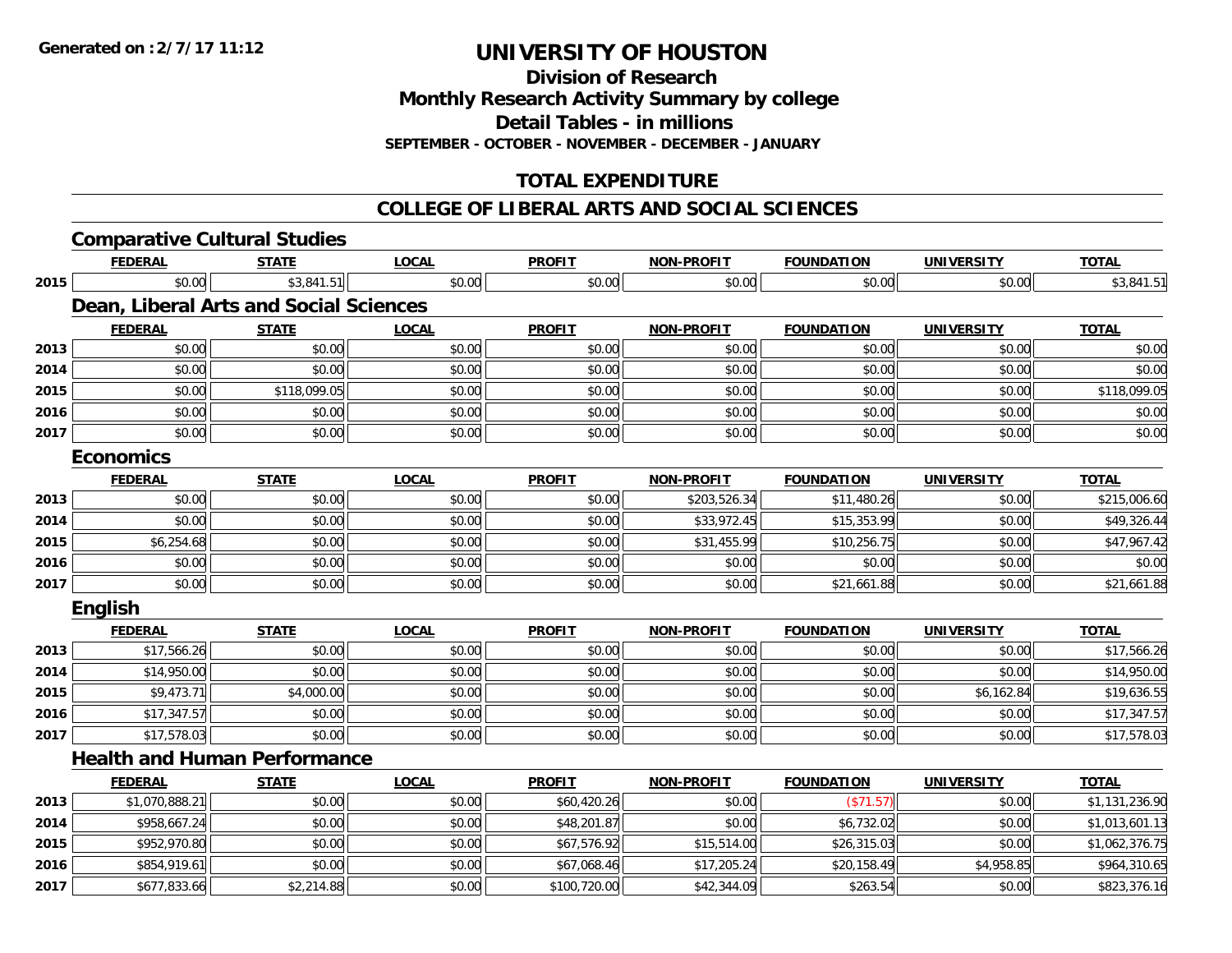# UNIVERSITY OF HOUSTON

## Division of Research
## Monthly Research Activity Summary by college
## Detail Tables - in millions
### SEPTEMBER - OCTOBER - NOVEMBER - DECEMBER - JANUARY

## TOTAL EXPENDITURE

## COLLEGE OF LIBERAL ARTS AND SOCIAL SCIENCES

### Comparative Cultural Studies

| | FEDERAL | STATE | LOCAL | PROFIT | NON-PROFIT | FOUNDATION | UNIVERSITY | TOTAL |
|---|---|---|---|---|---|---|---|---|
| 2015 | $0.00 | $3,841.51 | $0.00 | $0.00 | $0.00 | $0.00 | $0.00 | $3,841.51 |

### Dean, Liberal Arts and Social Sciences

| | FEDERAL | STATE | LOCAL | PROFIT | NON-PROFIT | FOUNDATION | UNIVERSITY | TOTAL |
|---|---|---|---|---|---|---|---|---|
| 2013 | $0.00 | $0.00 | $0.00 | $0.00 | $0.00 | $0.00 | $0.00 | $0.00 |
| 2014 | $0.00 | $0.00 | $0.00 | $0.00 | $0.00 | $0.00 | $0.00 | $0.00 |
| 2015 | $0.00 | $118,099.05 | $0.00 | $0.00 | $0.00 | $0.00 | $0.00 | $118,099.05 |
| 2016 | $0.00 | $0.00 | $0.00 | $0.00 | $0.00 | $0.00 | $0.00 | $0.00 |
| 2017 | $0.00 | $0.00 | $0.00 | $0.00 | $0.00 | $0.00 | $0.00 | $0.00 |

### Economics

| | FEDERAL | STATE | LOCAL | PROFIT | NON-PROFIT | FOUNDATION | UNIVERSITY | TOTAL |
|---|---|---|---|---|---|---|---|---|
| 2013 | $0.00 | $0.00 | $0.00 | $0.00 | $203,526.34 | $11,480.26 | $0.00 | $215,006.60 |
| 2014 | $0.00 | $0.00 | $0.00 | $0.00 | $33,972.45 | $15,353.99 | $0.00 | $49,326.44 |
| 2015 | $6,254.68 | $0.00 | $0.00 | $0.00 | $31,455.99 | $10,256.75 | $0.00 | $47,967.42 |
| 2016 | $0.00 | $0.00 | $0.00 | $0.00 | $0.00 | $0.00 | $0.00 | $0.00 |
| 2017 | $0.00 | $0.00 | $0.00 | $0.00 | $0.00 | $21,661.88 | $0.00 | $21,661.88 |

### English

| | FEDERAL | STATE | LOCAL | PROFIT | NON-PROFIT | FOUNDATION | UNIVERSITY | TOTAL |
|---|---|---|---|---|---|---|---|---|
| 2013 | $17,566.26 | $0.00 | $0.00 | $0.00 | $0.00 | $0.00 | $0.00 | $17,566.26 |
| 2014 | $14,950.00 | $0.00 | $0.00 | $0.00 | $0.00 | $0.00 | $0.00 | $14,950.00 |
| 2015 | $9,473.71 | $4,000.00 | $0.00 | $0.00 | $0.00 | $0.00 | $6,162.84 | $19,636.55 |
| 2016 | $17,347.57 | $0.00 | $0.00 | $0.00 | $0.00 | $0.00 | $0.00 | $17,347.57 |
| 2017 | $17,578.03 | $0.00 | $0.00 | $0.00 | $0.00 | $0.00 | $0.00 | $17,578.03 |

### Health and Human Performance

| | FEDERAL | STATE | LOCAL | PROFIT | NON-PROFIT | FOUNDATION | UNIVERSITY | TOTAL |
|---|---|---|---|---|---|---|---|---|
| 2013 | $1,070,888.21 | $0.00 | $0.00 | $60,420.26 | $0.00 | ($71.57) | $0.00 | $1,131,236.90 |
| 2014 | $958,667.24 | $0.00 | $0.00 | $48,201.87 | $0.00 | $6,732.02 | $0.00 | $1,013,601.13 |
| 2015 | $952,970.80 | $0.00 | $0.00 | $67,576.92 | $15,514.00 | $26,315.03 | $0.00 | $1,062,376.75 |
| 2016 | $854,919.61 | $0.00 | $0.00 | $67,068.46 | $17,205.24 | $20,158.49 | $4,958.85 | $964,310.65 |
| 2017 | $677,833.66 | $2,214.88 | $0.00 | $100,720.00 | $42,344.09 | $263.54 | $0.00 | $823,376.16 |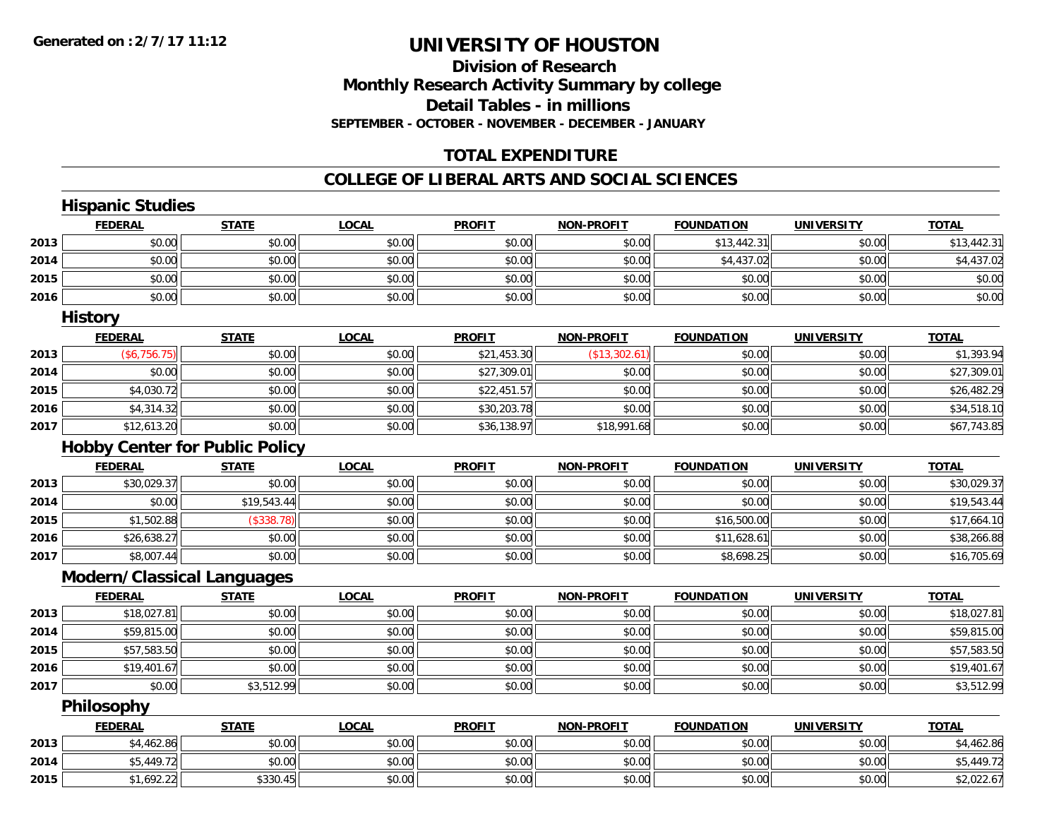**Generated on :2/7/17 11:12**

# UNIVERSITY OF HOUSTON

## Division of Research
## Monthly Research Activity Summary by college
## Detail Tables - in millions
### SEPTEMBER - OCTOBER - NOVEMBER - DECEMBER - JANUARY

## TOTAL EXPENDITURE

## COLLEGE OF LIBERAL ARTS AND SOCIAL SCIENCES

### Hispanic Studies

| | FEDERAL | STATE | LOCAL | PROFIT | NON-PROFIT | FOUNDATION | UNIVERSITY | TOTAL |
|---|---|---|---|---|---|---|---|---|
| 2013 | $0.00 | $0.00 | $0.00 | $0.00 | $0.00 | $13,442.31 | $0.00 | $13,442.31 |
| 2014 | $0.00 | $0.00 | $0.00 | $0.00 | $0.00 | $4,437.02 | $0.00 | $4,437.02 |
| 2015 | $0.00 | $0.00 | $0.00 | $0.00 | $0.00 | $0.00 | $0.00 | $0.00 |
| 2016 | $0.00 | $0.00 | $0.00 | $0.00 | $0.00 | $0.00 | $0.00 | $0.00 |

### History

| | FEDERAL | STATE | LOCAL | PROFIT | NON-PROFIT | FOUNDATION | UNIVERSITY | TOTAL |
|---|---|---|---|---|---|---|---|---|
| 2013 | ($6,756.75) | $0.00 | $0.00 | $21,453.30 | ($13,302.61) | $0.00 | $0.00 | $1,393.94 |
| 2014 | $0.00 | $0.00 | $0.00 | $27,309.01 | $0.00 | $0.00 | $0.00 | $27,309.01 |
| 2015 | $4,030.72 | $0.00 | $0.00 | $22,451.57 | $0.00 | $0.00 | $0.00 | $26,482.29 |
| 2016 | $4,314.32 | $0.00 | $0.00 | $30,203.78 | $0.00 | $0.00 | $0.00 | $34,518.10 |
| 2017 | $12,613.20 | $0.00 | $0.00 | $36,138.97 | $18,991.68 | $0.00 | $0.00 | $67,743.85 |

### Hobby Center for Public Policy

| | FEDERAL | STATE | LOCAL | PROFIT | NON-PROFIT | FOUNDATION | UNIVERSITY | TOTAL |
|---|---|---|---|---|---|---|---|---|
| 2013 | $30,029.37 | $0.00 | $0.00 | $0.00 | $0.00 | $0.00 | $0.00 | $30,029.37 |
| 2014 | $0.00 | $19,543.44 | $0.00 | $0.00 | $0.00 | $0.00 | $0.00 | $19,543.44 |
| 2015 | $1,502.88 | ($338.78) | $0.00 | $0.00 | $0.00 | $16,500.00 | $0.00 | $17,664.10 |
| 2016 | $26,638.27 | $0.00 | $0.00 | $0.00 | $0.00 | $11,628.61 | $0.00 | $38,266.88 |
| 2017 | $8,007.44 | $0.00 | $0.00 | $0.00 | $0.00 | $8,698.25 | $0.00 | $16,705.69 |

### Modern/Classical Languages

| | FEDERAL | STATE | LOCAL | PROFIT | NON-PROFIT | FOUNDATION | UNIVERSITY | TOTAL |
|---|---|---|---|---|---|---|---|---|
| 2013 | $18,027.81 | $0.00 | $0.00 | $0.00 | $0.00 | $0.00 | $0.00 | $18,027.81 |
| 2014 | $59,815.00 | $0.00 | $0.00 | $0.00 | $0.00 | $0.00 | $0.00 | $59,815.00 |
| 2015 | $57,583.50 | $0.00 | $0.00 | $0.00 | $0.00 | $0.00 | $0.00 | $57,583.50 |
| 2016 | $19,401.67 | $0.00 | $0.00 | $0.00 | $0.00 | $0.00 | $0.00 | $19,401.67 |
| 2017 | $0.00 | $3,512.99 | $0.00 | $0.00 | $0.00 | $0.00 | $0.00 | $3,512.99 |

### Philosophy

| | FEDERAL | STATE | LOCAL | PROFIT | NON-PROFIT | FOUNDATION | UNIVERSITY | TOTAL |
|---|---|---|---|---|---|---|---|---|
| 2013 | $4,462.86 | $0.00 | $0.00 | $0.00 | $0.00 | $0.00 | $0.00 | $4,462.86 |
| 2014 | $5,449.72 | $0.00 | $0.00 | $0.00 | $0.00 | $0.00 | $0.00 | $5,449.72 |
| 2015 | $1,692.22 | $330.45 | $0.00 | $0.00 | $0.00 | $0.00 | $0.00 | $2,022.67 |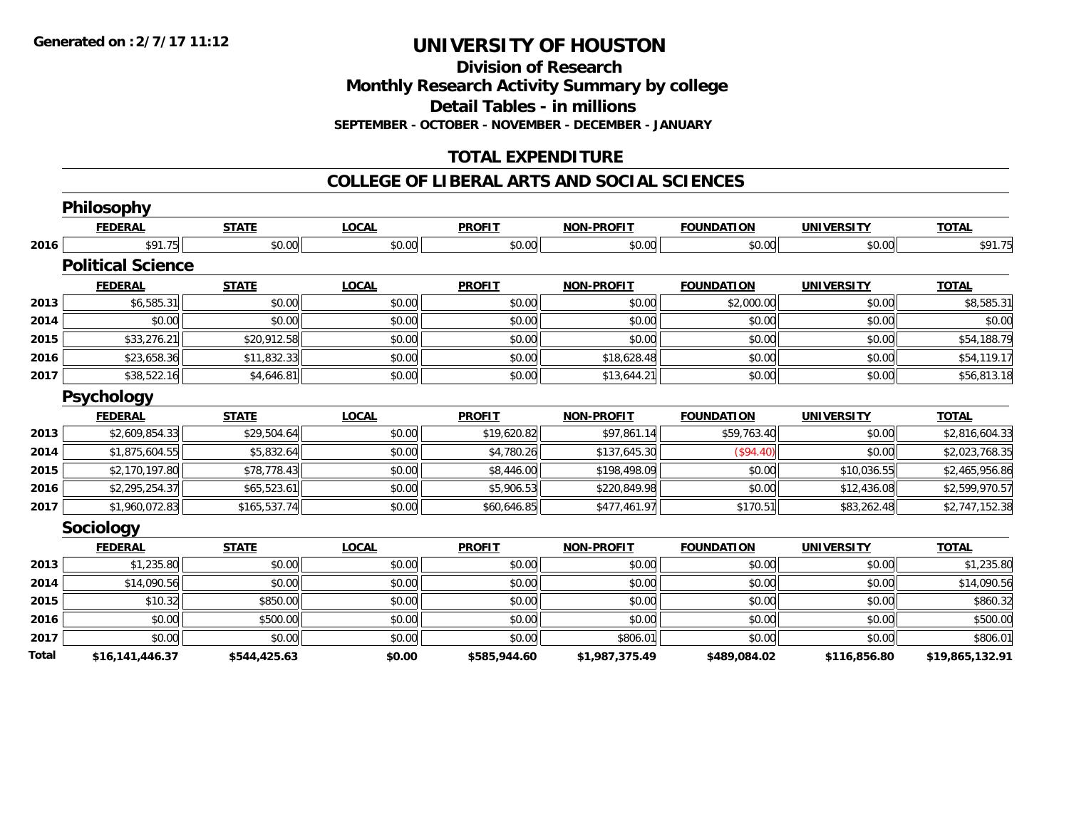**Generated on :2/7/17 11:12**

# UNIVERSITY OF HOUSTON

## Division of Research
## Monthly Research Activity Summary by college
## Detail Tables - in millions
### SEPTEMBER - OCTOBER - NOVEMBER - DECEMBER - JANUARY

## TOTAL EXPENDITURE

## COLLEGE OF LIBERAL ARTS AND SOCIAL SCIENCES

### Philosophy

| | FEDERAL | STATE | LOCAL | PROFIT | NON-PROFIT | FOUNDATION | UNIVERSITY | TOTAL |
|---|---|---|---|---|---|---|---|---|
| 2016 | $91.75 | $0.00 | $0.00 | $0.00 | $0.00 | $0.00 | $0.00 | $91.75 |

### Political Science

| | FEDERAL | STATE | LOCAL | PROFIT | NON-PROFIT | FOUNDATION | UNIVERSITY | TOTAL |
|---|---|---|---|---|---|---|---|---|
| 2013 | $6,585.31 | $0.00 | $0.00 | $0.00 | $0.00 | $2,000.00 | $0.00 | $8,585.31 |
| 2014 | $0.00 | $0.00 | $0.00 | $0.00 | $0.00 | $0.00 | $0.00 | $0.00 |
| 2015 | $33,276.21 | $20,912.58 | $0.00 | $0.00 | $0.00 | $0.00 | $0.00 | $54,188.79 |
| 2016 | $23,658.36 | $11,832.33 | $0.00 | $0.00 | $18,628.48 | $0.00 | $0.00 | $54,119.17 |
| 2017 | $38,522.16 | $4,646.81 | $0.00 | $0.00 | $13,644.21 | $0.00 | $0.00 | $56,813.18 |

### Psychology

| | FEDERAL | STATE | LOCAL | PROFIT | NON-PROFIT | FOUNDATION | UNIVERSITY | TOTAL |
|---|---|---|---|---|---|---|---|---|
| 2013 | $2,609,854.33 | $29,504.64 | $0.00 | $19,620.82 | $97,861.14 | $59,763.40 | $0.00 | $2,816,604.33 |
| 2014 | $1,875,604.55 | $5,832.64 | $0.00 | $4,780.26 | $137,645.30 | ($94.40) | $0.00 | $2,023,768.35 |
| 2015 | $2,170,197.80 | $78,778.43 | $0.00 | $8,446.00 | $198,498.09 | $0.00 | $10,036.55 | $2,465,956.86 |
| 2016 | $2,295,254.37 | $65,523.61 | $0.00 | $5,906.53 | $220,849.98 | $0.00 | $12,436.08 | $2,599,970.57 |
| 2017 | $1,960,072.83 | $165,537.74 | $0.00 | $60,646.85 | $477,461.97 | $170.51 | $83,262.48 | $2,747,152.38 |

### Sociology

| | FEDERAL | STATE | LOCAL | PROFIT | NON-PROFIT | FOUNDATION | UNIVERSITY | TOTAL |
|---|---|---|---|---|---|---|---|---|
| 2013 | $1,235.80 | $0.00 | $0.00 | $0.00 | $0.00 | $0.00 | $0.00 | $1,235.80 |
| 2014 | $14,090.56 | $0.00 | $0.00 | $0.00 | $0.00 | $0.00 | $0.00 | $14,090.56 |
| 2015 | $10.32 | $850.00 | $0.00 | $0.00 | $0.00 | $0.00 | $0.00 | $860.32 |
| 2016 | $0.00 | $500.00 | $0.00 | $0.00 | $0.00 | $0.00 | $0.00 | $500.00 |
| 2017 | $0.00 | $0.00 | $0.00 | $0.00 | $806.01 | $0.00 | $0.00 | $806.01 |
| **Total** | **$16,141,446.37** | **$544,425.63** | **$0.00** | **$585,944.60** | **$1,987,375.49** | **$489,084.02** | **$116,856.80** | **$19,865,132.91** |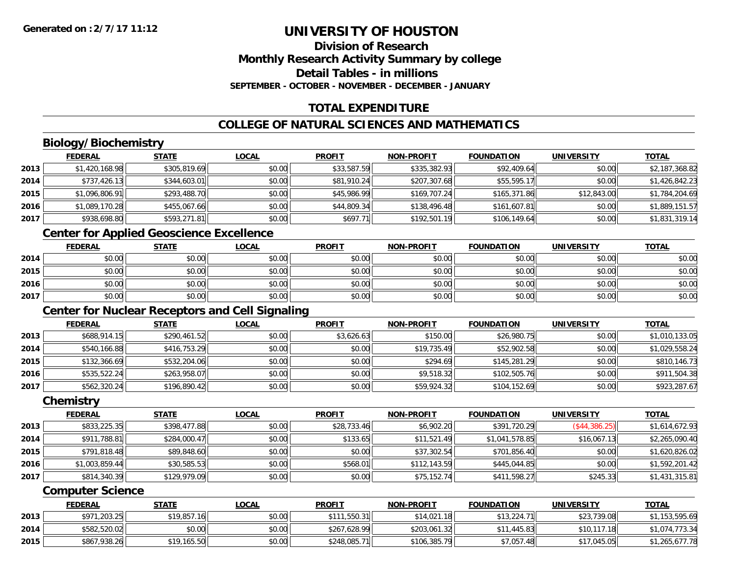Generated on :2/7/17 11:12

# UNIVERSITY OF HOUSTON

## Division of Research
## Monthly Research Activity Summary by college
## Detail Tables - in millions
### SEPTEMBER - OCTOBER - NOVEMBER - DECEMBER - JANUARY

## TOTAL EXPENDITURE

## COLLEGE OF NATURAL SCIENCES AND MATHEMATICS

### Biology/Biochemistry

| | FEDERAL | STATE | LOCAL | PROFIT | NON-PROFIT | FOUNDATION | UNIVERSITY | TOTAL |
|---|---|---|---|---|---|---|---|---|
| 2013 | $1,420,168.98 | $305,819.69 | $0.00 | $33,587.59 | $335,382.93 | $92,409.64 | $0.00 | $2,187,368.82 |
| 2014 | $737,426.13 | $344,603.01 | $0.00 | $81,910.24 | $207,307.68 | $55,595.17 | $0.00 | $1,426,842.23 |
| 2015 | $1,096,806.91 | $293,488.70 | $0.00 | $45,986.99 | $169,707.24 | $165,371.86 | $12,843.00 | $1,784,204.69 |
| 2016 | $1,089,170.28 | $455,067.66 | $0.00 | $44,809.34 | $138,496.48 | $161,607.81 | $0.00 | $1,889,151.57 |
| 2017 | $938,698.80 | $593,271.81 | $0.00 | $697.71 | $192,501.19 | $106,149.64 | $0.00 | $1,831,319.14 |

### Center for Applied Geoscience Excellence

| | FEDERAL | STATE | LOCAL | PROFIT | NON-PROFIT | FOUNDATION | UNIVERSITY | TOTAL |
|---|---|---|---|---|---|---|---|---|
| 2014 | $0.00 | $0.00 | $0.00 | $0.00 | $0.00 | $0.00 | $0.00 | $0.00 |
| 2015 | $0.00 | $0.00 | $0.00 | $0.00 | $0.00 | $0.00 | $0.00 | $0.00 |
| 2016 | $0.00 | $0.00 | $0.00 | $0.00 | $0.00 | $0.00 | $0.00 | $0.00 |
| 2017 | $0.00 | $0.00 | $0.00 | $0.00 | $0.00 | $0.00 | $0.00 | $0.00 |

### Center for Nuclear Receptors and Cell Signaling

| | FEDERAL | STATE | LOCAL | PROFIT | NON-PROFIT | FOUNDATION | UNIVERSITY | TOTAL |
|---|---|---|---|---|---|---|---|---|
| 2013 | $688,914.15 | $290,461.52 | $0.00 | $3,626.63 | $150.00 | $26,980.75 | $0.00 | $1,010,133.05 |
| 2014 | $540,166.88 | $416,753.29 | $0.00 | $0.00 | $19,735.49 | $52,902.58 | $0.00 | $1,029,558.24 |
| 2015 | $132,366.69 | $532,204.06 | $0.00 | $0.00 | $294.69 | $145,281.29 | $0.00 | $810,146.73 |
| 2016 | $535,522.24 | $263,958.07 | $0.00 | $0.00 | $9,518.32 | $102,505.76 | $0.00 | $911,504.38 |
| 2017 | $562,320.24 | $196,890.42 | $0.00 | $0.00 | $59,924.32 | $104,152.69 | $0.00 | $923,287.67 |

### Chemistry

| | FEDERAL | STATE | LOCAL | PROFIT | NON-PROFIT | FOUNDATION | UNIVERSITY | TOTAL |
|---|---|---|---|---|---|---|---|---|
| 2013 | $833,225.35 | $398,477.88 | $0.00 | $28,733.46 | $6,902.20 | $391,720.29 | ($44,386.25) | $1,614,672.93 |
| 2014 | $911,788.81 | $284,000.47 | $0.00 | $133.65 | $11,521.49 | $1,041,578.85 | $16,067.13 | $2,265,090.40 |
| 2015 | $791,818.48 | $89,848.60 | $0.00 | $0.00 | $37,302.54 | $701,856.40 | $0.00 | $1,620,826.02 |
| 2016 | $1,003,859.44 | $30,585.53 | $0.00 | $568.01 | $112,143.59 | $445,044.85 | $0.00 | $1,592,201.42 |
| 2017 | $814,340.39 | $129,979.09 | $0.00 | $0.00 | $75,152.74 | $411,598.27 | $245.33 | $1,431,315.81 |

### Computer Science

| | FEDERAL | STATE | LOCAL | PROFIT | NON-PROFIT | FOUNDATION | UNIVERSITY | TOTAL |
|---|---|---|---|---|---|---|---|---|
| 2013 | $971,203.25 | $19,857.16 | $0.00 | $111,550.31 | $14,021.18 | $13,224.71 | $23,739.08 | $1,153,595.69 |
| 2014 | $582,520.02 | $0.00 | $0.00 | $267,628.99 | $203,061.32 | $11,445.83 | $10,117.18 | $1,074,773.34 |
| 2015 | $867,938.26 | $19,165.50 | $0.00 | $248,085.71 | $106,385.79 | $7,057.48 | $17,045.05 | $1,265,677.78 |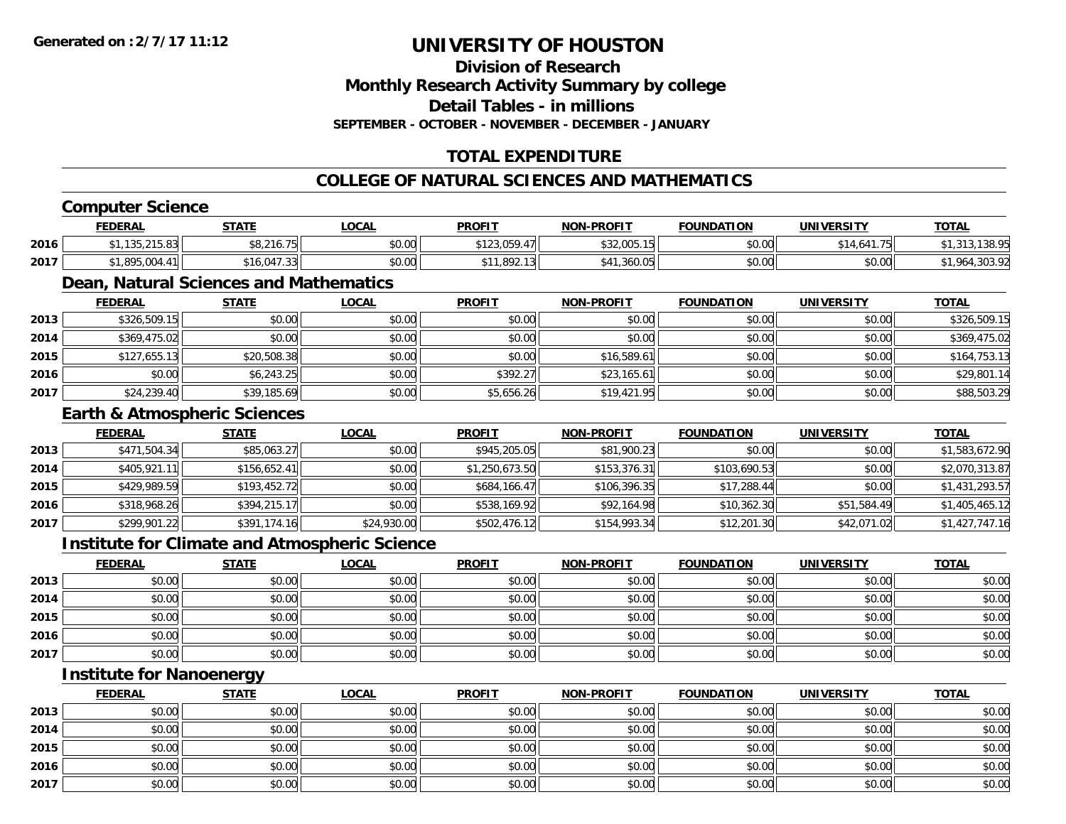**Generated on : 2/7/17 11:12**

# UNIVERSITY OF HOUSTON

## Division of Research
## Monthly Research Activity Summary by college
## Detail Tables - in millions
### SEPTEMBER - OCTOBER - NOVEMBER - DECEMBER - JANUARY

## TOTAL EXPENDITURE

## COLLEGE OF NATURAL SCIENCES AND MATHEMATICS

### Computer Science

| | FEDERAL | STATE | LOCAL | PROFIT | NON-PROFIT | FOUNDATION | UNIVERSITY | TOTAL |
|---|---|---|---|---|---|---|---|---|
| 2016 | $1,135,215.83 | $8,216.75 | $0.00 | $123,059.47 | $32,005.15 | $0.00 | $14,641.75 | $1,313,138.95 |
| 2017 | $1,895,004.41 | $16,047.33 | $0.00 | $11,892.13 | $41,360.05 | $0.00 | $0.00 | $1,964,303.92 |

### Dean, Natural Sciences and Mathematics

| | FEDERAL | STATE | LOCAL | PROFIT | NON-PROFIT | FOUNDATION | UNIVERSITY | TOTAL |
|---|---|---|---|---|---|---|---|---|
| 2013 | $326,509.15 | $0.00 | $0.00 | $0.00 | $0.00 | $0.00 | $0.00 | $326,509.15 |
| 2014 | $369,475.02 | $0.00 | $0.00 | $0.00 | $0.00 | $0.00 | $0.00 | $369,475.02 |
| 2015 | $127,655.13 | $20,508.38 | $0.00 | $0.00 | $16,589.61 | $0.00 | $0.00 | $164,753.13 |
| 2016 | $0.00 | $6,243.25 | $0.00 | $392.27 | $23,165.61 | $0.00 | $0.00 | $29,801.14 |
| 2017 | $24,239.40 | $39,185.69 | $0.00 | $5,656.26 | $19,421.95 | $0.00 | $0.00 | $88,503.29 |

### Earth & Atmospheric Sciences

| | FEDERAL | STATE | LOCAL | PROFIT | NON-PROFIT | FOUNDATION | UNIVERSITY | TOTAL |
|---|---|---|---|---|---|---|---|---|
| 2013 | $471,504.34 | $85,063.27 | $0.00 | $945,205.05 | $81,900.23 | $0.00 | $0.00 | $1,583,672.90 |
| 2014 | $405,921.11 | $156,652.41 | $0.00 | $1,250,673.50 | $153,376.31 | $103,690.53 | $0.00 | $2,070,313.87 |
| 2015 | $429,989.59 | $193,452.72 | $0.00 | $684,166.47 | $106,396.35 | $17,288.44 | $0.00 | $1,431,293.57 |
| 2016 | $318,968.26 | $394,215.17 | $0.00 | $538,169.92 | $92,164.98 | $10,362.30 | $51,584.49 | $1,405,465.12 |
| 2017 | $299,901.22 | $391,174.16 | $24,930.00 | $502,476.12 | $154,993.34 | $12,201.30 | $42,071.02 | $1,427,747.16 |

### Institute for Climate and Atmospheric Science

| | FEDERAL | STATE | LOCAL | PROFIT | NON-PROFIT | FOUNDATION | UNIVERSITY | TOTAL |
|---|---|---|---|---|---|---|---|---|
| 2013 | $0.00 | $0.00 | $0.00 | $0.00 | $0.00 | $0.00 | $0.00 | $0.00 |
| 2014 | $0.00 | $0.00 | $0.00 | $0.00 | $0.00 | $0.00 | $0.00 | $0.00 |
| 2015 | $0.00 | $0.00 | $0.00 | $0.00 | $0.00 | $0.00 | $0.00 | $0.00 |
| 2016 | $0.00 | $0.00 | $0.00 | $0.00 | $0.00 | $0.00 | $0.00 | $0.00 |
| 2017 | $0.00 | $0.00 | $0.00 | $0.00 | $0.00 | $0.00 | $0.00 | $0.00 |

### Institute for Nanoenergy

| | FEDERAL | STATE | LOCAL | PROFIT | NON-PROFIT | FOUNDATION | UNIVERSITY | TOTAL |
|---|---|---|---|---|---|---|---|---|
| 2013 | $0.00 | $0.00 | $0.00 | $0.00 | $0.00 | $0.00 | $0.00 | $0.00 |
| 2014 | $0.00 | $0.00 | $0.00 | $0.00 | $0.00 | $0.00 | $0.00 | $0.00 |
| 2015 | $0.00 | $0.00 | $0.00 | $0.00 | $0.00 | $0.00 | $0.00 | $0.00 |
| 2016 | $0.00 | $0.00 | $0.00 | $0.00 | $0.00 | $0.00 | $0.00 | $0.00 |
| 2017 | $0.00 | $0.00 | $0.00 | $0.00 | $0.00 | $0.00 | $0.00 | $0.00 |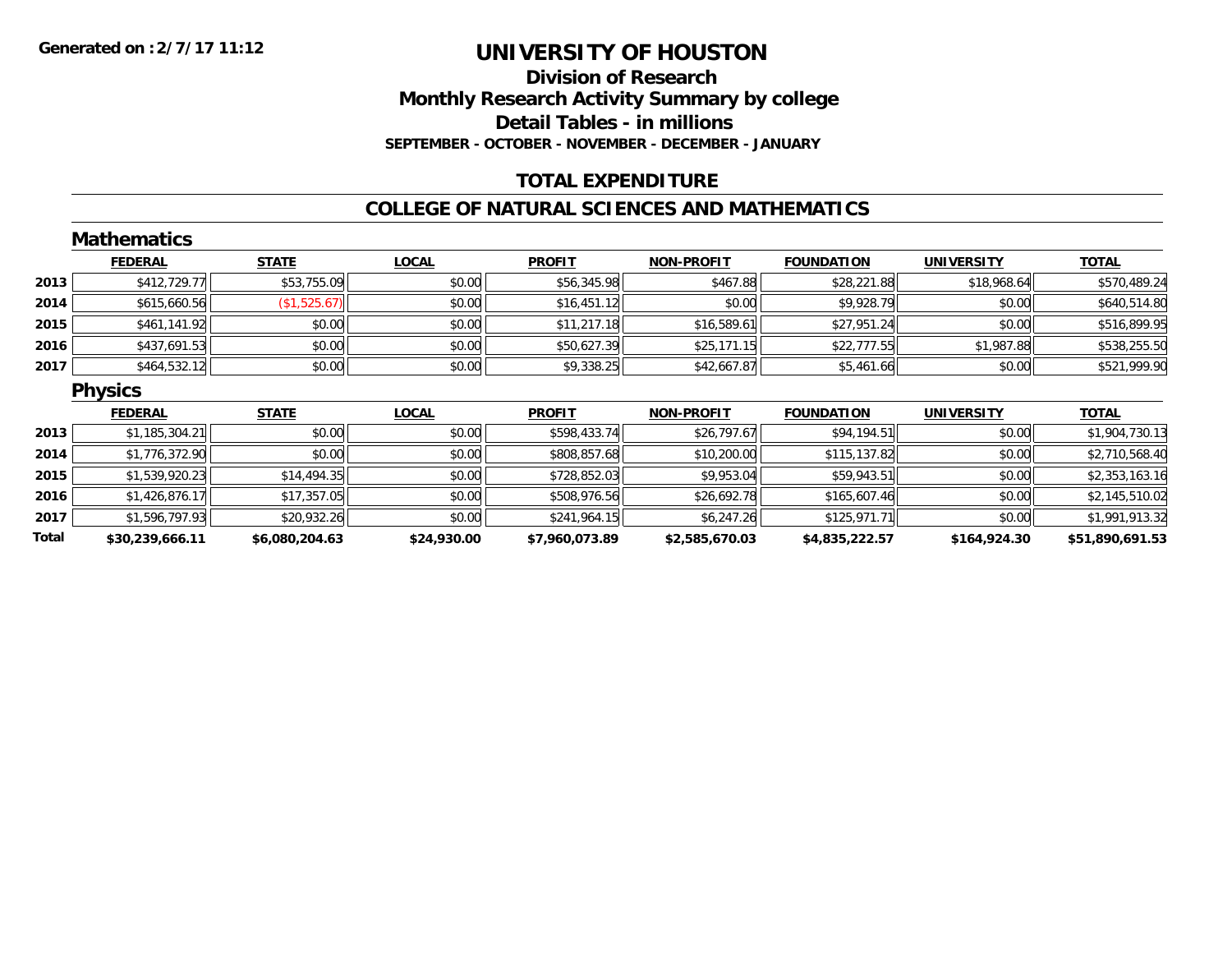**Generated on :2/7/17 11:12**

# UNIVERSITY OF HOUSTON

## Division of Research
## Monthly Research Activity Summary by college
## Detail Tables - in millions

**SEPTEMBER - OCTOBER - NOVEMBER - DECEMBER - JANUARY**

## TOTAL EXPENDITURE

## COLLEGE OF NATURAL SCIENCES AND MATHEMATICS

### Mathematics

| | FEDERAL | STATE | LOCAL | PROFIT | NON-PROFIT | FOUNDATION | UNIVERSITY | TOTAL |
|---|---|---|---|---|---|---|---|---|
| 2013 | $412,729.77 | $53,755.09 | $0.00 | $56,345.98 | $467.88 | $28,221.88 | $18,968.64 | $570,489.24 |
| 2014 | $615,660.56 | ($1,525.67) | $0.00 | $16,451.12 | $0.00 | $9,928.79 | $0.00 | $640,514.80 |
| 2015 | $461,141.92 | $0.00 | $0.00 | $11,217.18 | $16,589.61 | $27,951.24 | $0.00 | $516,899.95 |
| 2016 | $437,691.53 | $0.00 | $0.00 | $50,627.39 | $25,171.15 | $22,777.55 | $1,987.88 | $538,255.50 |
| 2017 | $464,532.12 | $0.00 | $0.00 | $9,338.25 | $42,667.87 | $5,461.66 | $0.00 | $521,999.90 |

### Physics

| | FEDERAL | STATE | LOCAL | PROFIT | NON-PROFIT | FOUNDATION | UNIVERSITY | TOTAL |
|---|---|---|---|---|---|---|---|---|
| 2013 | $1,185,304.21 | $0.00 | $0.00 | $598,433.74 | $26,797.67 | $94,194.51 | $0.00 | $1,904,730.13 |
| 2014 | $1,776,372.90 | $0.00 | $0.00 | $808,857.68 | $10,200.00 | $115,137.82 | $0.00 | $2,710,568.40 |
| 2015 | $1,539,920.23 | $14,494.35 | $0.00 | $728,852.03 | $9,953.04 | $59,943.51 | $0.00 | $2,353,163.16 |
| 2016 | $1,426,876.17 | $17,357.05 | $0.00 | $508,976.56 | $26,692.78 | $165,607.46 | $0.00 | $2,145,510.02 |
| 2017 | $1,596,797.93 | $20,932.26 | $0.00 | $241,964.15 | $6,247.26 | $125,971.71 | $0.00 | $1,991,913.32 |
| **Total** | **$30,239,666.11** | **$6,080,204.63** | **$24,930.00** | **$7,960,073.89** | **$2,585,670.03** | **$4,835,222.57** | **$164,924.30** | **$51,890,691.53** |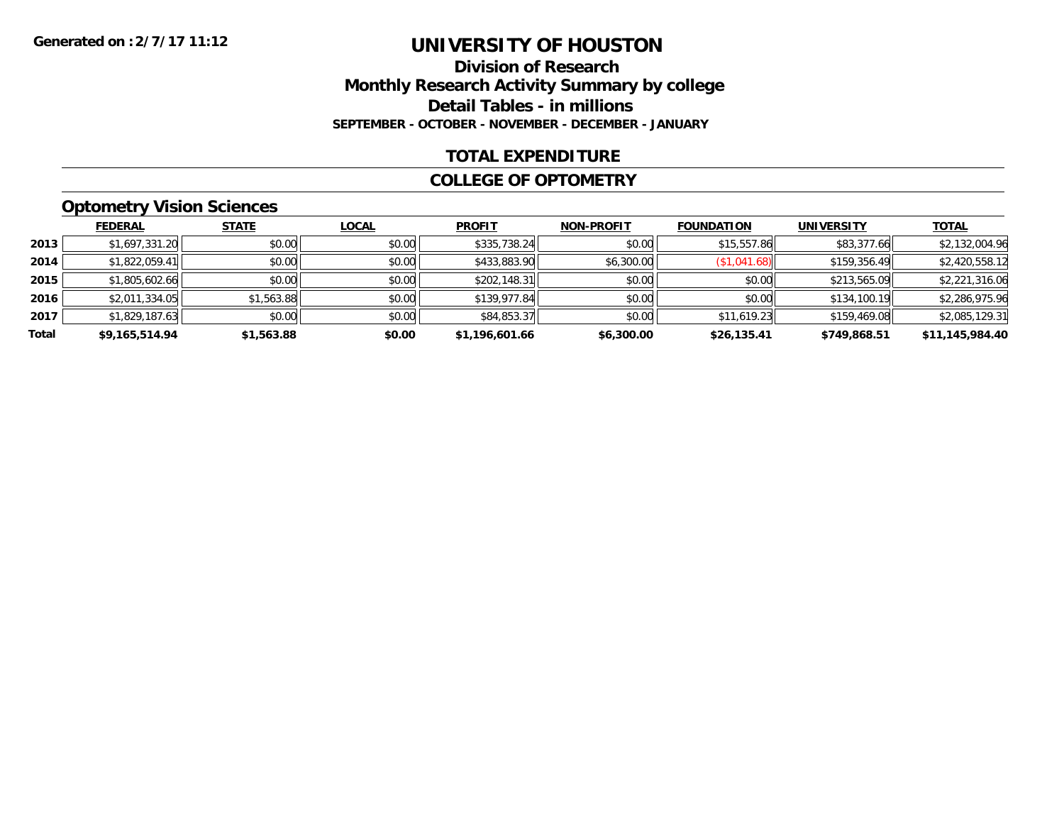Generated on :2/7/17 11:12

# UNIVERSITY OF HOUSTON

## Division of Research

## Monthly Research Activity Summary by college

## Detail Tables - in millions

**SEPTEMBER - OCTOBER - NOVEMBER - DECEMBER - JANUARY**

## TOTAL EXPENDITURE

## COLLEGE OF OPTOMETRY

### Optometry Vision Sciences

| | FEDERAL | STATE | LOCAL | PROFIT | NON-PROFIT | FOUNDATION | UNIVERSITY | TOTAL |
|---|---|---|---|---|---|---|---|---|
| 2013 | $1,697,331.20 | $0.00 | $0.00 | $335,738.24 | $0.00 | $15,557.86 | $83,377.66 | $2,132,004.96 |
| 2014 | $1,822,059.41 | $0.00 | $0.00 | $433,883.90 | $6,300.00 | ($1,041.68) | $159,356.49 | $2,420,558.12 |
| 2015 | $1,805,602.66 | $0.00 | $0.00 | $202,148.31 | $0.00 | $0.00 | $213,565.09 | $2,221,316.06 |
| 2016 | $2,011,334.05 | $1,563.88 | $0.00 | $139,977.84 | $0.00 | $0.00 | $134,100.19 | $2,286,975.96 |
| 2017 | $1,829,187.63 | $0.00 | $0.00 | $84,853.37 | $0.00 | $11,619.23 | $159,469.08 | $2,085,129.31 |
| **Total** | **$9,165,514.94** | **$1,563.88** | **$0.00** | **$1,196,601.66** | **$6,300.00** | **$26,135.41** | **$749,868.51** | **$11,145,984.40** |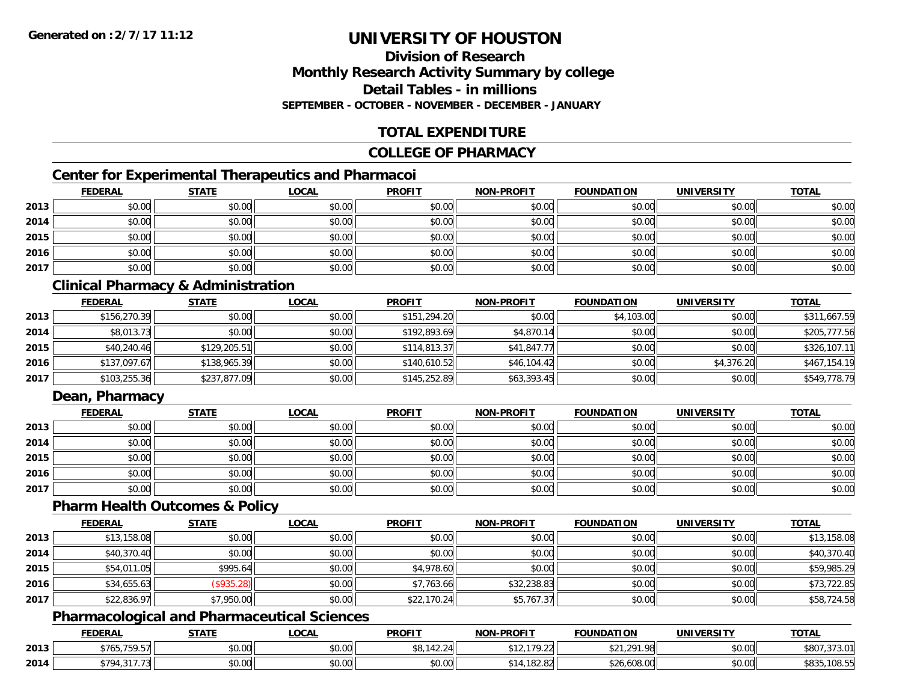**Generated on :2/7/17 11:12**

# UNIVERSITY OF HOUSTON

## Division of Research

## Monthly Research Activity Summary by college

## Detail Tables - in millions

### SEPTEMBER - OCTOBER - NOVEMBER - DECEMBER - JANUARY

## TOTAL EXPENDITURE

## COLLEGE OF PHARMACY

### Center for Experimental Therapeutics and Pharmacoi

| | FEDERAL | STATE | LOCAL | PROFIT | NON-PROFIT | FOUNDATION | UNIVERSITY | TOTAL |
|---|---|---|---|---|---|---|---|---|
| 2013 | $0.00 | $0.00 | $0.00 | $0.00 | $0.00 | $0.00 | $0.00 | $0.00 |
| 2014 | $0.00 | $0.00 | $0.00 | $0.00 | $0.00 | $0.00 | $0.00 | $0.00 |
| 2015 | $0.00 | $0.00 | $0.00 | $0.00 | $0.00 | $0.00 | $0.00 | $0.00 |
| 2016 | $0.00 | $0.00 | $0.00 | $0.00 | $0.00 | $0.00 | $0.00 | $0.00 |
| 2017 | $0.00 | $0.00 | $0.00 | $0.00 | $0.00 | $0.00 | $0.00 | $0.00 |

### Clinical Pharmacy & Administration

| | FEDERAL | STATE | LOCAL | PROFIT | NON-PROFIT | FOUNDATION | UNIVERSITY | TOTAL |
|---|---|---|---|---|---|---|---|---|
| 2013 | $156,270.39 | $0.00 | $0.00 | $151,294.20 | $0.00 | $4,103.00 | $0.00 | $311,667.59 |
| 2014 | $8,013.73 | $0.00 | $0.00 | $192,893.69 | $4,870.14 | $0.00 | $0.00 | $205,777.56 |
| 2015 | $40,240.46 | $129,205.51 | $0.00 | $114,813.37 | $41,847.77 | $0.00 | $0.00 | $326,107.11 |
| 2016 | $137,097.67 | $138,965.39 | $0.00 | $140,610.52 | $46,104.42 | $0.00 | $4,376.20 | $467,154.19 |
| 2017 | $103,255.36 | $237,877.09 | $0.00 | $145,252.89 | $63,393.45 | $0.00 | $0.00 | $549,778.79 |

### Dean, Pharmacy

| | FEDERAL | STATE | LOCAL | PROFIT | NON-PROFIT | FOUNDATION | UNIVERSITY | TOTAL |
|---|---|---|---|---|---|---|---|---|
| 2013 | $0.00 | $0.00 | $0.00 | $0.00 | $0.00 | $0.00 | $0.00 | $0.00 |
| 2014 | $0.00 | $0.00 | $0.00 | $0.00 | $0.00 | $0.00 | $0.00 | $0.00 |
| 2015 | $0.00 | $0.00 | $0.00 | $0.00 | $0.00 | $0.00 | $0.00 | $0.00 |
| 2016 | $0.00 | $0.00 | $0.00 | $0.00 | $0.00 | $0.00 | $0.00 | $0.00 |
| 2017 | $0.00 | $0.00 | $0.00 | $0.00 | $0.00 | $0.00 | $0.00 | $0.00 |

### Pharm Health Outcomes & Policy

| | FEDERAL | STATE | LOCAL | PROFIT | NON-PROFIT | FOUNDATION | UNIVERSITY | TOTAL |
|---|---|---|---|---|---|---|---|---|
| 2013 | $13,158.08 | $0.00 | $0.00 | $0.00 | $0.00 | $0.00 | $0.00 | $13,158.08 |
| 2014 | $40,370.40 | $0.00 | $0.00 | $0.00 | $0.00 | $0.00 | $0.00 | $40,370.40 |
| 2015 | $54,011.05 | $995.64 | $0.00 | $4,978.60 | $0.00 | $0.00 | $0.00 | $59,985.29 |
| 2016 | $34,655.63 | ($935.28) | $0.00 | $7,763.66 | $32,238.83 | $0.00 | $0.00 | $73,722.85 |
| 2017 | $22,836.97 | $7,950.00 | $0.00 | $22,170.24 | $5,767.37 | $0.00 | $0.00 | $58,724.58 |

### Pharmacological and Pharmaceutical Sciences

| | FEDERAL | STATE | LOCAL | PROFIT | NON-PROFIT | FOUNDATION | UNIVERSITY | TOTAL |
|---|---|---|---|---|---|---|---|---|
| 2013 | $765,759.57 | $0.00 | $0.00 | $8,142.24 | $12,179.22 | $21,291.98 | $0.00 | $807,373.01 |
| 2014 | $794,317.73 | $0.00 | $0.00 | $0.00 | $14,182.82 | $26,608.00 | $0.00 | $835,108.55 |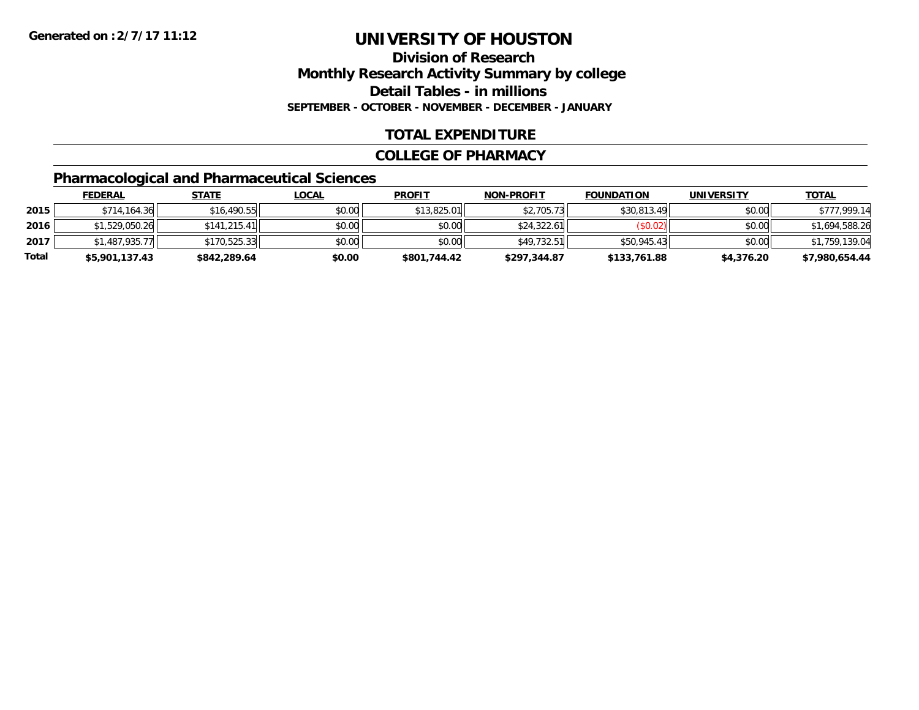**Generated on :2/7/17 11:12**

# UNIVERSITY OF HOUSTON

## Division of Research
## Monthly Research Activity Summary by college
## Detail Tables - in millions
### SEPTEMBER - OCTOBER - NOVEMBER - DECEMBER - JANUARY

## TOTAL EXPENDITURE

## COLLEGE OF PHARMACY

### Pharmacological and Pharmaceutical Sciences

| | FEDERAL | STATE | LOCAL | PROFIT | NON-PROFIT | FOUNDATION | UNIVERSITY | TOTAL |
|---|---|---|---|---|---|---|---|---|
| 2015 | $714,164.36 | $16,490.55 | $0.00 | $13,825.01 | $2,705.73 | $30,813.49 | $0.00 | $777,999.14 |
| 2016 | $1,529,050.26 | $141,215.41 | $0.00 | $0.00 | $24,322.61 | ($0.02) | $0.00 | $1,694,588.26 |
| 2017 | $1,487,935.77 | $170,525.33 | $0.00 | $0.00 | $49,732.51 | $50,945.43 | $0.00 | $1,759,139.04 |
| **Total** | **$5,901,137.43** | **$842,289.64** | **$0.00** | **$801,744.42** | **$297,344.87** | **$133,761.88** | **$4,376.20** | **$7,980,654.44** |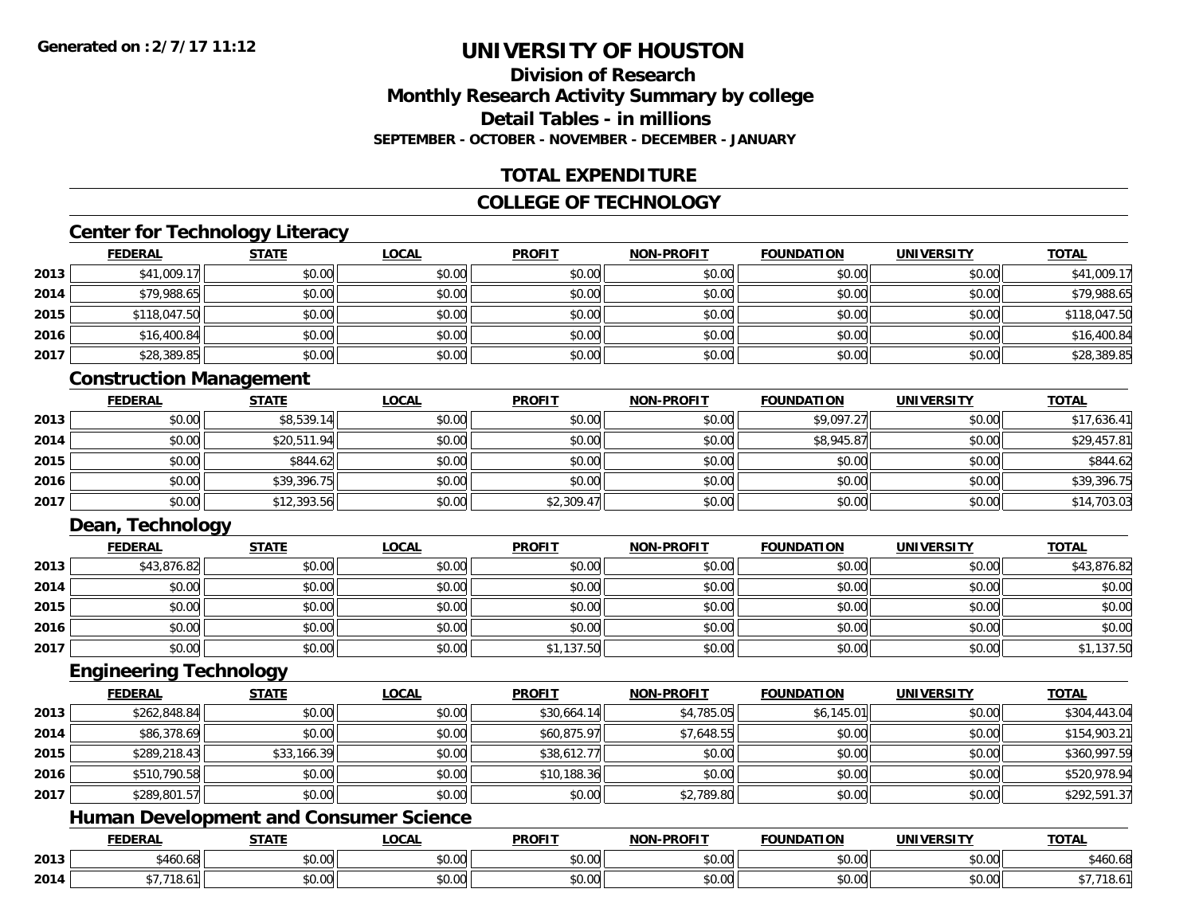# UNIVERSITY OF HOUSTON

## Division of Research
## Monthly Research Activity Summary by college
## Detail Tables - in millions
**SEPTEMBER - OCTOBER - NOVEMBER - DECEMBER - JANUARY**

## TOTAL EXPENDITURE

## COLLEGE OF TECHNOLOGY

### Center for Technology Literacy

| | FEDERAL | STATE | LOCAL | PROFIT | NON-PROFIT | FOUNDATION | UNIVERSITY | TOTAL |
|---|---|---|---|---|---|---|---|---|
| 2013 | $41,009.17 | $0.00 | $0.00 | $0.00 | $0.00 | $0.00 | $0.00 | $41,009.17 |
| 2014 | $79,988.65 | $0.00 | $0.00 | $0.00 | $0.00 | $0.00 | $0.00 | $79,988.65 |
| 2015 | $118,047.50 | $0.00 | $0.00 | $0.00 | $0.00 | $0.00 | $0.00 | $118,047.50 |
| 2016 | $16,400.84 | $0.00 | $0.00 | $0.00 | $0.00 | $0.00 | $0.00 | $16,400.84 |
| 2017 | $28,389.85 | $0.00 | $0.00 | $0.00 | $0.00 | $0.00 | $0.00 | $28,389.85 |

### Construction Management

| | FEDERAL | STATE | LOCAL | PROFIT | NON-PROFIT | FOUNDATION | UNIVERSITY | TOTAL |
|---|---|---|---|---|---|---|---|---|
| 2013 | $0.00 | $8,539.14 | $0.00 | $0.00 | $0.00 | $9,097.27 | $0.00 | $17,636.41 |
| 2014 | $0.00 | $20,511.94 | $0.00 | $0.00 | $0.00 | $8,945.87 | $0.00 | $29,457.81 |
| 2015 | $0.00 | $844.62 | $0.00 | $0.00 | $0.00 | $0.00 | $0.00 | $844.62 |
| 2016 | $0.00 | $39,396.75 | $0.00 | $0.00 | $0.00 | $0.00 | $0.00 | $39,396.75 |
| 2017 | $0.00 | $12,393.56 | $0.00 | $2,309.47 | $0.00 | $0.00 | $0.00 | $14,703.03 |

### Dean, Technology

| | FEDERAL | STATE | LOCAL | PROFIT | NON-PROFIT | FOUNDATION | UNIVERSITY | TOTAL |
|---|---|---|---|---|---|---|---|---|
| 2013 | $43,876.82 | $0.00 | $0.00 | $0.00 | $0.00 | $0.00 | $0.00 | $43,876.82 |
| 2014 | $0.00 | $0.00 | $0.00 | $0.00 | $0.00 | $0.00 | $0.00 | $0.00 |
| 2015 | $0.00 | $0.00 | $0.00 | $0.00 | $0.00 | $0.00 | $0.00 | $0.00 |
| 2016 | $0.00 | $0.00 | $0.00 | $0.00 | $0.00 | $0.00 | $0.00 | $0.00 |
| 2017 | $0.00 | $0.00 | $0.00 | $1,137.50 | $0.00 | $0.00 | $0.00 | $1,137.50 |

### Engineering Technology

| | FEDERAL | STATE | LOCAL | PROFIT | NON-PROFIT | FOUNDATION | UNIVERSITY | TOTAL |
|---|---|---|---|---|---|---|---|---|
| 2013 | $262,848.84 | $0.00 | $0.00 | $30,664.14 | $4,785.05 | $6,145.01 | $0.00 | $304,443.04 |
| 2014 | $86,378.69 | $0.00 | $0.00 | $60,875.97 | $7,648.55 | $0.00 | $0.00 | $154,903.21 |
| 2015 | $289,218.43 | $33,166.39 | $0.00 | $38,612.77 | $0.00 | $0.00 | $0.00 | $360,997.59 |
| 2016 | $510,790.58 | $0.00 | $0.00 | $10,188.36 | $0.00 | $0.00 | $0.00 | $520,978.94 |
| 2017 | $289,801.57 | $0.00 | $0.00 | $0.00 | $2,789.80 | $0.00 | $0.00 | $292,591.37 |

### Human Development and Consumer Science

| | FEDERAL | STATE | LOCAL | PROFIT | NON-PROFIT | FOUNDATION | UNIVERSITY | TOTAL |
|---|---|---|---|---|---|---|---|---|
| 2013 | $460.68 | $0.00 | $0.00 | $0.00 | $0.00 | $0.00 | $0.00 | $460.68 |
| 2014 | $7,718.61 | $0.00 | $0.00 | $0.00 | $0.00 | $0.00 | $0.00 | $7,718.61 |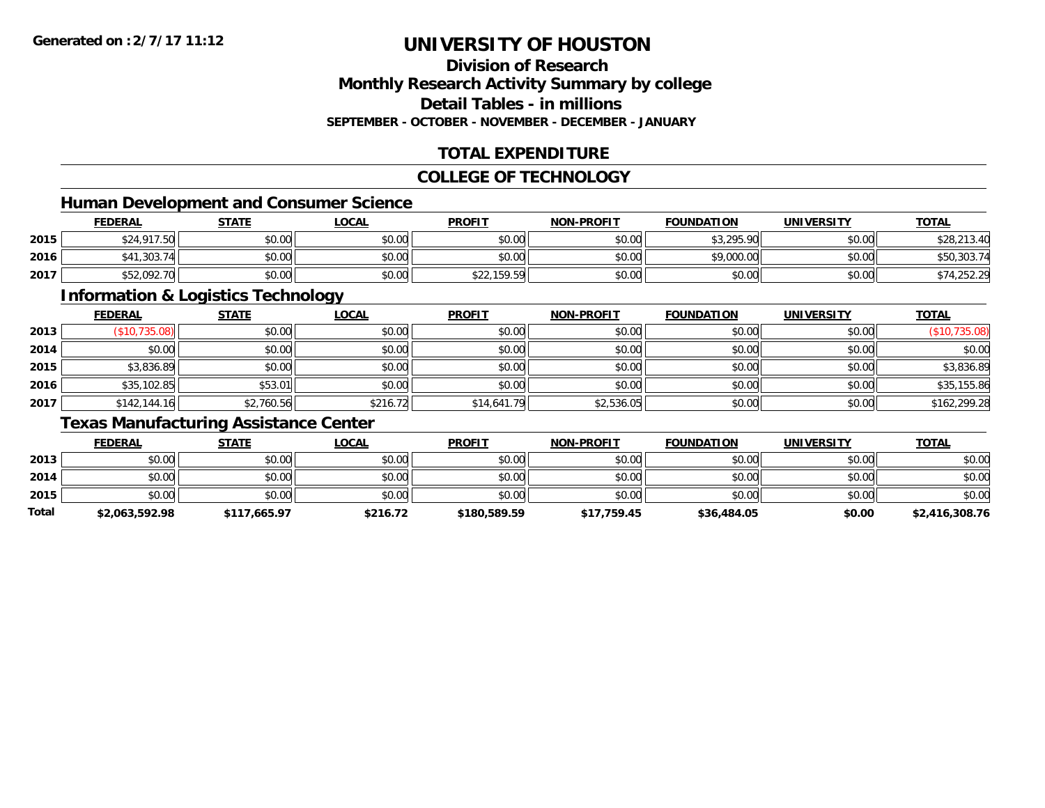# UNIVERSITY OF HOUSTON

## Division of Research
## Monthly Research Activity Summary by college
## Detail Tables - in millions
### SEPTEMBER - OCTOBER - NOVEMBER - DECEMBER - JANUARY

## TOTAL EXPENDITURE

## COLLEGE OF TECHNOLOGY

### Human Development and Consumer Science

| | FEDERAL | STATE | LOCAL | PROFIT | NON-PROFIT | FOUNDATION | UNIVERSITY | TOTAL |
|---|---|---|---|---|---|---|---|---|
| 2015 | $24,917.50 | $0.00 | $0.00 | $0.00 | $0.00 | $3,295.90 | $0.00 | $28,213.40 |
| 2016 | $41,303.74 | $0.00 | $0.00 | $0.00 | $0.00 | $9,000.00 | $0.00 | $50,303.74 |
| 2017 | $52,092.70 | $0.00 | $0.00 | $22,159.59 | $0.00 | $0.00 | $0.00 | $74,252.29 |

### Information & Logistics Technology

| | FEDERAL | STATE | LOCAL | PROFIT | NON-PROFIT | FOUNDATION | UNIVERSITY | TOTAL |
|---|---|---|---|---|---|---|---|---|
| 2013 | ($10,735.08) | $0.00 | $0.00 | $0.00 | $0.00 | $0.00 | $0.00 | ($10,735.08) |
| 2014 | $0.00 | $0.00 | $0.00 | $0.00 | $0.00 | $0.00 | $0.00 | $0.00 |
| 2015 | $3,836.89 | $0.00 | $0.00 | $0.00 | $0.00 | $0.00 | $0.00 | $3,836.89 |
| 2016 | $35,102.85 | $53.01 | $0.00 | $0.00 | $0.00 | $0.00 | $0.00 | $35,155.86 |
| 2017 | $142,144.16 | $2,760.56 | $216.72 | $14,641.79 | $2,536.05 | $0.00 | $0.00 | $162,299.28 |

### Texas Manufacturing Assistance Center

| | FEDERAL | STATE | LOCAL | PROFIT | NON-PROFIT | FOUNDATION | UNIVERSITY | TOTAL |
|---|---|---|---|---|---|---|---|---|
| 2013 | $0.00 | $0.00 | $0.00 | $0.00 | $0.00 | $0.00 | $0.00 | $0.00 |
| 2014 | $0.00 | $0.00 | $0.00 | $0.00 | $0.00 | $0.00 | $0.00 | $0.00 |
| 2015 | $0.00 | $0.00 | $0.00 | $0.00 | $0.00 | $0.00 | $0.00 | $0.00 |
| **Total** | **$2,063,592.98** | **$117,665.97** | **$216.72** | **$180,589.59** | **$17,759.45** | **$36,484.05** | **$0.00** | **$2,416,308.76** |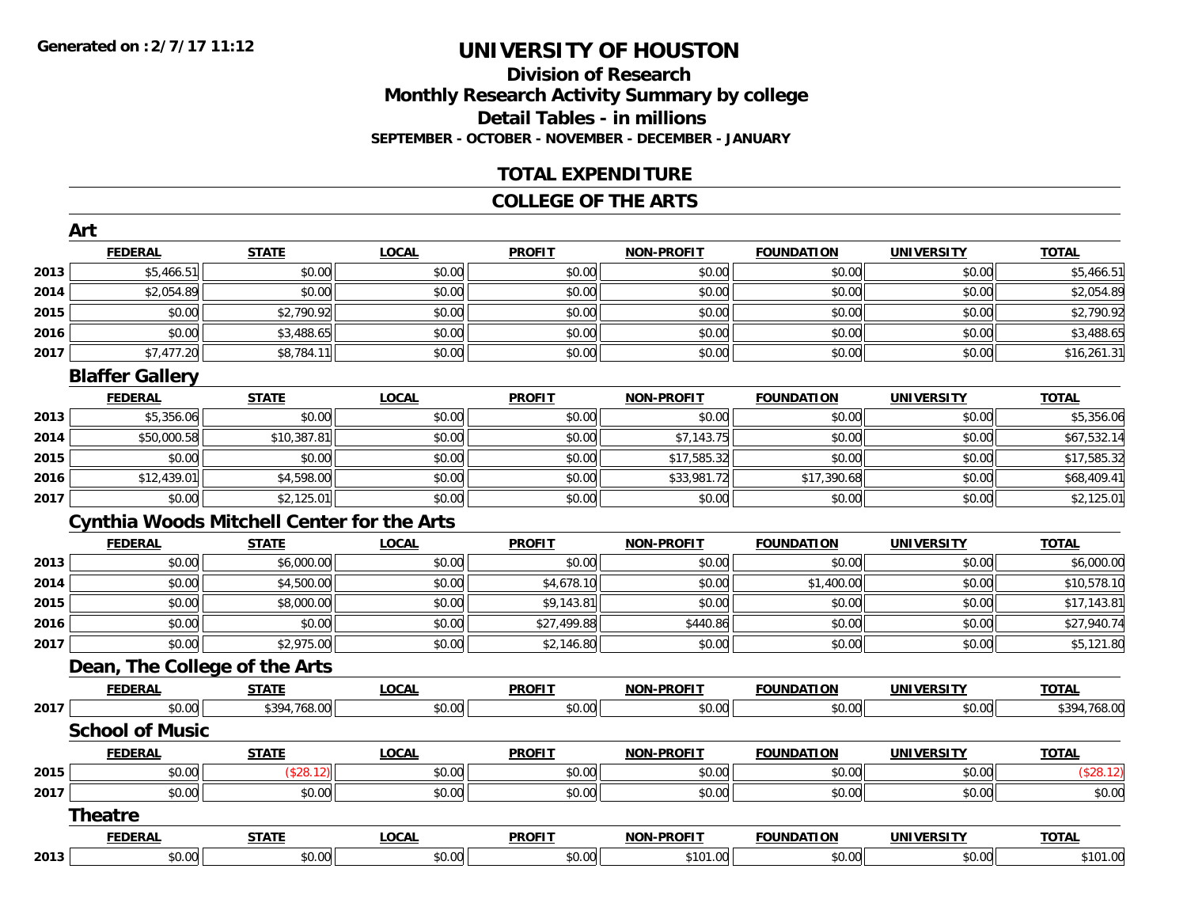**Generated on :2/7/17 11:12**

# UNIVERSITY OF HOUSTON

## Division of Research
## Monthly Research Activity Summary by college
## Detail Tables - in millions
### SEPTEMBER - OCTOBER - NOVEMBER - DECEMBER - JANUARY

## TOTAL EXPENDITURE

## COLLEGE OF THE ARTS

### Art

| | FEDERAL | STATE | LOCAL | PROFIT | NON-PROFIT | FOUNDATION | UNIVERSITY | TOTAL |
|---|---|---|---|---|---|---|---|---|
| 2013 | $5,466.51 | $0.00 | $0.00 | $0.00 | $0.00 | $0.00 | $0.00 | $5,466.51 |
| 2014 | $2,054.89 | $0.00 | $0.00 | $0.00 | $0.00 | $0.00 | $0.00 | $2,054.89 |
| 2015 | $0.00 | $2,790.92 | $0.00 | $0.00 | $0.00 | $0.00 | $0.00 | $2,790.92 |
| 2016 | $0.00 | $3,488.65 | $0.00 | $0.00 | $0.00 | $0.00 | $0.00 | $3,488.65 |
| 2017 | $7,477.20 | $8,784.11 | $0.00 | $0.00 | $0.00 | $0.00 | $0.00 | $16,261.31 |

### Blaffer Gallery

| | FEDERAL | STATE | LOCAL | PROFIT | NON-PROFIT | FOUNDATION | UNIVERSITY | TOTAL |
|---|---|---|---|---|---|---|---|---|
| 2013 | $5,356.06 | $0.00 | $0.00 | $0.00 | $0.00 | $0.00 | $0.00 | $5,356.06 |
| 2014 | $50,000.58 | $10,387.81 | $0.00 | $0.00 | $7,143.75 | $0.00 | $0.00 | $67,532.14 |
| 2015 | $0.00 | $0.00 | $0.00 | $0.00 | $17,585.32 | $0.00 | $0.00 | $17,585.32 |
| 2016 | $12,439.01 | $4,598.00 | $0.00 | $0.00 | $33,981.72 | $17,390.68 | $0.00 | $68,409.41 |
| 2017 | $0.00 | $2,125.01 | $0.00 | $0.00 | $0.00 | $0.00 | $0.00 | $2,125.01 |

### Cynthia Woods Mitchell Center for the Arts

| | FEDERAL | STATE | LOCAL | PROFIT | NON-PROFIT | FOUNDATION | UNIVERSITY | TOTAL |
|---|---|---|---|---|---|---|---|---|
| 2013 | $0.00 | $6,000.00 | $0.00 | $0.00 | $0.00 | $0.00 | $0.00 | $6,000.00 |
| 2014 | $0.00 | $4,500.00 | $0.00 | $4,678.10 | $0.00 | $1,400.00 | $0.00 | $10,578.10 |
| 2015 | $0.00 | $8,000.00 | $0.00 | $9,143.81 | $0.00 | $0.00 | $0.00 | $17,143.81 |
| 2016 | $0.00 | $0.00 | $0.00 | $27,499.88 | $440.86 | $0.00 | $0.00 | $27,940.74 |
| 2017 | $0.00 | $2,975.00 | $0.00 | $2,146.80 | $0.00 | $0.00 | $0.00 | $5,121.80 |

### Dean, The College of the Arts

| | FEDERAL | STATE | LOCAL | PROFIT | NON-PROFIT | FOUNDATION | UNIVERSITY | TOTAL |
|---|---|---|---|---|---|---|---|---|
| 2017 | $0.00 | $394,768.00 | $0.00 | $0.00 | $0.00 | $0.00 | $0.00 | $394,768.00 |

### School of Music

| | FEDERAL | STATE | LOCAL | PROFIT | NON-PROFIT | FOUNDATION | UNIVERSITY | TOTAL |
|---|---|---|---|---|---|---|---|---|
| 2015 | $0.00 | ($28.12) | $0.00 | $0.00 | $0.00 | $0.00 | $0.00 | ($28.12) |
| 2017 | $0.00 | $0.00 | $0.00 | $0.00 | $0.00 | $0.00 | $0.00 | $0.00 |

### Theatre

| | FEDERAL | STATE | LOCAL | PROFIT | NON-PROFIT | FOUNDATION | UNIVERSITY | TOTAL |
|---|---|---|---|---|---|---|---|---|
| 2013 | $0.00 | $0.00 | $0.00 | $0.00 | $101.00 | $0.00 | $0.00 | $101.00 |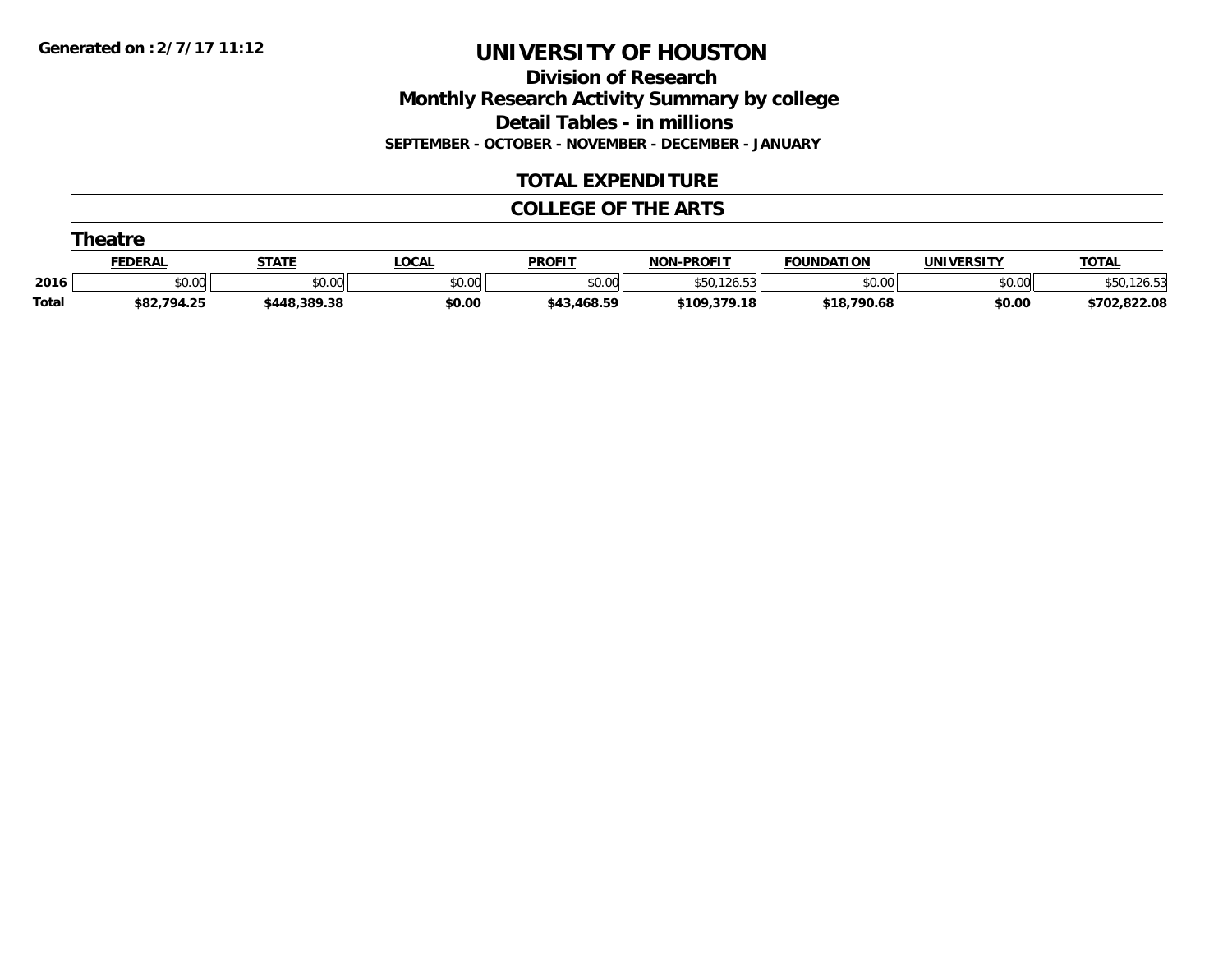**Generated on :2/7/17 11:12**

# UNIVERSITY OF HOUSTON

## Division of Research
## Monthly Research Activity Summary by college
## Detail Tables - in millions
### SEPTEMBER - OCTOBER - NOVEMBER - DECEMBER - JANUARY

## TOTAL EXPENDITURE

## COLLEGE OF THE ARTS

### Theatre

| | FEDERAL | STATE | LOCAL | PROFIT | NON-PROFIT | FOUNDATION | UNIVERSITY | TOTAL |
|---|---|---|---|---|---|---|---|---|
| 2016 | $0.00 | $0.00 | $0.00 | $0.00 | $50,126.53 | $0.00 | $0.00 | $50,126.53 |
| **Total** | **$82,794.25** | **$448,389.38** | **$0.00** | **$43,468.59** | **$109,379.18** | **$18,790.68** | **$0.00** | **$702,822.08** |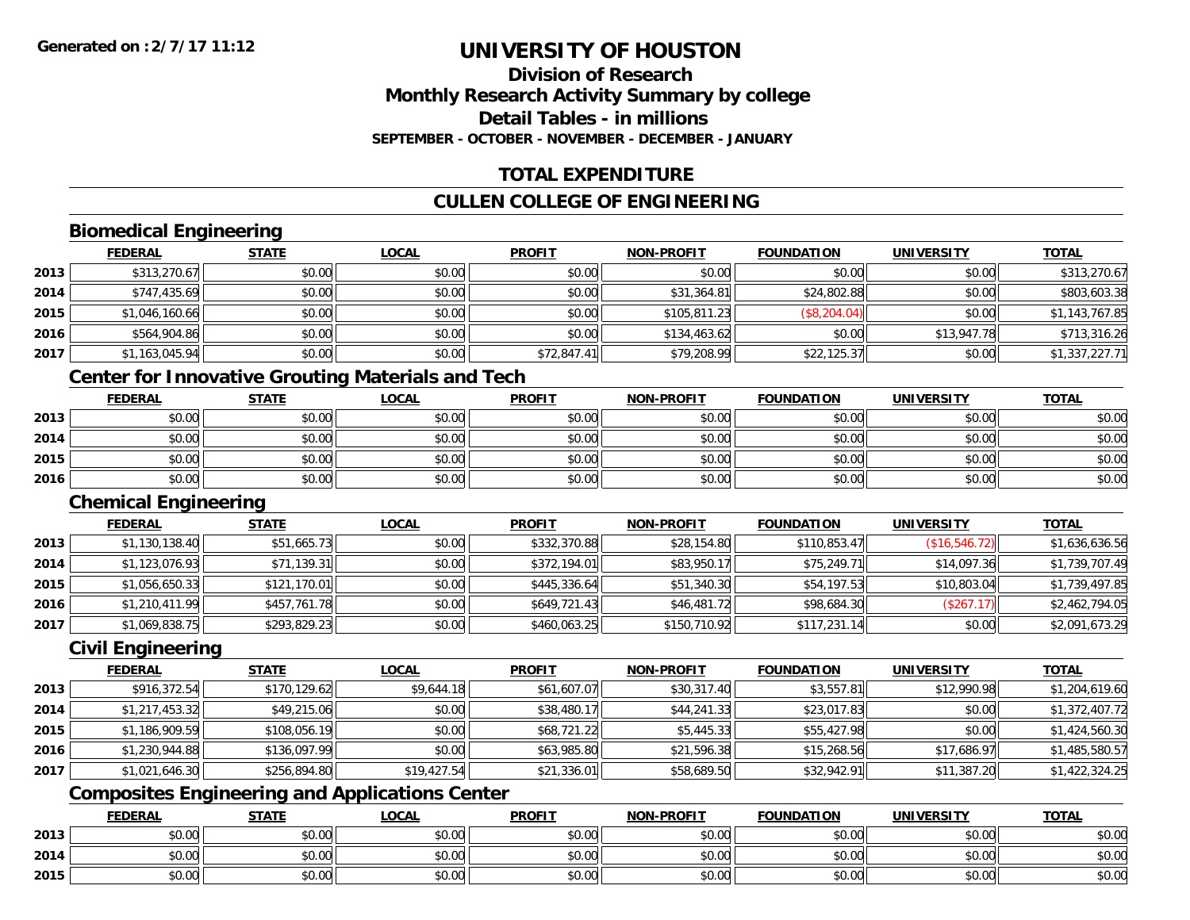**Generated on :2/7/17 11:12**

# UNIVERSITY OF HOUSTON

## Division of Research
## Monthly Research Activity Summary by college
## Detail Tables - in millions
### SEPTEMBER - OCTOBER - NOVEMBER - DECEMBER - JANUARY

## TOTAL EXPENDITURE

## CULLEN COLLEGE OF ENGINEERING

### Biomedical Engineering

| | FEDERAL | STATE | LOCAL | PROFIT | NON-PROFIT | FOUNDATION | UNIVERSITY | TOTAL |
|---|---|---|---|---|---|---|---|---|
| 2013 | $313,270.67 | $0.00 | $0.00 | $0.00 | $0.00 | $0.00 | $0.00 | $313,270.67 |
| 2014 | $747,435.69 | $0.00 | $0.00 | $0.00 | $31,364.81 | $24,802.88 | $0.00 | $803,603.38 |
| 2015 | $1,046,160.66 | $0.00 | $0.00 | $0.00 | $105,811.23 | ($8,204.04) | $0.00 | $1,143,767.85 |
| 2016 | $564,904.86 | $0.00 | $0.00 | $0.00 | $134,463.62 | $0.00 | $13,947.78 | $713,316.26 |
| 2017 | $1,163,045.94 | $0.00 | $0.00 | $72,847.41 | $79,208.99 | $22,125.37 | $0.00 | $1,337,227.71 |

### Center for Innovative Grouting Materials and Tech

| | FEDERAL | STATE | LOCAL | PROFIT | NON-PROFIT | FOUNDATION | UNIVERSITY | TOTAL |
|---|---|---|---|---|---|---|---|---|
| 2013 | $0.00 | $0.00 | $0.00 | $0.00 | $0.00 | $0.00 | $0.00 | $0.00 |
| 2014 | $0.00 | $0.00 | $0.00 | $0.00 | $0.00 | $0.00 | $0.00 | $0.00 |
| 2015 | $0.00 | $0.00 | $0.00 | $0.00 | $0.00 | $0.00 | $0.00 | $0.00 |
| 2016 | $0.00 | $0.00 | $0.00 | $0.00 | $0.00 | $0.00 | $0.00 | $0.00 |

### Chemical Engineering

| | FEDERAL | STATE | LOCAL | PROFIT | NON-PROFIT | FOUNDATION | UNIVERSITY | TOTAL |
|---|---|---|---|---|---|---|---|---|
| 2013 | $1,130,138.40 | $51,665.73 | $0.00 | $332,370.88 | $28,154.80 | $110,853.47 | ($16,546.72) | $1,636,636.56 |
| 2014 | $1,123,076.93 | $71,139.31 | $0.00 | $372,194.01 | $83,950.17 | $75,249.71 | $14,097.36 | $1,739,707.49 |
| 2015 | $1,056,650.33 | $121,170.01 | $0.00 | $445,336.64 | $51,340.30 | $54,197.53 | $10,803.04 | $1,739,497.85 |
| 2016 | $1,210,411.99 | $457,761.78 | $0.00 | $649,721.43 | $46,481.72 | $98,684.30 | ($267.17) | $2,462,794.05 |
| 2017 | $1,069,838.75 | $293,829.23 | $0.00 | $460,063.25 | $150,710.92 | $117,231.14 | $0.00 | $2,091,673.29 |

### Civil Engineering

| | FEDERAL | STATE | LOCAL | PROFIT | NON-PROFIT | FOUNDATION | UNIVERSITY | TOTAL |
|---|---|---|---|---|---|---|---|---|
| 2013 | $916,372.54 | $170,129.62 | $9,644.18 | $61,607.07 | $30,317.40 | $3,557.81 | $12,990.98 | $1,204,619.60 |
| 2014 | $1,217,453.32 | $49,215.06 | $0.00 | $38,480.17 | $44,241.33 | $23,017.83 | $0.00 | $1,372,407.72 |
| 2015 | $1,186,909.59 | $108,056.19 | $0.00 | $68,721.22 | $5,445.33 | $55,427.98 | $0.00 | $1,424,560.30 |
| 2016 | $1,230,944.88 | $136,097.99 | $0.00 | $63,985.80 | $21,596.38 | $15,268.56 | $17,686.97 | $1,485,580.57 |
| 2017 | $1,021,646.30 | $256,894.80 | $19,427.54 | $21,336.01 | $58,689.50 | $32,942.91 | $11,387.20 | $1,422,324.25 |

### Composites Engineering and Applications Center

| | FEDERAL | STATE | LOCAL | PROFIT | NON-PROFIT | FOUNDATION | UNIVERSITY | TOTAL |
|---|---|---|---|---|---|---|---|---|
| 2013 | $0.00 | $0.00 | $0.00 | $0.00 | $0.00 | $0.00 | $0.00 | $0.00 |
| 2014 | $0.00 | $0.00 | $0.00 | $0.00 | $0.00 | $0.00 | $0.00 | $0.00 |
| 2015 | $0.00 | $0.00 | $0.00 | $0.00 | $0.00 | $0.00 | $0.00 | $0.00 |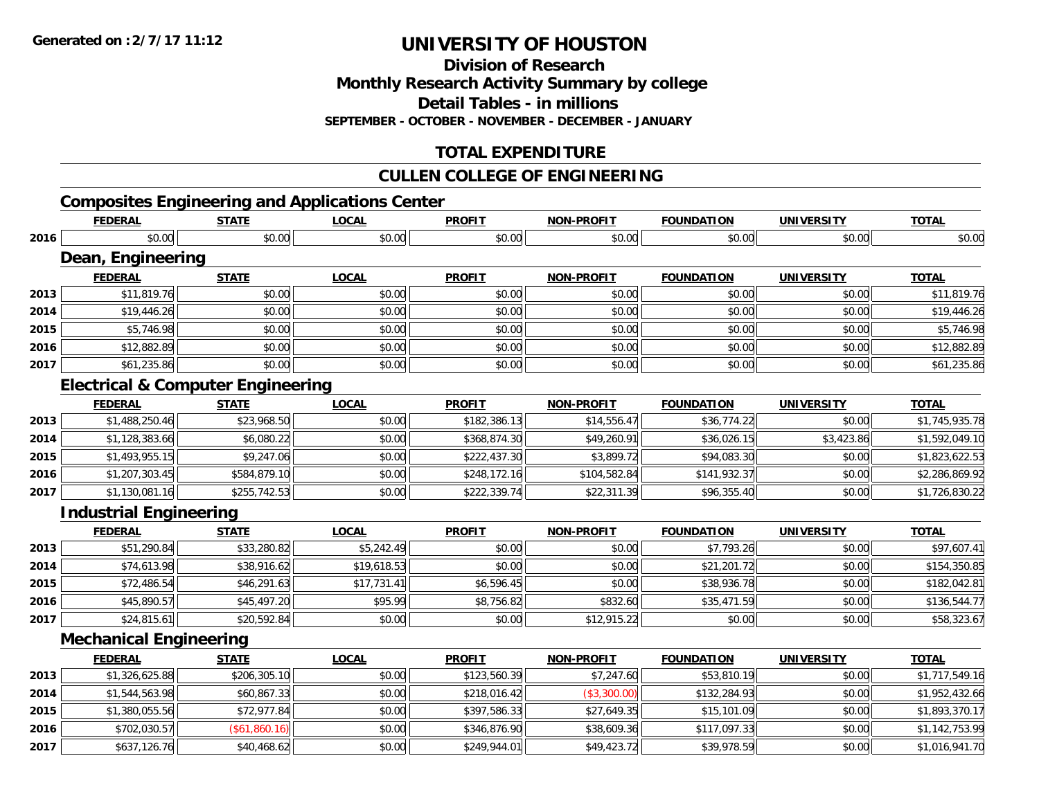**Generated on : 2/7/17 11:12**

# UNIVERSITY OF HOUSTON

## Division of Research

## Monthly Research Activity Summary by college

## Detail Tables - in millions

**SEPTEMBER - OCTOBER - NOVEMBER - DECEMBER - JANUARY**

## TOTAL EXPENDITURE

## CULLEN COLLEGE OF ENGINEERING

### Composites Engineering and Applications Center

| | FEDERAL | STATE | LOCAL | PROFIT | NON-PROFIT | FOUNDATION | UNIVERSITY | TOTAL |
|---|---|---|---|---|---|---|---|---|
| 2016 | $0.00 | $0.00 | $0.00 | $0.00 | $0.00 | $0.00 | $0.00 | $0.00 |

### Dean, Engineering

| | FEDERAL | STATE | LOCAL | PROFIT | NON-PROFIT | FOUNDATION | UNIVERSITY | TOTAL |
|---|---|---|---|---|---|---|---|---|
| 2013 | $11,819.76 | $0.00 | $0.00 | $0.00 | $0.00 | $0.00 | $0.00 | $11,819.76 |
| 2014 | $19,446.26 | $0.00 | $0.00 | $0.00 | $0.00 | $0.00 | $0.00 | $19,446.26 |
| 2015 | $5,746.98 | $0.00 | $0.00 | $0.00 | $0.00 | $0.00 | $0.00 | $5,746.98 |
| 2016 | $12,882.89 | $0.00 | $0.00 | $0.00 | $0.00 | $0.00 | $0.00 | $12,882.89 |
| 2017 | $61,235.86 | $0.00 | $0.00 | $0.00 | $0.00 | $0.00 | $0.00 | $61,235.86 |

### Electrical & Computer Engineering

| | FEDERAL | STATE | LOCAL | PROFIT | NON-PROFIT | FOUNDATION | UNIVERSITY | TOTAL |
|---|---|---|---|---|---|---|---|---|
| 2013 | $1,488,250.46 | $23,968.50 | $0.00 | $182,386.13 | $14,556.47 | $36,774.22 | $0.00 | $1,745,935.78 |
| 2014 | $1,128,383.66 | $6,080.22 | $0.00 | $368,874.30 | $49,260.91 | $36,026.15 | $3,423.86 | $1,592,049.10 |
| 2015 | $1,493,955.15 | $9,247.06 | $0.00 | $222,437.30 | $3,899.72 | $94,083.30 | $0.00 | $1,823,622.53 |
| 2016 | $1,207,303.45 | $584,879.10 | $0.00 | $248,172.16 | $104,582.84 | $141,932.37 | $0.00 | $2,286,869.92 |
| 2017 | $1,130,081.16 | $255,742.53 | $0.00 | $222,339.74 | $22,311.39 | $96,355.40 | $0.00 | $1,726,830.22 |

### Industrial Engineering

| | FEDERAL | STATE | LOCAL | PROFIT | NON-PROFIT | FOUNDATION | UNIVERSITY | TOTAL |
|---|---|---|---|---|---|---|---|---|
| 2013 | $51,290.84 | $33,280.82 | $5,242.49 | $0.00 | $0.00 | $7,793.26 | $0.00 | $97,607.41 |
| 2014 | $74,613.98 | $38,916.62 | $19,618.53 | $0.00 | $0.00 | $21,201.72 | $0.00 | $154,350.85 |
| 2015 | $72,486.54 | $46,291.63 | $17,731.41 | $6,596.45 | $0.00 | $38,936.78 | $0.00 | $182,042.81 |
| 2016 | $45,890.57 | $45,497.20 | $95.99 | $8,756.82 | $832.60 | $35,471.59 | $0.00 | $136,544.77 |
| 2017 | $24,815.61 | $20,592.84 | $0.00 | $0.00 | $12,915.22 | $0.00 | $0.00 | $58,323.67 |

### Mechanical Engineering

| | FEDERAL | STATE | LOCAL | PROFIT | NON-PROFIT | FOUNDATION | UNIVERSITY | TOTAL |
|---|---|---|---|---|---|---|---|---|
| 2013 | $1,326,625.88 | $206,305.10 | $0.00 | $123,560.39 | $7,247.60 | $53,810.19 | $0.00 | $1,717,549.16 |
| 2014 | $1,544,563.98 | $60,867.33 | $0.00 | $218,016.42 | ($3,300.00) | $132,284.93 | $0.00 | $1,952,432.66 |
| 2015 | $1,380,055.56 | $72,977.84 | $0.00 | $397,586.33 | $27,649.35 | $15,101.09 | $0.00 | $1,893,370.17 |
| 2016 | $702,030.57 | ($61,860.16) | $0.00 | $346,876.90 | $38,609.36 | $117,097.33 | $0.00 | $1,142,753.99 |
| 2017 | $637,126.76 | $40,468.62 | $0.00 | $249,944.01 | $49,423.72 | $39,978.59 | $0.00 | $1,016,941.70 |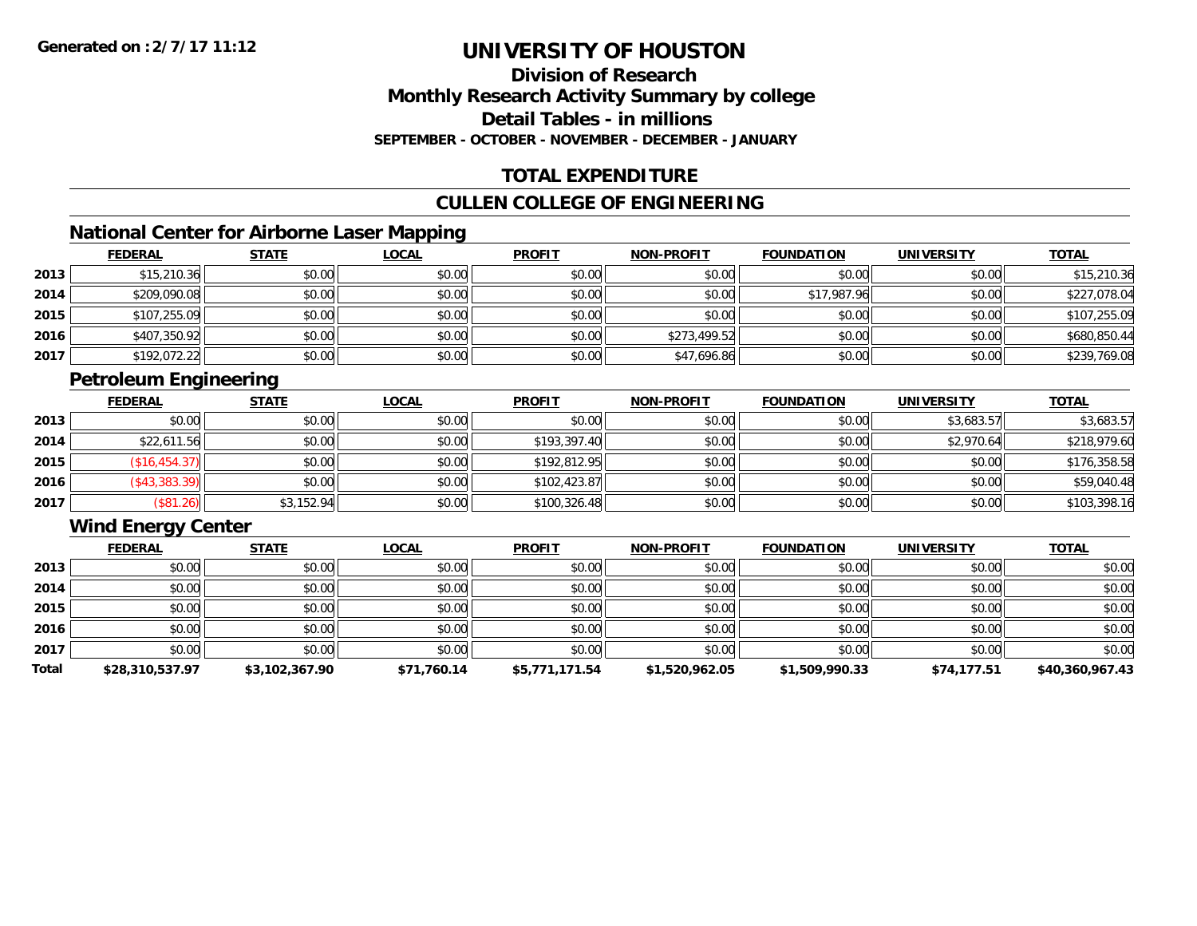**Generated on :2/7/17 11:12**

# UNIVERSITY OF HOUSTON

## Division of Research
## Monthly Research Activity Summary by college
## Detail Tables - in millions
### SEPTEMBER - OCTOBER - NOVEMBER - DECEMBER - JANUARY

## TOTAL EXPENDITURE

## CULLEN COLLEGE OF ENGINEERING

### National Center for Airborne Laser Mapping

| | FEDERAL | STATE | LOCAL | PROFIT | NON-PROFIT | FOUNDATION | UNIVERSITY | TOTAL |
|---|---|---|---|---|---|---|---|---|
| 2013 | $15,210.36 | $0.00 | $0.00 | $0.00 | $0.00 | $0.00 | $0.00 | $15,210.36 |
| 2014 | $209,090.08 | $0.00 | $0.00 | $0.00 | $0.00 | $17,987.96 | $0.00 | $227,078.04 |
| 2015 | $107,255.09 | $0.00 | $0.00 | $0.00 | $0.00 | $0.00 | $0.00 | $107,255.09 |
| 2016 | $407,350.92 | $0.00 | $0.00 | $0.00 | $273,499.52 | $0.00 | $0.00 | $680,850.44 |
| 2017 | $192,072.22 | $0.00 | $0.00 | $0.00 | $47,696.86 | $0.00 | $0.00 | $239,769.08 |

### Petroleum Engineering

| | FEDERAL | STATE | LOCAL | PROFIT | NON-PROFIT | FOUNDATION | UNIVERSITY | TOTAL |
|---|---|---|---|---|---|---|---|---|
| 2013 | $0.00 | $0.00 | $0.00 | $0.00 | $0.00 | $0.00 | $3,683.57 | $3,683.57 |
| 2014 | $22,611.56 | $0.00 | $0.00 | $193,397.40 | $0.00 | $0.00 | $2,970.64 | $218,979.60 |
| 2015 | ($16,454.37) | $0.00 | $0.00 | $192,812.95 | $0.00 | $0.00 | $0.00 | $176,358.58 |
| 2016 | ($43,383.39) | $0.00 | $0.00 | $102,423.87 | $0.00 | $0.00 | $0.00 | $59,040.48 |
| 2017 | ($81.26) | $3,152.94 | $0.00 | $100,326.48 | $0.00 | $0.00 | $0.00 | $103,398.16 |

### Wind Energy Center

| | FEDERAL | STATE | LOCAL | PROFIT | NON-PROFIT | FOUNDATION | UNIVERSITY | TOTAL |
|---|---|---|---|---|---|---|---|---|
| 2013 | $0.00 | $0.00 | $0.00 | $0.00 | $0.00 | $0.00 | $0.00 | $0.00 |
| 2014 | $0.00 | $0.00 | $0.00 | $0.00 | $0.00 | $0.00 | $0.00 | $0.00 |
| 2015 | $0.00 | $0.00 | $0.00 | $0.00 | $0.00 | $0.00 | $0.00 | $0.00 |
| 2016 | $0.00 | $0.00 | $0.00 | $0.00 | $0.00 | $0.00 | $0.00 | $0.00 |
| 2017 | $0.00 | $0.00 | $0.00 | $0.00 | $0.00 | $0.00 | $0.00 | $0.00 |
| **Total** | **$28,310,537.97** | **$3,102,367.90** | **$71,760.14** | **$5,771,171.54** | **$1,520,962.05** | **$1,509,990.33** | **$74,177.51** | **$40,360,967.43** |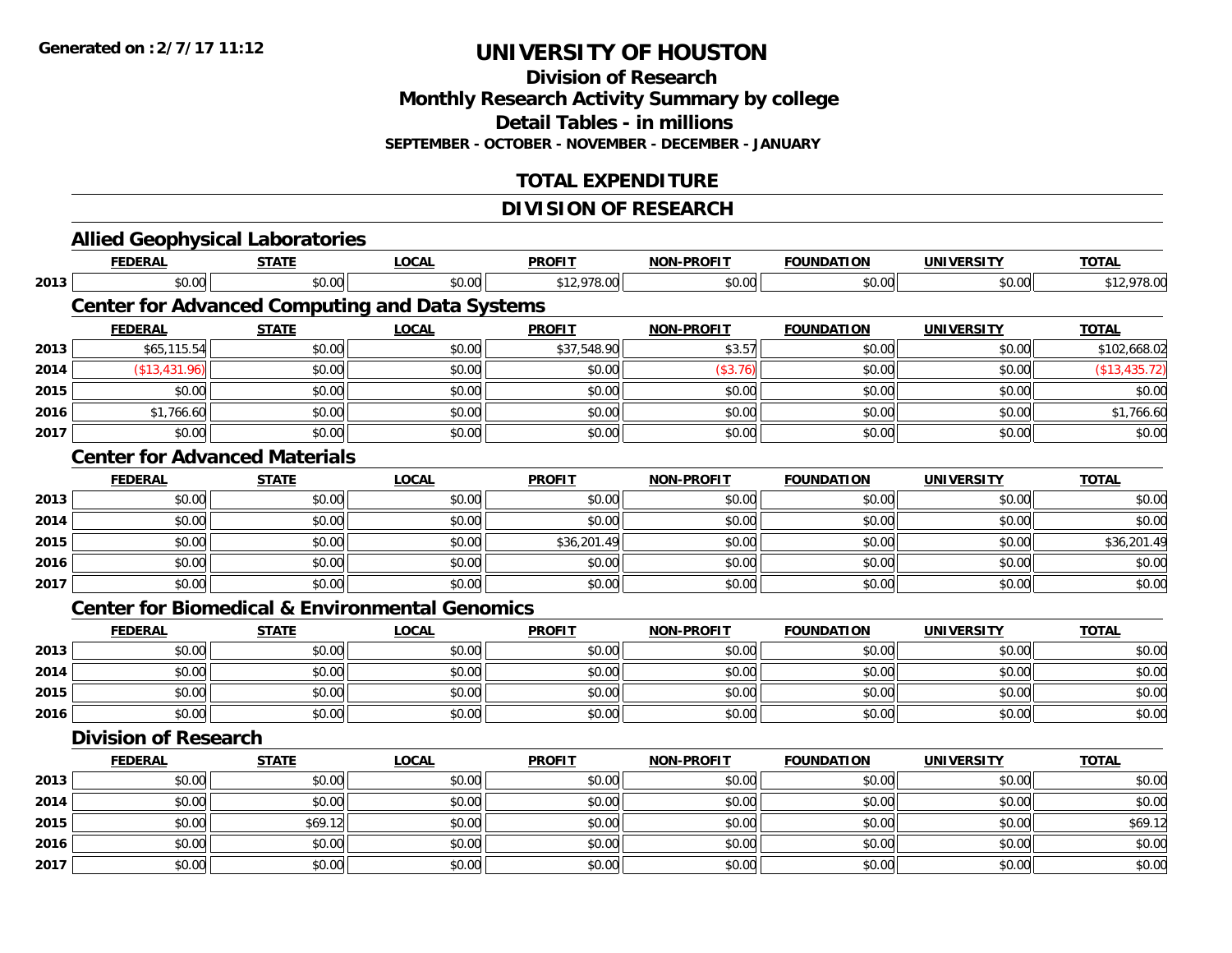# UNIVERSITY OF HOUSTON

## Division of Research

## Monthly Research Activity Summary by college

## Detail Tables - in millions

**SEPTEMBER - OCTOBER - NOVEMBER - DECEMBER - JANUARY**

## TOTAL EXPENDITURE

## DIVISION OF RESEARCH

### Allied Geophysical Laboratories

| | FEDERAL | STATE | LOCAL | PROFIT | NON-PROFIT | FOUNDATION | UNIVERSITY | TOTAL |
|---|---|---|---|---|---|---|---|---|
| 2013 | $0.00 | $0.00 | $0.00 | $12,978.00 | $0.00 | $0.00 | $0.00 | $12,978.00 |

### Center for Advanced Computing and Data Systems

| | FEDERAL | STATE | LOCAL | PROFIT | NON-PROFIT | FOUNDATION | UNIVERSITY | TOTAL |
|---|---|---|---|---|---|---|---|---|
| 2013 | $65,115.54 | $0.00 | $0.00 | $37,548.90 | $3.57 | $0.00 | $0.00 | $102,668.02 |
| 2014 | ($13,431.96) | $0.00 | $0.00 | $0.00 | ($3.76) | $0.00 | $0.00 | ($13,435.72) |
| 2015 | $0.00 | $0.00 | $0.00 | $0.00 | $0.00 | $0.00 | $0.00 | $0.00 |
| 2016 | $1,766.60 | $0.00 | $0.00 | $0.00 | $0.00 | $0.00 | $0.00 | $1,766.60 |
| 2017 | $0.00 | $0.00 | $0.00 | $0.00 | $0.00 | $0.00 | $0.00 | $0.00 |

### Center for Advanced Materials

| | FEDERAL | STATE | LOCAL | PROFIT | NON-PROFIT | FOUNDATION | UNIVERSITY | TOTAL |
|---|---|---|---|---|---|---|---|---|
| 2013 | $0.00 | $0.00 | $0.00 | $0.00 | $0.00 | $0.00 | $0.00 | $0.00 |
| 2014 | $0.00 | $0.00 | $0.00 | $0.00 | $0.00 | $0.00 | $0.00 | $0.00 |
| 2015 | $0.00 | $0.00 | $0.00 | $36,201.49 | $0.00 | $0.00 | $0.00 | $36,201.49 |
| 2016 | $0.00 | $0.00 | $0.00 | $0.00 | $0.00 | $0.00 | $0.00 | $0.00 |
| 2017 | $0.00 | $0.00 | $0.00 | $0.00 | $0.00 | $0.00 | $0.00 | $0.00 |

### Center for Biomedical & Environmental Genomics

| | FEDERAL | STATE | LOCAL | PROFIT | NON-PROFIT | FOUNDATION | UNIVERSITY | TOTAL |
|---|---|---|---|---|---|---|---|---|
| 2013 | $0.00 | $0.00 | $0.00 | $0.00 | $0.00 | $0.00 | $0.00 | $0.00 |
| 2014 | $0.00 | $0.00 | $0.00 | $0.00 | $0.00 | $0.00 | $0.00 | $0.00 |
| 2015 | $0.00 | $0.00 | $0.00 | $0.00 | $0.00 | $0.00 | $0.00 | $0.00 |
| 2016 | $0.00 | $0.00 | $0.00 | $0.00 | $0.00 | $0.00 | $0.00 | $0.00 |

### Division of Research

| | FEDERAL | STATE | LOCAL | PROFIT | NON-PROFIT | FOUNDATION | UNIVERSITY | TOTAL |
|---|---|---|---|---|---|---|---|---|
| 2013 | $0.00 | $0.00 | $0.00 | $0.00 | $0.00 | $0.00 | $0.00 | $0.00 |
| 2014 | $0.00 | $0.00 | $0.00 | $0.00 | $0.00 | $0.00 | $0.00 | $0.00 |
| 2015 | $0.00 | $69.12 | $0.00 | $0.00 | $0.00 | $0.00 | $0.00 | $69.12 |
| 2016 | $0.00 | $0.00 | $0.00 | $0.00 | $0.00 | $0.00 | $0.00 | $0.00 |
| 2017 | $0.00 | $0.00 | $0.00 | $0.00 | $0.00 | $0.00 | $0.00 | $0.00 |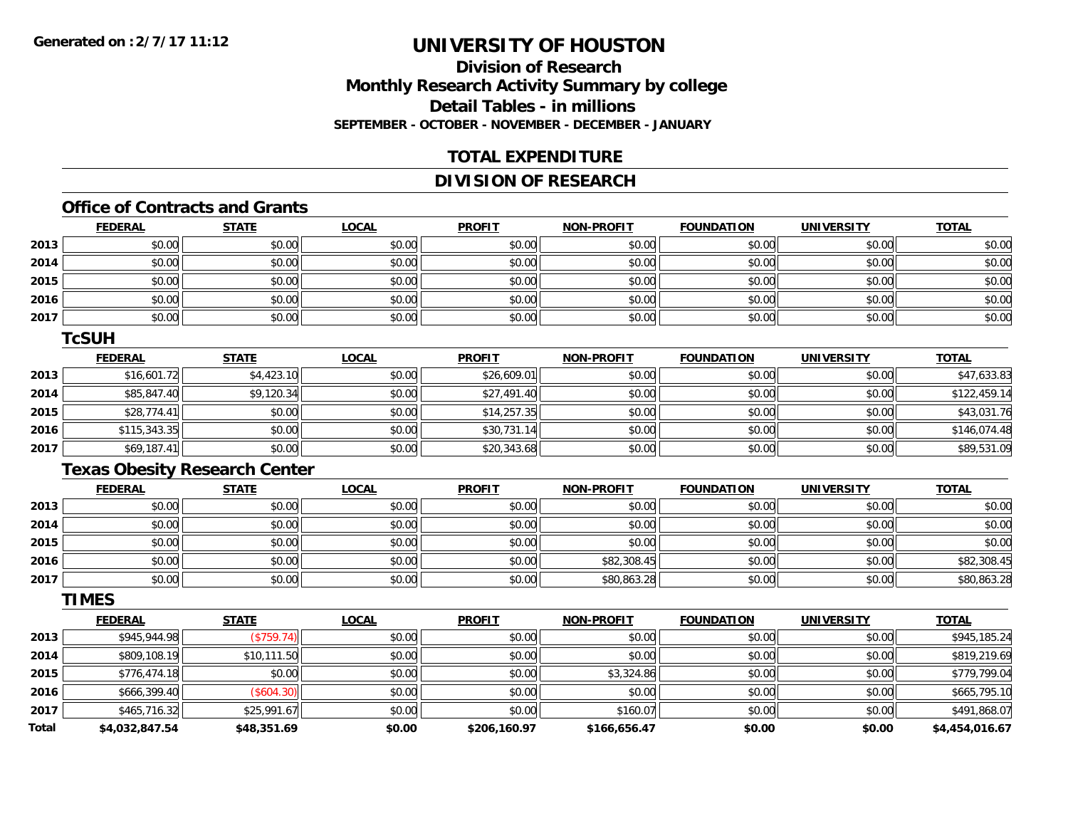**Generated on : 2/7/17 11:12**

# UNIVERSITY OF HOUSTON

## Division of Research
## Monthly Research Activity Summary by college
## Detail Tables - in millions
### SEPTEMBER - OCTOBER - NOVEMBER - DECEMBER - JANUARY

## TOTAL EXPENDITURE

## DIVISION OF RESEARCH

### Office of Contracts and Grants

| | FEDERAL | STATE | LOCAL | PROFIT | NON-PROFIT | FOUNDATION | UNIVERSITY | TOTAL |
|---|---|---|---|---|---|---|---|---|
| 2013 | $0.00 | $0.00 | $0.00 | $0.00 | $0.00 | $0.00 | $0.00 | $0.00 |
| 2014 | $0.00 | $0.00 | $0.00 | $0.00 | $0.00 | $0.00 | $0.00 | $0.00 |
| 2015 | $0.00 | $0.00 | $0.00 | $0.00 | $0.00 | $0.00 | $0.00 | $0.00 |
| 2016 | $0.00 | $0.00 | $0.00 | $0.00 | $0.00 | $0.00 | $0.00 | $0.00 |
| 2017 | $0.00 | $0.00 | $0.00 | $0.00 | $0.00 | $0.00 | $0.00 | $0.00 |

### TcSUH

| | FEDERAL | STATE | LOCAL | PROFIT | NON-PROFIT | FOUNDATION | UNIVERSITY | TOTAL |
|---|---|---|---|---|---|---|---|---|
| 2013 | $16,601.72 | $4,423.10 | $0.00 | $26,609.01 | $0.00 | $0.00 | $0.00 | $47,633.83 |
| 2014 | $85,847.40 | $9,120.34 | $0.00 | $27,491.40 | $0.00 | $0.00 | $0.00 | $122,459.14 |
| 2015 | $28,774.41 | $0.00 | $0.00 | $14,257.35 | $0.00 | $0.00 | $0.00 | $43,031.76 |
| 2016 | $115,343.35 | $0.00 | $0.00 | $30,731.14 | $0.00 | $0.00 | $0.00 | $146,074.48 |
| 2017 | $69,187.41 | $0.00 | $0.00 | $20,343.68 | $0.00 | $0.00 | $0.00 | $89,531.09 |

### Texas Obesity Research Center

| | FEDERAL | STATE | LOCAL | PROFIT | NON-PROFIT | FOUNDATION | UNIVERSITY | TOTAL |
|---|---|---|---|---|---|---|---|---|
| 2013 | $0.00 | $0.00 | $0.00 | $0.00 | $0.00 | $0.00 | $0.00 | $0.00 |
| 2014 | $0.00 | $0.00 | $0.00 | $0.00 | $0.00 | $0.00 | $0.00 | $0.00 |
| 2015 | $0.00 | $0.00 | $0.00 | $0.00 | $0.00 | $0.00 | $0.00 | $0.00 |
| 2016 | $0.00 | $0.00 | $0.00 | $0.00 | $82,308.45 | $0.00 | $0.00 | $82,308.45 |
| 2017 | $0.00 | $0.00 | $0.00 | $0.00 | $80,863.28 | $0.00 | $0.00 | $80,863.28 |

### TIMES

| | FEDERAL | STATE | LOCAL | PROFIT | NON-PROFIT | FOUNDATION | UNIVERSITY | TOTAL |
|---|---|---|---|---|---|---|---|---|
| 2013 | $945,944.98 | ($759.74) | $0.00 | $0.00 | $0.00 | $0.00 | $0.00 | $945,185.24 |
| 2014 | $809,108.19 | $10,111.50 | $0.00 | $0.00 | $0.00 | $0.00 | $0.00 | $819,219.69 |
| 2015 | $776,474.18 | $0.00 | $0.00 | $0.00 | $3,324.86 | $0.00 | $0.00 | $779,799.04 |
| 2016 | $666,399.40 | ($604.30) | $0.00 | $0.00 | $0.00 | $0.00 | $0.00 | $665,795.10 |
| 2017 | $465,716.32 | $25,991.67 | $0.00 | $0.00 | $160.07 | $0.00 | $0.00 | $491,868.07 |
| **Total** | **$4,032,847.54** | **$48,351.69** | **$0.00** | **$206,160.97** | **$166,656.47** | **$0.00** | **$0.00** | **$4,454,016.67** |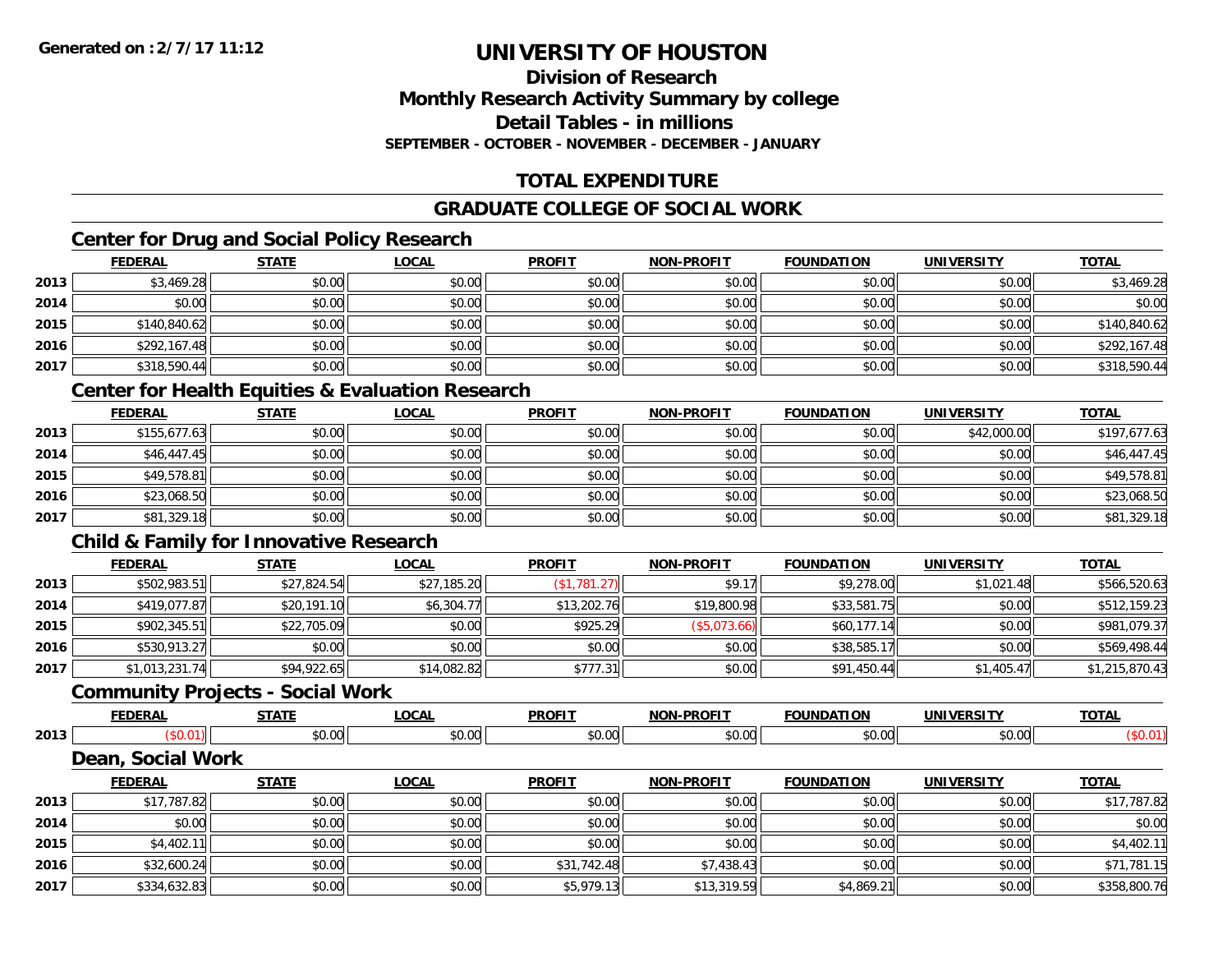**Generated on : 2/7/17 11:12**

# UNIVERSITY OF HOUSTON

## Division of Research
## Monthly Research Activity Summary by college
## Detail Tables - in millions
### SEPTEMBER - OCTOBER - NOVEMBER - DECEMBER - JANUARY

## TOTAL EXPENDITURE

## GRADUATE COLLEGE OF SOCIAL WORK

### Center for Drug and Social Policy Research

| | FEDERAL | STATE | LOCAL | PROFIT | NON-PROFIT | FOUNDATION | UNIVERSITY | TOTAL |
|---|---|---|---|---|---|---|---|---|
| 2013 | $3,469.28 | $0.00 | $0.00 | $0.00 | $0.00 | $0.00 | $0.00 | $3,469.28 |
| 2014 | $0.00 | $0.00 | $0.00 | $0.00 | $0.00 | $0.00 | $0.00 | $0.00 |
| 2015 | $140,840.62 | $0.00 | $0.00 | $0.00 | $0.00 | $0.00 | $0.00 | $140,840.62 |
| 2016 | $292,167.48 | $0.00 | $0.00 | $0.00 | $0.00 | $0.00 | $0.00 | $292,167.48 |
| 2017 | $318,590.44 | $0.00 | $0.00 | $0.00 | $0.00 | $0.00 | $0.00 | $318,590.44 |

### Center for Health Equities & Evaluation Research

| | FEDERAL | STATE | LOCAL | PROFIT | NON-PROFIT | FOUNDATION | UNIVERSITY | TOTAL |
|---|---|---|---|---|---|---|---|---|
| 2013 | $155,677.63 | $0.00 | $0.00 | $0.00 | $0.00 | $0.00 | $42,000.00 | $197,677.63 |
| 2014 | $46,447.45 | $0.00 | $0.00 | $0.00 | $0.00 | $0.00 | $0.00 | $46,447.45 |
| 2015 | $49,578.81 | $0.00 | $0.00 | $0.00 | $0.00 | $0.00 | $0.00 | $49,578.81 |
| 2016 | $23,068.50 | $0.00 | $0.00 | $0.00 | $0.00 | $0.00 | $0.00 | $23,068.50 |
| 2017 | $81,329.18 | $0.00 | $0.00 | $0.00 | $0.00 | $0.00 | $0.00 | $81,329.18 |

### Child & Family for Innovative Research

| | FEDERAL | STATE | LOCAL | PROFIT | NON-PROFIT | FOUNDATION | UNIVERSITY | TOTAL |
|---|---|---|---|---|---|---|---|---|
| 2013 | $502,983.51 | $27,824.54 | $27,185.20 | ($1,781.27) | $9.17 | $9,278.00 | $1,021.48 | $566,520.63 |
| 2014 | $419,077.87 | $20,191.10 | $6,304.77 | $13,202.76 | $19,800.98 | $33,581.75 | $0.00 | $512,159.23 |
| 2015 | $902,345.51 | $22,705.09 | $0.00 | $925.29 | ($5,073.66) | $60,177.14 | $0.00 | $981,079.37 |
| 2016 | $530,913.27 | $0.00 | $0.00 | $0.00 | $0.00 | $38,585.17 | $0.00 | $569,498.44 |
| 2017 | $1,013,231.74 | $94,922.65 | $14,082.82 | $777.31 | $0.00 | $91,450.44 | $1,405.47 | $1,215,870.43 |

### Community Projects - Social Work

| | FEDERAL | STATE | LOCAL | PROFIT | NON-PROFIT | FOUNDATION | UNIVERSITY | TOTAL |
|---|---|---|---|---|---|---|---|---|
| 2013 | ($0.01) | $0.00 | $0.00 | $0.00 | $0.00 | $0.00 | $0.00 | ($0.01) |

### Dean, Social Work

| | FEDERAL | STATE | LOCAL | PROFIT | NON-PROFIT | FOUNDATION | UNIVERSITY | TOTAL |
|---|---|---|---|---|---|---|---|---|
| 2013 | $17,787.82 | $0.00 | $0.00 | $0.00 | $0.00 | $0.00 | $0.00 | $17,787.82 |
| 2014 | $0.00 | $0.00 | $0.00 | $0.00 | $0.00 | $0.00 | $0.00 | $0.00 |
| 2015 | $4,402.11 | $0.00 | $0.00 | $0.00 | $0.00 | $0.00 | $0.00 | $4,402.11 |
| 2016 | $32,600.24 | $0.00 | $0.00 | $31,742.48 | $7,438.43 | $0.00 | $0.00 | $71,781.15 |
| 2017 | $334,632.83 | $0.00 | $0.00 | $5,979.13 | $13,319.59 | $4,869.21 | $0.00 | $358,800.76 |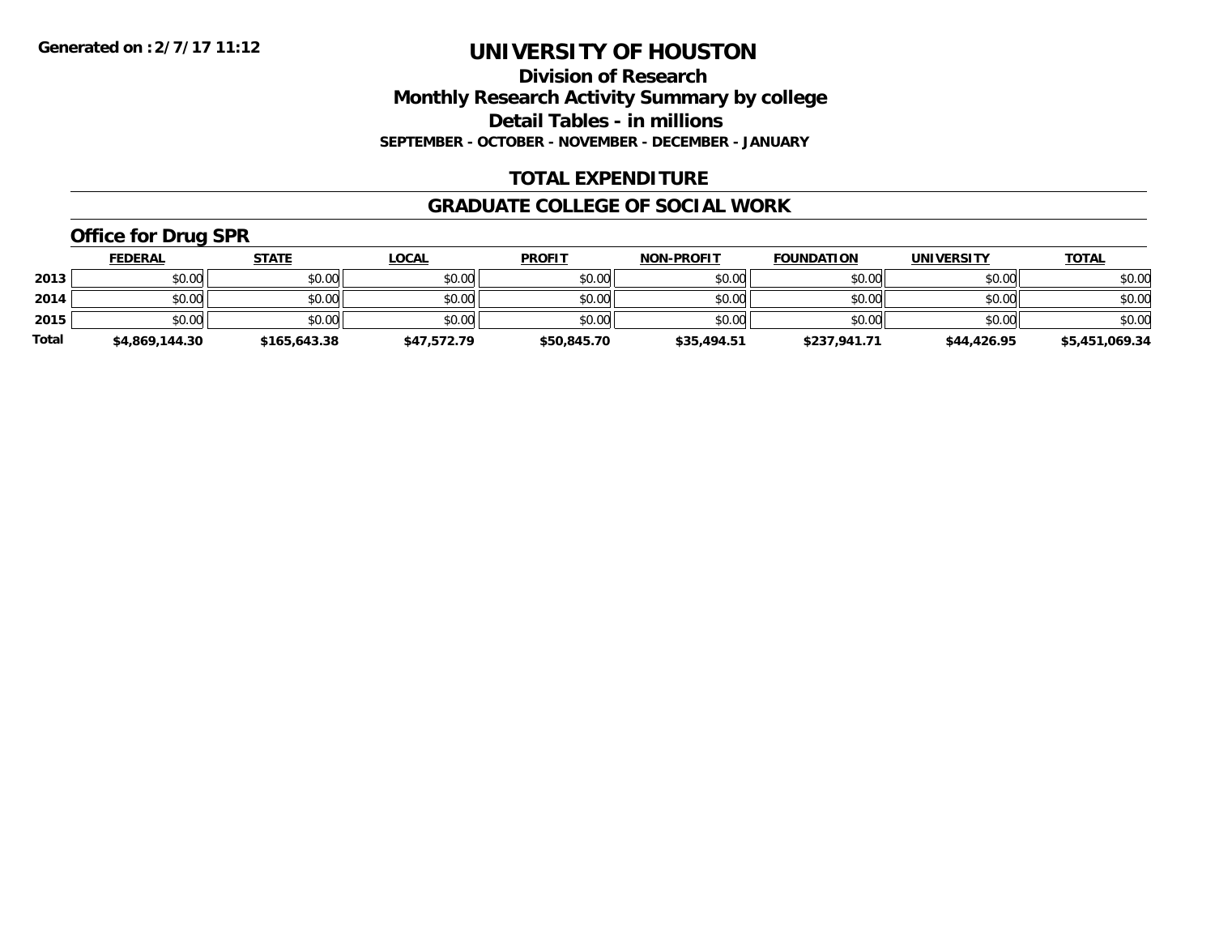**Generated on :2/7/17 11:12**

# UNIVERSITY OF HOUSTON

## Division of Research
## Monthly Research Activity Summary by college
## Detail Tables - in millions
### SEPTEMBER - OCTOBER - NOVEMBER - DECEMBER - JANUARY

## TOTAL EXPENDITURE

## GRADUATE COLLEGE OF SOCIAL WORK

### Office for Drug SPR

| | FEDERAL | STATE | LOCAL | PROFIT | NON-PROFIT | FOUNDATION | UNIVERSITY | TOTAL |
|---|---|---|---|---|---|---|---|---|
| **2013** | $0.00 | $0.00 | $0.00 | $0.00 | $0.00 | $0.00 | $0.00 | $0.00 |
| **2014** | $0.00 | $0.00 | $0.00 | $0.00 | $0.00 | $0.00 | $0.00 | $0.00 |
| **2015** | $0.00 | $0.00 | $0.00 | $0.00 | $0.00 | $0.00 | $0.00 | $0.00 |
| **Total** | **$4,869,144.30** | **$165,643.38** | **$47,572.79** | **$50,845.70** | **$35,494.51** | **$237,941.71** | **$44,426.95** | **$5,451,069.34** |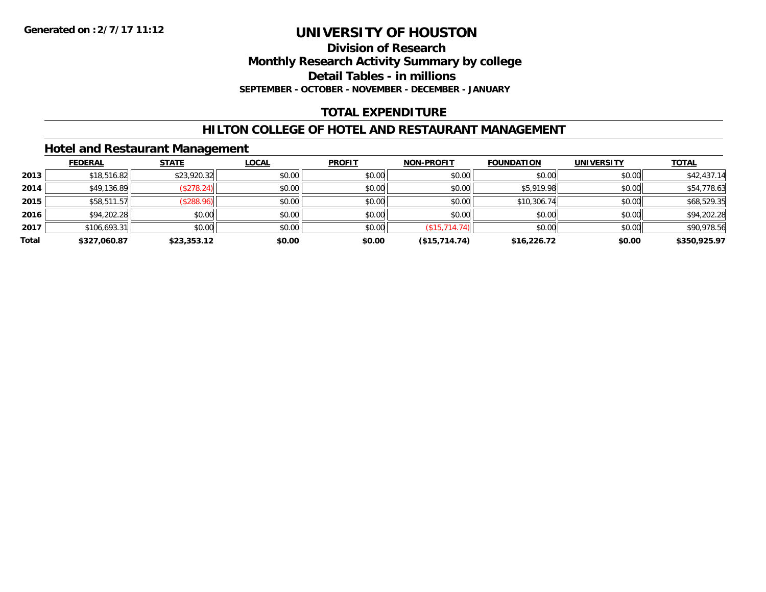**Generated on :2/7/17 11:12**

# UNIVERSITY OF HOUSTON

## Division of Research
## Monthly Research Activity Summary by college
## Detail Tables - in millions
### SEPTEMBER - OCTOBER - NOVEMBER - DECEMBER - JANUARY

## TOTAL EXPENDITURE

## HILTON COLLEGE OF HOTEL AND RESTAURANT MANAGEMENT

### Hotel and Restaurant Management

| | FEDERAL | STATE | LOCAL | PROFIT | NON-PROFIT | FOUNDATION | UNIVERSITY | TOTAL |
|---|---|---|---|---|---|---|---|---|
| 2013 | $18,516.82 | $23,920.32 | $0.00 | $0.00 | $0.00 | $0.00 | $0.00 | $42,437.14 |
| 2014 | $49,136.89 | ($278.24) | $0.00 | $0.00 | $0.00 | $5,919.98 | $0.00 | $54,778.63 |
| 2015 | $58,511.57 | ($288.96) | $0.00 | $0.00 | $0.00 | $10,306.74 | $0.00 | $68,529.35 |
| 2016 | $94,202.28 | $0.00 | $0.00 | $0.00 | $0.00 | $0.00 | $0.00 | $94,202.28 |
| 2017 | $106,693.31 | $0.00 | $0.00 | $0.00 | ($15,714.74) | $0.00 | $0.00 | $90,978.56 |
| **Total** | **$327,060.87** | **$23,353.12** | **$0.00** | **$0.00** | **($15,714.74)** | **$16,226.72** | **$0.00** | **$350,925.97** |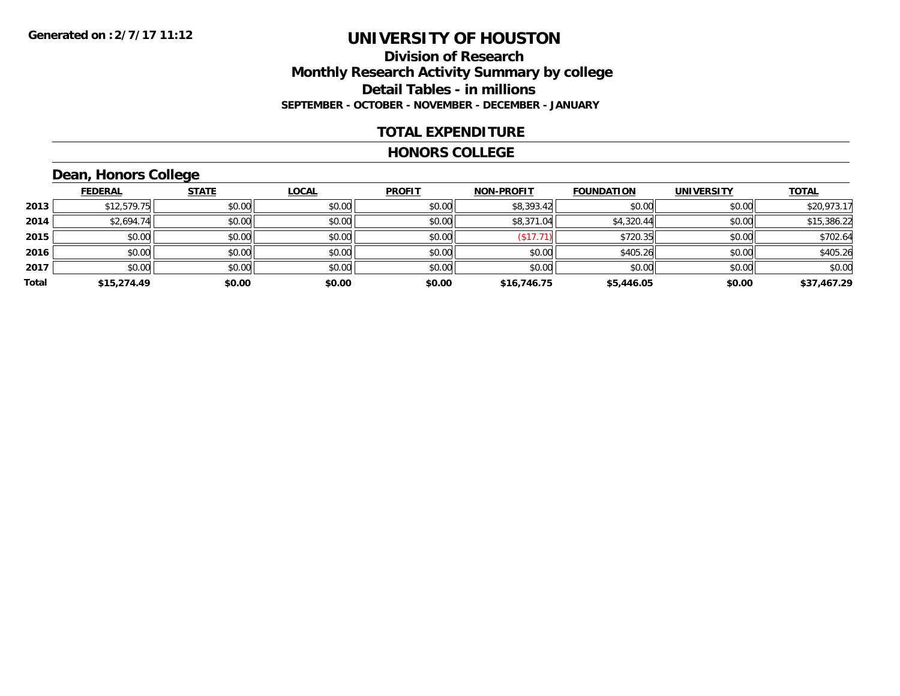**Generated on :2/7/17 11:12**

# UNIVERSITY OF HOUSTON

## Division of Research
## Monthly Research Activity Summary by college
## Detail Tables - in millions
### SEPTEMBER - OCTOBER - NOVEMBER - DECEMBER - JANUARY

## TOTAL EXPENDITURE

## HONORS COLLEGE

### Dean, Honors College

| | FEDERAL | STATE | LOCAL | PROFIT | NON-PROFIT | FOUNDATION | UNIVERSITY | TOTAL |
|---|---|---|---|---|---|---|---|---|
| **2013** | $12,579.75 | $0.00 | $0.00 | $0.00 | $8,393.42 | $0.00 | $0.00 | $20,973.17 |
| **2014** | $2,694.74 | $0.00 | $0.00 | $0.00 | $8,371.04 | $4,320.44 | $0.00 | $15,386.22 |
| **2015** | $0.00 | $0.00 | $0.00 | $0.00 | ($17.71) | $720.35 | $0.00 | $702.64 |
| **2016** | $0.00 | $0.00 | $0.00 | $0.00 | $0.00 | $405.26 | $0.00 | $405.26 |
| **2017** | $0.00 | $0.00 | $0.00 | $0.00 | $0.00 | $0.00 | $0.00 | $0.00 |
| **Total** | **$15,274.49** | **$0.00** | **$0.00** | **$0.00** | **$16,746.75** | **$5,446.05** | **$0.00** | **$37,467.29** |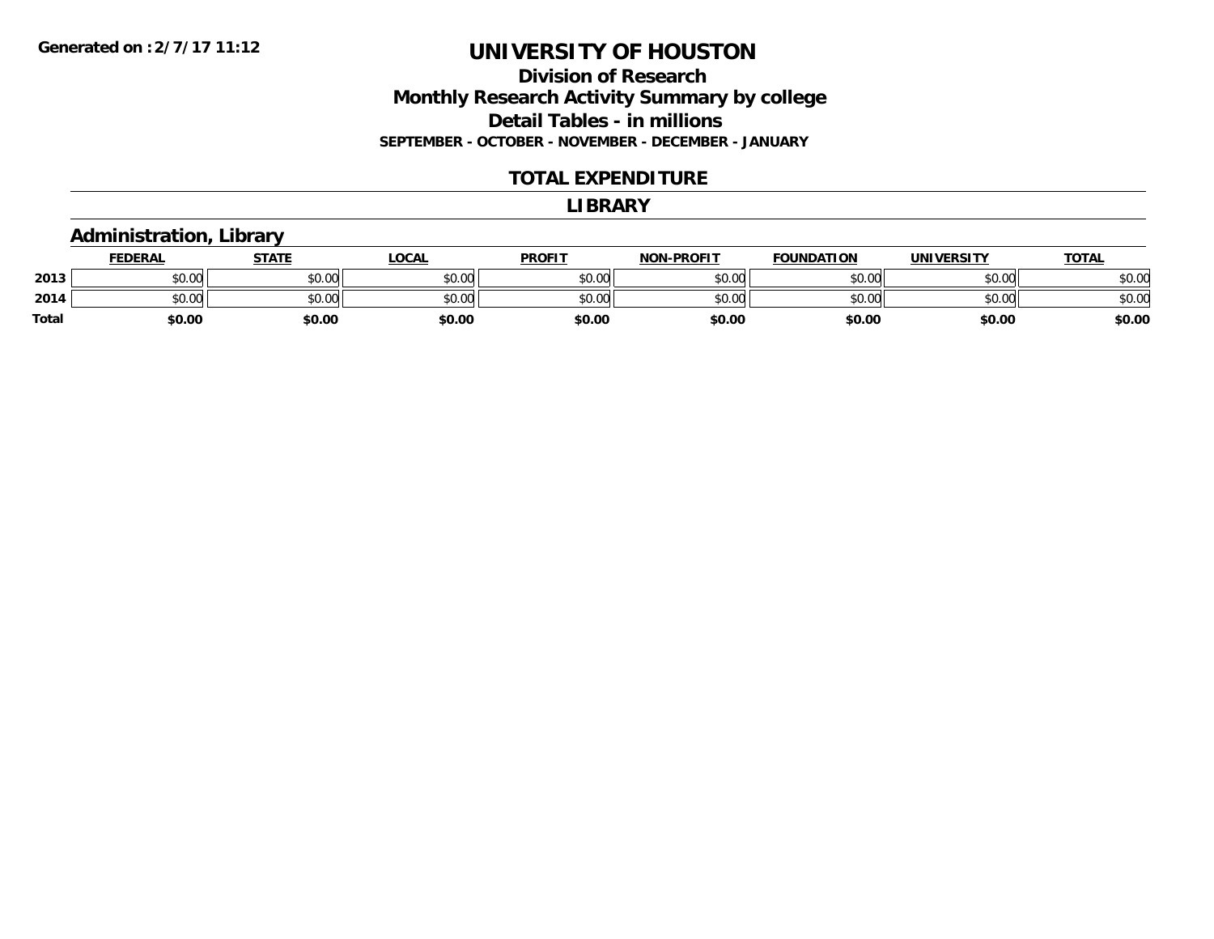**Generated on :2/7/17 11:12**

# UNIVERSITY OF HOUSTON

## Division of Research
## Monthly Research Activity Summary by college
## Detail Tables - in millions

**SEPTEMBER - OCTOBER - NOVEMBER - DECEMBER - JANUARY**

## TOTAL EXPENDITURE

## LIBRARY

### Administration, Library

| | FEDERAL | STATE | LOCAL | PROFIT | NON-PROFIT | FOUNDATION | UNIVERSITY | TOTAL |
|---|---|---|---|---|---|---|---|---|
| 2013 | $0.00 | $0.00 | $0.00 | $0.00 | $0.00 | $0.00 | $0.00 | $0.00 |
| 2014 | $0.00 | $0.00 | $0.00 | $0.00 | $0.00 | $0.00 | $0.00 | $0.00 |
| Total | $0.00 | $0.00 | $0.00 | $0.00 | $0.00 | $0.00 | $0.00 | $0.00 |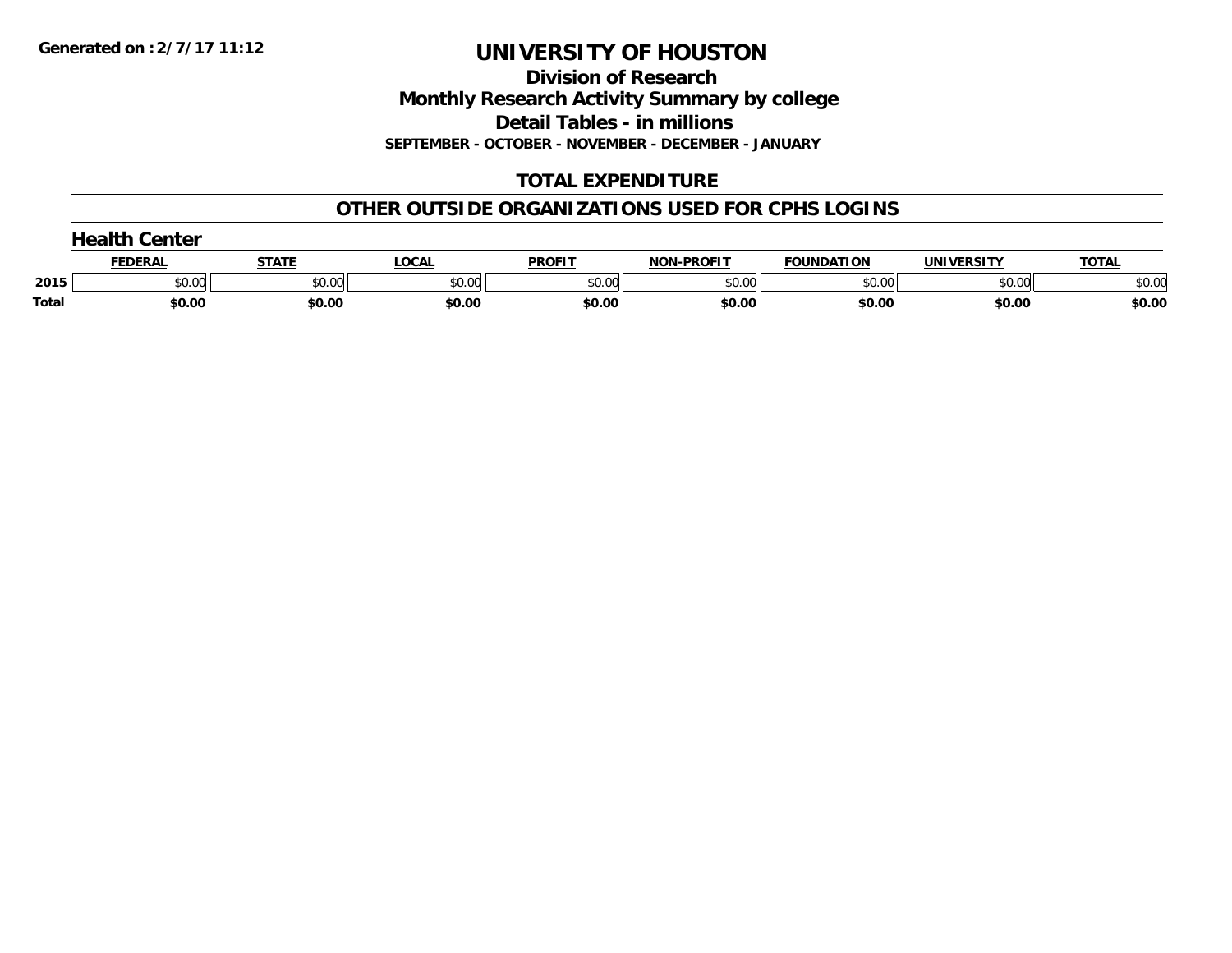Generated on :2/7/17 11:12

# UNIVERSITY OF HOUSTON

## Division of Research

## Monthly Research Activity Summary by college

## Detail Tables - in millions

**SEPTEMBER - OCTOBER - NOVEMBER - DECEMBER - JANUARY**

## TOTAL EXPENDITURE

## OTHER OUTSIDE ORGANIZATIONS USED FOR CPHS LOGINS

### Health Center

| | FEDERAL | STATE | LOCAL | PROFIT | NON-PROFIT | FOUNDATION | UNIVERSITY | TOTAL |
|---|---|---|---|---|---|---|---|---|
| 2015 | $0.00 | $0.00 | $0.00 | $0.00 | $0.00 | $0.00 | $0.00 | $0.00 |
| **Total** | **$0.00** | **$0.00** | **$0.00** | **$0.00** | **$0.00** | **$0.00** | **$0.00** | **$0.00** |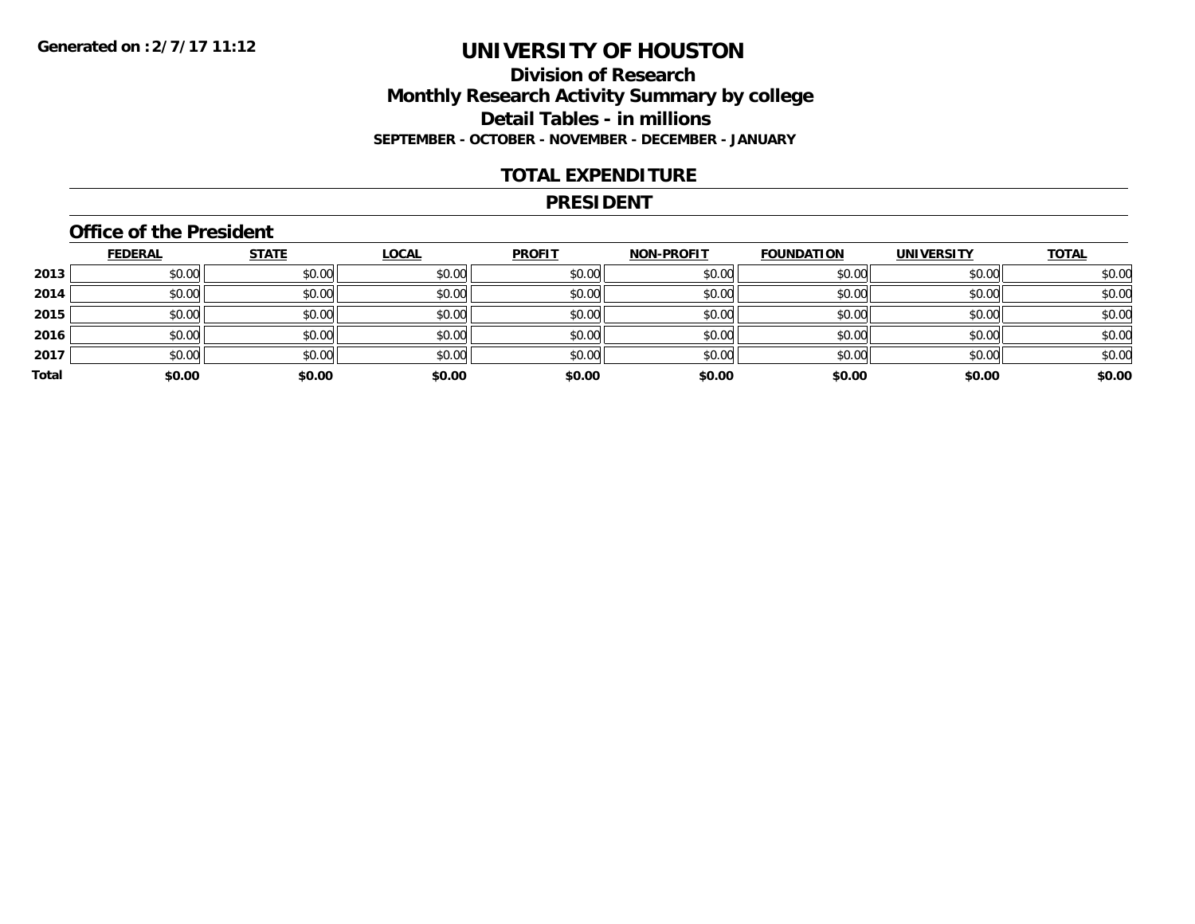Generated on :2/7/17 11:12

# UNIVERSITY OF HOUSTON

## Division of Research
## Monthly Research Activity Summary by college
## Detail Tables - in millions

**SEPTEMBER - OCTOBER - NOVEMBER - DECEMBER - JANUARY**

## TOTAL EXPENDITURE

## PRESIDENT

### Office of the President

| | FEDERAL | STATE | LOCAL | PROFIT | NON-PROFIT | FOUNDATION | UNIVERSITY | TOTAL |
|---|---|---|---|---|---|---|---|---|
| 2013 | $0.00 | $0.00 | $0.00 | $0.00 | $0.00 | $0.00 | $0.00 | $0.00 |
| 2014 | $0.00 | $0.00 | $0.00 | $0.00 | $0.00 | $0.00 | $0.00 | $0.00 |
| 2015 | $0.00 | $0.00 | $0.00 | $0.00 | $0.00 | $0.00 | $0.00 | $0.00 |
| 2016 | $0.00 | $0.00 | $0.00 | $0.00 | $0.00 | $0.00 | $0.00 | $0.00 |
| 2017 | $0.00 | $0.00 | $0.00 | $0.00 | $0.00 | $0.00 | $0.00 | $0.00 |
| **Total** | **$0.00** | **$0.00** | **$0.00** | **$0.00** | **$0.00** | **$0.00** | **$0.00** | **$0.00** |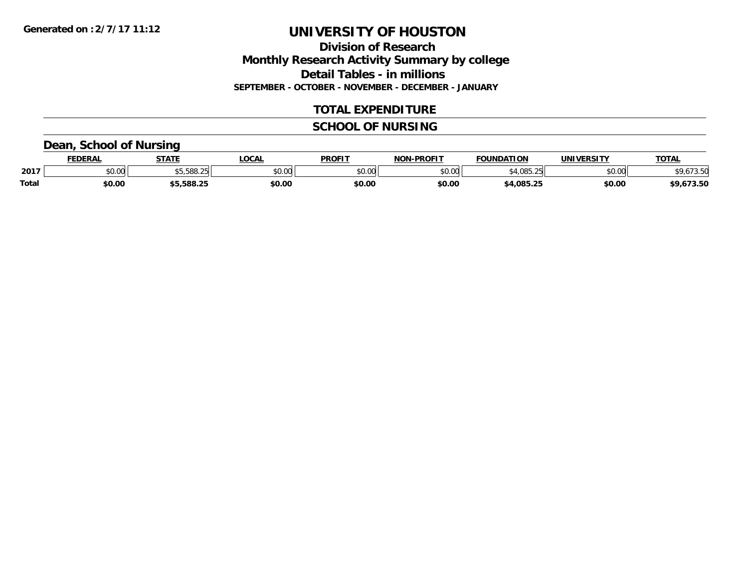**Generated on :2/7/17 11:12**

# UNIVERSITY OF HOUSTON

## Division of Research

## Monthly Research Activity Summary by college

## Detail Tables - in millions

**SEPTEMBER - OCTOBER - NOVEMBER - DECEMBER - JANUARY**

## TOTAL EXPENDITURE

## SCHOOL OF NURSING

### Dean, School of Nursing

| | FEDERAL | STATE | LOCAL | PROFIT | NON-PROFIT | FOUNDATION | UNIVERSITY | TOTAL |
|---|---|---|---|---|---|---|---|---|
| 2017 | $0.00 | $5,588.25 | $0.00 | $0.00 | $0.00 | $4,085.25 | $0.00 | $9,673.50 |
| **Total** | **$0.00** | **$5,588.25** | **$0.00** | **$0.00** | **$0.00** | **$4,085.25** | **$0.00** | **$9,673.50** |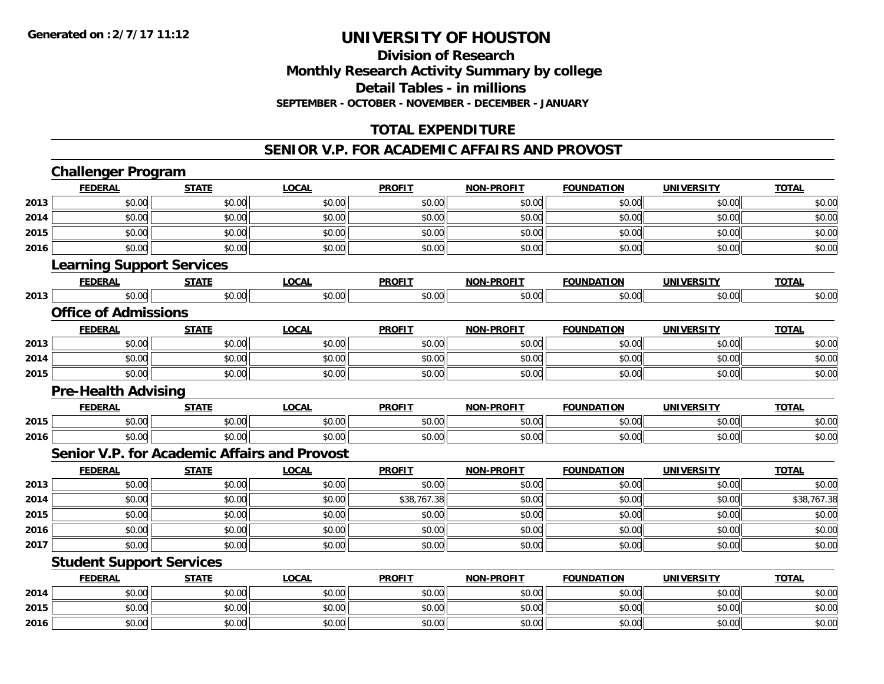# UNIVERSITY OF HOUSTON

## Division of Research
## Monthly Research Activity Summary by college
## Detail Tables - in millions
### SEPTEMBER - OCTOBER - NOVEMBER - DECEMBER - JANUARY

## TOTAL EXPENDITURE

## SENIOR V.P. FOR ACADEMIC AFFAIRS AND PROVOST

### Challenger Program

| | FEDERAL | STATE | LOCAL | PROFIT | NON-PROFIT | FOUNDATION | UNIVERSITY | TOTAL |
|---|---|---|---|---|---|---|---|---|
| 2013 | $0.00 | $0.00 | $0.00 | $0.00 | $0.00 | $0.00 | $0.00 | $0.00 |
| 2014 | $0.00 | $0.00 | $0.00 | $0.00 | $0.00 | $0.00 | $0.00 | $0.00 |
| 2015 | $0.00 | $0.00 | $0.00 | $0.00 | $0.00 | $0.00 | $0.00 | $0.00 |
| 2016 | $0.00 | $0.00 | $0.00 | $0.00 | $0.00 | $0.00 | $0.00 | $0.00 |

### Learning Support Services

| | FEDERAL | STATE | LOCAL | PROFIT | NON-PROFIT | FOUNDATION | UNIVERSITY | TOTAL |
|---|---|---|---|---|---|---|---|---|
| 2013 | $0.00 | $0.00 | $0.00 | $0.00 | $0.00 | $0.00 | $0.00 | $0.00 |

### Office of Admissions

| | FEDERAL | STATE | LOCAL | PROFIT | NON-PROFIT | FOUNDATION | UNIVERSITY | TOTAL |
|---|---|---|---|---|---|---|---|---|
| 2013 | $0.00 | $0.00 | $0.00 | $0.00 | $0.00 | $0.00 | $0.00 | $0.00 |
| 2014 | $0.00 | $0.00 | $0.00 | $0.00 | $0.00 | $0.00 | $0.00 | $0.00 |
| 2015 | $0.00 | $0.00 | $0.00 | $0.00 | $0.00 | $0.00 | $0.00 | $0.00 |

### Pre-Health Advising

| | FEDERAL | STATE | LOCAL | PROFIT | NON-PROFIT | FOUNDATION | UNIVERSITY | TOTAL |
|---|---|---|---|---|---|---|---|---|
| 2015 | $0.00 | $0.00 | $0.00 | $0.00 | $0.00 | $0.00 | $0.00 | $0.00 |
| 2016 | $0.00 | $0.00 | $0.00 | $0.00 | $0.00 | $0.00 | $0.00 | $0.00 |

### Senior V.P. for Academic Affairs and Provost

| | FEDERAL | STATE | LOCAL | PROFIT | NON-PROFIT | FOUNDATION | UNIVERSITY | TOTAL |
|---|---|---|---|---|---|---|---|---|
| 2013 | $0.00 | $0.00 | $0.00 | $0.00 | $0.00 | $0.00 | $0.00 | $0.00 |
| 2014 | $0.00 | $0.00 | $0.00 | $38,767.38 | $0.00 | $0.00 | $0.00 | $38,767.38 |
| 2015 | $0.00 | $0.00 | $0.00 | $0.00 | $0.00 | $0.00 | $0.00 | $0.00 |
| 2016 | $0.00 | $0.00 | $0.00 | $0.00 | $0.00 | $0.00 | $0.00 | $0.00 |
| 2017 | $0.00 | $0.00 | $0.00 | $0.00 | $0.00 | $0.00 | $0.00 | $0.00 |

### Student Support Services

| | FEDERAL | STATE | LOCAL | PROFIT | NON-PROFIT | FOUNDATION | UNIVERSITY | TOTAL |
|---|---|---|---|---|---|---|---|---|
| 2014 | $0.00 | $0.00 | $0.00 | $0.00 | $0.00 | $0.00 | $0.00 | $0.00 |
| 2015 | $0.00 | $0.00 | $0.00 | $0.00 | $0.00 | $0.00 | $0.00 | $0.00 |
| 2016 | $0.00 | $0.00 | $0.00 | $0.00 | $0.00 | $0.00 | $0.00 | $0.00 |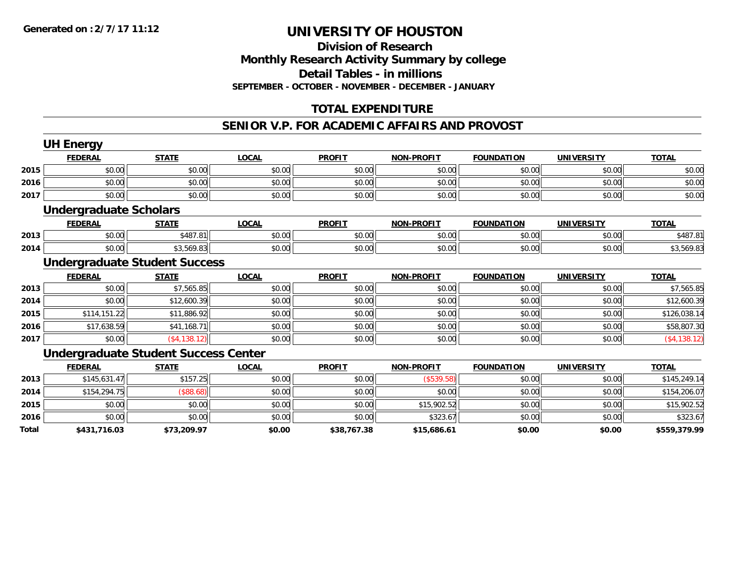**Generated on :2/7/17 11:12**

# UNIVERSITY OF HOUSTON

## Division of Research
## Monthly Research Activity Summary by college
## Detail Tables - in millions
### SEPTEMBER - OCTOBER - NOVEMBER - DECEMBER - JANUARY

## TOTAL EXPENDITURE

## SENIOR V.P. FOR ACADEMIC AFFAIRS AND PROVOST

### UH Energy

| | FEDERAL | STATE | LOCAL | PROFIT | NON-PROFIT | FOUNDATION | UNIVERSITY | TOTAL |
|---|---|---|---|---|---|---|---|---|
| 2015 | $0.00 | $0.00 | $0.00 | $0.00 | $0.00 | $0.00 | $0.00 | $0.00 |
| 2016 | $0.00 | $0.00 | $0.00 | $0.00 | $0.00 | $0.00 | $0.00 | $0.00 |
| 2017 | $0.00 | $0.00 | $0.00 | $0.00 | $0.00 | $0.00 | $0.00 | $0.00 |

### Undergraduate Scholars

| | FEDERAL | STATE | LOCAL | PROFIT | NON-PROFIT | FOUNDATION | UNIVERSITY | TOTAL |
|---|---|---|---|---|---|---|---|---|
| 2013 | $0.00 | $487.81 | $0.00 | $0.00 | $0.00 | $0.00 | $0.00 | $487.81 |
| 2014 | $0.00 | $3,569.83 | $0.00 | $0.00 | $0.00 | $0.00 | $0.00 | $3,569.83 |

### Undergraduate Student Success

| | FEDERAL | STATE | LOCAL | PROFIT | NON-PROFIT | FOUNDATION | UNIVERSITY | TOTAL |
|---|---|---|---|---|---|---|---|---|
| 2013 | $0.00 | $7,565.85 | $0.00 | $0.00 | $0.00 | $0.00 | $0.00 | $7,565.85 |
| 2014 | $0.00 | $12,600.39 | $0.00 | $0.00 | $0.00 | $0.00 | $0.00 | $12,600.39 |
| 2015 | $114,151.22 | $11,886.92 | $0.00 | $0.00 | $0.00 | $0.00 | $0.00 | $126,038.14 |
| 2016 | $17,638.59 | $41,168.71 | $0.00 | $0.00 | $0.00 | $0.00 | $0.00 | $58,807.30 |
| 2017 | $0.00 | ($4,138.12) | $0.00 | $0.00 | $0.00 | $0.00 | $0.00 | ($4,138.12) |

### Undergraduate Student Success Center

| | FEDERAL | STATE | LOCAL | PROFIT | NON-PROFIT | FOUNDATION | UNIVERSITY | TOTAL |
|---|---|---|---|---|---|---|---|---|
| 2013 | $145,631.47 | $157.25 | $0.00 | $0.00 | ($539.58) | $0.00 | $0.00 | $145,249.14 |
| 2014 | $154,294.75 | ($88.68) | $0.00 | $0.00 | $0.00 | $0.00 | $0.00 | $154,206.07 |
| 2015 | $0.00 | $0.00 | $0.00 | $0.00 | $15,902.52 | $0.00 | $0.00 | $15,902.52 |
| 2016 | $0.00 | $0.00 | $0.00 | $0.00 | $323.67 | $0.00 | $0.00 | $323.67 |
| **Total** | **$431,716.03** | **$73,209.97** | **$0.00** | **$38,767.38** | **$15,686.61** | **$0.00** | **$0.00** | **$559,379.99** |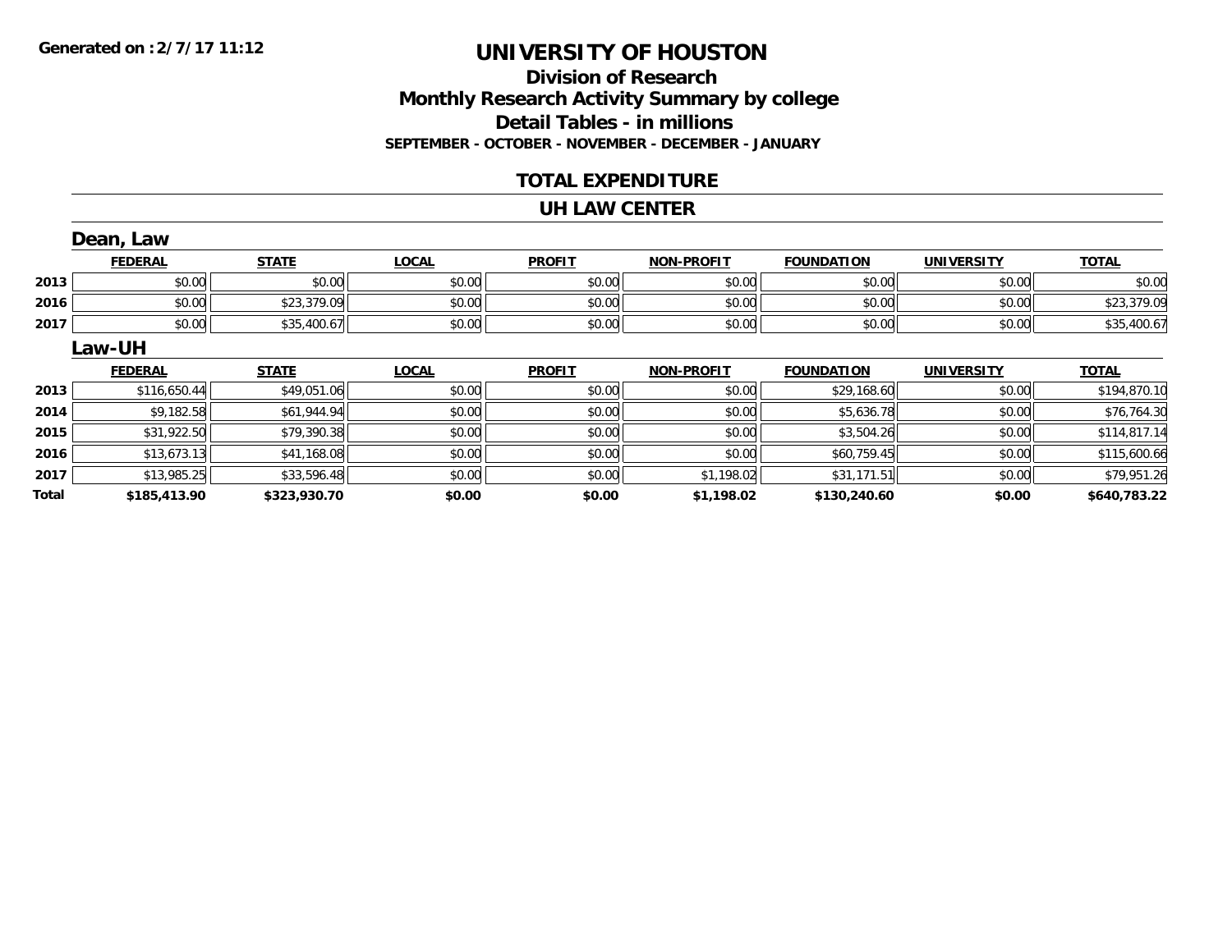**Generated on :2/7/17 11:12**

# UNIVERSITY OF HOUSTON

## Division of Research
## Monthly Research Activity Summary by college
## Detail Tables - in millions
### SEPTEMBER - OCTOBER - NOVEMBER - DECEMBER - JANUARY

## TOTAL EXPENDITURE

## UH LAW CENTER

### Dean, Law

| | FEDERAL | STATE | LOCAL | PROFIT | NON-PROFIT | FOUNDATION | UNIVERSITY | TOTAL |
|---|---|---|---|---|---|---|---|---|
| 2013 | $0.00 | $0.00 | $0.00 | $0.00 | $0.00 | $0.00 | $0.00 | $0.00 |
| 2016 | $0.00 | $23,379.09 | $0.00 | $0.00 | $0.00 | $0.00 | $0.00 | $23,379.09 |
| 2017 | $0.00 | $35,400.67 | $0.00 | $0.00 | $0.00 | $0.00 | $0.00 | $35,400.67 |

### Law-UH

| | FEDERAL | STATE | LOCAL | PROFIT | NON-PROFIT | FOUNDATION | UNIVERSITY | TOTAL |
|---|---|---|---|---|---|---|---|---|
| 2013 | $116,650.44 | $49,051.06 | $0.00 | $0.00 | $0.00 | $29,168.60 | $0.00 | $194,870.10 |
| 2014 | $9,182.58 | $61,944.94 | $0.00 | $0.00 | $0.00 | $5,636.78 | $0.00 | $76,764.30 |
| 2015 | $31,922.50 | $79,390.38 | $0.00 | $0.00 | $0.00 | $3,504.26 | $0.00 | $114,817.14 |
| 2016 | $13,673.13 | $41,168.08 | $0.00 | $0.00 | $0.00 | $60,759.45 | $0.00 | $115,600.66 |
| 2017 | $13,985.25 | $33,596.48 | $0.00 | $0.00 | $1,198.02 | $31,171.51 | $0.00 | $79,951.26 |
| **Total** | **$185,413.90** | **$323,930.70** | **$0.00** | **$0.00** | **$1,198.02** | **$130,240.60** | **$0.00** | **$640,783.22** |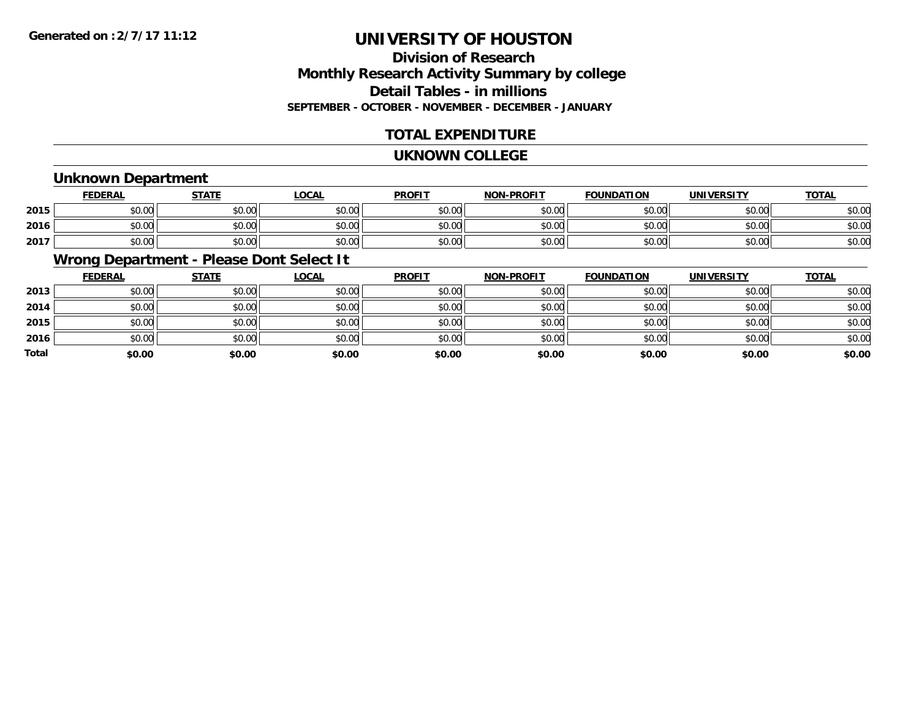**Generated on :2/7/17 11:12**

# UNIVERSITY OF HOUSTON

## Division of Research
## Monthly Research Activity Summary by college
## Detail Tables - in millions
### SEPTEMBER - OCTOBER - NOVEMBER - DECEMBER - JANUARY

## TOTAL EXPENDITURE

## UKNOWN COLLEGE

### Unknown Department

| | FEDERAL | STATE | LOCAL | PROFIT | NON-PROFIT | FOUNDATION | UNIVERSITY | TOTAL |
|---|---|---|---|---|---|---|---|---|
| 2015 | $0.00 | $0.00 | $0.00 | $0.00 | $0.00 | $0.00 | $0.00 | $0.00 |
| 2016 | $0.00 | $0.00 | $0.00 | $0.00 | $0.00 | $0.00 | $0.00 | $0.00 |
| 2017 | $0.00 | $0.00 | $0.00 | $0.00 | $0.00 | $0.00 | $0.00 | $0.00 |

### Wrong Department - Please Dont Select It

| | FEDERAL | STATE | LOCAL | PROFIT | NON-PROFIT | FOUNDATION | UNIVERSITY | TOTAL |
|---|---|---|---|---|---|---|---|---|
| 2013 | $0.00 | $0.00 | $0.00 | $0.00 | $0.00 | $0.00 | $0.00 | $0.00 |
| 2014 | $0.00 | $0.00 | $0.00 | $0.00 | $0.00 | $0.00 | $0.00 | $0.00 |
| 2015 | $0.00 | $0.00 | $0.00 | $0.00 | $0.00 | $0.00 | $0.00 | $0.00 |
| 2016 | $0.00 | $0.00 | $0.00 | $0.00 | $0.00 | $0.00 | $0.00 | $0.00 |
| **Total** | **$0.00** | **$0.00** | **$0.00** | **$0.00** | **$0.00** | **$0.00** | **$0.00** | **$0.00** |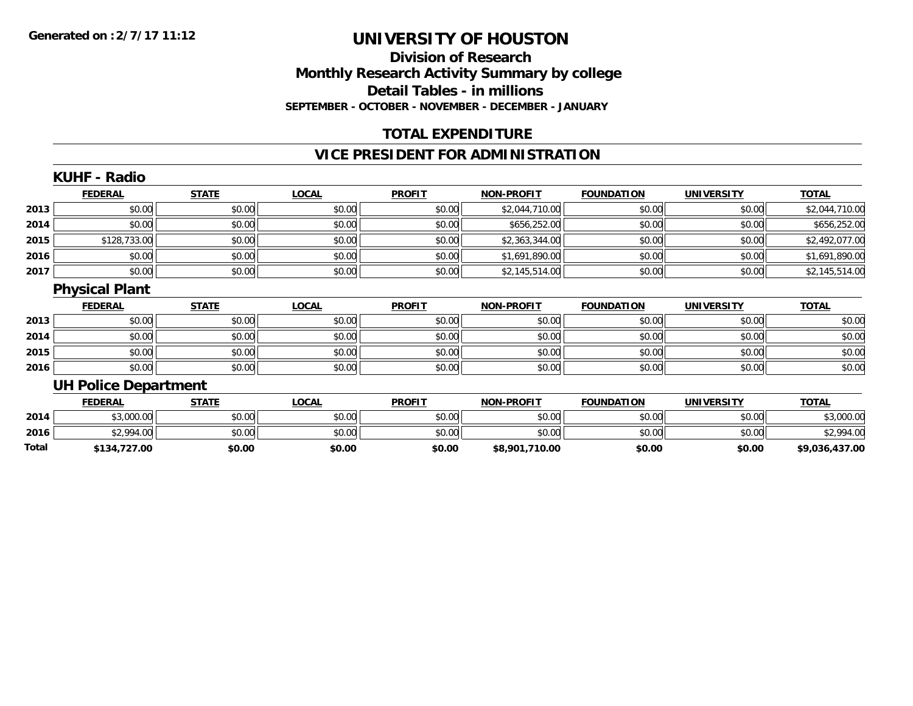Generated on :2/7/17 11:12

# UNIVERSITY OF HOUSTON

## Division of Research
## Monthly Research Activity Summary by college
## Detail Tables - in millions
### SEPTEMBER - OCTOBER - NOVEMBER - DECEMBER - JANUARY

## TOTAL EXPENDITURE

## VICE PRESIDENT FOR ADMINISTRATION

### KUHF - Radio

| | FEDERAL | STATE | LOCAL | PROFIT | NON-PROFIT | FOUNDATION | UNIVERSITY | TOTAL |
|---|---|---|---|---|---|---|---|---|
| 2013 | $0.00 | $0.00 | $0.00 | $0.00 | $2,044,710.00 | $0.00 | $0.00 | $2,044,710.00 |
| 2014 | $0.00 | $0.00 | $0.00 | $0.00 | $656,252.00 | $0.00 | $0.00 | $656,252.00 |
| 2015 | $128,733.00 | $0.00 | $0.00 | $0.00 | $2,363,344.00 | $0.00 | $0.00 | $2,492,077.00 |
| 2016 | $0.00 | $0.00 | $0.00 | $0.00 | $1,691,890.00 | $0.00 | $0.00 | $1,691,890.00 |
| 2017 | $0.00 | $0.00 | $0.00 | $0.00 | $2,145,514.00 | $0.00 | $0.00 | $2,145,514.00 |

### Physical Plant

| | FEDERAL | STATE | LOCAL | PROFIT | NON-PROFIT | FOUNDATION | UNIVERSITY | TOTAL |
|---|---|---|---|---|---|---|---|---|
| 2013 | $0.00 | $0.00 | $0.00 | $0.00 | $0.00 | $0.00 | $0.00 | $0.00 |
| 2014 | $0.00 | $0.00 | $0.00 | $0.00 | $0.00 | $0.00 | $0.00 | $0.00 |
| 2015 | $0.00 | $0.00 | $0.00 | $0.00 | $0.00 | $0.00 | $0.00 | $0.00 |
| 2016 | $0.00 | $0.00 | $0.00 | $0.00 | $0.00 | $0.00 | $0.00 | $0.00 |

### UH Police Department

| | FEDERAL | STATE | LOCAL | PROFIT | NON-PROFIT | FOUNDATION | UNIVERSITY | TOTAL |
|---|---|---|---|---|---|---|---|---|
| 2014 | $3,000.00 | $0.00 | $0.00 | $0.00 | $0.00 | $0.00 | $0.00 | $3,000.00 |
| 2016 | $2,994.00 | $0.00 | $0.00 | $0.00 | $0.00 | $0.00 | $0.00 | $2,994.00 |
| **Total** | **$134,727.00** | **$0.00** | **$0.00** | **$0.00** | **$8,901,710.00** | **$0.00** | **$0.00** | **$9,036,437.00** |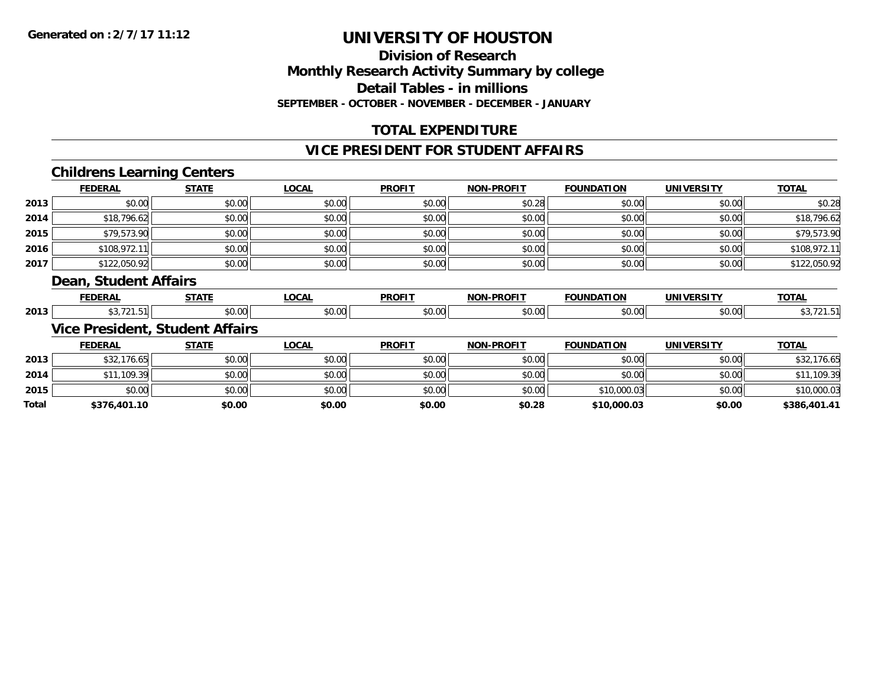**Generated on :2/7/17 11:12**

# UNIVERSITY OF HOUSTON

## Division of Research
## Monthly Research Activity Summary by college
## Detail Tables - in millions
**SEPTEMBER - OCTOBER - NOVEMBER - DECEMBER - JANUARY**

## TOTAL EXPENDITURE

## VICE PRESIDENT FOR STUDENT AFFAIRS

### Childrens Learning Centers

| | FEDERAL | STATE | LOCAL | PROFIT | NON-PROFIT | FOUNDATION | UNIVERSITY | TOTAL |
|---|---|---|---|---|---|---|---|---|
| 2013 | $0.00 | $0.00 | $0.00 | $0.00 | $0.28 | $0.00 | $0.00 | $0.28 |
| 2014 | $18,796.62 | $0.00 | $0.00 | $0.00 | $0.00 | $0.00 | $0.00 | $18,796.62 |
| 2015 | $79,573.90 | $0.00 | $0.00 | $0.00 | $0.00 | $0.00 | $0.00 | $79,573.90 |
| 2016 | $108,972.11 | $0.00 | $0.00 | $0.00 | $0.00 | $0.00 | $0.00 | $108,972.11 |
| 2017 | $122,050.92 | $0.00 | $0.00 | $0.00 | $0.00 | $0.00 | $0.00 | $122,050.92 |

### Dean, Student Affairs

| | FEDERAL | STATE | LOCAL | PROFIT | NON-PROFIT | FOUNDATION | UNIVERSITY | TOTAL |
|---|---|---|---|---|---|---|---|---|
| 2013 | $3,721.51 | $0.00 | $0.00 | $0.00 | $0.00 | $0.00 | $0.00 | $3,721.51 |

### Vice President, Student Affairs

| | FEDERAL | STATE | LOCAL | PROFIT | NON-PROFIT | FOUNDATION | UNIVERSITY | TOTAL |
|---|---|---|---|---|---|---|---|---|
| 2013 | $32,176.65 | $0.00 | $0.00 | $0.00 | $0.00 | $0.00 | $0.00 | $32,176.65 |
| 2014 | $11,109.39 | $0.00 | $0.00 | $0.00 | $0.00 | $0.00 | $0.00 | $11,109.39 |
| 2015 | $0.00 | $0.00 | $0.00 | $0.00 | $0.00 | $10,000.03 | $0.00 | $10,000.03 |
| **Total** | **$376,401.10** | **$0.00** | **$0.00** | **$0.00** | **$0.28** | **$10,000.03** | **$0.00** | **$386,401.41** |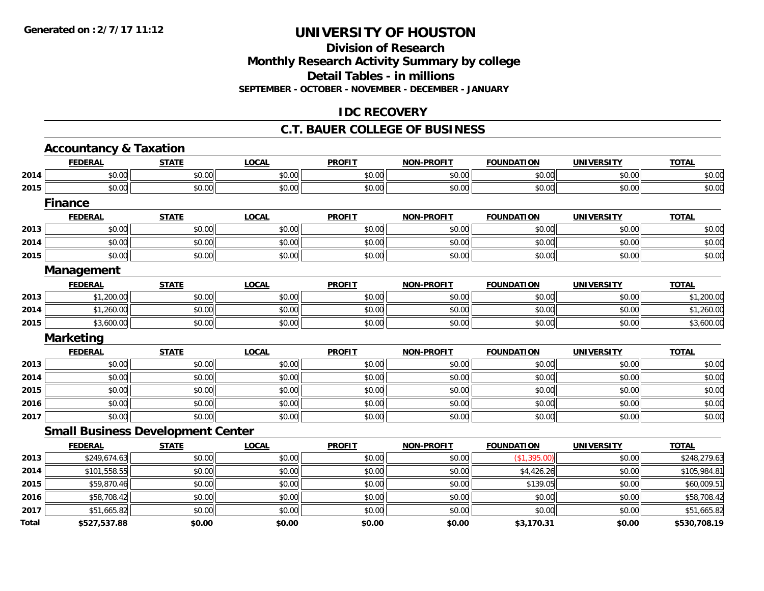Generated on :2/7/17 11:12

# UNIVERSITY OF HOUSTON

## Division of Research
## Monthly Research Activity Summary by college
## Detail Tables - in millions
### SEPTEMBER - OCTOBER - NOVEMBER - DECEMBER - JANUARY

## IDC RECOVERY

## C.T. BAUER COLLEGE OF BUSINESS

### Accountancy & Taxation

| | FEDERAL | STATE | LOCAL | PROFIT | NON-PROFIT | FOUNDATION | UNIVERSITY | TOTAL |
|---|---|---|---|---|---|---|---|---|
| 2014 | $0.00 | $0.00 | $0.00 | $0.00 | $0.00 | $0.00 | $0.00 | $0.00 |
| 2015 | $0.00 | $0.00 | $0.00 | $0.00 | $0.00 | $0.00 | $0.00 | $0.00 |

### Finance

| | FEDERAL | STATE | LOCAL | PROFIT | NON-PROFIT | FOUNDATION | UNIVERSITY | TOTAL |
|---|---|---|---|---|---|---|---|---|
| 2013 | $0.00 | $0.00 | $0.00 | $0.00 | $0.00 | $0.00 | $0.00 | $0.00 |
| 2014 | $0.00 | $0.00 | $0.00 | $0.00 | $0.00 | $0.00 | $0.00 | $0.00 |
| 2015 | $0.00 | $0.00 | $0.00 | $0.00 | $0.00 | $0.00 | $0.00 | $0.00 |

### Management

| | FEDERAL | STATE | LOCAL | PROFIT | NON-PROFIT | FOUNDATION | UNIVERSITY | TOTAL |
|---|---|---|---|---|---|---|---|---|
| 2013 | $1,200.00 | $0.00 | $0.00 | $0.00 | $0.00 | $0.00 | $0.00 | $1,200.00 |
| 2014 | $1,260.00 | $0.00 | $0.00 | $0.00 | $0.00 | $0.00 | $0.00 | $1,260.00 |
| 2015 | $3,600.00 | $0.00 | $0.00 | $0.00 | $0.00 | $0.00 | $0.00 | $3,600.00 |

### Marketing

| | FEDERAL | STATE | LOCAL | PROFIT | NON-PROFIT | FOUNDATION | UNIVERSITY | TOTAL |
|---|---|---|---|---|---|---|---|---|
| 2013 | $0.00 | $0.00 | $0.00 | $0.00 | $0.00 | $0.00 | $0.00 | $0.00 |
| 2014 | $0.00 | $0.00 | $0.00 | $0.00 | $0.00 | $0.00 | $0.00 | $0.00 |
| 2015 | $0.00 | $0.00 | $0.00 | $0.00 | $0.00 | $0.00 | $0.00 | $0.00 |
| 2016 | $0.00 | $0.00 | $0.00 | $0.00 | $0.00 | $0.00 | $0.00 | $0.00 |
| 2017 | $0.00 | $0.00 | $0.00 | $0.00 | $0.00 | $0.00 | $0.00 | $0.00 |

### Small Business Development Center

| | FEDERAL | STATE | LOCAL | PROFIT | NON-PROFIT | FOUNDATION | UNIVERSITY | TOTAL |
|---|---|---|---|---|---|---|---|---|
| 2013 | $249,674.63 | $0.00 | $0.00 | $0.00 | $0.00 | ($1,395.00) | $0.00 | $248,279.63 |
| 2014 | $101,558.55 | $0.00 | $0.00 | $0.00 | $0.00 | $4,426.26 | $0.00 | $105,984.81 |
| 2015 | $59,870.46 | $0.00 | $0.00 | $0.00 | $0.00 | $139.05 | $0.00 | $60,009.51 |
| 2016 | $58,708.42 | $0.00 | $0.00 | $0.00 | $0.00 | $0.00 | $0.00 | $58,708.42 |
| 2017 | $51,665.82 | $0.00 | $0.00 | $0.00 | $0.00 | $0.00 | $0.00 | $51,665.82 |
| **Total** | **$527,537.88** | **$0.00** | **$0.00** | **$0.00** | **$0.00** | **$3,170.31** | **$0.00** | **$530,708.19** |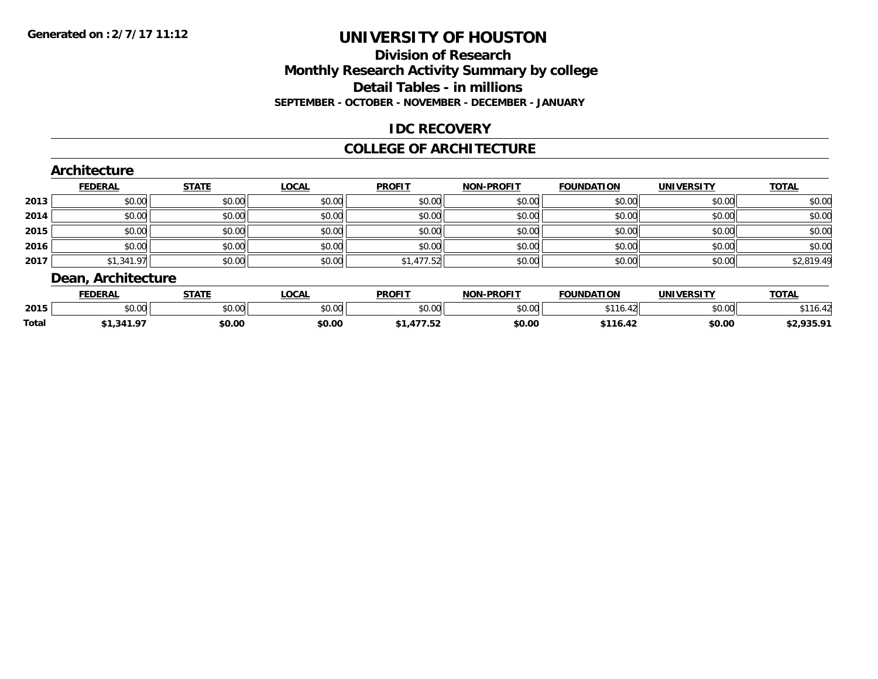**Generated on :2/7/17 11:12**

# UNIVERSITY OF HOUSTON

## Division of Research
## Monthly Research Activity Summary by college
## Detail Tables - in millions
### SEPTEMBER - OCTOBER - NOVEMBER - DECEMBER - JANUARY

## IDC RECOVERY

## COLLEGE OF ARCHITECTURE

### Architecture

| | FEDERAL | STATE | LOCAL | PROFIT | NON-PROFIT | FOUNDATION | UNIVERSITY | TOTAL |
|---|---|---|---|---|---|---|---|---|
| 2013 | $0.00 | $0.00 | $0.00 | $0.00 | $0.00 | $0.00 | $0.00 | $0.00 |
| 2014 | $0.00 | $0.00 | $0.00 | $0.00 | $0.00 | $0.00 | $0.00 | $0.00 |
| 2015 | $0.00 | $0.00 | $0.00 | $0.00 | $0.00 | $0.00 | $0.00 | $0.00 |
| 2016 | $0.00 | $0.00 | $0.00 | $0.00 | $0.00 | $0.00 | $0.00 | $0.00 |
| 2017 | $1,341.97 | $0.00 | $0.00 | $1,477.52 | $0.00 | $0.00 | $0.00 | $2,819.49 |

### Dean, Architecture

| | FEDERAL | STATE | LOCAL | PROFIT | NON-PROFIT | FOUNDATION | UNIVERSITY | TOTAL |
|---|---|---|---|---|---|---|---|---|
| 2015 | $0.00 | $0.00 | $0.00 | $0.00 | $0.00 | $116.42 | $0.00 | $116.42 |
| **Total** | **$1,341.97** | **$0.00** | **$0.00** | **$1,477.52** | **$0.00** | **$116.42** | **$0.00** | **$2,935.91** |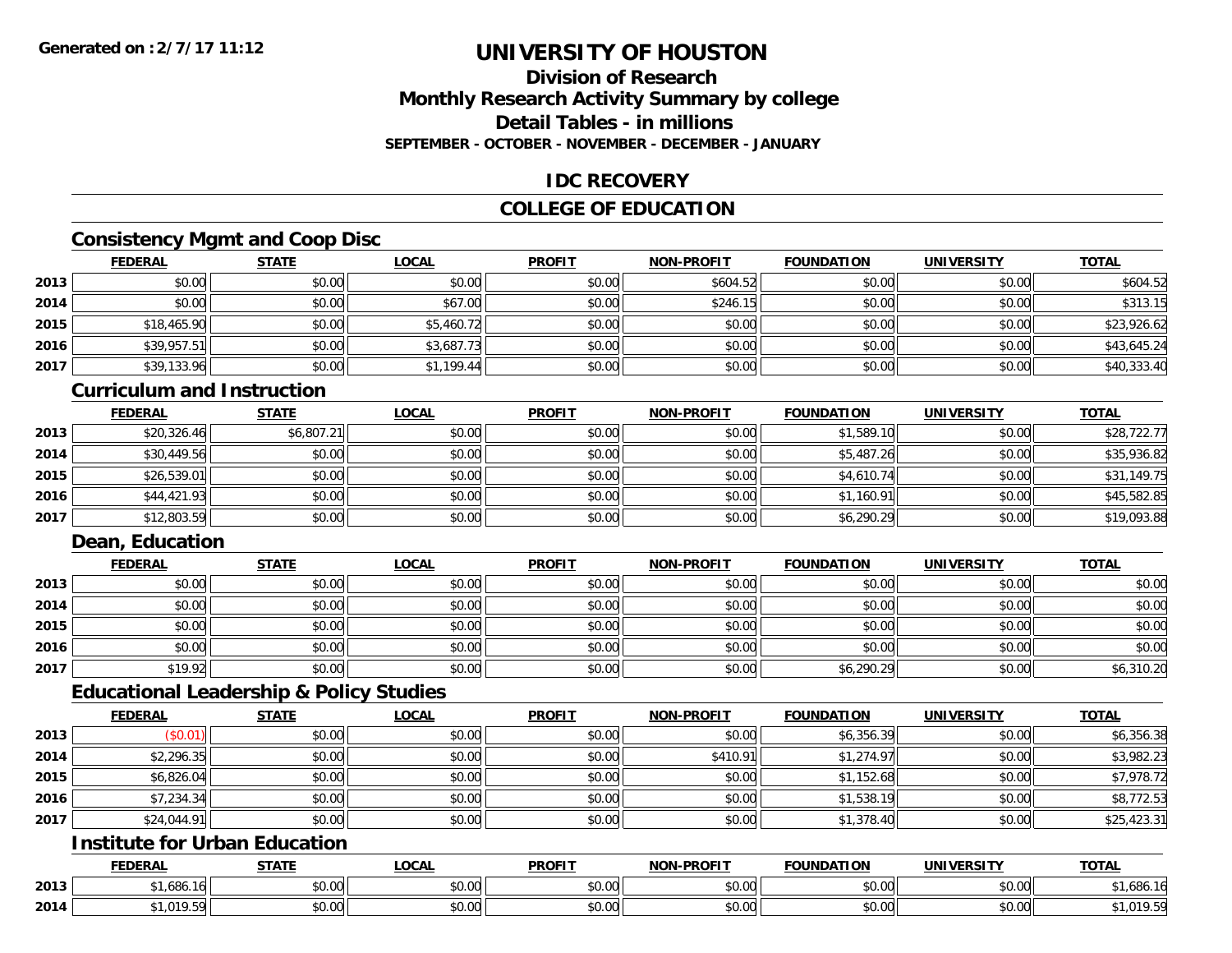**Generated on :2/7/17 11:12**

# UNIVERSITY OF HOUSTON

## Division of Research
## Monthly Research Activity Summary by college
## Detail Tables - in millions
### SEPTEMBER - OCTOBER - NOVEMBER - DECEMBER - JANUARY

## IDC RECOVERY

## COLLEGE OF EDUCATION

### Consistency Mgmt and Coop Disc

| | FEDERAL | STATE | LOCAL | PROFIT | NON-PROFIT | FOUNDATION | UNIVERSITY | TOTAL |
|---|---|---|---|---|---|---|---|---|
| 2013 | $0.00 | $0.00 | $0.00 | $0.00 | $604.52 | $0.00 | $0.00 | $604.52 |
| 2014 | $0.00 | $0.00 | $67.00 | $0.00 | $246.15 | $0.00 | $0.00 | $313.15 |
| 2015 | $18,465.90 | $0.00 | $5,460.72 | $0.00 | $0.00 | $0.00 | $0.00 | $23,926.62 |
| 2016 | $39,957.51 | $0.00 | $3,687.73 | $0.00 | $0.00 | $0.00 | $0.00 | $43,645.24 |
| 2017 | $39,133.96 | $0.00 | $1,199.44 | $0.00 | $0.00 | $0.00 | $0.00 | $40,333.40 |

### Curriculum and Instruction

| | FEDERAL | STATE | LOCAL | PROFIT | NON-PROFIT | FOUNDATION | UNIVERSITY | TOTAL |
|---|---|---|---|---|---|---|---|---|
| 2013 | $20,326.46 | $6,807.21 | $0.00 | $0.00 | $0.00 | $1,589.10 | $0.00 | $28,722.77 |
| 2014 | $30,449.56 | $0.00 | $0.00 | $0.00 | $0.00 | $5,487.26 | $0.00 | $35,936.82 |
| 2015 | $26,539.01 | $0.00 | $0.00 | $0.00 | $0.00 | $4,610.74 | $0.00 | $31,149.75 |
| 2016 | $44,421.93 | $0.00 | $0.00 | $0.00 | $0.00 | $1,160.91 | $0.00 | $45,582.85 |
| 2017 | $12,803.59 | $0.00 | $0.00 | $0.00 | $0.00 | $6,290.29 | $0.00 | $19,093.88 |

### Dean, Education

| | FEDERAL | STATE | LOCAL | PROFIT | NON-PROFIT | FOUNDATION | UNIVERSITY | TOTAL |
|---|---|---|---|---|---|---|---|---|
| 2013 | $0.00 | $0.00 | $0.00 | $0.00 | $0.00 | $0.00 | $0.00 | $0.00 |
| 2014 | $0.00 | $0.00 | $0.00 | $0.00 | $0.00 | $0.00 | $0.00 | $0.00 |
| 2015 | $0.00 | $0.00 | $0.00 | $0.00 | $0.00 | $0.00 | $0.00 | $0.00 |
| 2016 | $0.00 | $0.00 | $0.00 | $0.00 | $0.00 | $0.00 | $0.00 | $0.00 |
| 2017 | $19.92 | $0.00 | $0.00 | $0.00 | $0.00 | $6,290.29 | $0.00 | $6,310.20 |

### Educational Leadership & Policy Studies

| | FEDERAL | STATE | LOCAL | PROFIT | NON-PROFIT | FOUNDATION | UNIVERSITY | TOTAL |
|---|---|---|---|---|---|---|---|---|
| 2013 | ($0.01) | $0.00 | $0.00 | $0.00 | $0.00 | $6,356.39 | $0.00 | $6,356.38 |
| 2014 | $2,296.35 | $0.00 | $0.00 | $0.00 | $410.91 | $1,274.97 | $0.00 | $3,982.23 |
| 2015 | $6,826.04 | $0.00 | $0.00 | $0.00 | $0.00 | $1,152.68 | $0.00 | $7,978.72 |
| 2016 | $7,234.34 | $0.00 | $0.00 | $0.00 | $0.00 | $1,538.19 | $0.00 | $8,772.53 |
| 2017 | $24,044.91 | $0.00 | $0.00 | $0.00 | $0.00 | $1,378.40 | $0.00 | $25,423.31 |

### Institute for Urban Education

| | FEDERAL | STATE | LOCAL | PROFIT | NON-PROFIT | FOUNDATION | UNIVERSITY | TOTAL |
|---|---|---|---|---|---|---|---|---|
| 2013 | $1,686.16 | $0.00 | $0.00 | $0.00 | $0.00 | $0.00 | $0.00 | $1,686.16 |
| 2014 | $1,019.59 | $0.00 | $0.00 | $0.00 | $0.00 | $0.00 | $0.00 | $1,019.59 |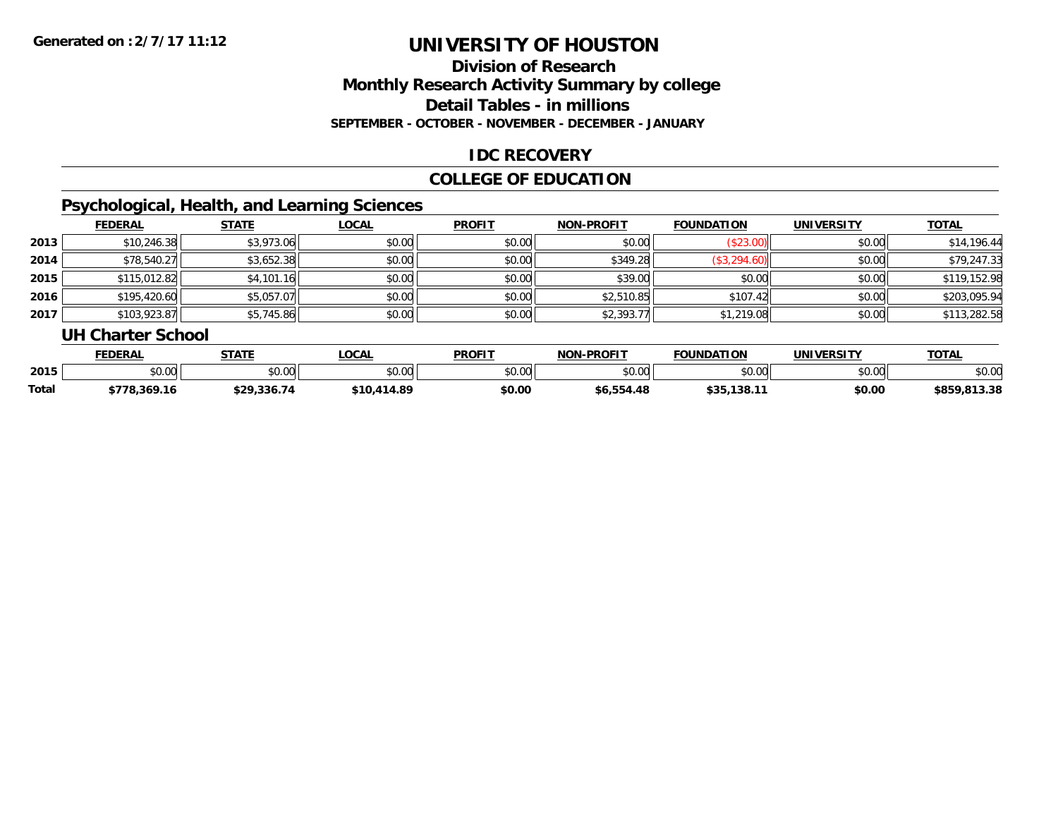**Generated on :2/7/17 11:12**

# UNIVERSITY OF HOUSTON

## Division of Research
## Monthly Research Activity Summary by college
## Detail Tables - in millions
### SEPTEMBER - OCTOBER - NOVEMBER - DECEMBER - JANUARY

## IDC RECOVERY

## COLLEGE OF EDUCATION

### Psychological, Health, and Learning Sciences

| | FEDERAL | STATE | LOCAL | PROFIT | NON-PROFIT | FOUNDATION | UNIVERSITY | TOTAL |
|---|---|---|---|---|---|---|---|---|
| 2013 | $10,246.38 | $3,973.06 | $0.00 | $0.00 | $0.00 | ($23.00) | $0.00 | $14,196.44 |
| 2014 | $78,540.27 | $3,652.38 | $0.00 | $0.00 | $349.28 | ($3,294.60) | $0.00 | $79,247.33 |
| 2015 | $115,012.82 | $4,101.16 | $0.00 | $0.00 | $39.00 | $0.00 | $0.00 | $119,152.98 |
| 2016 | $195,420.60 | $5,057.07 | $0.00 | $0.00 | $2,510.85 | $107.42 | $0.00 | $203,095.94 |
| 2017 | $103,923.87 | $5,745.86 | $0.00 | $0.00 | $2,393.77 | $1,219.08 | $0.00 | $113,282.58 |

### UH Charter School

| | FEDERAL | STATE | LOCAL | PROFIT | NON-PROFIT | FOUNDATION | UNIVERSITY | TOTAL |
|---|---|---|---|---|---|---|---|---|
| 2015 | $0.00 | $0.00 | $0.00 | $0.00 | $0.00 | $0.00 | $0.00 | $0.00 |
| **Total** | **$778,369.16** | **$29,336.74** | **$10,414.89** | **$0.00** | **$6,554.48** | **$35,138.11** | **$0.00** | **$859,813.38** |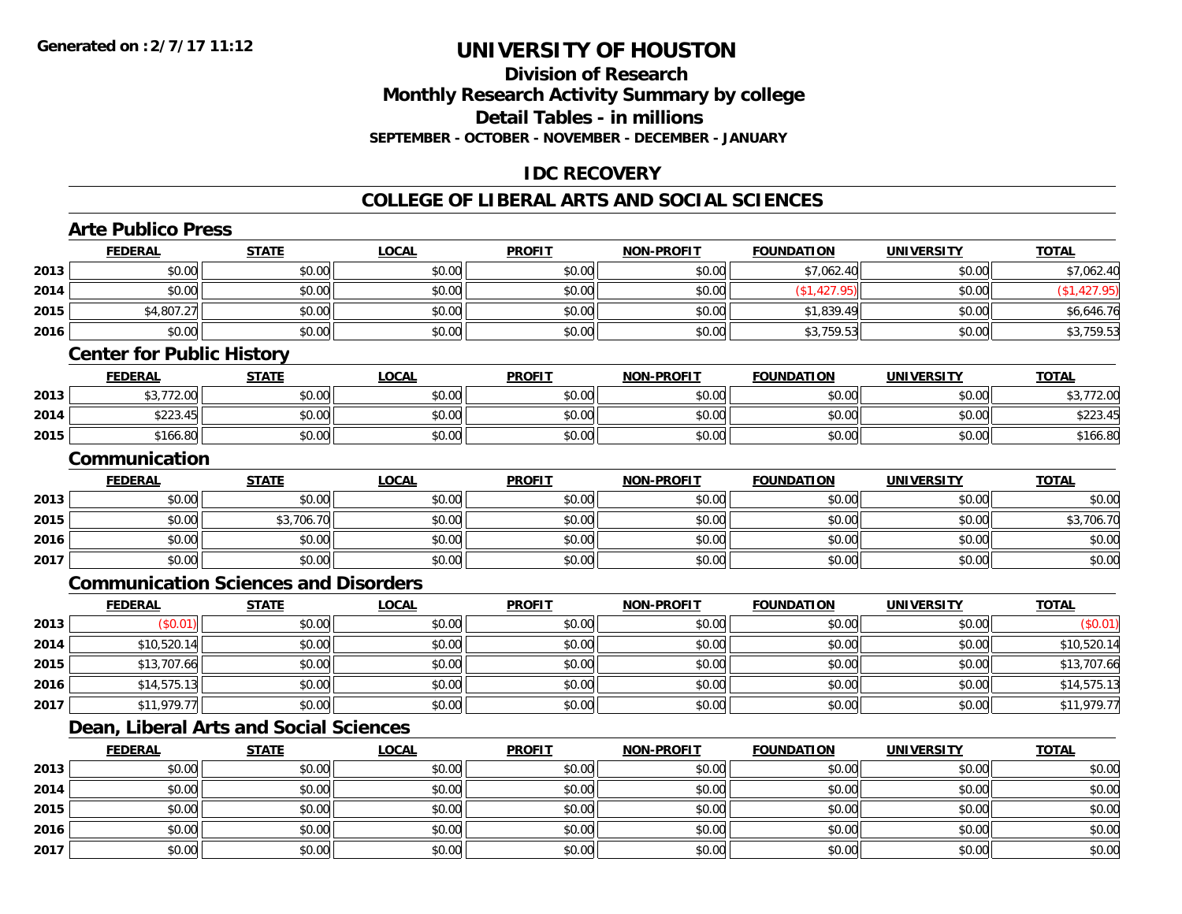# UNIVERSITY OF HOUSTON

## Division of Research

## Monthly Research Activity Summary by college

## Detail Tables - in millions

**SEPTEMBER - OCTOBER - NOVEMBER - DECEMBER - JANUARY**

## IDC RECOVERY

## COLLEGE OF LIBERAL ARTS AND SOCIAL SCIENCES

### Arte Publico Press

| | FEDERAL | STATE | LOCAL | PROFIT | NON-PROFIT | FOUNDATION | UNIVERSITY | TOTAL |
|---|---|---|---|---|---|---|---|---|
| 2013 | $0.00 | $0.00 | $0.00 | $0.00 | $0.00 | $7,062.40 | $0.00 | $7,062.40 |
| 2014 | $0.00 | $0.00 | $0.00 | $0.00 | $0.00 | ($1,427.95) | $0.00 | ($1,427.95) |
| 2015 | $4,807.27 | $0.00 | $0.00 | $0.00 | $0.00 | $1,839.49 | $0.00 | $6,646.76 |
| 2016 | $0.00 | $0.00 | $0.00 | $0.00 | $0.00 | $3,759.53 | $0.00 | $3,759.53 |

### Center for Public History

| | FEDERAL | STATE | LOCAL | PROFIT | NON-PROFIT | FOUNDATION | UNIVERSITY | TOTAL |
|---|---|---|---|---|---|---|---|---|
| 2013 | $3,772.00 | $0.00 | $0.00 | $0.00 | $0.00 | $0.00 | $0.00 | $3,772.00 |
| 2014 | $223.45 | $0.00 | $0.00 | $0.00 | $0.00 | $0.00 | $0.00 | $223.45 |
| 2015 | $166.80 | $0.00 | $0.00 | $0.00 | $0.00 | $0.00 | $0.00 | $166.80 |

### Communication

| | FEDERAL | STATE | LOCAL | PROFIT | NON-PROFIT | FOUNDATION | UNIVERSITY | TOTAL |
|---|---|---|---|---|---|---|---|---|
| 2013 | $0.00 | $0.00 | $0.00 | $0.00 | $0.00 | $0.00 | $0.00 | $0.00 |
| 2015 | $0.00 | $3,706.70 | $0.00 | $0.00 | $0.00 | $0.00 | $0.00 | $3,706.70 |
| 2016 | $0.00 | $0.00 | $0.00 | $0.00 | $0.00 | $0.00 | $0.00 | $0.00 |
| 2017 | $0.00 | $0.00 | $0.00 | $0.00 | $0.00 | $0.00 | $0.00 | $0.00 |

### Communication Sciences and Disorders

| | FEDERAL | STATE | LOCAL | PROFIT | NON-PROFIT | FOUNDATION | UNIVERSITY | TOTAL |
|---|---|---|---|---|---|---|---|---|
| 2013 | ($0.01) | $0.00 | $0.00 | $0.00 | $0.00 | $0.00 | $0.00 | ($0.01) |
| 2014 | $10,520.14 | $0.00 | $0.00 | $0.00 | $0.00 | $0.00 | $0.00 | $10,520.14 |
| 2015 | $13,707.66 | $0.00 | $0.00 | $0.00 | $0.00 | $0.00 | $0.00 | $13,707.66 |
| 2016 | $14,575.13 | $0.00 | $0.00 | $0.00 | $0.00 | $0.00 | $0.00 | $14,575.13 |
| 2017 | $11,979.77 | $0.00 | $0.00 | $0.00 | $0.00 | $0.00 | $0.00 | $11,979.77 |

### Dean, Liberal Arts and Social Sciences

| | FEDERAL | STATE | LOCAL | PROFIT | NON-PROFIT | FOUNDATION | UNIVERSITY | TOTAL |
|---|---|---|---|---|---|---|---|---|
| 2013 | $0.00 | $0.00 | $0.00 | $0.00 | $0.00 | $0.00 | $0.00 | $0.00 |
| 2014 | $0.00 | $0.00 | $0.00 | $0.00 | $0.00 | $0.00 | $0.00 | $0.00 |
| 2015 | $0.00 | $0.00 | $0.00 | $0.00 | $0.00 | $0.00 | $0.00 | $0.00 |
| 2016 | $0.00 | $0.00 | $0.00 | $0.00 | $0.00 | $0.00 | $0.00 | $0.00 |
| 2017 | $0.00 | $0.00 | $0.00 | $0.00 | $0.00 | $0.00 | $0.00 | $0.00 |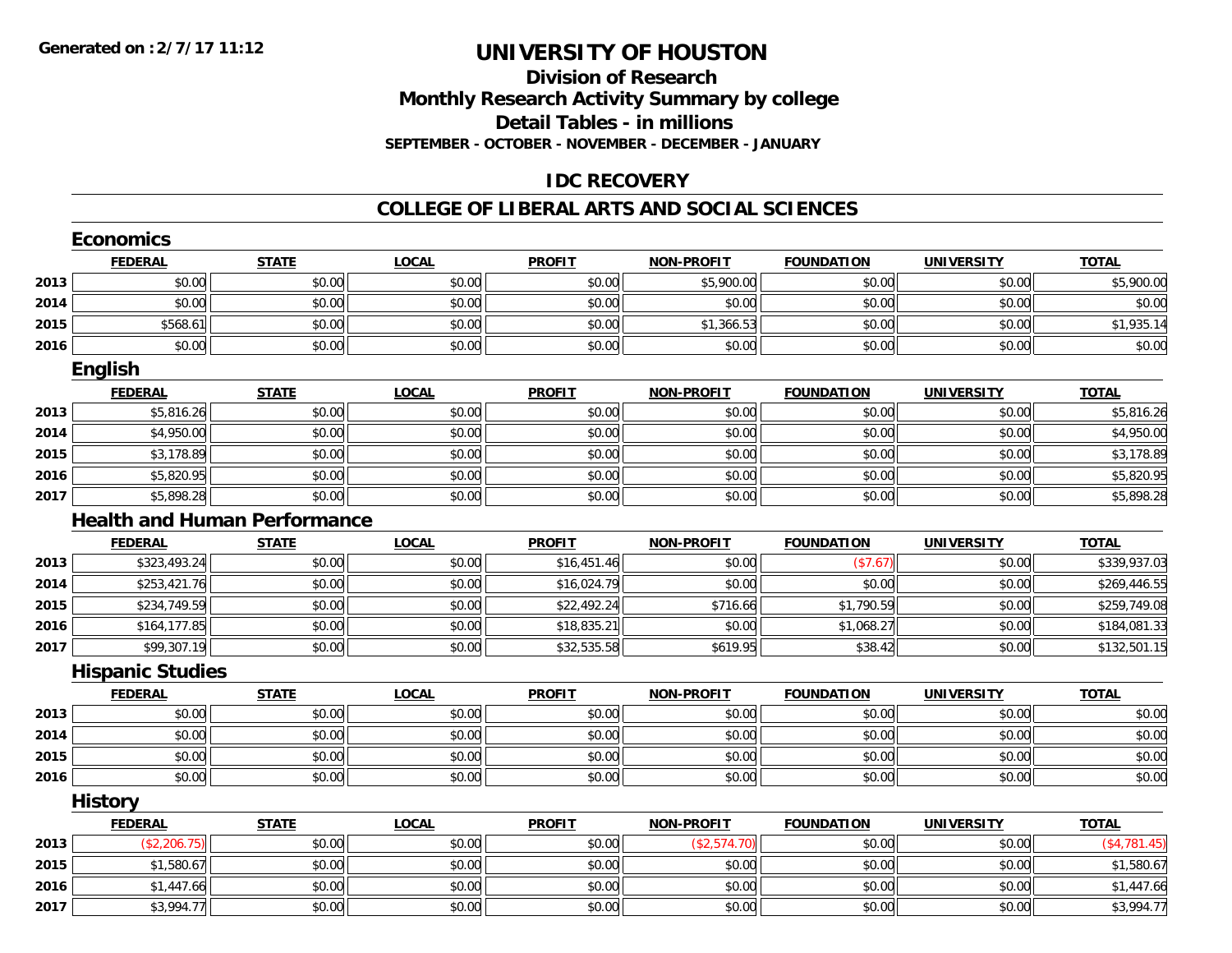**Generated on :2/7/17 11:12**

# UNIVERSITY OF HOUSTON

## Division of Research
## Monthly Research Activity Summary by college
## Detail Tables - in millions
### SEPTEMBER - OCTOBER - NOVEMBER - DECEMBER - JANUARY

## IDC RECOVERY

## COLLEGE OF LIBERAL ARTS AND SOCIAL SCIENCES

### Economics

| | FEDERAL | STATE | LOCAL | PROFIT | NON-PROFIT | FOUNDATION | UNIVERSITY | TOTAL |
|---|---|---|---|---|---|---|---|---|
| 2013 | $0.00 | $0.00 | $0.00 | $0.00 | $5,900.00 | $0.00 | $0.00 | $5,900.00 |
| 2014 | $0.00 | $0.00 | $0.00 | $0.00 | $0.00 | $0.00 | $0.00 | $0.00 |
| 2015 | $568.61 | $0.00 | $0.00 | $0.00 | $1,366.53 | $0.00 | $0.00 | $1,935.14 |
| 2016 | $0.00 | $0.00 | $0.00 | $0.00 | $0.00 | $0.00 | $0.00 | $0.00 |

### English

| | FEDERAL | STATE | LOCAL | PROFIT | NON-PROFIT | FOUNDATION | UNIVERSITY | TOTAL |
|---|---|---|---|---|---|---|---|---|
| 2013 | $5,816.26 | $0.00 | $0.00 | $0.00 | $0.00 | $0.00 | $0.00 | $5,816.26 |
| 2014 | $4,950.00 | $0.00 | $0.00 | $0.00 | $0.00 | $0.00 | $0.00 | $4,950.00 |
| 2015 | $3,178.89 | $0.00 | $0.00 | $0.00 | $0.00 | $0.00 | $0.00 | $3,178.89 |
| 2016 | $5,820.95 | $0.00 | $0.00 | $0.00 | $0.00 | $0.00 | $0.00 | $5,820.95 |
| 2017 | $5,898.28 | $0.00 | $0.00 | $0.00 | $0.00 | $0.00 | $0.00 | $5,898.28 |

### Health and Human Performance

| | FEDERAL | STATE | LOCAL | PROFIT | NON-PROFIT | FOUNDATION | UNIVERSITY | TOTAL |
|---|---|---|---|---|---|---|---|---|
| 2013 | $323,493.24 | $0.00 | $0.00 | $16,451.46 | $0.00 | ($7.67) | $0.00 | $339,937.03 |
| 2014 | $253,421.76 | $0.00 | $0.00 | $16,024.79 | $0.00 | $0.00 | $0.00 | $269,446.55 |
| 2015 | $234,749.59 | $0.00 | $0.00 | $22,492.24 | $716.66 | $1,790.59 | $0.00 | $259,749.08 |
| 2016 | $164,177.85 | $0.00 | $0.00 | $18,835.21 | $0.00 | $1,068.27 | $0.00 | $184,081.33 |
| 2017 | $99,307.19 | $0.00 | $0.00 | $32,535.58 | $619.95 | $38.42 | $0.00 | $132,501.15 |

### Hispanic Studies

| | FEDERAL | STATE | LOCAL | PROFIT | NON-PROFIT | FOUNDATION | UNIVERSITY | TOTAL |
|---|---|---|---|---|---|---|---|---|
| 2013 | $0.00 | $0.00 | $0.00 | $0.00 | $0.00 | $0.00 | $0.00 | $0.00 |
| 2014 | $0.00 | $0.00 | $0.00 | $0.00 | $0.00 | $0.00 | $0.00 | $0.00 |
| 2015 | $0.00 | $0.00 | $0.00 | $0.00 | $0.00 | $0.00 | $0.00 | $0.00 |
| 2016 | $0.00 | $0.00 | $0.00 | $0.00 | $0.00 | $0.00 | $0.00 | $0.00 |

### History

| | FEDERAL | STATE | LOCAL | PROFIT | NON-PROFIT | FOUNDATION | UNIVERSITY | TOTAL |
|---|---|---|---|---|---|---|---|---|
| 2013 | ($2,206.75) | $0.00 | $0.00 | $0.00 | ($2,574.70) | $0.00 | $0.00 | ($4,781.45) |
| 2015 | $1,580.67 | $0.00 | $0.00 | $0.00 | $0.00 | $0.00 | $0.00 | $1,580.67 |
| 2016 | $1,447.66 | $0.00 | $0.00 | $0.00 | $0.00 | $0.00 | $0.00 | $1,447.66 |
| 2017 | $3,994.77 | $0.00 | $0.00 | $0.00 | $0.00 | $0.00 | $0.00 | $3,994.77 |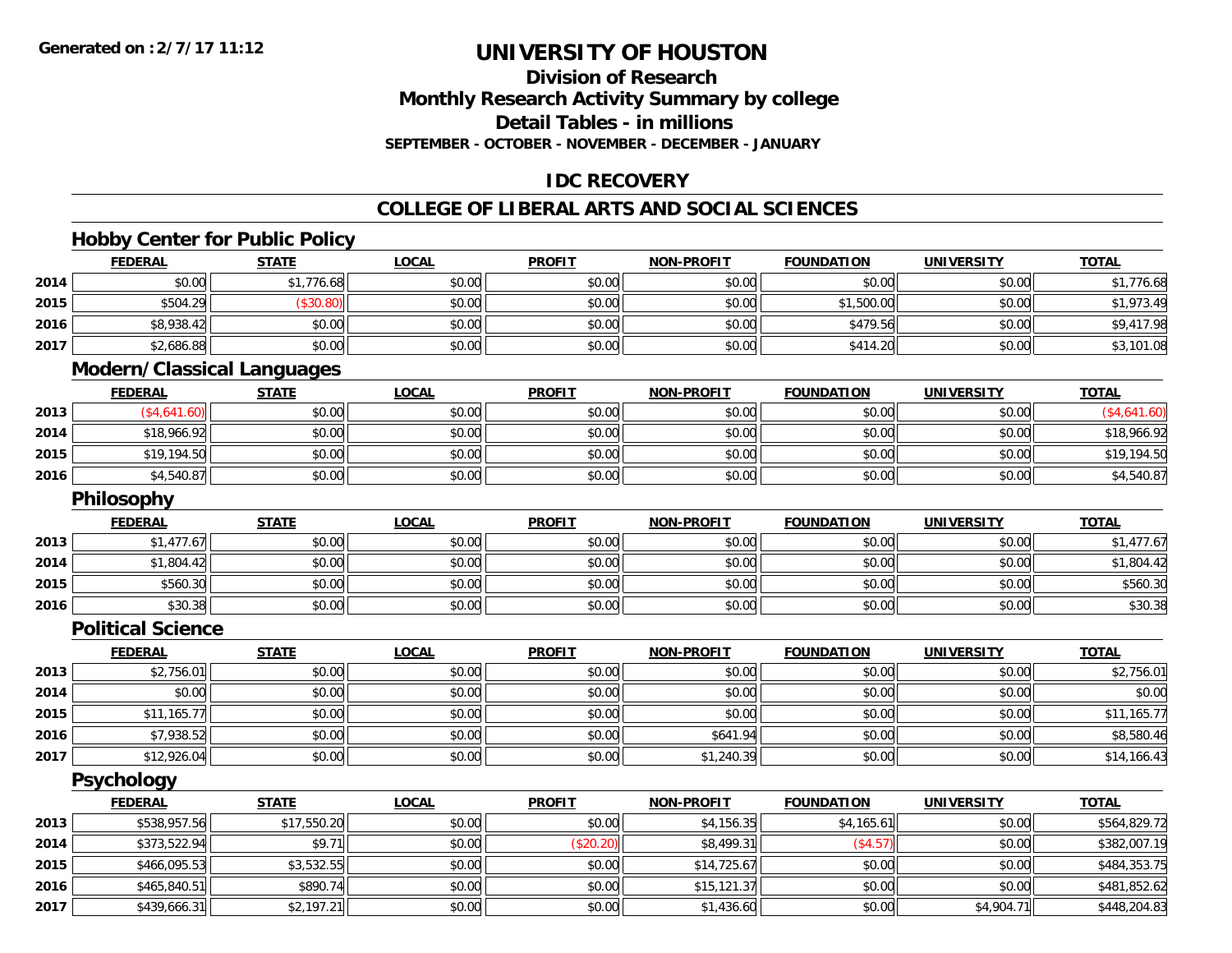# UNIVERSITY OF HOUSTON

## Division of Research

## Monthly Research Activity Summary by college

## Detail Tables - in millions

**SEPTEMBER - OCTOBER - NOVEMBER - DECEMBER - JANUARY**

## IDC RECOVERY

## COLLEGE OF LIBERAL ARTS AND SOCIAL SCIENCES

### Hobby Center for Public Policy

| | FEDERAL | STATE | LOCAL | PROFIT | NON-PROFIT | FOUNDATION | UNIVERSITY | TOTAL |
|---|---|---|---|---|---|---|---|---|
| 2014 | $0.00 | $1,776.68 | $0.00 | $0.00 | $0.00 | $0.00 | $0.00 | $1,776.68 |
| 2015 | $504.29 | ($30.80) | $0.00 | $0.00 | $0.00 | $1,500.00 | $0.00 | $1,973.49 |
| 2016 | $8,938.42 | $0.00 | $0.00 | $0.00 | $0.00 | $479.56 | $0.00 | $9,417.98 |
| 2017 | $2,686.88 | $0.00 | $0.00 | $0.00 | $0.00 | $414.20 | $0.00 | $3,101.08 |

### Modern/Classical Languages

| | FEDERAL | STATE | LOCAL | PROFIT | NON-PROFIT | FOUNDATION | UNIVERSITY | TOTAL |
|---|---|---|---|---|---|---|---|---|
| 2013 | ($4,641.60) | $0.00 | $0.00 | $0.00 | $0.00 | $0.00 | $0.00 | ($4,641.60) |
| 2014 | $18,966.92 | $0.00 | $0.00 | $0.00 | $0.00 | $0.00 | $0.00 | $18,966.92 |
| 2015 | $19,194.50 | $0.00 | $0.00 | $0.00 | $0.00 | $0.00 | $0.00 | $19,194.50 |
| 2016 | $4,540.87 | $0.00 | $0.00 | $0.00 | $0.00 | $0.00 | $0.00 | $4,540.87 |

### Philosophy

| | FEDERAL | STATE | LOCAL | PROFIT | NON-PROFIT | FOUNDATION | UNIVERSITY | TOTAL |
|---|---|---|---|---|---|---|---|---|
| 2013 | $1,477.67 | $0.00 | $0.00 | $0.00 | $0.00 | $0.00 | $0.00 | $1,477.67 |
| 2014 | $1,804.42 | $0.00 | $0.00 | $0.00 | $0.00 | $0.00 | $0.00 | $1,804.42 |
| 2015 | $560.30 | $0.00 | $0.00 | $0.00 | $0.00 | $0.00 | $0.00 | $560.30 |
| 2016 | $30.38 | $0.00 | $0.00 | $0.00 | $0.00 | $0.00 | $0.00 | $30.38 |

### Political Science

| | FEDERAL | STATE | LOCAL | PROFIT | NON-PROFIT | FOUNDATION | UNIVERSITY | TOTAL |
|---|---|---|---|---|---|---|---|---|
| 2013 | $2,756.01 | $0.00 | $0.00 | $0.00 | $0.00 | $0.00 | $0.00 | $2,756.01 |
| 2014 | $0.00 | $0.00 | $0.00 | $0.00 | $0.00 | $0.00 | $0.00 | $0.00 |
| 2015 | $11,165.77 | $0.00 | $0.00 | $0.00 | $0.00 | $0.00 | $0.00 | $11,165.77 |
| 2016 | $7,938.52 | $0.00 | $0.00 | $0.00 | $641.94 | $0.00 | $0.00 | $8,580.46 |
| 2017 | $12,926.04 | $0.00 | $0.00 | $0.00 | $1,240.39 | $0.00 | $0.00 | $14,166.43 |

### Psychology

| | FEDERAL | STATE | LOCAL | PROFIT | NON-PROFIT | FOUNDATION | UNIVERSITY | TOTAL |
|---|---|---|---|---|---|---|---|---|
| 2013 | $538,957.56 | $17,550.20 | $0.00 | $0.00 | $4,156.35 | $4,165.61 | $0.00 | $564,829.72 |
| 2014 | $373,522.94 | $9.71 | $0.00 | ($20.20) | $8,499.31 | ($4.57) | $0.00 | $382,007.19 |
| 2015 | $466,095.53 | $3,532.55 | $0.00 | $0.00 | $14,725.67 | $0.00 | $0.00 | $484,353.75 |
| 2016 | $465,840.51 | $890.74 | $0.00 | $0.00 | $15,121.37 | $0.00 | $0.00 | $481,852.62 |
| 2017 | $439,666.31 | $2,197.21 | $0.00 | $0.00 | $1,436.60 | $0.00 | $4,904.71 | $448,204.83 |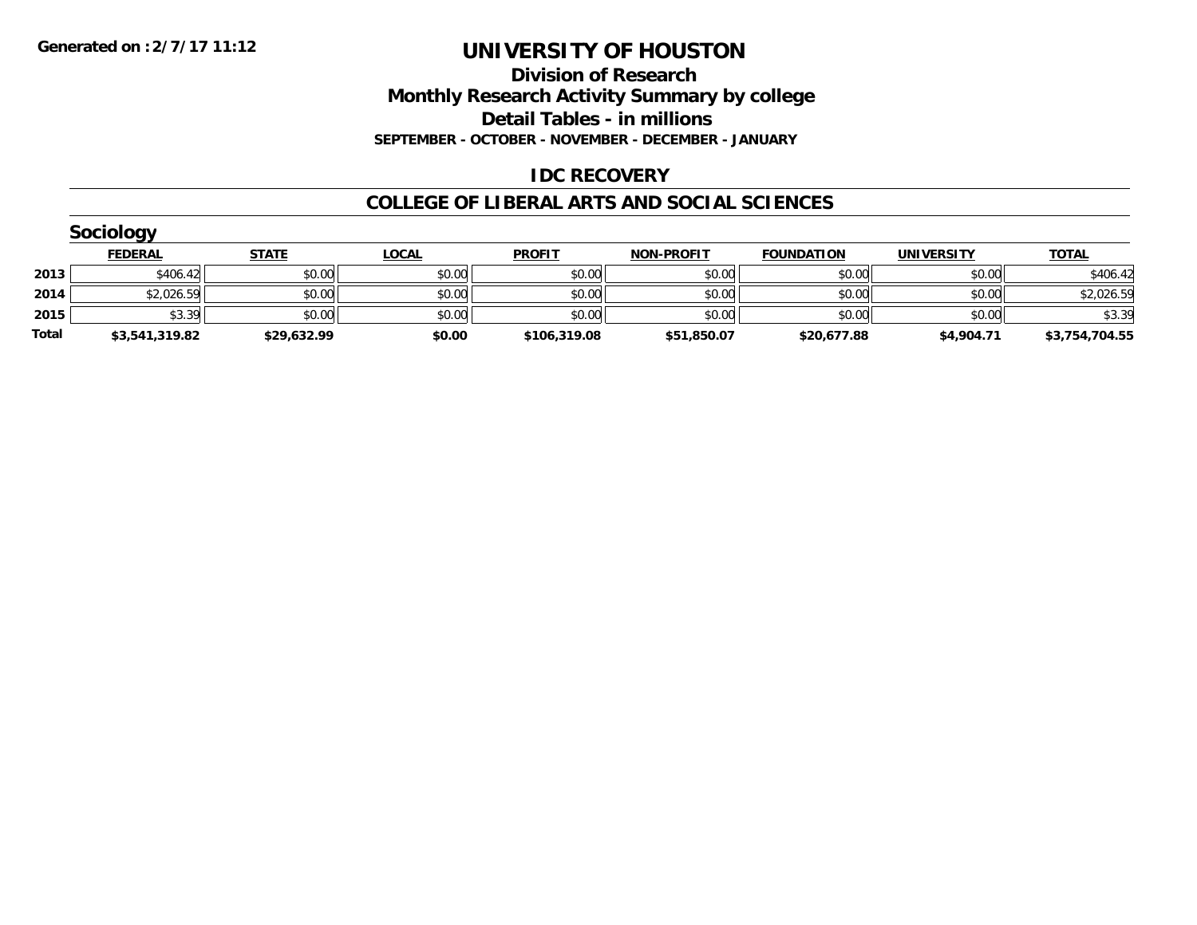**Generated on :2/7/17 11:12**

# UNIVERSITY OF HOUSTON

## Division of Research
## Monthly Research Activity Summary by college
## Detail Tables - in millions
### SEPTEMBER - OCTOBER - NOVEMBER - DECEMBER - JANUARY

## IDC RECOVERY

## COLLEGE OF LIBERAL ARTS AND SOCIAL SCIENCES

### Sociology

| | FEDERAL | STATE | LOCAL | PROFIT | NON-PROFIT | FOUNDATION | UNIVERSITY | TOTAL |
|---|---|---|---|---|---|---|---|---|
| 2013 | $406.42 | $0.00 | $0.00 | $0.00 | $0.00 | $0.00 | $0.00 | $406.42 |
| 2014 | $2,026.59 | $0.00 | $0.00 | $0.00 | $0.00 | $0.00 | $0.00 | $2,026.59 |
| 2015 | $3.39 | $0.00 | $0.00 | $0.00 | $0.00 | $0.00 | $0.00 | $3.39 |
| **Total** | **$3,541,319.82** | **$29,632.99** | **$0.00** | **$106,319.08** | **$51,850.07** | **$20,677.88** | **$4,904.71** | **$3,754,704.55** |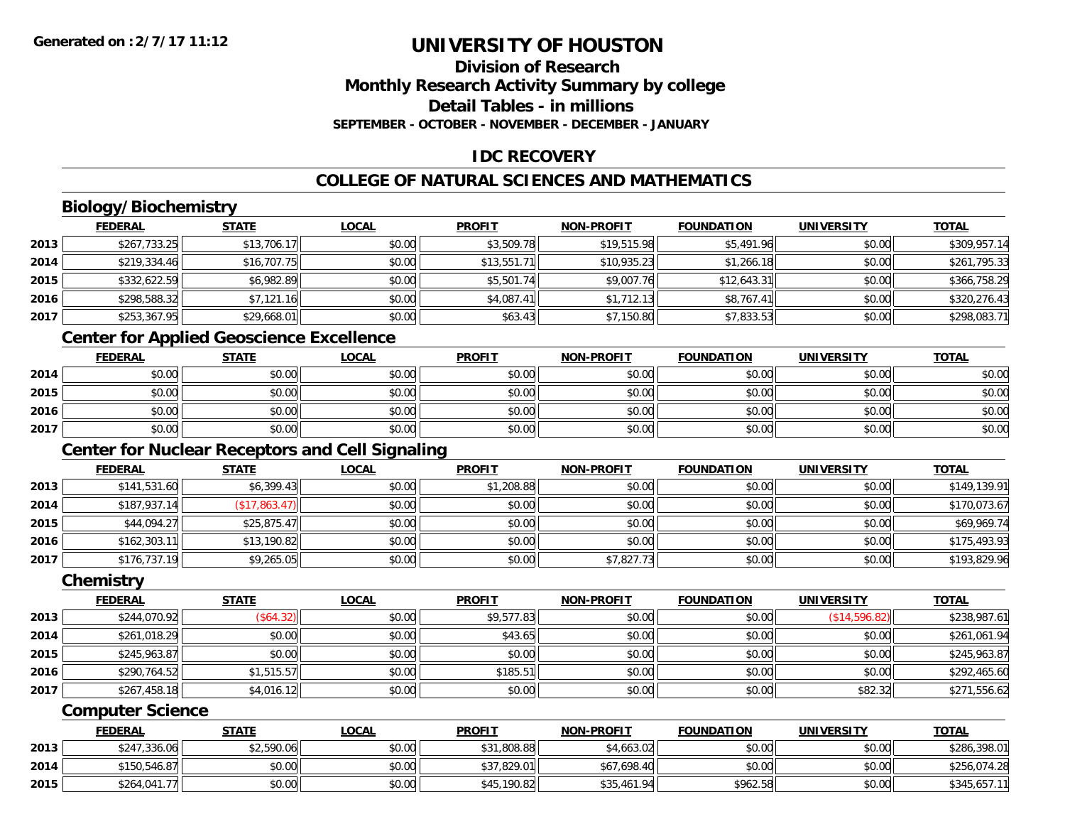# UNIVERSITY OF HOUSTON

## Division of Research
## Monthly Research Activity Summary by college
## Detail Tables - in millions

**SEPTEMBER - OCTOBER - NOVEMBER - DECEMBER - JANUARY**

## IDC RECOVERY

## COLLEGE OF NATURAL SCIENCES AND MATHEMATICS

### Biology/Biochemistry

| | FEDERAL | STATE | LOCAL | PROFIT | NON-PROFIT | FOUNDATION | UNIVERSITY | TOTAL |
|---|---|---|---|---|---|---|---|---|
| 2013 | $267,733.25 | $13,706.17 | $0.00 | $3,509.78 | $19,515.98 | $5,491.96 | $0.00 | $309,957.14 |
| 2014 | $219,334.46 | $16,707.75 | $0.00 | $13,551.71 | $10,935.23 | $1,266.18 | $0.00 | $261,795.33 |
| 2015 | $332,622.59 | $6,982.89 | $0.00 | $5,501.74 | $9,007.76 | $12,643.31 | $0.00 | $366,758.29 |
| 2016 | $298,588.32 | $7,121.16 | $0.00 | $4,087.41 | $1,712.13 | $8,767.41 | $0.00 | $320,276.43 |
| 2017 | $253,367.95 | $29,668.01 | $0.00 | $63.43 | $7,150.80 | $7,833.53 | $0.00 | $298,083.71 |

### Center for Applied Geoscience Excellence

| | FEDERAL | STATE | LOCAL | PROFIT | NON-PROFIT | FOUNDATION | UNIVERSITY | TOTAL |
|---|---|---|---|---|---|---|---|---|
| 2014 | $0.00 | $0.00 | $0.00 | $0.00 | $0.00 | $0.00 | $0.00 | $0.00 |
| 2015 | $0.00 | $0.00 | $0.00 | $0.00 | $0.00 | $0.00 | $0.00 | $0.00 |
| 2016 | $0.00 | $0.00 | $0.00 | $0.00 | $0.00 | $0.00 | $0.00 | $0.00 |
| 2017 | $0.00 | $0.00 | $0.00 | $0.00 | $0.00 | $0.00 | $0.00 | $0.00 |

### Center for Nuclear Receptors and Cell Signaling

| | FEDERAL | STATE | LOCAL | PROFIT | NON-PROFIT | FOUNDATION | UNIVERSITY | TOTAL |
|---|---|---|---|---|---|---|---|---|
| 2013 | $141,531.60 | $6,399.43 | $0.00 | $1,208.88 | $0.00 | $0.00 | $0.00 | $149,139.91 |
| 2014 | $187,937.14 | ($17,863.47) | $0.00 | $0.00 | $0.00 | $0.00 | $0.00 | $170,073.67 |
| 2015 | $44,094.27 | $25,875.47 | $0.00 | $0.00 | $0.00 | $0.00 | $0.00 | $69,969.74 |
| 2016 | $162,303.11 | $13,190.82 | $0.00 | $0.00 | $0.00 | $0.00 | $0.00 | $175,493.93 |
| 2017 | $176,737.19 | $9,265.05 | $0.00 | $0.00 | $7,827.73 | $0.00 | $0.00 | $193,829.96 |

### Chemistry

| | FEDERAL | STATE | LOCAL | PROFIT | NON-PROFIT | FOUNDATION | UNIVERSITY | TOTAL |
|---|---|---|---|---|---|---|---|---|
| 2013 | $244,070.92 | ($64.32) | $0.00 | $9,577.83 | $0.00 | $0.00 | ($14,596.82) | $238,987.61 |
| 2014 | $261,018.29 | $0.00 | $0.00 | $43.65 | $0.00 | $0.00 | $0.00 | $261,061.94 |
| 2015 | $245,963.87 | $0.00 | $0.00 | $0.00 | $0.00 | $0.00 | $0.00 | $245,963.87 |
| 2016 | $290,764.52 | $1,515.57 | $0.00 | $185.51 | $0.00 | $0.00 | $0.00 | $292,465.60 |
| 2017 | $267,458.18 | $4,016.12 | $0.00 | $0.00 | $0.00 | $0.00 | $82.32 | $271,556.62 |

### Computer Science

| | FEDERAL | STATE | LOCAL | PROFIT | NON-PROFIT | FOUNDATION | UNIVERSITY | TOTAL |
|---|---|---|---|---|---|---|---|---|
| 2013 | $247,336.06 | $2,590.06 | $0.00 | $31,808.88 | $4,663.02 | $0.00 | $0.00 | $286,398.01 |
| 2014 | $150,546.87 | $0.00 | $0.00 | $37,829.01 | $67,698.40 | $0.00 | $0.00 | $256,074.28 |
| 2015 | $264,041.77 | $0.00 | $0.00 | $45,190.82 | $35,461.94 | $962.58 | $0.00 | $345,657.11 |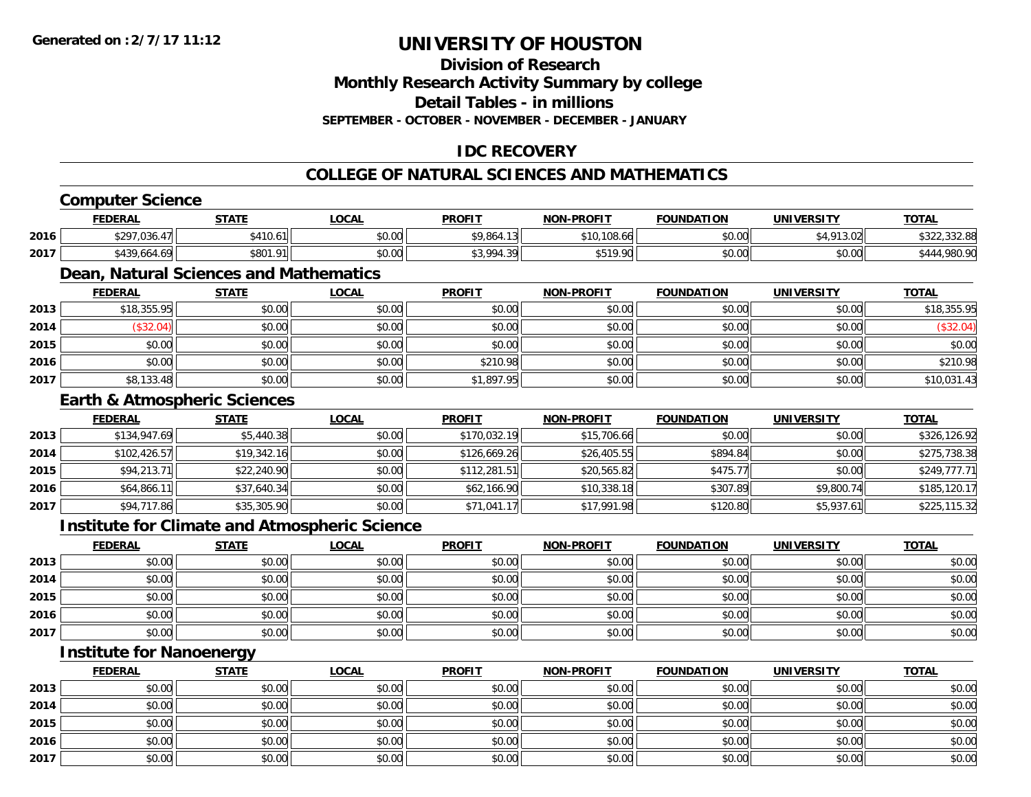Generated on :2/7/17 11:12

# UNIVERSITY OF HOUSTON

## Division of Research
## Monthly Research Activity Summary by college
## Detail Tables - in millions
### SEPTEMBER - OCTOBER - NOVEMBER - DECEMBER - JANUARY

## IDC RECOVERY

## COLLEGE OF NATURAL SCIENCES AND MATHEMATICS

### Computer Science

| | FEDERAL | STATE | LOCAL | PROFIT | NON-PROFIT | FOUNDATION | UNIVERSITY | TOTAL |
|---|---|---|---|---|---|---|---|---|
| 2016 | $297,036.47 | $410.61 | $0.00 | $9,864.13 | $10,108.66 | $0.00 | $4,913.02 | $322,332.88 |
| 2017 | $439,664.69 | $801.91 | $0.00 | $3,994.39 | $519.90 | $0.00 | $0.00 | $444,980.90 |

### Dean, Natural Sciences and Mathematics

| | FEDERAL | STATE | LOCAL | PROFIT | NON-PROFIT | FOUNDATION | UNIVERSITY | TOTAL |
|---|---|---|---|---|---|---|---|---|
| 2013 | $18,355.95 | $0.00 | $0.00 | $0.00 | $0.00 | $0.00 | $0.00 | $18,355.95 |
| 2014 | ($32.04) | $0.00 | $0.00 | $0.00 | $0.00 | $0.00 | $0.00 | ($32.04) |
| 2015 | $0.00 | $0.00 | $0.00 | $0.00 | $0.00 | $0.00 | $0.00 | $0.00 |
| 2016 | $0.00 | $0.00 | $0.00 | $210.98 | $0.00 | $0.00 | $0.00 | $210.98 |
| 2017 | $8,133.48 | $0.00 | $0.00 | $1,897.95 | $0.00 | $0.00 | $0.00 | $10,031.43 |

### Earth & Atmospheric Sciences

| | FEDERAL | STATE | LOCAL | PROFIT | NON-PROFIT | FOUNDATION | UNIVERSITY | TOTAL |
|---|---|---|---|---|---|---|---|---|
| 2013 | $134,947.69 | $5,440.38 | $0.00 | $170,032.19 | $15,706.66 | $0.00 | $0.00 | $326,126.92 |
| 2014 | $102,426.57 | $19,342.16 | $0.00 | $126,669.26 | $26,405.55 | $894.84 | $0.00 | $275,738.38 |
| 2015 | $94,213.71 | $22,240.90 | $0.00 | $112,281.51 | $20,565.82 | $475.77 | $0.00 | $249,777.71 |
| 2016 | $64,866.11 | $37,640.34 | $0.00 | $62,166.90 | $10,338.18 | $307.89 | $9,800.74 | $185,120.17 |
| 2017 | $94,717.86 | $35,305.90 | $0.00 | $71,041.17 | $17,991.98 | $120.80 | $5,937.61 | $225,115.32 |

### Institute for Climate and Atmospheric Science

| | FEDERAL | STATE | LOCAL | PROFIT | NON-PROFIT | FOUNDATION | UNIVERSITY | TOTAL |
|---|---|---|---|---|---|---|---|---|
| 2013 | $0.00 | $0.00 | $0.00 | $0.00 | $0.00 | $0.00 | $0.00 | $0.00 |
| 2014 | $0.00 | $0.00 | $0.00 | $0.00 | $0.00 | $0.00 | $0.00 | $0.00 |
| 2015 | $0.00 | $0.00 | $0.00 | $0.00 | $0.00 | $0.00 | $0.00 | $0.00 |
| 2016 | $0.00 | $0.00 | $0.00 | $0.00 | $0.00 | $0.00 | $0.00 | $0.00 |
| 2017 | $0.00 | $0.00 | $0.00 | $0.00 | $0.00 | $0.00 | $0.00 | $0.00 |

### Institute for Nanoenergy

| | FEDERAL | STATE | LOCAL | PROFIT | NON-PROFIT | FOUNDATION | UNIVERSITY | TOTAL |
|---|---|---|---|---|---|---|---|---|
| 2013 | $0.00 | $0.00 | $0.00 | $0.00 | $0.00 | $0.00 | $0.00 | $0.00 |
| 2014 | $0.00 | $0.00 | $0.00 | $0.00 | $0.00 | $0.00 | $0.00 | $0.00 |
| 2015 | $0.00 | $0.00 | $0.00 | $0.00 | $0.00 | $0.00 | $0.00 | $0.00 |
| 2016 | $0.00 | $0.00 | $0.00 | $0.00 | $0.00 | $0.00 | $0.00 | $0.00 |
| 2017 | $0.00 | $0.00 | $0.00 | $0.00 | $0.00 | $0.00 | $0.00 | $0.00 |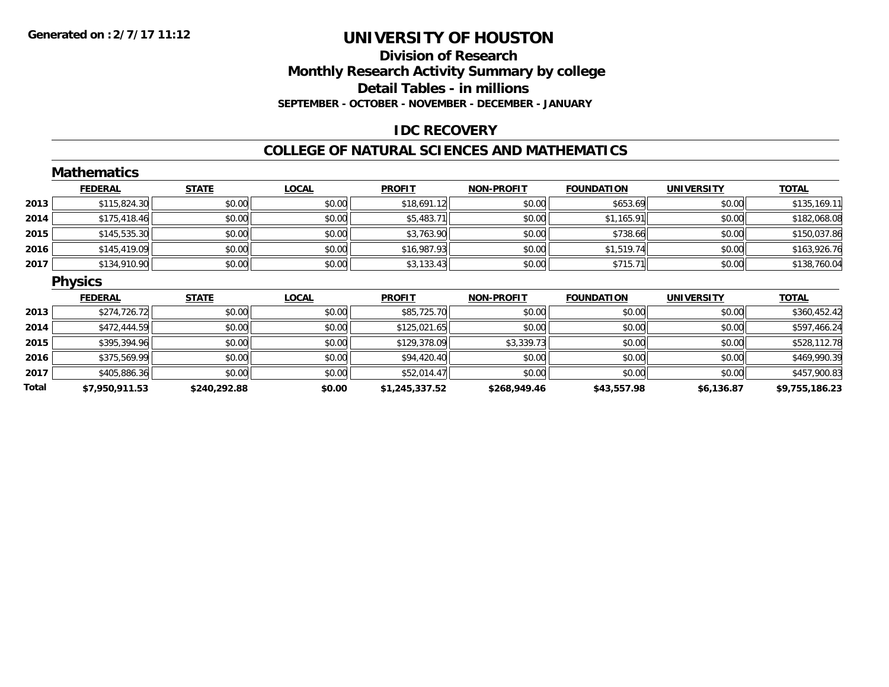**Generated on : 2/7/17 11:12**

# UNIVERSITY OF HOUSTON

## Division of Research
## Monthly Research Activity Summary by college
## Detail Tables - in millions
### SEPTEMBER - OCTOBER - NOVEMBER - DECEMBER - JANUARY

## IDC RECOVERY

## COLLEGE OF NATURAL SCIENCES AND MATHEMATICS

### Mathematics

| | FEDERAL | STATE | LOCAL | PROFIT | NON-PROFIT | FOUNDATION | UNIVERSITY | TOTAL |
|---|---|---|---|---|---|---|---|---|
| 2013 | $115,824.30 | $0.00 | $0.00 | $18,691.12 | $0.00 | $653.69 | $0.00 | $135,169.11 |
| 2014 | $175,418.46 | $0.00 | $0.00 | $5,483.71 | $0.00 | $1,165.91 | $0.00 | $182,068.08 |
| 2015 | $145,535.30 | $0.00 | $0.00 | $3,763.90 | $0.00 | $738.66 | $0.00 | $150,037.86 |
| 2016 | $145,419.09 | $0.00 | $0.00 | $16,987.93 | $0.00 | $1,519.74 | $0.00 | $163,926.76 |
| 2017 | $134,910.90 | $0.00 | $0.00 | $3,133.43 | $0.00 | $715.71 | $0.00 | $138,760.04 |

### Physics

| | FEDERAL | STATE | LOCAL | PROFIT | NON-PROFIT | FOUNDATION | UNIVERSITY | TOTAL |
|---|---|---|---|---|---|---|---|---|
| 2013 | $274,726.72 | $0.00 | $0.00 | $85,725.70 | $0.00 | $0.00 | $0.00 | $360,452.42 |
| 2014 | $472,444.59 | $0.00 | $0.00 | $125,021.65 | $0.00 | $0.00 | $0.00 | $597,466.24 |
| 2015 | $395,394.96 | $0.00 | $0.00 | $129,378.09 | $3,339.73 | $0.00 | $0.00 | $528,112.78 |
| 2016 | $375,569.99 | $0.00 | $0.00 | $94,420.40 | $0.00 | $0.00 | $0.00 | $469,990.39 |
| 2017 | $405,886.36 | $0.00 | $0.00 | $52,014.47 | $0.00 | $0.00 | $0.00 | $457,900.83 |
| **Total** | **$7,950,911.53** | **$240,292.88** | **$0.00** | **$1,245,337.52** | **$268,949.46** | **$43,557.98** | **$6,136.87** | **$9,755,186.23** |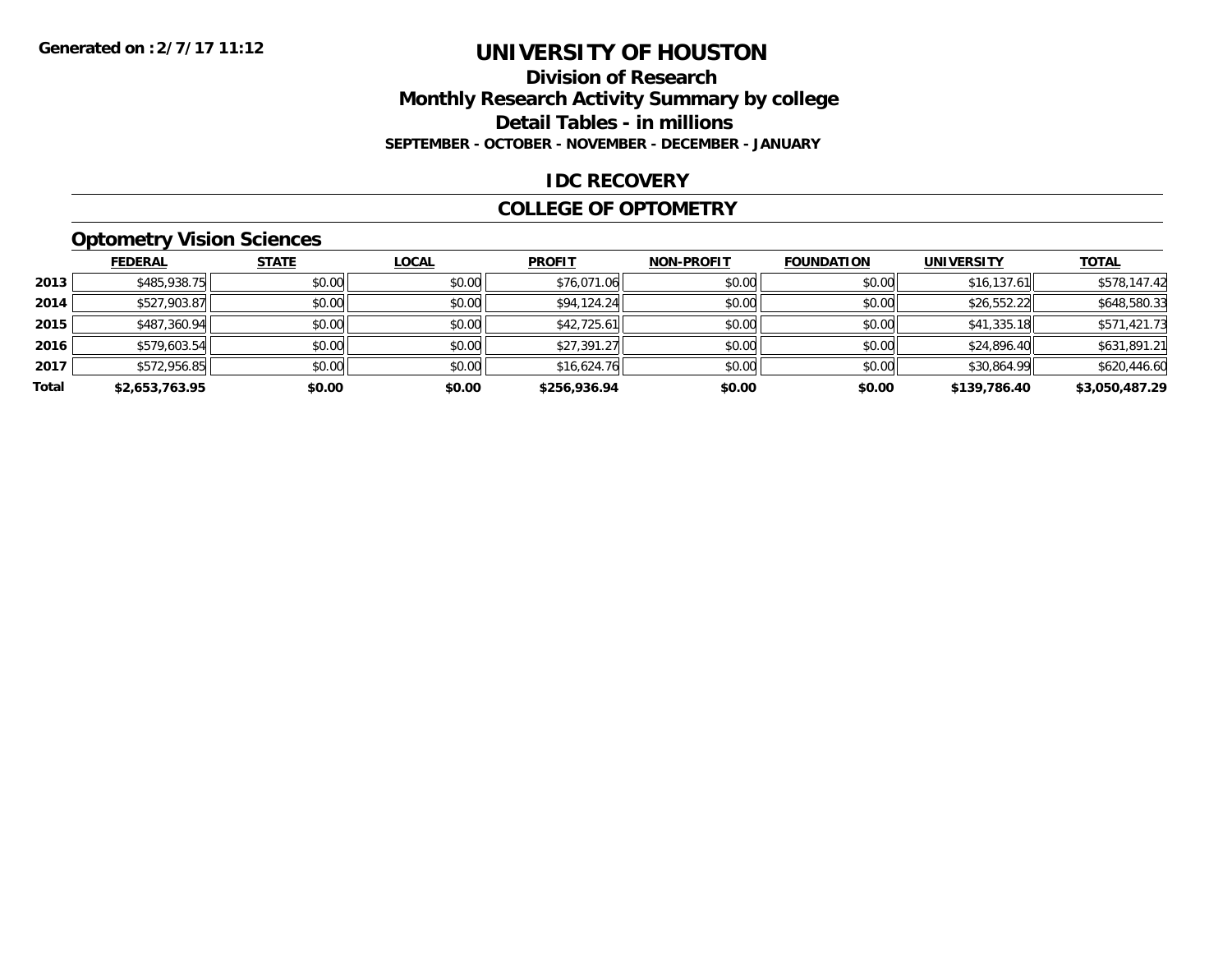**Generated on :2/7/17 11:12**

# UNIVERSITY OF HOUSTON

## Division of Research
## Monthly Research Activity Summary by college
## Detail Tables - in millions
**SEPTEMBER - OCTOBER - NOVEMBER - DECEMBER - JANUARY**

## IDC RECOVERY

## COLLEGE OF OPTOMETRY

### Optometry Vision Sciences

| | FEDERAL | STATE | LOCAL | PROFIT | NON-PROFIT | FOUNDATION | UNIVERSITY | TOTAL |
|---|---|---|---|---|---|---|---|---|
| 2013 | $485,938.75 | $0.00 | $0.00 | $76,071.06 | $0.00 | $0.00 | $16,137.61 | $578,147.42 |
| 2014 | $527,903.87 | $0.00 | $0.00 | $94,124.24 | $0.00 | $0.00 | $26,552.22 | $648,580.33 |
| 2015 | $487,360.94 | $0.00 | $0.00 | $42,725.61 | $0.00 | $0.00 | $41,335.18 | $571,421.73 |
| 2016 | $579,603.54 | $0.00 | $0.00 | $27,391.27 | $0.00 | $0.00 | $24,896.40 | $631,891.21 |
| 2017 | $572,956.85 | $0.00 | $0.00 | $16,624.76 | $0.00 | $0.00 | $30,864.99 | $620,446.60 |
| **Total** | **$2,653,763.95** | **$0.00** | **$0.00** | **$256,936.94** | **$0.00** | **$0.00** | **$139,786.40** | **$3,050,487.29** |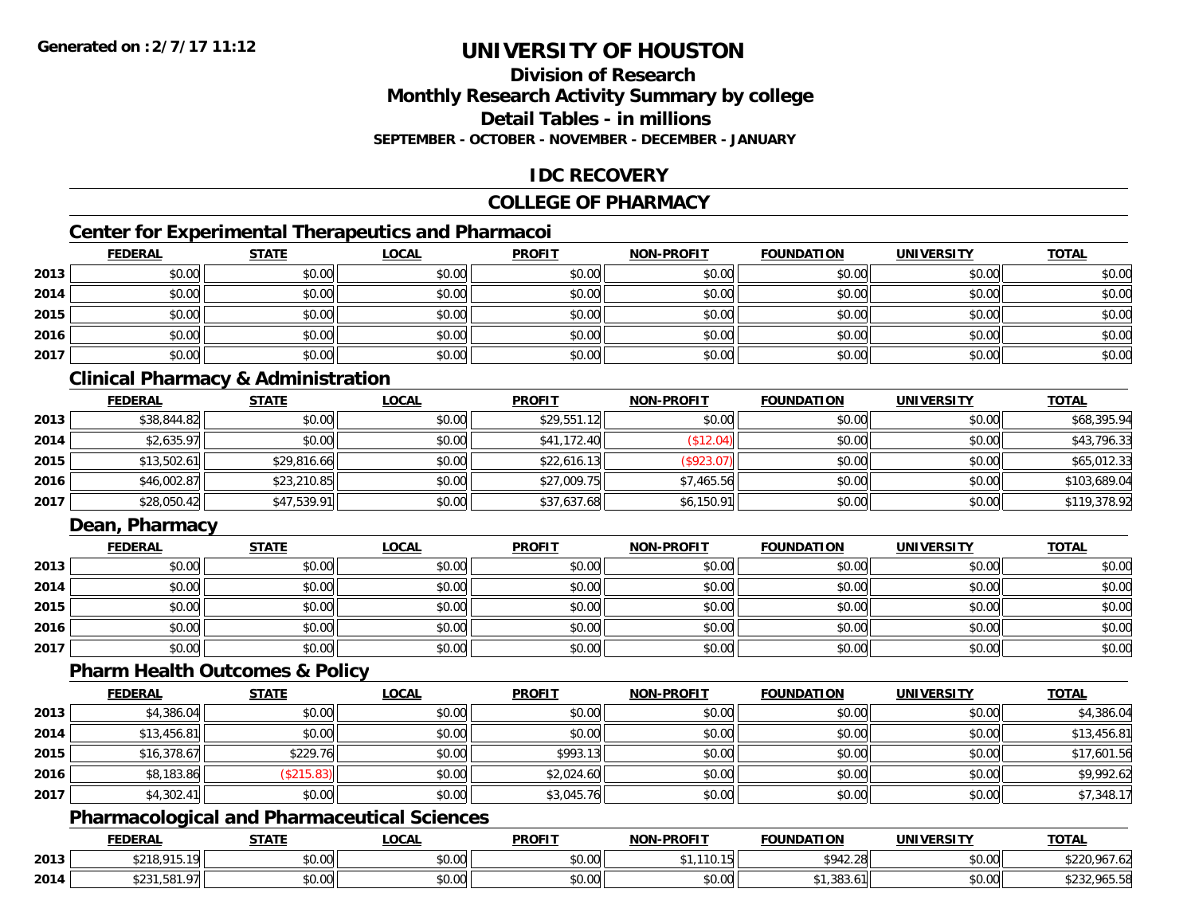**Generated on :2/7/17 11:12**

# UNIVERSITY OF HOUSTON

## Division of Research
## Monthly Research Activity Summary by college
## Detail Tables - in millions
### SEPTEMBER - OCTOBER - NOVEMBER - DECEMBER - JANUARY

## IDC RECOVERY

## COLLEGE OF PHARMACY

### Center for Experimental Therapeutics and Pharmacoi

| | FEDERAL | STATE | LOCAL | PROFIT | NON-PROFIT | FOUNDATION | UNIVERSITY | TOTAL |
|---|---|---|---|---|---|---|---|---|
| 2013 | $0.00 | $0.00 | $0.00 | $0.00 | $0.00 | $0.00 | $0.00 | $0.00 |
| 2014 | $0.00 | $0.00 | $0.00 | $0.00 | $0.00 | $0.00 | $0.00 | $0.00 |
| 2015 | $0.00 | $0.00 | $0.00 | $0.00 | $0.00 | $0.00 | $0.00 | $0.00 |
| 2016 | $0.00 | $0.00 | $0.00 | $0.00 | $0.00 | $0.00 | $0.00 | $0.00 |
| 2017 | $0.00 | $0.00 | $0.00 | $0.00 | $0.00 | $0.00 | $0.00 | $0.00 |

### Clinical Pharmacy & Administration

| | FEDERAL | STATE | LOCAL | PROFIT | NON-PROFIT | FOUNDATION | UNIVERSITY | TOTAL |
|---|---|---|---|---|---|---|---|---|
| 2013 | $38,844.82 | $0.00 | $0.00 | $29,551.12 | $0.00 | $0.00 | $0.00 | $68,395.94 |
| 2014 | $2,635.97 | $0.00 | $0.00 | $41,172.40 | ($12.04) | $0.00 | $0.00 | $43,796.33 |
| 2015 | $13,502.61 | $29,816.66 | $0.00 | $22,616.13 | ($923.07) | $0.00 | $0.00 | $65,012.33 |
| 2016 | $46,002.87 | $23,210.85 | $0.00 | $27,009.75 | $7,465.56 | $0.00 | $0.00 | $103,689.04 |
| 2017 | $28,050.42 | $47,539.91 | $0.00 | $37,637.68 | $6,150.91 | $0.00 | $0.00 | $119,378.92 |

### Dean, Pharmacy

| | FEDERAL | STATE | LOCAL | PROFIT | NON-PROFIT | FOUNDATION | UNIVERSITY | TOTAL |
|---|---|---|---|---|---|---|---|---|
| 2013 | $0.00 | $0.00 | $0.00 | $0.00 | $0.00 | $0.00 | $0.00 | $0.00 |
| 2014 | $0.00 | $0.00 | $0.00 | $0.00 | $0.00 | $0.00 | $0.00 | $0.00 |
| 2015 | $0.00 | $0.00 | $0.00 | $0.00 | $0.00 | $0.00 | $0.00 | $0.00 |
| 2016 | $0.00 | $0.00 | $0.00 | $0.00 | $0.00 | $0.00 | $0.00 | $0.00 |
| 2017 | $0.00 | $0.00 | $0.00 | $0.00 | $0.00 | $0.00 | $0.00 | $0.00 |

### Pharm Health Outcomes & Policy

| | FEDERAL | STATE | LOCAL | PROFIT | NON-PROFIT | FOUNDATION | UNIVERSITY | TOTAL |
|---|---|---|---|---|---|---|---|---|
| 2013 | $4,386.04 | $0.00 | $0.00 | $0.00 | $0.00 | $0.00 | $0.00 | $4,386.04 |
| 2014 | $13,456.81 | $0.00 | $0.00 | $0.00 | $0.00 | $0.00 | $0.00 | $13,456.81 |
| 2015 | $16,378.67 | $229.76 | $0.00 | $993.13 | $0.00 | $0.00 | $0.00 | $17,601.56 |
| 2016 | $8,183.86 | ($215.83) | $0.00 | $2,024.60 | $0.00 | $0.00 | $0.00 | $9,992.62 |
| 2017 | $4,302.41 | $0.00 | $0.00 | $3,045.76 | $0.00 | $0.00 | $0.00 | $7,348.17 |

### Pharmacological and Pharmaceutical Sciences

| | FEDERAL | STATE | LOCAL | PROFIT | NON-PROFIT | FOUNDATION | UNIVERSITY | TOTAL |
|---|---|---|---|---|---|---|---|---|
| 2013 | $218,915.19 | $0.00 | $0.00 | $0.00 | $1,110.15 | $942.28 | $0.00 | $220,967.62 |
| 2014 | $231,581.97 | $0.00 | $0.00 | $0.00 | $0.00 | $1,383.61 | $0.00 | $232,965.58 |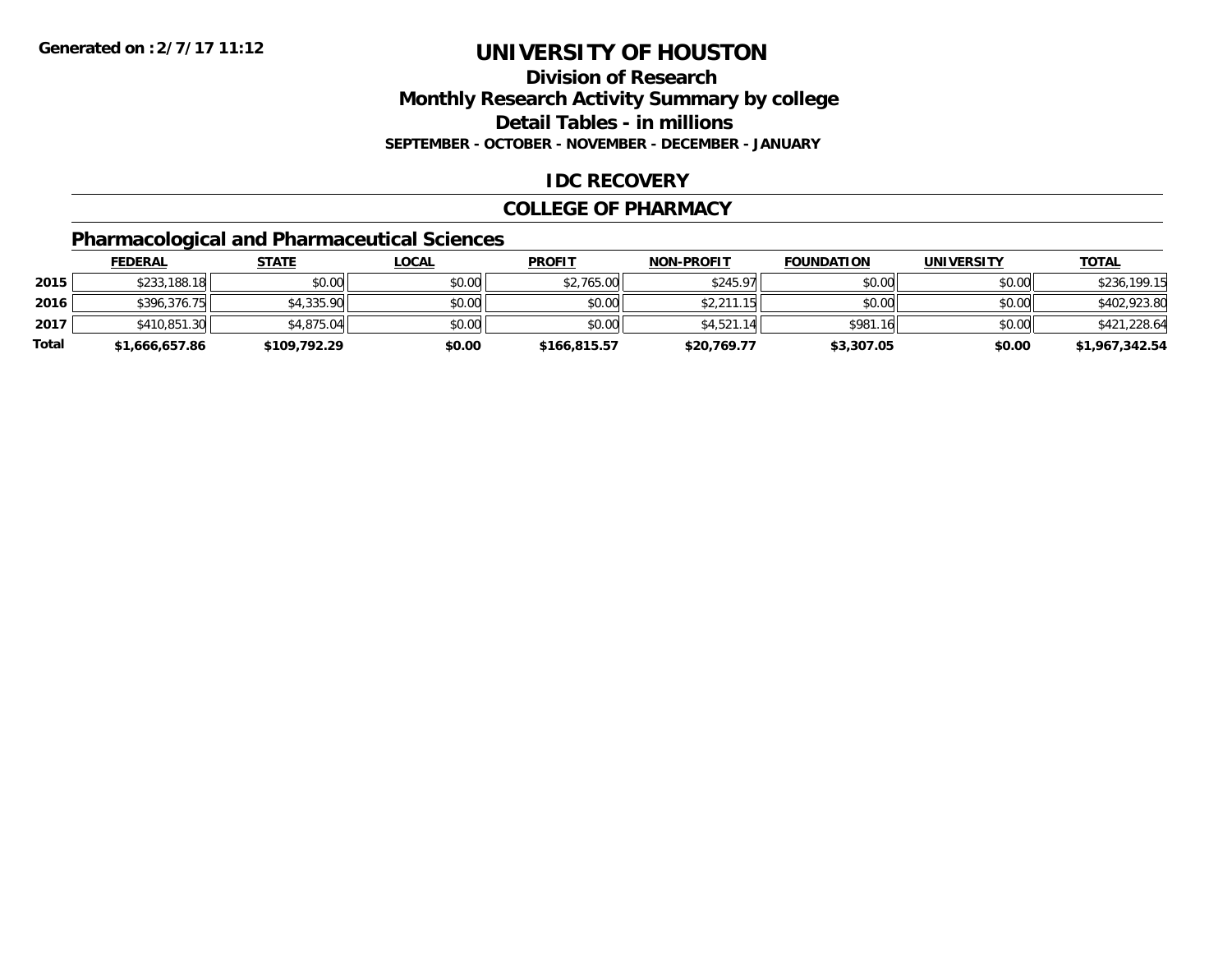**Generated on :2/7/17 11:12**

# UNIVERSITY OF HOUSTON

## Division of Research
## Monthly Research Activity Summary by college
## Detail Tables - in millions
### SEPTEMBER - OCTOBER - NOVEMBER - DECEMBER - JANUARY

## IDC RECOVERY

## COLLEGE OF PHARMACY

### Pharmacological and Pharmaceutical Sciences

| | FEDERAL | STATE | LOCAL | PROFIT | NON-PROFIT | FOUNDATION | UNIVERSITY | TOTAL |
|---|---|---|---|---|---|---|---|---|
| 2015 | $233,188.18 | $0.00 | $0.00 | $2,765.00 | $245.97 | $0.00 | $0.00 | $236,199.15 |
| 2016 | $396,376.75 | $4,335.90 | $0.00 | $0.00 | $2,211.15 | $0.00 | $0.00 | $402,923.80 |
| 2017 | $410,851.30 | $4,875.04 | $0.00 | $0.00 | $4,521.14 | $981.16 | $0.00 | $421,228.64 |
| **Total** | **$1,666,657.86** | **$109,792.29** | **$0.00** | **$166,815.57** | **$20,769.77** | **$3,307.05** | **$0.00** | **$1,967,342.54** |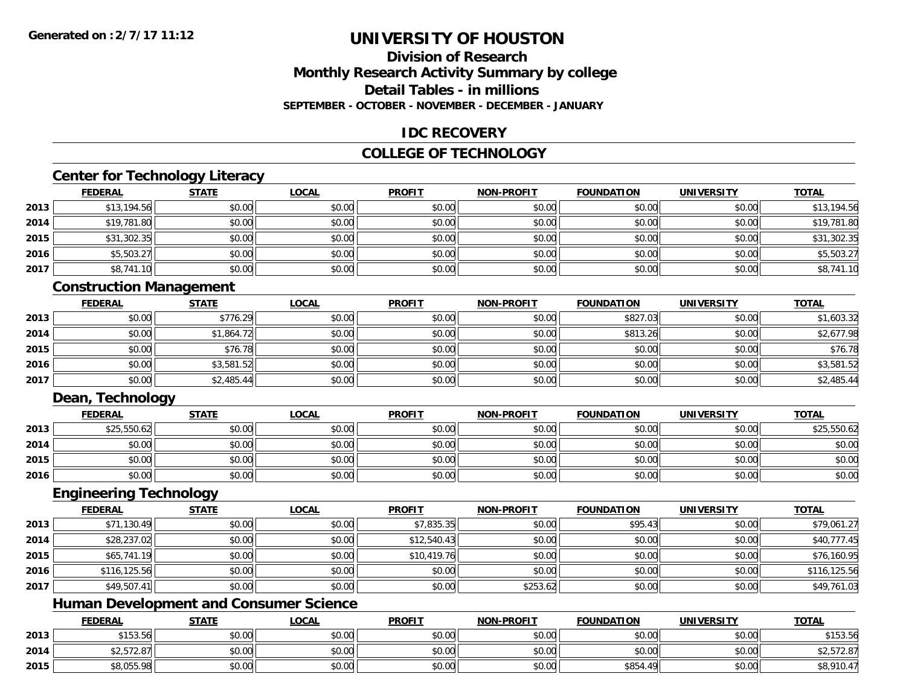Generated on :2/7/17 11:12

# UNIVERSITY OF HOUSTON

## Division of Research
## Monthly Research Activity Summary by college
## Detail Tables - in millions
### SEPTEMBER - OCTOBER - NOVEMBER - DECEMBER - JANUARY

## IDC RECOVERY

## COLLEGE OF TECHNOLOGY

### Center for Technology Literacy

| | FEDERAL | STATE | LOCAL | PROFIT | NON-PROFIT | FOUNDATION | UNIVERSITY | TOTAL |
|---|---|---|---|---|---|---|---|---|
| 2013 | $13,194.56 | $0.00 | $0.00 | $0.00 | $0.00 | $0.00 | $0.00 | $13,194.56 |
| 2014 | $19,781.80 | $0.00 | $0.00 | $0.00 | $0.00 | $0.00 | $0.00 | $19,781.80 |
| 2015 | $31,302.35 | $0.00 | $0.00 | $0.00 | $0.00 | $0.00 | $0.00 | $31,302.35 |
| 2016 | $5,503.27 | $0.00 | $0.00 | $0.00 | $0.00 | $0.00 | $0.00 | $5,503.27 |
| 2017 | $8,741.10 | $0.00 | $0.00 | $0.00 | $0.00 | $0.00 | $0.00 | $8,741.10 |

### Construction Management

| | FEDERAL | STATE | LOCAL | PROFIT | NON-PROFIT | FOUNDATION | UNIVERSITY | TOTAL |
|---|---|---|---|---|---|---|---|---|
| 2013 | $0.00 | $776.29 | $0.00 | $0.00 | $0.00 | $827.03 | $0.00 | $1,603.32 |
| 2014 | $0.00 | $1,864.72 | $0.00 | $0.00 | $0.00 | $813.26 | $0.00 | $2,677.98 |
| 2015 | $0.00 | $76.78 | $0.00 | $0.00 | $0.00 | $0.00 | $0.00 | $76.78 |
| 2016 | $0.00 | $3,581.52 | $0.00 | $0.00 | $0.00 | $0.00 | $0.00 | $3,581.52 |
| 2017 | $0.00 | $2,485.44 | $0.00 | $0.00 | $0.00 | $0.00 | $0.00 | $2,485.44 |

### Dean, Technology

| | FEDERAL | STATE | LOCAL | PROFIT | NON-PROFIT | FOUNDATION | UNIVERSITY | TOTAL |
|---|---|---|---|---|---|---|---|---|
| 2013 | $25,550.62 | $0.00 | $0.00 | $0.00 | $0.00 | $0.00 | $0.00 | $25,550.62 |
| 2014 | $0.00 | $0.00 | $0.00 | $0.00 | $0.00 | $0.00 | $0.00 | $0.00 |
| 2015 | $0.00 | $0.00 | $0.00 | $0.00 | $0.00 | $0.00 | $0.00 | $0.00 |
| 2016 | $0.00 | $0.00 | $0.00 | $0.00 | $0.00 | $0.00 | $0.00 | $0.00 |

### Engineering Technology

| | FEDERAL | STATE | LOCAL | PROFIT | NON-PROFIT | FOUNDATION | UNIVERSITY | TOTAL |
|---|---|---|---|---|---|---|---|---|
| 2013 | $71,130.49 | $0.00 | $0.00 | $7,835.35 | $0.00 | $95.43 | $0.00 | $79,061.27 |
| 2014 | $28,237.02 | $0.00 | $0.00 | $12,540.43 | $0.00 | $0.00 | $0.00 | $40,777.45 |
| 2015 | $65,741.19 | $0.00 | $0.00 | $10,419.76 | $0.00 | $0.00 | $0.00 | $76,160.95 |
| 2016 | $116,125.56 | $0.00 | $0.00 | $0.00 | $0.00 | $0.00 | $0.00 | $116,125.56 |
| 2017 | $49,507.41 | $0.00 | $0.00 | $0.00 | $253.62 | $0.00 | $0.00 | $49,761.03 |

### Human Development and Consumer Science

| | FEDERAL | STATE | LOCAL | PROFIT | NON-PROFIT | FOUNDATION | UNIVERSITY | TOTAL |
|---|---|---|---|---|---|---|---|---|
| 2013 | $153.56 | $0.00 | $0.00 | $0.00 | $0.00 | $0.00 | $0.00 | $153.56 |
| 2014 | $2,572.87 | $0.00 | $0.00 | $0.00 | $0.00 | $0.00 | $0.00 | $2,572.87 |
| 2015 | $8,055.98 | $0.00 | $0.00 | $0.00 | $0.00 | $854.49 | $0.00 | $8,910.47 |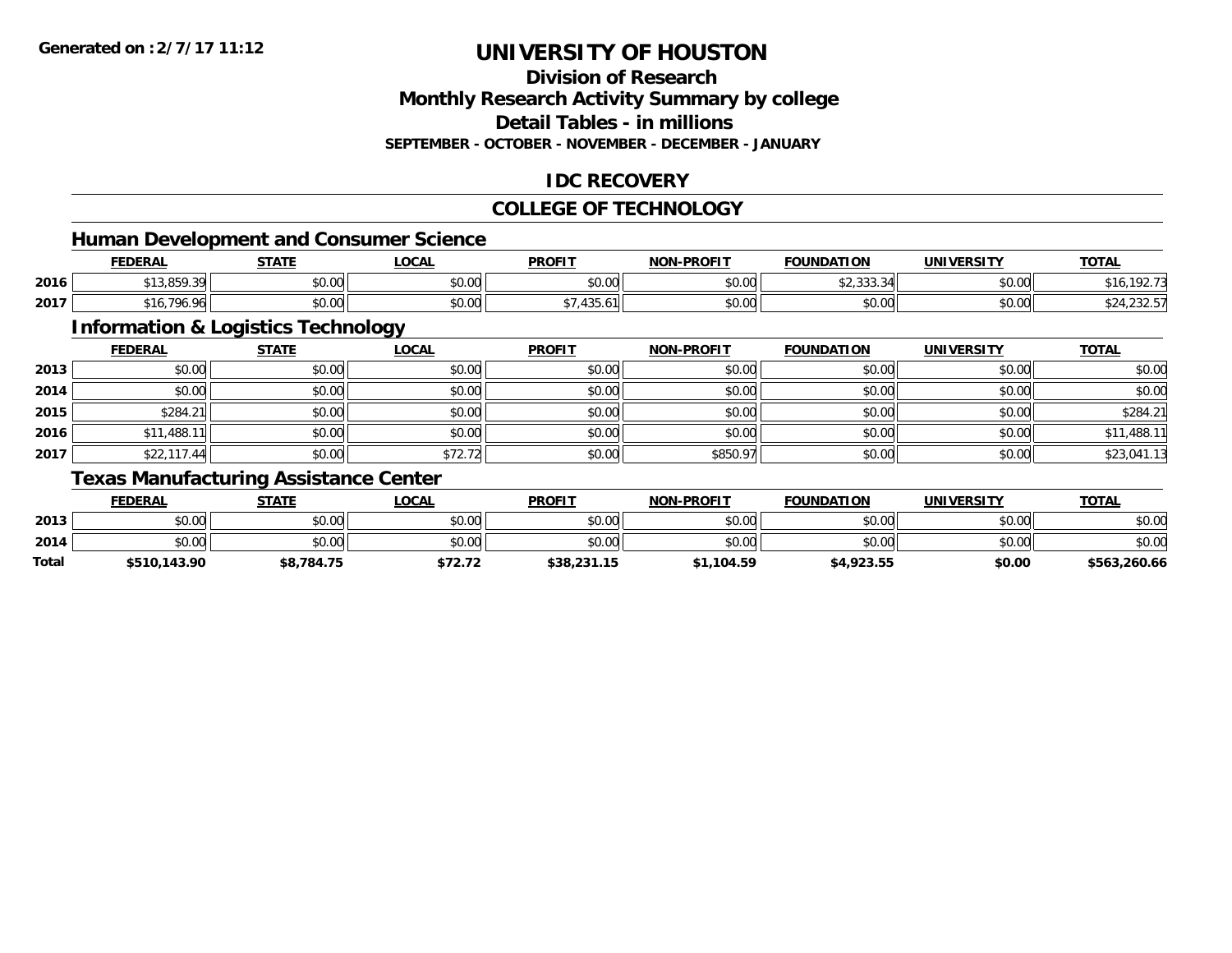# UNIVERSITY OF HOUSTON

## Division of Research
## Monthly Research Activity Summary by college
## Detail Tables - in millions
**SEPTEMBER - OCTOBER - NOVEMBER - DECEMBER - JANUARY**

## IDC RECOVERY

## COLLEGE OF TECHNOLOGY

### Human Development and Consumer Science

| | FEDERAL | STATE | LOCAL | PROFIT | NON-PROFIT | FOUNDATION | UNIVERSITY | TOTAL |
|---|---|---|---|---|---|---|---|---|
| 2016 | $13,859.39 | $0.00 | $0.00 | $0.00 | $0.00 | $2,333.34 | $0.00 | $16,192.73 |
| 2017 | $16,796.96 | $0.00 | $0.00 | $7,435.61 | $0.00 | $0.00 | $0.00 | $24,232.57 |

### Information & Logistics Technology

| | FEDERAL | STATE | LOCAL | PROFIT | NON-PROFIT | FOUNDATION | UNIVERSITY | TOTAL |
|---|---|---|---|---|---|---|---|---|
| 2013 | $0.00 | $0.00 | $0.00 | $0.00 | $0.00 | $0.00 | $0.00 | $0.00 |
| 2014 | $0.00 | $0.00 | $0.00 | $0.00 | $0.00 | $0.00 | $0.00 | $0.00 |
| 2015 | $284.21 | $0.00 | $0.00 | $0.00 | $0.00 | $0.00 | $0.00 | $284.21 |
| 2016 | $11,488.11 | $0.00 | $0.00 | $0.00 | $0.00 | $0.00 | $0.00 | $11,488.11 |
| 2017 | $22,117.44 | $0.00 | $72.72 | $0.00 | $850.97 | $0.00 | $0.00 | $23,041.13 |

### Texas Manufacturing Assistance Center

| | FEDERAL | STATE | LOCAL | PROFIT | NON-PROFIT | FOUNDATION | UNIVERSITY | TOTAL |
|---|---|---|---|---|---|---|---|---|
| 2013 | $0.00 | $0.00 | $0.00 | $0.00 | $0.00 | $0.00 | $0.00 | $0.00 |
| 2014 | $0.00 | $0.00 | $0.00 | $0.00 | $0.00 | $0.00 | $0.00 | $0.00 |
| **Total** | **$510,143.90** | **$8,784.75** | **$72.72** | **$38,231.15** | **$1,104.59** | **$4,923.55** | **$0.00** | **$563,260.66** |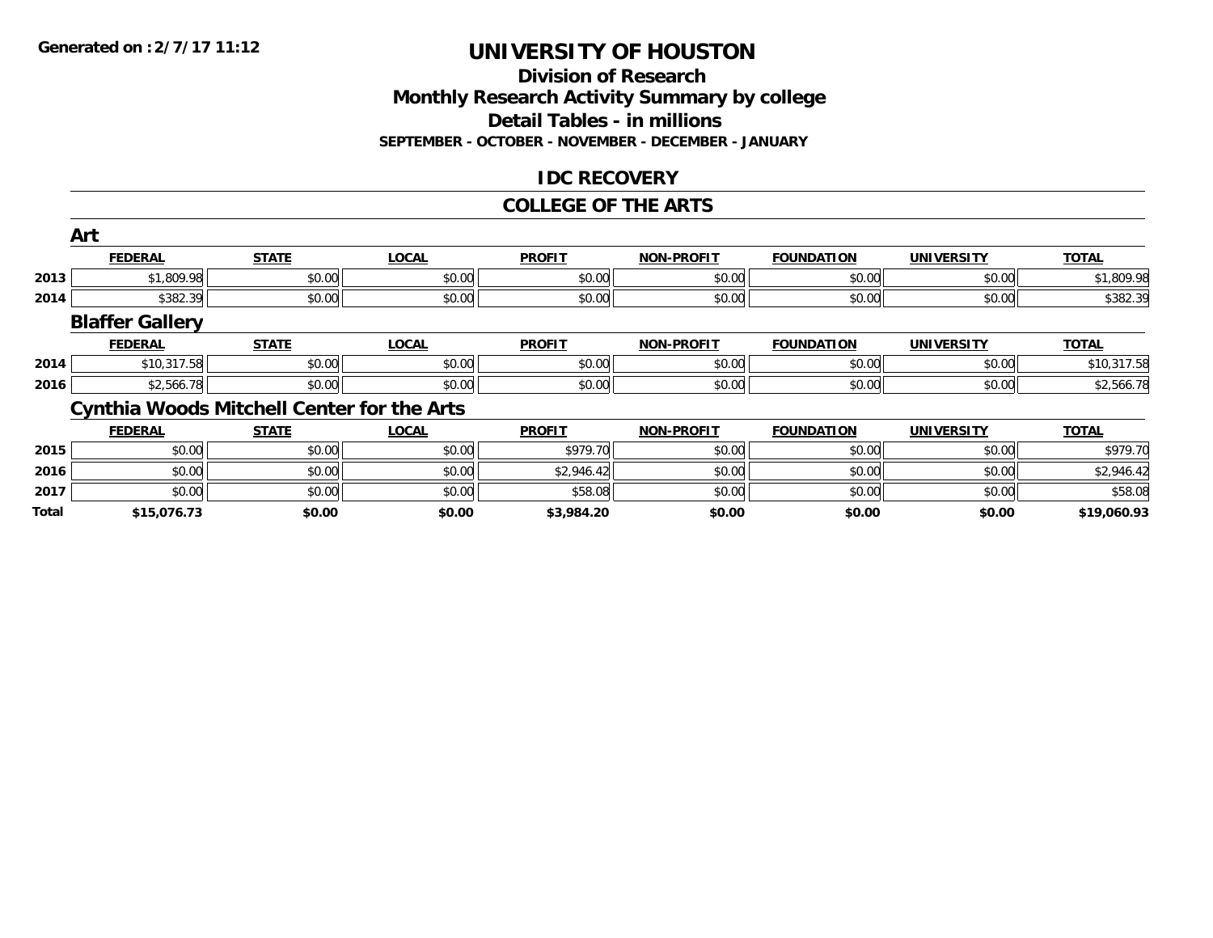**Generated on :2/7/17 11:12**

# UNIVERSITY OF HOUSTON

## Division of Research
## Monthly Research Activity Summary by college
## Detail Tables - in millions
### SEPTEMBER - OCTOBER - NOVEMBER - DECEMBER - JANUARY

## IDC RECOVERY

## COLLEGE OF THE ARTS

### Art

| | FEDERAL | STATE | LOCAL | PROFIT | NON-PROFIT | FOUNDATION | UNIVERSITY | TOTAL |
|---|---|---|---|---|---|---|---|---|
| 2013 | $1,809.98 | $0.00 | $0.00 | $0.00 | $0.00 | $0.00 | $0.00 | $1,809.98 |
| 2014 | $382.39 | $0.00 | $0.00 | $0.00 | $0.00 | $0.00 | $0.00 | $382.39 |

### Blaffer Gallery

| | FEDERAL | STATE | LOCAL | PROFIT | NON-PROFIT | FOUNDATION | UNIVERSITY | TOTAL |
|---|---|---|---|---|---|---|---|---|
| 2014 | $10,317.58 | $0.00 | $0.00 | $0.00 | $0.00 | $0.00 | $0.00 | $10,317.58 |
| 2016 | $2,566.78 | $0.00 | $0.00 | $0.00 | $0.00 | $0.00 | $0.00 | $2,566.78 |

### Cynthia Woods Mitchell Center for the Arts

| | FEDERAL | STATE | LOCAL | PROFIT | NON-PROFIT | FOUNDATION | UNIVERSITY | TOTAL |
|---|---|---|---|---|---|---|---|---|
| 2015 | $0.00 | $0.00 | $0.00 | $979.70 | $0.00 | $0.00 | $0.00 | $979.70 |
| 2016 | $0.00 | $0.00 | $0.00 | $2,946.42 | $0.00 | $0.00 | $0.00 | $2,946.42 |
| 2017 | $0.00 | $0.00 | $0.00 | $58.08 | $0.00 | $0.00 | $0.00 | $58.08 |
| **Total** | **$15,076.73** | **$0.00** | **$0.00** | **$3,984.20** | **$0.00** | **$0.00** | **$0.00** | **$19,060.93** |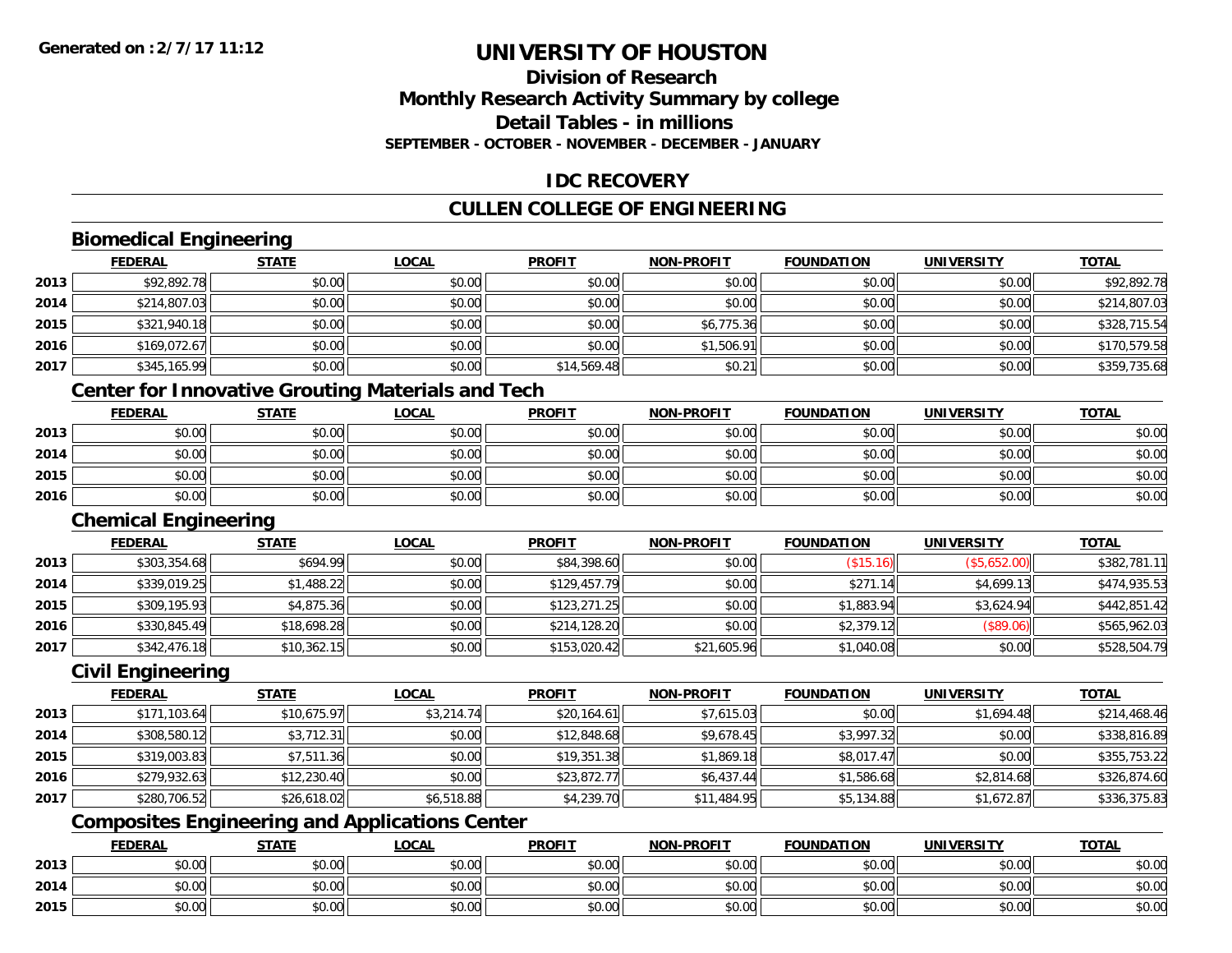# UNIVERSITY OF HOUSTON

## Division of Research
## Monthly Research Activity Summary by college
## Detail Tables - in millions
### SEPTEMBER - OCTOBER - NOVEMBER - DECEMBER - JANUARY

**Generated on : 2/7/17 11:12**

## IDC RECOVERY

## CULLEN COLLEGE OF ENGINEERING

### Biomedical Engineering

| | FEDERAL | STATE | LOCAL | PROFIT | NON-PROFIT | FOUNDATION | UNIVERSITY | TOTAL |
|---|---|---|---|---|---|---|---|---|
| 2013 | $92,892.78 | $0.00 | $0.00 | $0.00 | $0.00 | $0.00 | $0.00 | $92,892.78 |
| 2014 | $214,807.03 | $0.00 | $0.00 | $0.00 | $0.00 | $0.00 | $0.00 | $214,807.03 |
| 2015 | $321,940.18 | $0.00 | $0.00 | $0.00 | $6,775.36 | $0.00 | $0.00 | $328,715.54 |
| 2016 | $169,072.67 | $0.00 | $0.00 | $0.00 | $1,506.91 | $0.00 | $0.00 | $170,579.58 |
| 2017 | $345,165.99 | $0.00 | $0.00 | $14,569.48 | $0.21 | $0.00 | $0.00 | $359,735.68 |

### Center for Innovative Grouting Materials and Tech

| | FEDERAL | STATE | LOCAL | PROFIT | NON-PROFIT | FOUNDATION | UNIVERSITY | TOTAL |
|---|---|---|---|---|---|---|---|---|
| 2013 | $0.00 | $0.00 | $0.00 | $0.00 | $0.00 | $0.00 | $0.00 | $0.00 |
| 2014 | $0.00 | $0.00 | $0.00 | $0.00 | $0.00 | $0.00 | $0.00 | $0.00 |
| 2015 | $0.00 | $0.00 | $0.00 | $0.00 | $0.00 | $0.00 | $0.00 | $0.00 |
| 2016 | $0.00 | $0.00 | $0.00 | $0.00 | $0.00 | $0.00 | $0.00 | $0.00 |

### Chemical Engineering

| | FEDERAL | STATE | LOCAL | PROFIT | NON-PROFIT | FOUNDATION | UNIVERSITY | TOTAL |
|---|---|---|---|---|---|---|---|---|
| 2013 | $303,354.68 | $694.99 | $0.00 | $84,398.60 | $0.00 | ($15.16) | ($5,652.00) | $382,781.11 |
| 2014 | $339,019.25 | $1,488.22 | $0.00 | $129,457.79 | $0.00 | $271.14 | $4,699.13 | $474,935.53 |
| 2015 | $309,195.93 | $4,875.36 | $0.00 | $123,271.25 | $0.00 | $1,883.94 | $3,624.94 | $442,851.42 |
| 2016 | $330,845.49 | $18,698.28 | $0.00 | $214,128.20 | $0.00 | $2,379.12 | ($89.06) | $565,962.03 |
| 2017 | $342,476.18 | $10,362.15 | $0.00 | $153,020.42 | $21,605.96 | $1,040.08 | $0.00 | $528,504.79 |

### Civil Engineering

| | FEDERAL | STATE | LOCAL | PROFIT | NON-PROFIT | FOUNDATION | UNIVERSITY | TOTAL |
|---|---|---|---|---|---|---|---|---|
| 2013 | $171,103.64 | $10,675.97 | $3,214.74 | $20,164.61 | $7,615.03 | $0.00 | $1,694.48 | $214,468.46 |
| 2014 | $308,580.12 | $3,712.31 | $0.00 | $12,848.68 | $9,678.45 | $3,997.32 | $0.00 | $338,816.89 |
| 2015 | $319,003.83 | $7,511.36 | $0.00 | $19,351.38 | $1,869.18 | $8,017.47 | $0.00 | $355,753.22 |
| 2016 | $279,932.63 | $12,230.40 | $0.00 | $23,872.77 | $6,437.44 | $1,586.68 | $2,814.68 | $326,874.60 |
| 2017 | $280,706.52 | $26,618.02 | $6,518.88 | $4,239.70 | $11,484.95 | $5,134.88 | $1,672.87 | $336,375.83 |

### Composites Engineering and Applications Center

| | FEDERAL | STATE | LOCAL | PROFIT | NON-PROFIT | FOUNDATION | UNIVERSITY | TOTAL |
|---|---|---|---|---|---|---|---|---|
| 2013 | $0.00 | $0.00 | $0.00 | $0.00 | $0.00 | $0.00 | $0.00 | $0.00 |
| 2014 | $0.00 | $0.00 | $0.00 | $0.00 | $0.00 | $0.00 | $0.00 | $0.00 |
| 2015 | $0.00 | $0.00 | $0.00 | $0.00 | $0.00 | $0.00 | $0.00 | $0.00 |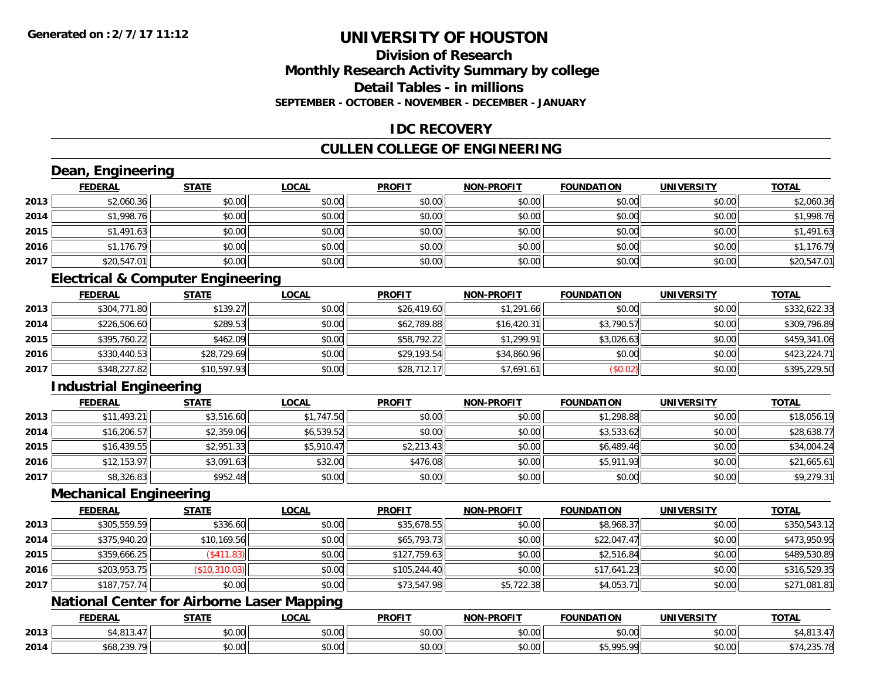**Generated on :2/7/17 11:12**

# UNIVERSITY OF HOUSTON

## Division of Research
## Monthly Research Activity Summary by college
## Detail Tables - in millions
### SEPTEMBER - OCTOBER - NOVEMBER - DECEMBER - JANUARY

## IDC RECOVERY

## CULLEN COLLEGE OF ENGINEERING

### Dean, Engineering

| | FEDERAL | STATE | LOCAL | PROFIT | NON-PROFIT | FOUNDATION | UNIVERSITY | TOTAL |
|---|---|---|---|---|---|---|---|---|
| 2013 | $2,060.36 | $0.00 | $0.00 | $0.00 | $0.00 | $0.00 | $0.00 | $2,060.36 |
| 2014 | $1,998.76 | $0.00 | $0.00 | $0.00 | $0.00 | $0.00 | $0.00 | $1,998.76 |
| 2015 | $1,491.63 | $0.00 | $0.00 | $0.00 | $0.00 | $0.00 | $0.00 | $1,491.63 |
| 2016 | $1,176.79 | $0.00 | $0.00 | $0.00 | $0.00 | $0.00 | $0.00 | $1,176.79 |
| 2017 | $20,547.01 | $0.00 | $0.00 | $0.00 | $0.00 | $0.00 | $0.00 | $20,547.01 |

### Electrical & Computer Engineering

| | FEDERAL | STATE | LOCAL | PROFIT | NON-PROFIT | FOUNDATION | UNIVERSITY | TOTAL |
|---|---|---|---|---|---|---|---|---|
| 2013 | $304,771.80 | $139.27 | $0.00 | $26,419.60 | $1,291.66 | $0.00 | $0.00 | $332,622.33 |
| 2014 | $226,506.60 | $289.53 | $0.00 | $62,789.88 | $16,420.31 | $3,790.57 | $0.00 | $309,796.89 |
| 2015 | $395,760.22 | $462.09 | $0.00 | $58,792.22 | $1,299.91 | $3,026.63 | $0.00 | $459,341.06 |
| 2016 | $330,440.53 | $28,729.69 | $0.00 | $29,193.54 | $34,860.96 | $0.00 | $0.00 | $423,224.71 |
| 2017 | $348,227.82 | $10,597.93 | $0.00 | $28,712.17 | $7,691.61 | ($0.02) | $0.00 | $395,229.50 |

### Industrial Engineering

| | FEDERAL | STATE | LOCAL | PROFIT | NON-PROFIT | FOUNDATION | UNIVERSITY | TOTAL |
|---|---|---|---|---|---|---|---|---|
| 2013 | $11,493.21 | $3,516.60 | $1,747.50 | $0.00 | $0.00 | $1,298.88 | $0.00 | $18,056.19 |
| 2014 | $16,206.57 | $2,359.06 | $6,539.52 | $0.00 | $0.00 | $3,533.62 | $0.00 | $28,638.77 |
| 2015 | $16,439.55 | $2,951.33 | $5,910.47 | $2,213.43 | $0.00 | $6,489.46 | $0.00 | $34,004.24 |
| 2016 | $12,153.97 | $3,091.63 | $32.00 | $476.08 | $0.00 | $5,911.93 | $0.00 | $21,665.61 |
| 2017 | $8,326.83 | $952.48 | $0.00 | $0.00 | $0.00 | $0.00 | $0.00 | $9,279.31 |

### Mechanical Engineering

| | FEDERAL | STATE | LOCAL | PROFIT | NON-PROFIT | FOUNDATION | UNIVERSITY | TOTAL |
|---|---|---|---|---|---|---|---|---|
| 2013 | $305,559.59 | $336.60 | $0.00 | $35,678.55 | $0.00 | $8,968.37 | $0.00 | $350,543.12 |
| 2014 | $375,940.20 | $10,169.56 | $0.00 | $65,793.73 | $0.00 | $22,047.47 | $0.00 | $473,950.95 |
| 2015 | $359,666.25 | ($411.83) | $0.00 | $127,759.63 | $0.00 | $2,516.84 | $0.00 | $489,530.89 |
| 2016 | $203,953.75 | ($10,310.03) | $0.00 | $105,244.40 | $0.00 | $17,641.23 | $0.00 | $316,529.35 |
| 2017 | $187,757.74 | $0.00 | $0.00 | $73,547.98 | $5,722.38 | $4,053.71 | $0.00 | $271,081.81 |

### National Center for Airborne Laser Mapping

| | FEDERAL | STATE | LOCAL | PROFIT | NON-PROFIT | FOUNDATION | UNIVERSITY | TOTAL |
|---|---|---|---|---|---|---|---|---|
| 2013 | $4,813.47 | $0.00 | $0.00 | $0.00 | $0.00 | $0.00 | $0.00 | $4,813.47 |
| 2014 | $68,239.79 | $0.00 | $0.00 | $0.00 | $0.00 | $5,995.99 | $0.00 | $74,235.78 |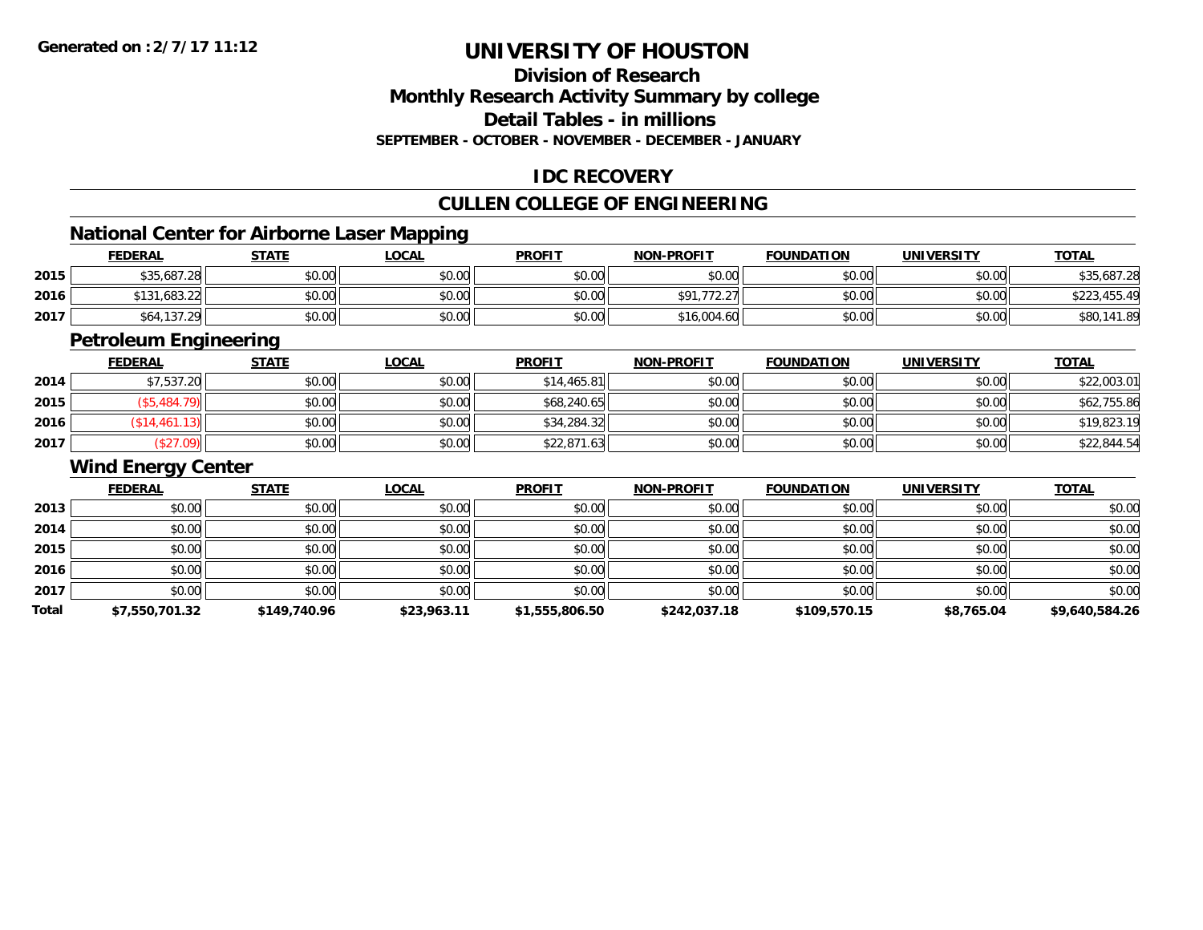**Generated on :2/7/17 11:12**

# UNIVERSITY OF HOUSTON

## Division of Research
## Monthly Research Activity Summary by college
## Detail Tables - in millions

**SEPTEMBER - OCTOBER - NOVEMBER - DECEMBER - JANUARY**

## IDC RECOVERY

## CULLEN COLLEGE OF ENGINEERING

### National Center for Airborne Laser Mapping

| | FEDERAL | STATE | LOCAL | PROFIT | NON-PROFIT | FOUNDATION | UNIVERSITY | TOTAL |
|---|---|---|---|---|---|---|---|---|
| 2015 | $35,687.28 | $0.00 | $0.00 | $0.00 | $0.00 | $0.00 | $0.00 | $35,687.28 |
| 2016 | $131,683.22 | $0.00 | $0.00 | $0.00 | $91,772.27 | $0.00 | $0.00 | $223,455.49 |
| 2017 | $64,137.29 | $0.00 | $0.00 | $0.00 | $16,004.60 | $0.00 | $0.00 | $80,141.89 |

### Petroleum Engineering

| | FEDERAL | STATE | LOCAL | PROFIT | NON-PROFIT | FOUNDATION | UNIVERSITY | TOTAL |
|---|---|---|---|---|---|---|---|---|
| 2014 | $7,537.20 | $0.00 | $0.00 | $14,465.81 | $0.00 | $0.00 | $0.00 | $22,003.01 |
| 2015 | ($5,484.79) | $0.00 | $0.00 | $68,240.65 | $0.00 | $0.00 | $0.00 | $62,755.86 |
| 2016 | ($14,461.13) | $0.00 | $0.00 | $34,284.32 | $0.00 | $0.00 | $0.00 | $19,823.19 |
| 2017 | ($27.09) | $0.00 | $0.00 | $22,871.63 | $0.00 | $0.00 | $0.00 | $22,844.54 |

### Wind Energy Center

| | FEDERAL | STATE | LOCAL | PROFIT | NON-PROFIT | FOUNDATION | UNIVERSITY | TOTAL |
|---|---|---|---|---|---|---|---|---|
| 2013 | $0.00 | $0.00 | $0.00 | $0.00 | $0.00 | $0.00 | $0.00 | $0.00 |
| 2014 | $0.00 | $0.00 | $0.00 | $0.00 | $0.00 | $0.00 | $0.00 | $0.00 |
| 2015 | $0.00 | $0.00 | $0.00 | $0.00 | $0.00 | $0.00 | $0.00 | $0.00 |
| 2016 | $0.00 | $0.00 | $0.00 | $0.00 | $0.00 | $0.00 | $0.00 | $0.00 |
| 2017 | $0.00 | $0.00 | $0.00 | $0.00 | $0.00 | $0.00 | $0.00 | $0.00 |
| **Total** | **$7,550,701.32** | **$149,740.96** | **$23,963.11** | **$1,555,806.50** | **$242,037.18** | **$109,570.15** | **$8,765.04** | **$9,640,584.26** |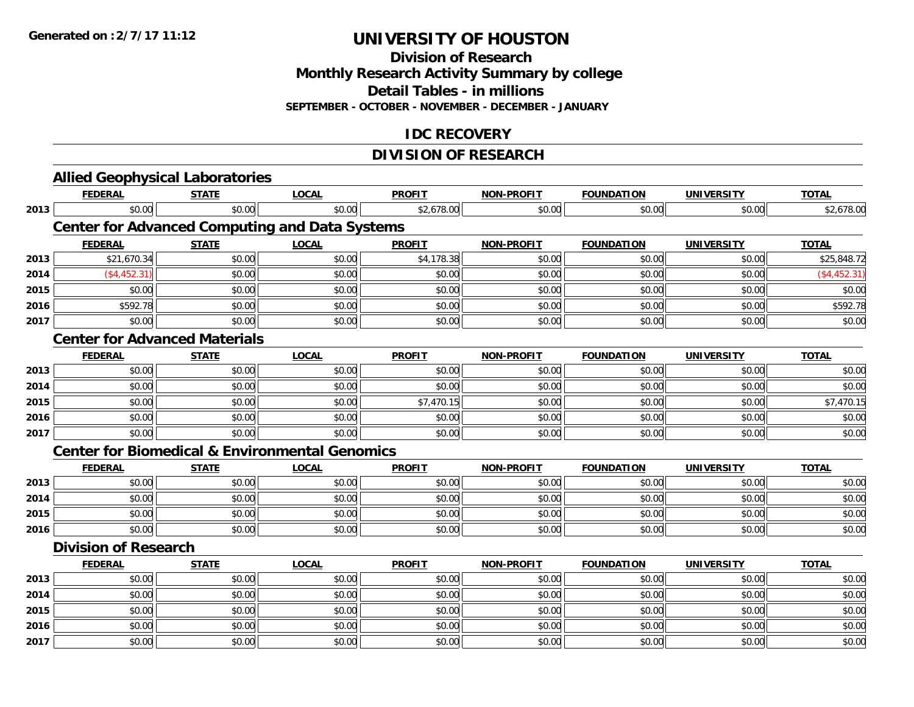# UNIVERSITY OF HOUSTON

## Division of Research

## Monthly Research Activity Summary by college

## Detail Tables - in millions

**SEPTEMBER - OCTOBER - NOVEMBER - DECEMBER - JANUARY**

## IDC RECOVERY

## DIVISION OF RESEARCH

### Allied Geophysical Laboratories

| | FEDERAL | STATE | LOCAL | PROFIT | NON-PROFIT | FOUNDATION | UNIVERSITY | TOTAL |
|---|---|---|---|---|---|---|---|---|
| 2013 | $0.00 | $0.00 | $0.00 | $2,678.00 | $0.00 | $0.00 | $0.00 | $2,678.00 |

### Center for Advanced Computing and Data Systems

| | FEDERAL | STATE | LOCAL | PROFIT | NON-PROFIT | FOUNDATION | UNIVERSITY | TOTAL |
|---|---|---|---|---|---|---|---|---|
| 2013 | $21,670.34 | $0.00 | $0.00 | $4,178.38 | $0.00 | $0.00 | $0.00 | $25,848.72 |
| 2014 | ($4,452.31) | $0.00 | $0.00 | $0.00 | $0.00 | $0.00 | $0.00 | ($4,452.31) |
| 2015 | $0.00 | $0.00 | $0.00 | $0.00 | $0.00 | $0.00 | $0.00 | $0.00 |
| 2016 | $592.78 | $0.00 | $0.00 | $0.00 | $0.00 | $0.00 | $0.00 | $592.78 |
| 2017 | $0.00 | $0.00 | $0.00 | $0.00 | $0.00 | $0.00 | $0.00 | $0.00 |

### Center for Advanced Materials

| | FEDERAL | STATE | LOCAL | PROFIT | NON-PROFIT | FOUNDATION | UNIVERSITY | TOTAL |
|---|---|---|---|---|---|---|---|---|
| 2013 | $0.00 | $0.00 | $0.00 | $0.00 | $0.00 | $0.00 | $0.00 | $0.00 |
| 2014 | $0.00 | $0.00 | $0.00 | $0.00 | $0.00 | $0.00 | $0.00 | $0.00 |
| 2015 | $0.00 | $0.00 | $0.00 | $7,470.15 | $0.00 | $0.00 | $0.00 | $7,470.15 |
| 2016 | $0.00 | $0.00 | $0.00 | $0.00 | $0.00 | $0.00 | $0.00 | $0.00 |
| 2017 | $0.00 | $0.00 | $0.00 | $0.00 | $0.00 | $0.00 | $0.00 | $0.00 |

### Center for Biomedical & Environmental Genomics

| | FEDERAL | STATE | LOCAL | PROFIT | NON-PROFIT | FOUNDATION | UNIVERSITY | TOTAL |
|---|---|---|---|---|---|---|---|---|
| 2013 | $0.00 | $0.00 | $0.00 | $0.00 | $0.00 | $0.00 | $0.00 | $0.00 |
| 2014 | $0.00 | $0.00 | $0.00 | $0.00 | $0.00 | $0.00 | $0.00 | $0.00 |
| 2015 | $0.00 | $0.00 | $0.00 | $0.00 | $0.00 | $0.00 | $0.00 | $0.00 |
| 2016 | $0.00 | $0.00 | $0.00 | $0.00 | $0.00 | $0.00 | $0.00 | $0.00 |

### Division of Research

| | FEDERAL | STATE | LOCAL | PROFIT | NON-PROFIT | FOUNDATION | UNIVERSITY | TOTAL |
|---|---|---|---|---|---|---|---|---|
| 2013 | $0.00 | $0.00 | $0.00 | $0.00 | $0.00 | $0.00 | $0.00 | $0.00 |
| 2014 | $0.00 | $0.00 | $0.00 | $0.00 | $0.00 | $0.00 | $0.00 | $0.00 |
| 2015 | $0.00 | $0.00 | $0.00 | $0.00 | $0.00 | $0.00 | $0.00 | $0.00 |
| 2016 | $0.00 | $0.00 | $0.00 | $0.00 | $0.00 | $0.00 | $0.00 | $0.00 |
| 2017 | $0.00 | $0.00 | $0.00 | $0.00 | $0.00 | $0.00 | $0.00 | $0.00 |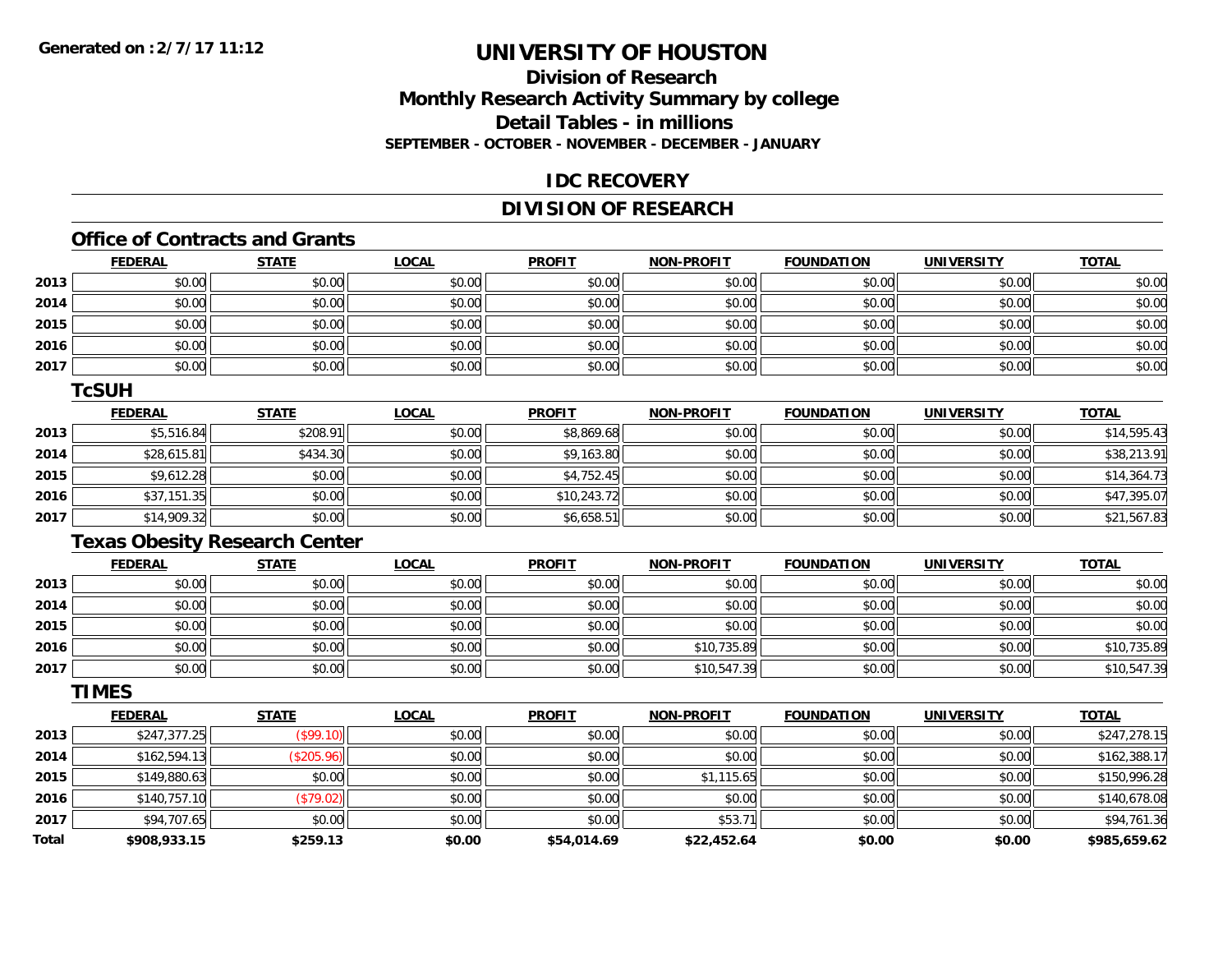**Generated on :2/7/17 11:12**

# UNIVERSITY OF HOUSTON

## Division of Research
## Monthly Research Activity Summary by college
## Detail Tables - in millions
### SEPTEMBER - OCTOBER - NOVEMBER - DECEMBER - JANUARY

## IDC RECOVERY

## DIVISION OF RESEARCH

### Office of Contracts and Grants

| | FEDERAL | STATE | LOCAL | PROFIT | NON-PROFIT | FOUNDATION | UNIVERSITY | TOTAL |
|---|---|---|---|---|---|---|---|---|
| 2013 | $0.00 | $0.00 | $0.00 | $0.00 | $0.00 | $0.00 | $0.00 | $0.00 |
| 2014 | $0.00 | $0.00 | $0.00 | $0.00 | $0.00 | $0.00 | $0.00 | $0.00 |
| 2015 | $0.00 | $0.00 | $0.00 | $0.00 | $0.00 | $0.00 | $0.00 | $0.00 |
| 2016 | $0.00 | $0.00 | $0.00 | $0.00 | $0.00 | $0.00 | $0.00 | $0.00 |
| 2017 | $0.00 | $0.00 | $0.00 | $0.00 | $0.00 | $0.00 | $0.00 | $0.00 |

### TcSUH

| | FEDERAL | STATE | LOCAL | PROFIT | NON-PROFIT | FOUNDATION | UNIVERSITY | TOTAL |
|---|---|---|---|---|---|---|---|---|
| 2013 | $5,516.84 | $208.91 | $0.00 | $8,869.68 | $0.00 | $0.00 | $0.00 | $14,595.43 |
| 2014 | $28,615.81 | $434.30 | $0.00 | $9,163.80 | $0.00 | $0.00 | $0.00 | $38,213.91 |
| 2015 | $9,612.28 | $0.00 | $0.00 | $4,752.45 | $0.00 | $0.00 | $0.00 | $14,364.73 |
| 2016 | $37,151.35 | $0.00 | $0.00 | $10,243.72 | $0.00 | $0.00 | $0.00 | $47,395.07 |
| 2017 | $14,909.32 | $0.00 | $0.00 | $6,658.51 | $0.00 | $0.00 | $0.00 | $21,567.83 |

### Texas Obesity Research Center

| | FEDERAL | STATE | LOCAL | PROFIT | NON-PROFIT | FOUNDATION | UNIVERSITY | TOTAL |
|---|---|---|---|---|---|---|---|---|
| 2013 | $0.00 | $0.00 | $0.00 | $0.00 | $0.00 | $0.00 | $0.00 | $0.00 |
| 2014 | $0.00 | $0.00 | $0.00 | $0.00 | $0.00 | $0.00 | $0.00 | $0.00 |
| 2015 | $0.00 | $0.00 | $0.00 | $0.00 | $0.00 | $0.00 | $0.00 | $0.00 |
| 2016 | $0.00 | $0.00 | $0.00 | $0.00 | $10,735.89 | $0.00 | $0.00 | $10,735.89 |
| 2017 | $0.00 | $0.00 | $0.00 | $0.00 | $10,547.39 | $0.00 | $0.00 | $10,547.39 |

### TIMES

| | FEDERAL | STATE | LOCAL | PROFIT | NON-PROFIT | FOUNDATION | UNIVERSITY | TOTAL |
|---|---|---|---|---|---|---|---|---|
| 2013 | $247,377.25 | ($99.10) | $0.00 | $0.00 | $0.00 | $0.00 | $0.00 | $247,278.15 |
| 2014 | $162,594.13 | ($205.96) | $0.00 | $0.00 | $0.00 | $0.00 | $0.00 | $162,388.17 |
| 2015 | $149,880.63 | $0.00 | $0.00 | $0.00 | $1,115.65 | $0.00 | $0.00 | $150,996.28 |
| 2016 | $140,757.10 | ($79.02) | $0.00 | $0.00 | $0.00 | $0.00 | $0.00 | $140,678.08 |
| 2017 | $94,707.65 | $0.00 | $0.00 | $0.00 | $53.71 | $0.00 | $0.00 | $94,761.36 |
| **Total** | **$908,933.15** | **$259.13** | **$0.00** | **$54,014.69** | **$22,452.64** | **$0.00** | **$0.00** | **$985,659.62** |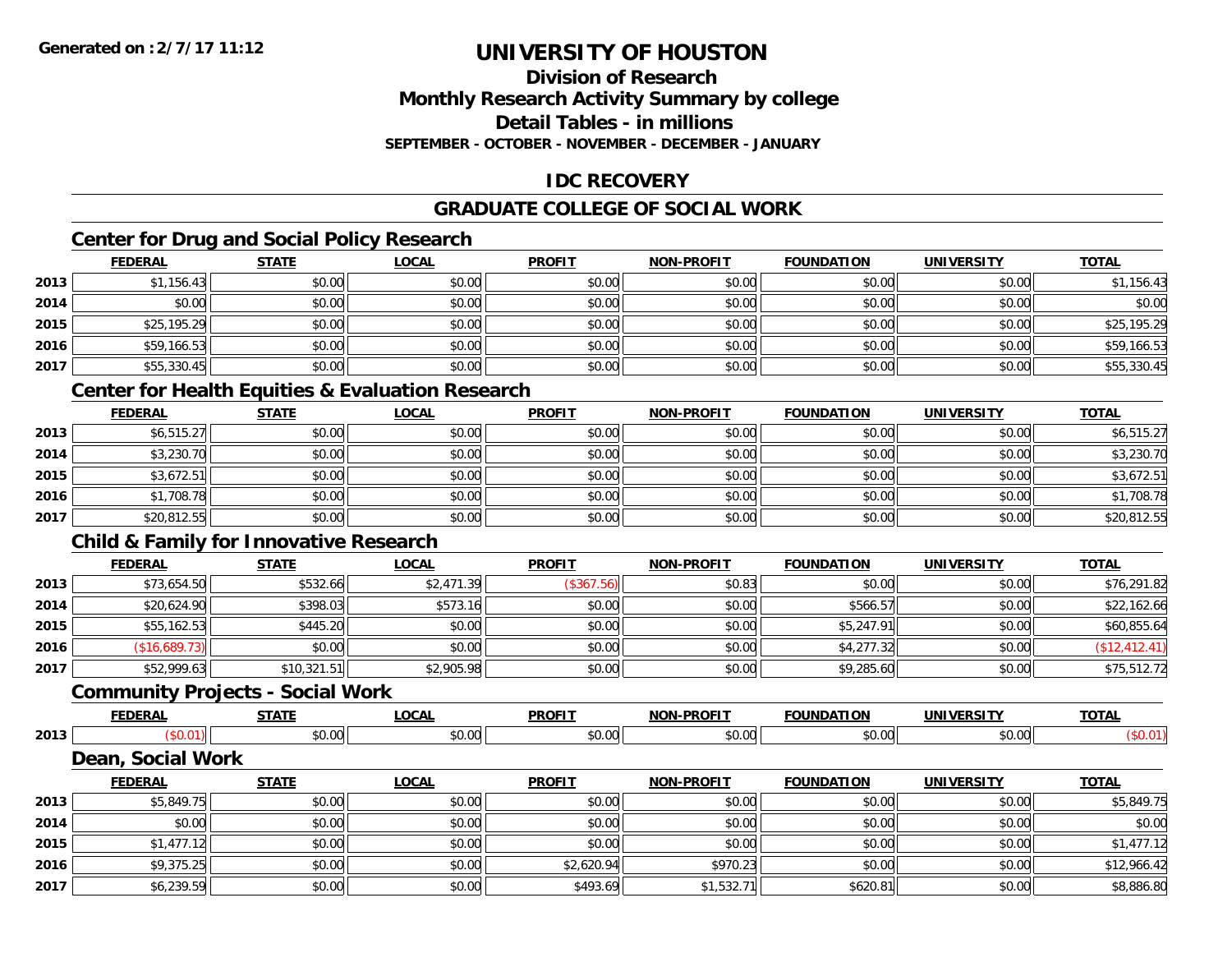# UNIVERSITY OF HOUSTON

## Division of Research

## Monthly Research Activity Summary by college

## Detail Tables - in millions

**SEPTEMBER - OCTOBER - NOVEMBER - DECEMBER - JANUARY**

## IDC RECOVERY

## GRADUATE COLLEGE OF SOCIAL WORK

### Center for Drug and Social Policy Research

| | FEDERAL | STATE | LOCAL | PROFIT | NON-PROFIT | FOUNDATION | UNIVERSITY | TOTAL |
|---|---|---|---|---|---|---|---|---|
| 2013 | $1,156.43 | $0.00 | $0.00 | $0.00 | $0.00 | $0.00 | $0.00 | $1,156.43 |
| 2014 | $0.00 | $0.00 | $0.00 | $0.00 | $0.00 | $0.00 | $0.00 | $0.00 |
| 2015 | $25,195.29 | $0.00 | $0.00 | $0.00 | $0.00 | $0.00 | $0.00 | $25,195.29 |
| 2016 | $59,166.53 | $0.00 | $0.00 | $0.00 | $0.00 | $0.00 | $0.00 | $59,166.53 |
| 2017 | $55,330.45 | $0.00 | $0.00 | $0.00 | $0.00 | $0.00 | $0.00 | $55,330.45 |

### Center for Health Equities & Evaluation Research

| | FEDERAL | STATE | LOCAL | PROFIT | NON-PROFIT | FOUNDATION | UNIVERSITY | TOTAL |
|---|---|---|---|---|---|---|---|---|
| 2013 | $6,515.27 | $0.00 | $0.00 | $0.00 | $0.00 | $0.00 | $0.00 | $6,515.27 |
| 2014 | $3,230.70 | $0.00 | $0.00 | $0.00 | $0.00 | $0.00 | $0.00 | $3,230.70 |
| 2015 | $3,672.51 | $0.00 | $0.00 | $0.00 | $0.00 | $0.00 | $0.00 | $3,672.51 |
| 2016 | $1,708.78 | $0.00 | $0.00 | $0.00 | $0.00 | $0.00 | $0.00 | $1,708.78 |
| 2017 | $20,812.55 | $0.00 | $0.00 | $0.00 | $0.00 | $0.00 | $0.00 | $20,812.55 |

### Child & Family for Innovative Research

| | FEDERAL | STATE | LOCAL | PROFIT | NON-PROFIT | FOUNDATION | UNIVERSITY | TOTAL |
|---|---|---|---|---|---|---|---|---|
| 2013 | $73,654.50 | $532.66 | $2,471.39 | ($367.56) | $0.83 | $0.00 | $0.00 | $76,291.82 |
| 2014 | $20,624.90 | $398.03 | $573.16 | $0.00 | $0.00 | $566.57 | $0.00 | $22,162.66 |
| 2015 | $55,162.53 | $445.20 | $0.00 | $0.00 | $0.00 | $5,247.91 | $0.00 | $60,855.64 |
| 2016 | ($16,689.73) | $0.00 | $0.00 | $0.00 | $0.00 | $4,277.32 | $0.00 | ($12,412.41) |
| 2017 | $52,999.63 | $10,321.51 | $2,905.98 | $0.00 | $0.00 | $9,285.60 | $0.00 | $75,512.72 |

### Community Projects - Social Work

| | FEDERAL | STATE | LOCAL | PROFIT | NON-PROFIT | FOUNDATION | UNIVERSITY | TOTAL |
|---|---|---|---|---|---|---|---|---|
| 2013 | ($0.01) | $0.00 | $0.00 | $0.00 | $0.00 | $0.00 | $0.00 | ($0.01) |

### Dean, Social Work

| | FEDERAL | STATE | LOCAL | PROFIT | NON-PROFIT | FOUNDATION | UNIVERSITY | TOTAL |
|---|---|---|---|---|---|---|---|---|
| 2013 | $5,849.75 | $0.00 | $0.00 | $0.00 | $0.00 | $0.00 | $0.00 | $5,849.75 |
| 2014 | $0.00 | $0.00 | $0.00 | $0.00 | $0.00 | $0.00 | $0.00 | $0.00 |
| 2015 | $1,477.12 | $0.00 | $0.00 | $0.00 | $0.00 | $0.00 | $0.00 | $1,477.12 |
| 2016 | $9,375.25 | $0.00 | $0.00 | $2,620.94 | $970.23 | $0.00 | $0.00 | $12,966.42 |
| 2017 | $6,239.59 | $0.00 | $0.00 | $493.69 | $1,532.71 | $620.81 | $0.00 | $8,886.80 |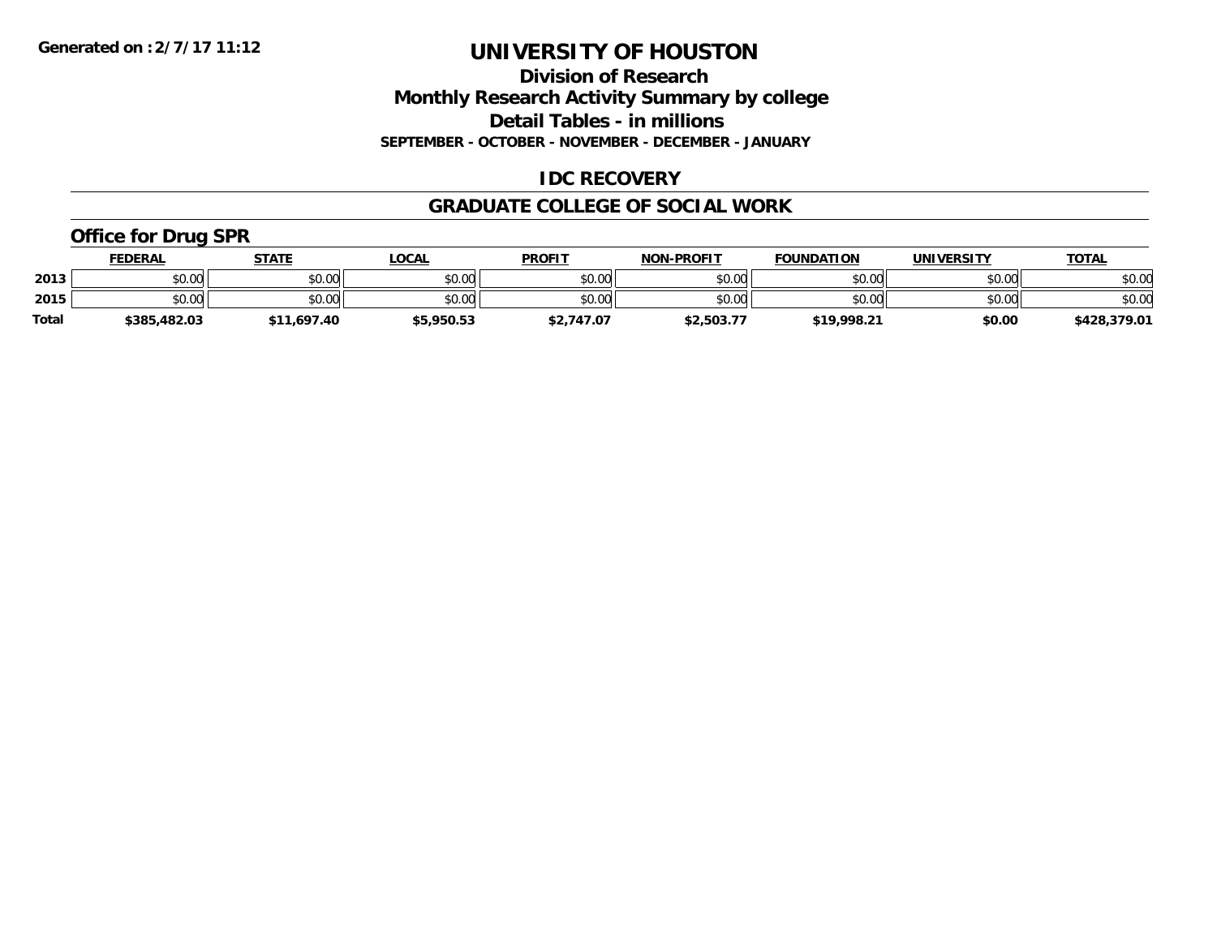Generated on :2/7/17 11:12

# UNIVERSITY OF HOUSTON

## Division of Research
## Monthly Research Activity Summary by college
## Detail Tables - in millions
**SEPTEMBER - OCTOBER - NOVEMBER - DECEMBER - JANUARY**

## IDC RECOVERY

## GRADUATE COLLEGE OF SOCIAL WORK

### Office for Drug SPR

| | FEDERAL | STATE | LOCAL | PROFIT | NON-PROFIT | FOUNDATION | UNIVERSITY | TOTAL |
|---|---|---|---|---|---|---|---|---|
| 2013 | $0.00 | $0.00 | $0.00 | $0.00 | $0.00 | $0.00 | $0.00 | $0.00 |
| 2015 | $0.00 | $0.00 | $0.00 | $0.00 | $0.00 | $0.00 | $0.00 | $0.00 |
| **Total** | **$385,482.03** | **$11,697.40** | **$5,950.53** | **$2,747.07** | **$2,503.77** | **$19,998.21** | **$0.00** | **$428,379.01** |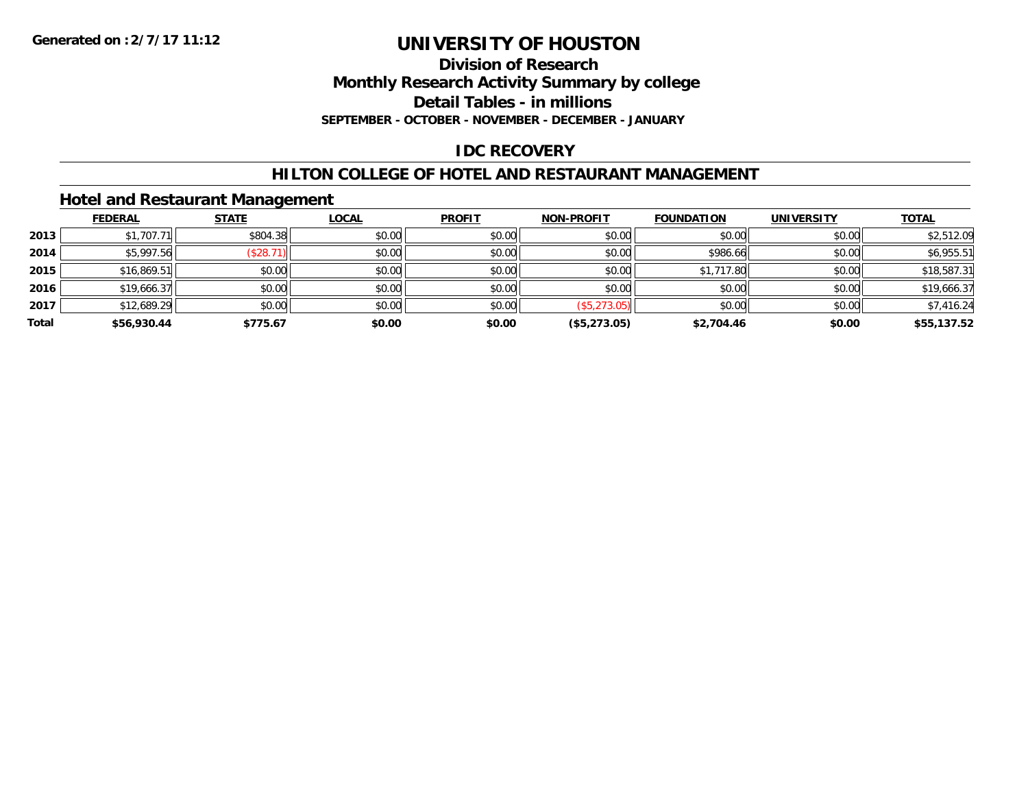**Generated on :2/7/17 11:12**

# UNIVERSITY OF HOUSTON

## Division of Research
## Monthly Research Activity Summary by college
## Detail Tables - in millions

**SEPTEMBER - OCTOBER - NOVEMBER - DECEMBER - JANUARY**

## IDC RECOVERY

## HILTON COLLEGE OF HOTEL AND RESTAURANT MANAGEMENT

### Hotel and Restaurant Management

| | FEDERAL | STATE | LOCAL | PROFIT | NON-PROFIT | FOUNDATION | UNIVERSITY | TOTAL |
|---|---|---|---|---|---|---|---|---|
| 2013 | $1,707.71 | $804.38 | $0.00 | $0.00 | $0.00 | $0.00 | $0.00 | $2,512.09 |
| 2014 | $5,997.56 | ($28.71) | $0.00 | $0.00 | $0.00 | $986.66 | $0.00 | $6,955.51 |
| 2015 | $16,869.51 | $0.00 | $0.00 | $0.00 | $0.00 | $1,717.80 | $0.00 | $18,587.31 |
| 2016 | $19,666.37 | $0.00 | $0.00 | $0.00 | $0.00 | $0.00 | $0.00 | $19,666.37 |
| 2017 | $12,689.29 | $0.00 | $0.00 | $0.00 | ($5,273.05) | $0.00 | $0.00 | $7,416.24 |
| **Total** | **$56,930.44** | **$775.67** | **$0.00** | **$0.00** | **($5,273.05)** | **$2,704.46** | **$0.00** | **$55,137.52** |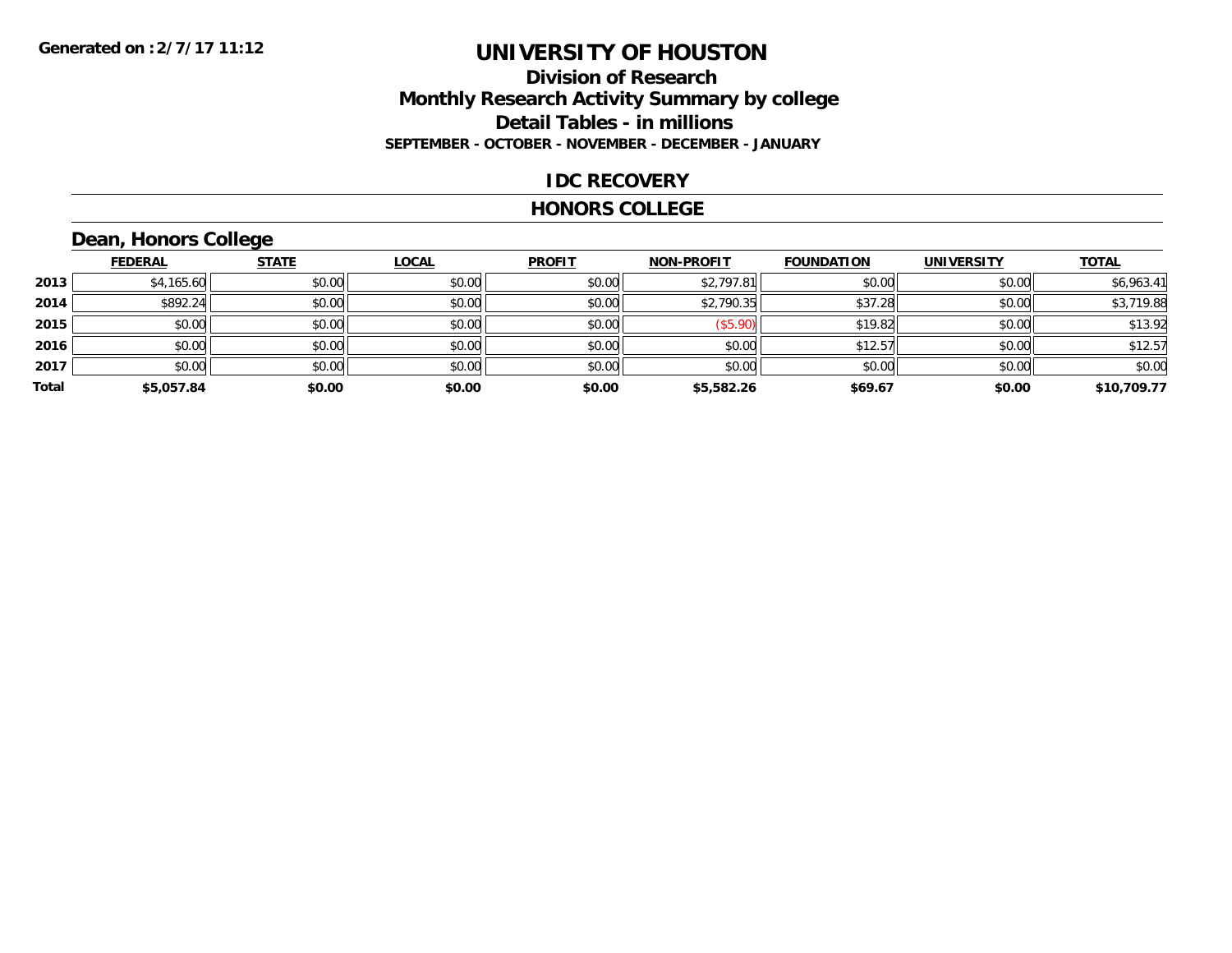**Generated on :2/7/17 11:12**

# UNIVERSITY OF HOUSTON

## Division of Research
## Monthly Research Activity Summary by college
## Detail Tables - in millions
**SEPTEMBER - OCTOBER - NOVEMBER - DECEMBER - JANUARY**

### IDC RECOVERY

### HONORS COLLEGE

### Dean, Honors College

| | FEDERAL | STATE | LOCAL | PROFIT | NON-PROFIT | FOUNDATION | UNIVERSITY | TOTAL |
|---|---|---|---|---|---|---|---|---|
| 2013 | $4,165.60 | $0.00 | $0.00 | $0.00 | $2,797.81 | $0.00 | $0.00 | $6,963.41 |
| 2014 | $892.24 | $0.00 | $0.00 | $0.00 | $2,790.35 | $37.28 | $0.00 | $3,719.88 |
| 2015 | $0.00 | $0.00 | $0.00 | $0.00 | ($5.90) | $19.82 | $0.00 | $13.92 |
| 2016 | $0.00 | $0.00 | $0.00 | $0.00 | $0.00 | $12.57 | $0.00 | $12.57 |
| 2017 | $0.00 | $0.00 | $0.00 | $0.00 | $0.00 | $0.00 | $0.00 | $0.00 |
| **Total** | **$5,057.84** | **$0.00** | **$0.00** | **$0.00** | **$5,582.26** | **$69.67** | **$0.00** | **$10,709.77** |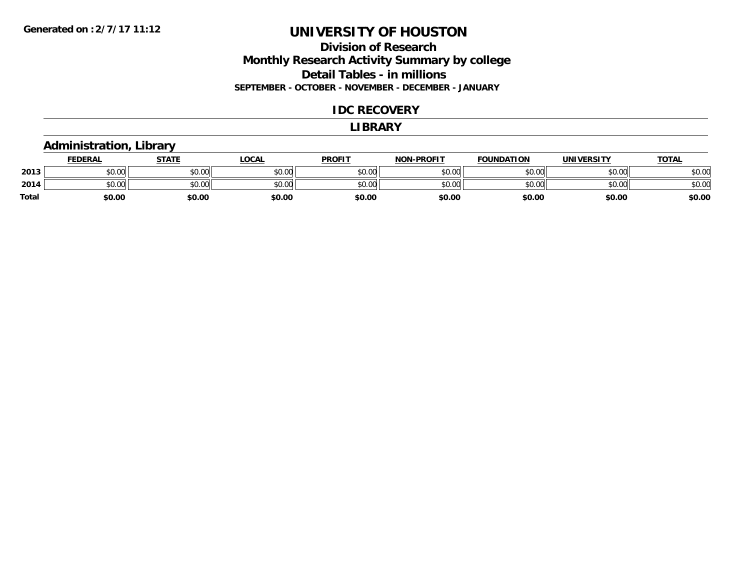**Generated on :2/7/17 11:12**

# UNIVERSITY OF HOUSTON

## Division of Research
## Monthly Research Activity Summary by college
## Detail Tables - in millions
### SEPTEMBER - OCTOBER - NOVEMBER - DECEMBER - JANUARY

## IDC RECOVERY

## LIBRARY

### Administration, Library

| | FEDERAL | STATE | LOCAL | PROFIT | NON-PROFIT | FOUNDATION | UNIVERSITY | TOTAL |
|---|---|---|---|---|---|---|---|---|
| **2013** | $0.00 | $0.00 | $0.00 | $0.00 | $0.00 | $0.00 | $0.00 | $0.00 |
| **2014** | $0.00 | $0.00 | $0.00 | $0.00 | $0.00 | $0.00 | $0.00 | $0.00 |
| **Total** | **$0.00** | **$0.00** | **$0.00** | **$0.00** | **$0.00** | **$0.00** | **$0.00** | **$0.00** |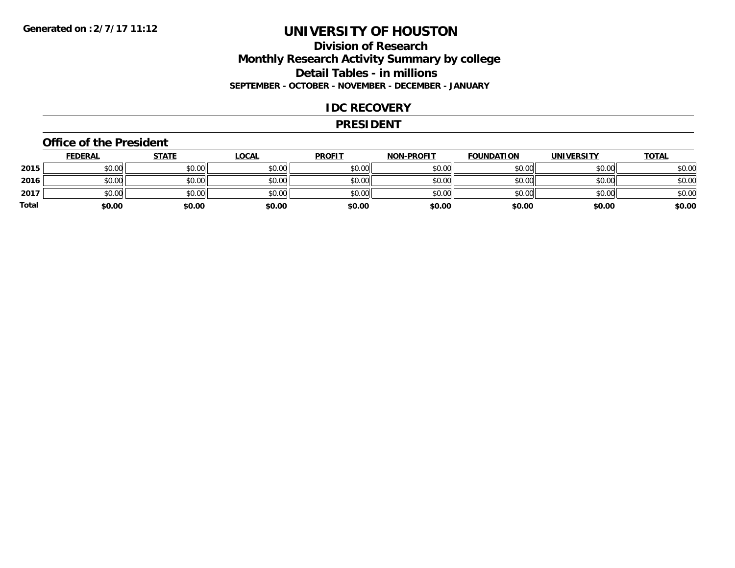Generated on :2/7/17 11:12

# UNIVERSITY OF HOUSTON

## Division of Research
## Monthly Research Activity Summary by college
## Detail Tables - in millions
**SEPTEMBER - OCTOBER - NOVEMBER - DECEMBER - JANUARY**

## IDC RECOVERY

## PRESIDENT

### Office of the President

| | FEDERAL | STATE | LOCAL | PROFIT | NON-PROFIT | FOUNDATION | UNIVERSITY | TOTAL |
|---|---|---|---|---|---|---|---|---|
| 2015 | $0.00 | $0.00 | $0.00 | $0.00 | $0.00 | $0.00 | $0.00 | $0.00 |
| 2016 | $0.00 | $0.00 | $0.00 | $0.00 | $0.00 | $0.00 | $0.00 | $0.00 |
| 2017 | $0.00 | $0.00 | $0.00 | $0.00 | $0.00 | $0.00 | $0.00 | $0.00 |
| **Total** | **$0.00** | **$0.00** | **$0.00** | **$0.00** | **$0.00** | **$0.00** | **$0.00** | **$0.00** |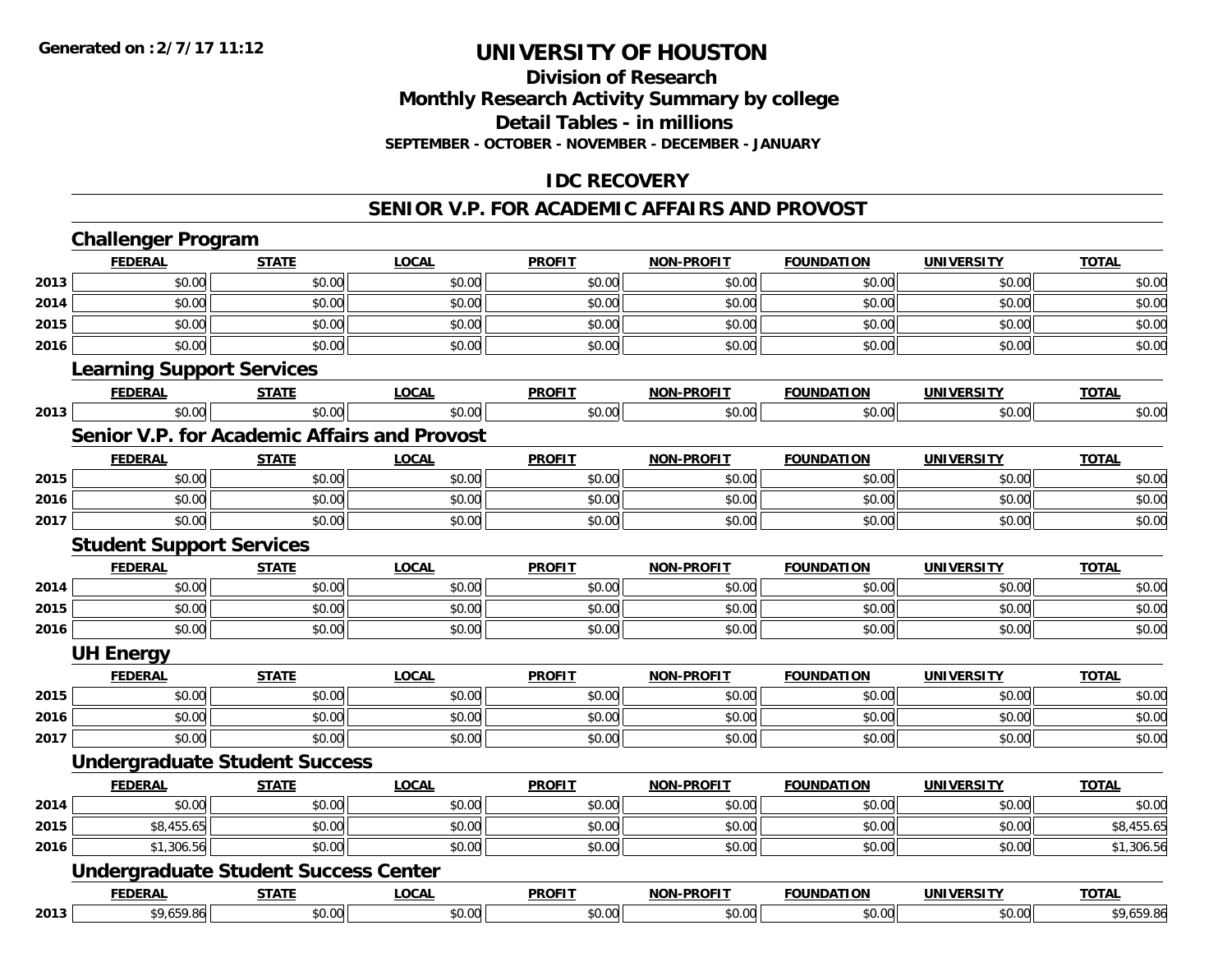Generated on :2/7/17 11:12

# UNIVERSITY OF HOUSTON

## Division of Research
## Monthly Research Activity Summary by college
## Detail Tables - in millions
### SEPTEMBER - OCTOBER - NOVEMBER - DECEMBER - JANUARY

## IDC RECOVERY

## SENIOR V.P. FOR ACADEMIC AFFAIRS AND PROVOST

### Challenger Program

| | FEDERAL | STATE | LOCAL | PROFIT | NON-PROFIT | FOUNDATION | UNIVERSITY | TOTAL |
|---|---|---|---|---|---|---|---|---|
| 2013 | $0.00 | $0.00 | $0.00 | $0.00 | $0.00 | $0.00 | $0.00 | $0.00 |
| 2014 | $0.00 | $0.00 | $0.00 | $0.00 | $0.00 | $0.00 | $0.00 | $0.00 |
| 2015 | $0.00 | $0.00 | $0.00 | $0.00 | $0.00 | $0.00 | $0.00 | $0.00 |
| 2016 | $0.00 | $0.00 | $0.00 | $0.00 | $0.00 | $0.00 | $0.00 | $0.00 |

### Learning Support Services

| | FEDERAL | STATE | LOCAL | PROFIT | NON-PROFIT | FOUNDATION | UNIVERSITY | TOTAL |
|---|---|---|---|---|---|---|---|---|
| 2013 | $0.00 | $0.00 | $0.00 | $0.00 | $0.00 | $0.00 | $0.00 | $0.00 |

### Senior V.P. for Academic Affairs and Provost

| | FEDERAL | STATE | LOCAL | PROFIT | NON-PROFIT | FOUNDATION | UNIVERSITY | TOTAL |
|---|---|---|---|---|---|---|---|---|
| 2015 | $0.00 | $0.00 | $0.00 | $0.00 | $0.00 | $0.00 | $0.00 | $0.00 |
| 2016 | $0.00 | $0.00 | $0.00 | $0.00 | $0.00 | $0.00 | $0.00 | $0.00 |
| 2017 | $0.00 | $0.00 | $0.00 | $0.00 | $0.00 | $0.00 | $0.00 | $0.00 |

### Student Support Services

| | FEDERAL | STATE | LOCAL | PROFIT | NON-PROFIT | FOUNDATION | UNIVERSITY | TOTAL |
|---|---|---|---|---|---|---|---|---|
| 2014 | $0.00 | $0.00 | $0.00 | $0.00 | $0.00 | $0.00 | $0.00 | $0.00 |
| 2015 | $0.00 | $0.00 | $0.00 | $0.00 | $0.00 | $0.00 | $0.00 | $0.00 |
| 2016 | $0.00 | $0.00 | $0.00 | $0.00 | $0.00 | $0.00 | $0.00 | $0.00 |

### UH Energy

| | FEDERAL | STATE | LOCAL | PROFIT | NON-PROFIT | FOUNDATION | UNIVERSITY | TOTAL |
|---|---|---|---|---|---|---|---|---|
| 2015 | $0.00 | $0.00 | $0.00 | $0.00 | $0.00 | $0.00 | $0.00 | $0.00 |
| 2016 | $0.00 | $0.00 | $0.00 | $0.00 | $0.00 | $0.00 | $0.00 | $0.00 |
| 2017 | $0.00 | $0.00 | $0.00 | $0.00 | $0.00 | $0.00 | $0.00 | $0.00 |

### Undergraduate Student Success

| | FEDERAL | STATE | LOCAL | PROFIT | NON-PROFIT | FOUNDATION | UNIVERSITY | TOTAL |
|---|---|---|---|---|---|---|---|---|
| 2014 | $0.00 | $0.00 | $0.00 | $0.00 | $0.00 | $0.00 | $0.00 | $0.00 |
| 2015 | $8,455.65 | $0.00 | $0.00 | $0.00 | $0.00 | $0.00 | $0.00 | $8,455.65 |
| 2016 | $1,306.56 | $0.00 | $0.00 | $0.00 | $0.00 | $0.00 | $0.00 | $1,306.56 |

### Undergraduate Student Success Center

| | FEDERAL | STATE | LOCAL | PROFIT | NON-PROFIT | FOUNDATION | UNIVERSITY | TOTAL |
|---|---|---|---|---|---|---|---|---|
| 2013 | $9,659.86 | $0.00 | $0.00 | $0.00 | $0.00 | $0.00 | $0.00 | $9,659.86 |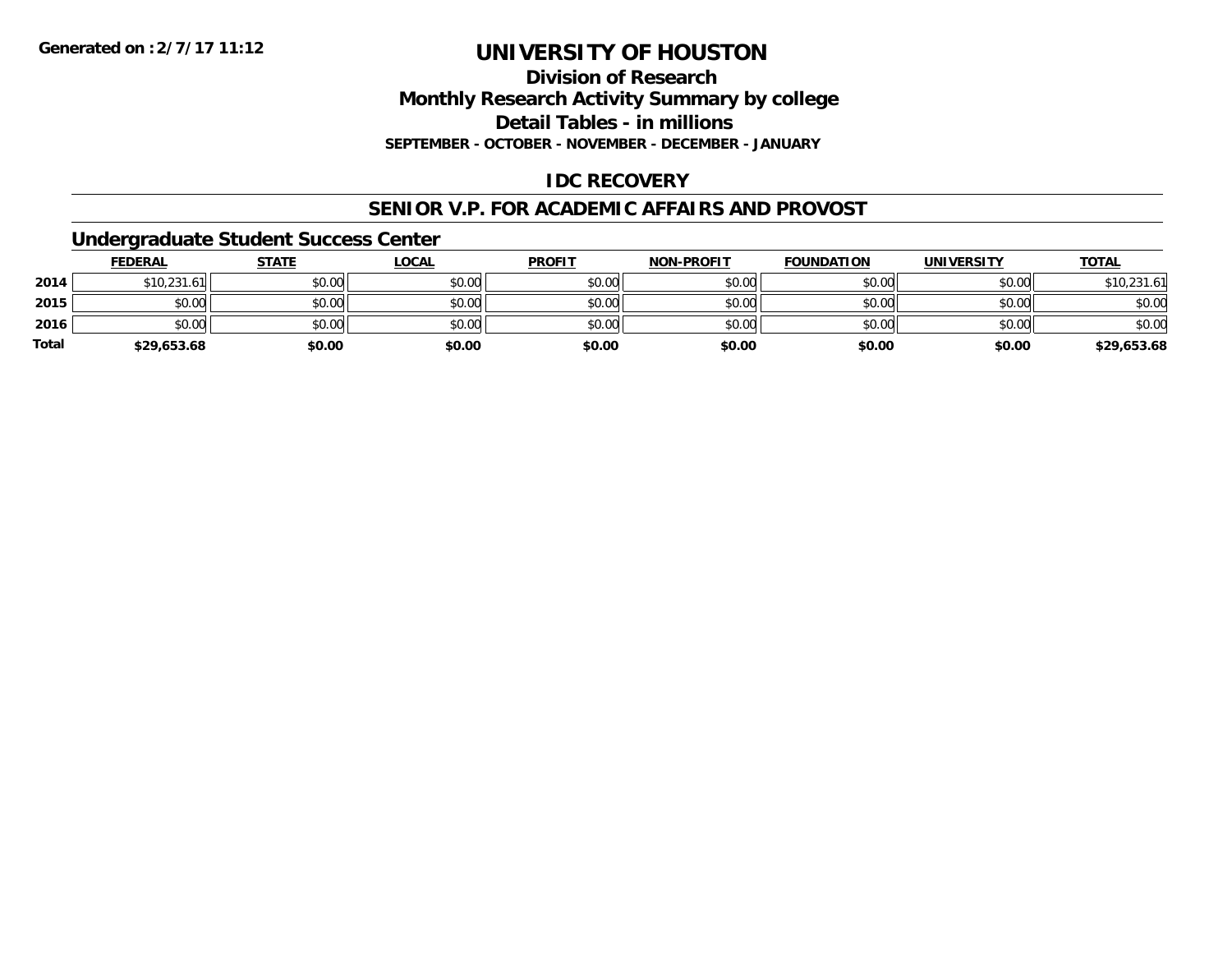**Generated on :2/7/17 11:12**

# UNIVERSITY OF HOUSTON

## Division of Research
## Monthly Research Activity Summary by college
## Detail Tables - in millions

**SEPTEMBER - OCTOBER - NOVEMBER - DECEMBER - JANUARY**

### IDC RECOVERY

### SENIOR V.P. FOR ACADEMIC AFFAIRS AND PROVOST

### Undergraduate Student Success Center

| | FEDERAL | STATE | LOCAL | PROFIT | NON-PROFIT | FOUNDATION | UNIVERSITY | TOTAL |
|---|---|---|---|---|---|---|---|---|
| 2014 | $10,231.61 | $0.00 | $0.00 | $0.00 | $0.00 | $0.00 | $0.00 | $10,231.61 |
| 2015 | $0.00 | $0.00 | $0.00 | $0.00 | $0.00 | $0.00 | $0.00 | $0.00 |
| 2016 | $0.00 | $0.00 | $0.00 | $0.00 | $0.00 | $0.00 | $0.00 | $0.00 |
| **Total** | **$29,653.68** | **$0.00** | **$0.00** | **$0.00** | **$0.00** | **$0.00** | **$0.00** | **$29,653.68** |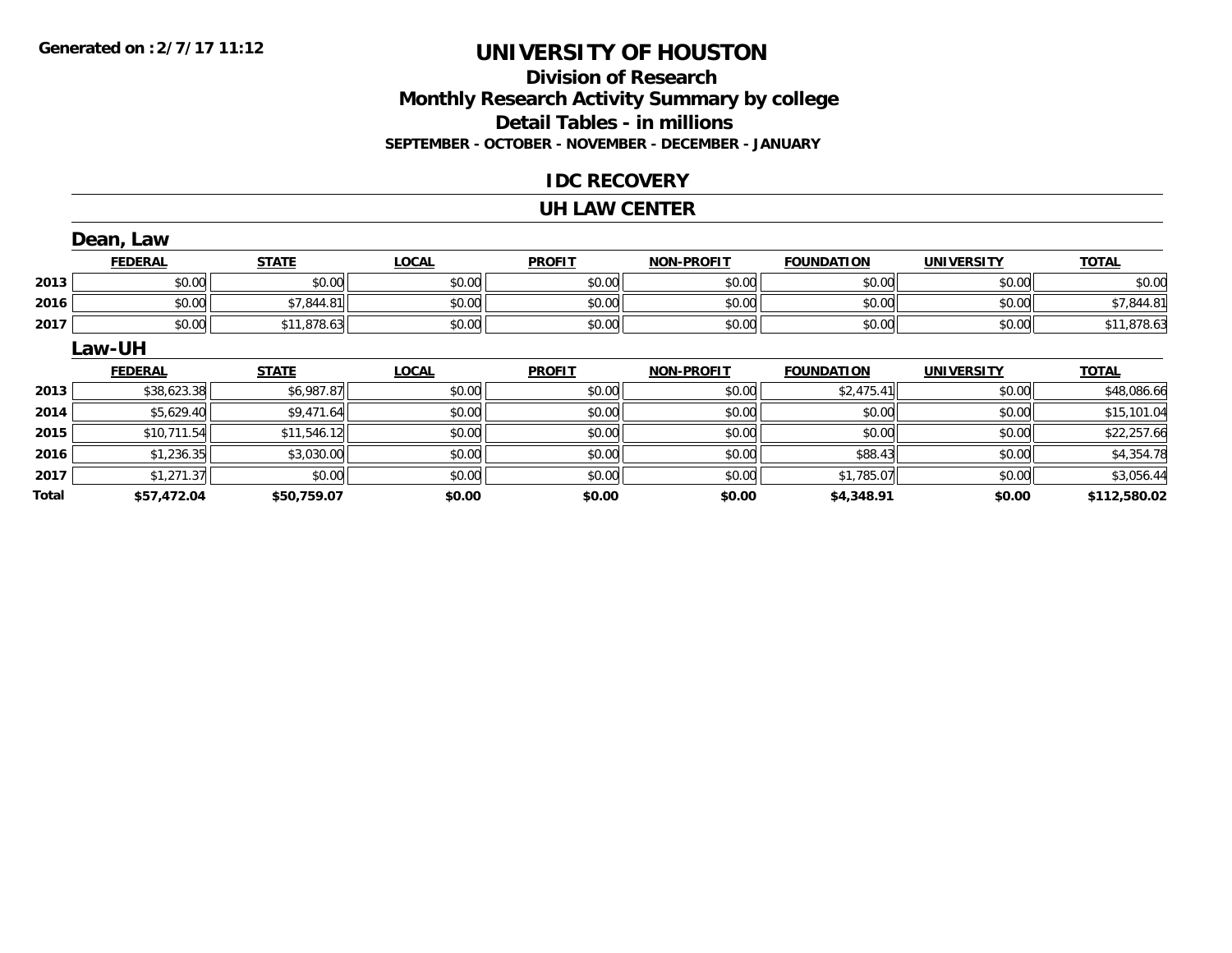**Generated on :2/7/17 11:12**

# UNIVERSITY OF HOUSTON

## Division of Research
## Monthly Research Activity Summary by college
## Detail Tables - in millions
### SEPTEMBER - OCTOBER - NOVEMBER - DECEMBER - JANUARY

### IDC RECOVERY

### UH LAW CENTER

#### Dean, Law

| | FEDERAL | STATE | LOCAL | PROFIT | NON-PROFIT | FOUNDATION | UNIVERSITY | TOTAL |
|---|---|---|---|---|---|---|---|---|
| 2013 | $0.00 | $0.00 | $0.00 | $0.00 | $0.00 | $0.00 | $0.00 | $0.00 |
| 2016 | $0.00 | $7,844.81 | $0.00 | $0.00 | $0.00 | $0.00 | $0.00 | $7,844.81 |
| 2017 | $0.00 | $11,878.63 | $0.00 | $0.00 | $0.00 | $0.00 | $0.00 | $11,878.63 |

#### Law-UH

| | FEDERAL | STATE | LOCAL | PROFIT | NON-PROFIT | FOUNDATION | UNIVERSITY | TOTAL |
|---|---|---|---|---|---|---|---|---|
| 2013 | $38,623.38 | $6,987.87 | $0.00 | $0.00 | $0.00 | $2,475.41 | $0.00 | $48,086.66 |
| 2014 | $5,629.40 | $9,471.64 | $0.00 | $0.00 | $0.00 | $0.00 | $0.00 | $15,101.04 |
| 2015 | $10,711.54 | $11,546.12 | $0.00 | $0.00 | $0.00 | $0.00 | $0.00 | $22,257.66 |
| 2016 | $1,236.35 | $3,030.00 | $0.00 | $0.00 | $0.00 | $88.43 | $0.00 | $4,354.78 |
| 2017 | $1,271.37 | $0.00 | $0.00 | $0.00 | $0.00 | $1,785.07 | $0.00 | $3,056.44 |
| **Total** | **$57,472.04** | **$50,759.07** | **$0.00** | **$0.00** | **$0.00** | **$4,348.91** | **$0.00** | **$112,580.02** |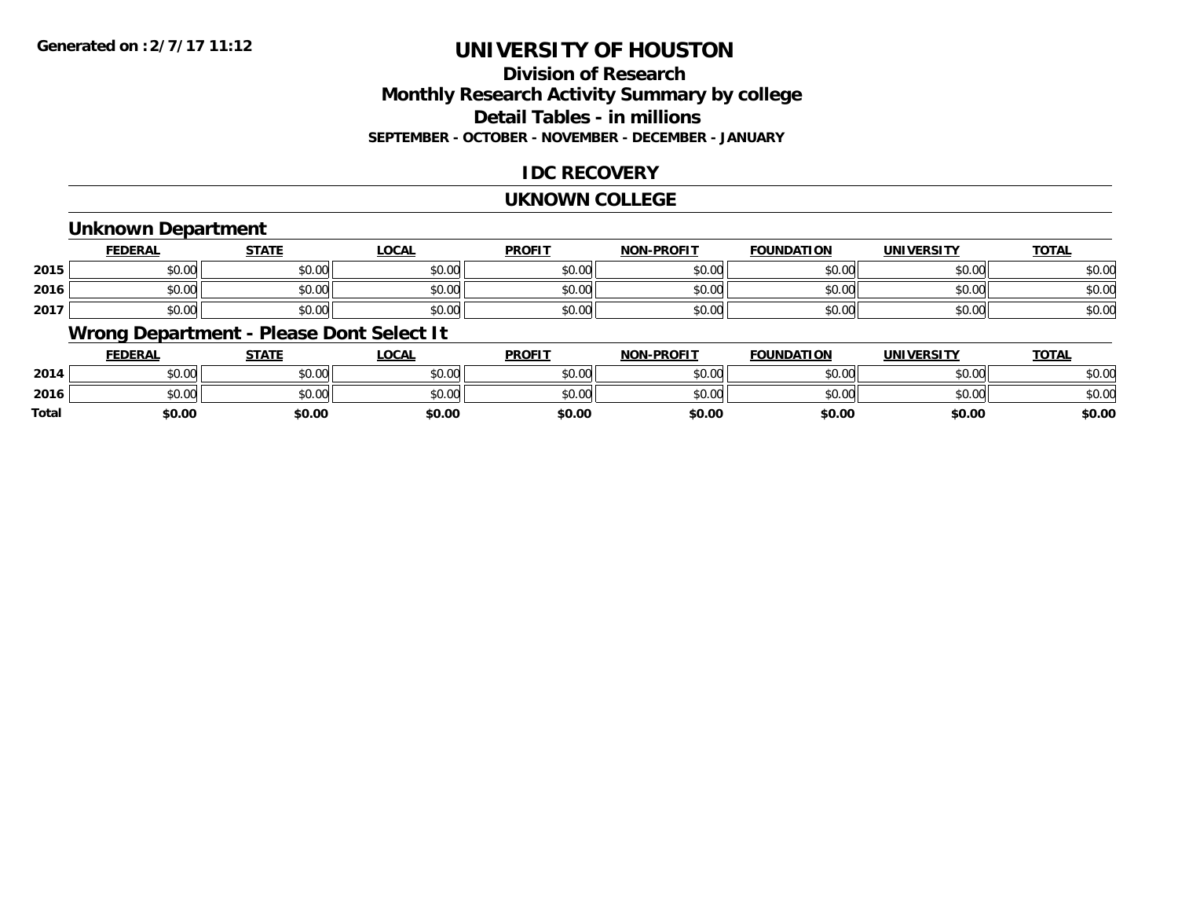**Generated on :2/7/17 11:12**

# UNIVERSITY OF HOUSTON

## Division of Research
## Monthly Research Activity Summary by college
## Detail Tables - in millions
### SEPTEMBER - OCTOBER - NOVEMBER - DECEMBER - JANUARY

## IDC RECOVERY

## UKNOWN COLLEGE

### Unknown Department

| | FEDERAL | STATE | LOCAL | PROFIT | NON-PROFIT | FOUNDATION | UNIVERSITY | TOTAL |
|---|---|---|---|---|---|---|---|---|
| 2015 | $0.00 | $0.00 | $0.00 | $0.00 | $0.00 | $0.00 | $0.00 | $0.00 |
| 2016 | $0.00 | $0.00 | $0.00 | $0.00 | $0.00 | $0.00 | $0.00 | $0.00 |
| 2017 | $0.00 | $0.00 | $0.00 | $0.00 | $0.00 | $0.00 | $0.00 | $0.00 |

### Wrong Department - Please Dont Select It

| | FEDERAL | STATE | LOCAL | PROFIT | NON-PROFIT | FOUNDATION | UNIVERSITY | TOTAL |
|---|---|---|---|---|---|---|---|---|
| 2014 | $0.00 | $0.00 | $0.00 | $0.00 | $0.00 | $0.00 | $0.00 | $0.00 |
| 2016 | $0.00 | $0.00 | $0.00 | $0.00 | $0.00 | $0.00 | $0.00 | $0.00 |
| **Total** | **$0.00** | **$0.00** | **$0.00** | **$0.00** | **$0.00** | **$0.00** | **$0.00** | **$0.00** |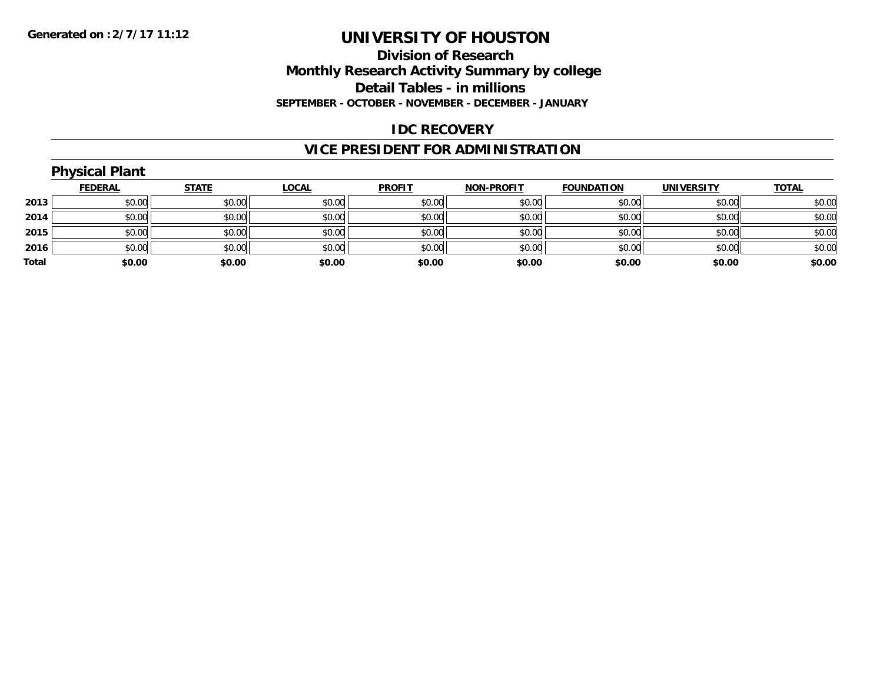**Generated on :2/7/17 11:12**

# UNIVERSITY OF HOUSTON

## Division of Research
## Monthly Research Activity Summary by college
## Detail Tables - in millions
### SEPTEMBER - OCTOBER - NOVEMBER - DECEMBER - JANUARY

## IDC RECOVERY

## VICE PRESIDENT FOR ADMINISTRATION

### Physical Plant

| | FEDERAL | STATE | LOCAL | PROFIT | NON-PROFIT | FOUNDATION | UNIVERSITY | TOTAL |
|---|---|---|---|---|---|---|---|---|
| **2013** | $0.00 | $0.00 | $0.00 | $0.00 | $0.00 | $0.00 | $0.00 | $0.00 |
| **2014** | $0.00 | $0.00 | $0.00 | $0.00 | $0.00 | $0.00 | $0.00 | $0.00 |
| **2015** | $0.00 | $0.00 | $0.00 | $0.00 | $0.00 | $0.00 | $0.00 | $0.00 |
| **2016** | $0.00 | $0.00 | $0.00 | $0.00 | $0.00 | $0.00 | $0.00 | $0.00 |
| **Total** | **$0.00** | **$0.00** | **$0.00** | **$0.00** | **$0.00** | **$0.00** | **$0.00** | **$0.00** |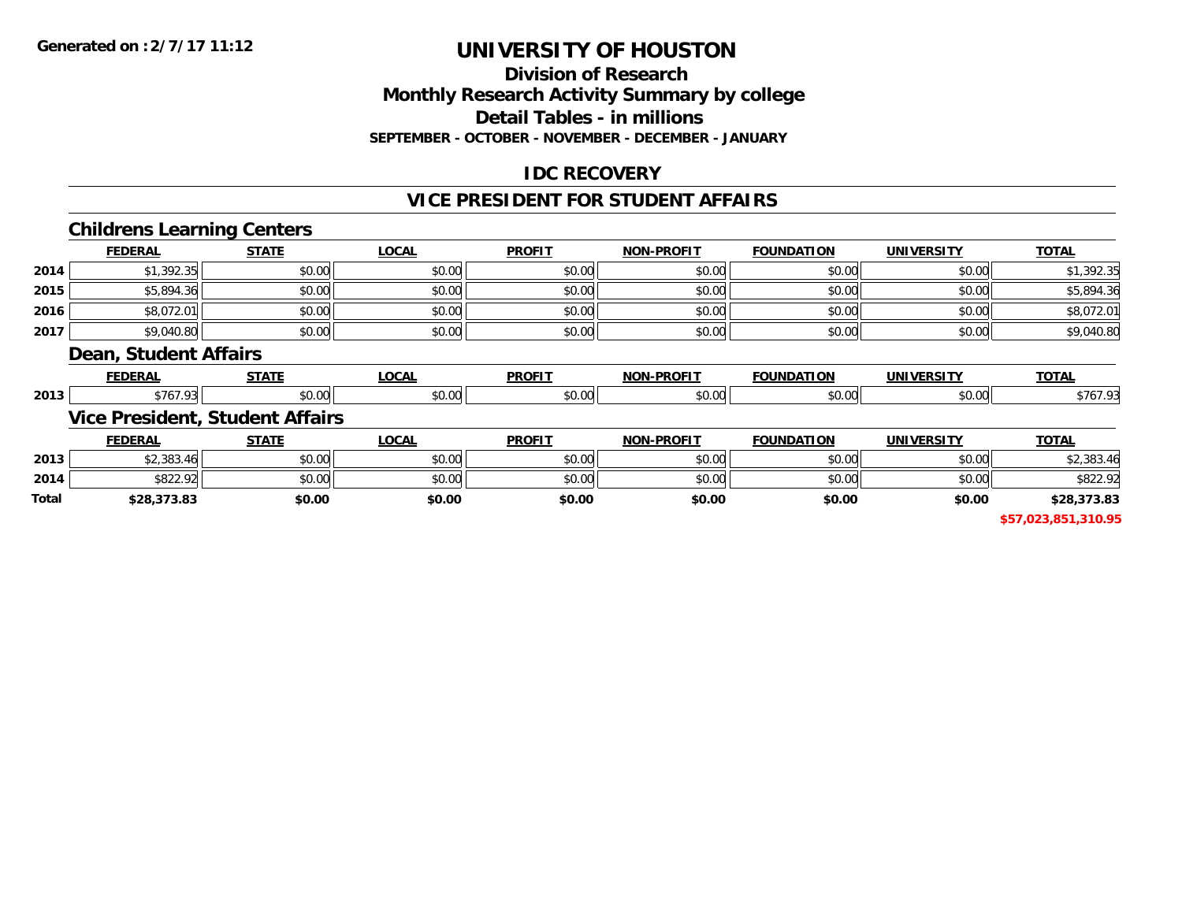**Generated on :2/7/17 11:12**

# UNIVERSITY OF HOUSTON

## Division of Research

## Monthly Research Activity Summary by college

## Detail Tables - in millions

**SEPTEMBER - OCTOBER - NOVEMBER - DECEMBER - JANUARY**

## IDC RECOVERY

## VICE PRESIDENT FOR STUDENT AFFAIRS

### Childrens Learning Centers

| | FEDERAL | STATE | LOCAL | PROFIT | NON-PROFIT | FOUNDATION | UNIVERSITY | TOTAL |
|---|---|---|---|---|---|---|---|---|
| 2014 | $1,392.35 | $0.00 | $0.00 | $0.00 | $0.00 | $0.00 | $0.00 | $1,392.35 |
| 2015 | $5,894.36 | $0.00 | $0.00 | $0.00 | $0.00 | $0.00 | $0.00 | $5,894.36 |
| 2016 | $8,072.01 | $0.00 | $0.00 | $0.00 | $0.00 | $0.00 | $0.00 | $8,072.01 |
| 2017 | $9,040.80 | $0.00 | $0.00 | $0.00 | $0.00 | $0.00 | $0.00 | $9,040.80 |

### Dean, Student Affairs

| | FEDERAL | STATE | LOCAL | PROFIT | NON-PROFIT | FOUNDATION | UNIVERSITY | TOTAL |
|---|---|---|---|---|---|---|---|---|
| 2013 | $767.93 | $0.00 | $0.00 | $0.00 | $0.00 | $0.00 | $0.00 | $767.93 |

### Vice President, Student Affairs

| | FEDERAL | STATE | LOCAL | PROFIT | NON-PROFIT | FOUNDATION | UNIVERSITY | TOTAL |
|---|---|---|---|---|---|---|---|---|
| 2013 | $2,383.46 | $0.00 | $0.00 | $0.00 | $0.00 | $0.00 | $0.00 | $2,383.46 |
| 2014 | $822.92 | $0.00 | $0.00 | $0.00 | $0.00 | $0.00 | $0.00 | $822.92 |
| **Total** | **$28,373.83** | **$0.00** | **$0.00** | **$0.00** | **$0.00** | **$0.00** | **$0.00** | **$28,373.83** |

**$57,023,851,310.95**